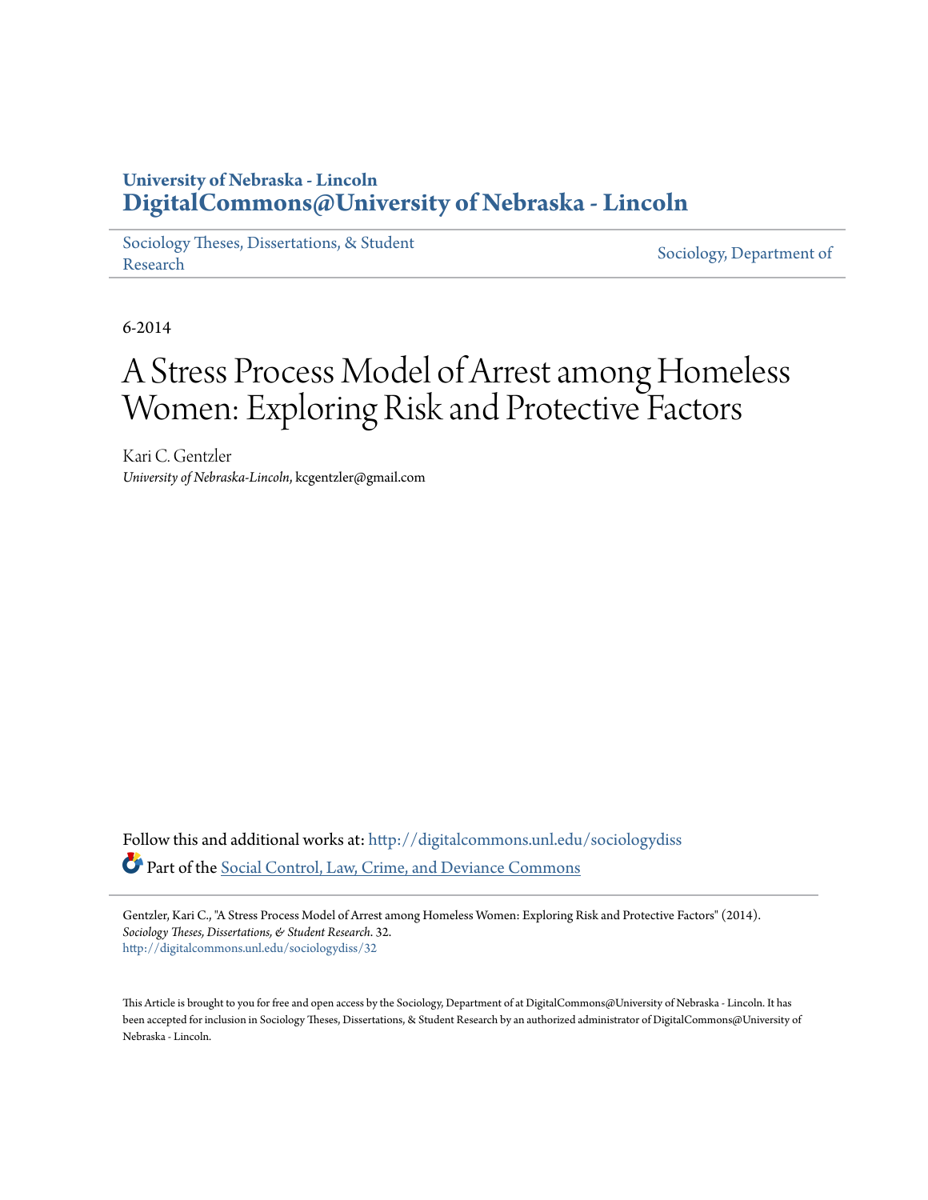University of Nebraska - Lincoln
**DigitalCommons@University of Nebraska - Lincoln**

Sociology Theses, Dissertations, & Student Research

Sociology, Department of

6-2014

# A Stress Process Model of Arrest among Homeless Women: Exploring Risk and Protective Factors

Kari C. Gentzler
*University of Nebraska-Lincoln*, kcgentzler@gmail.com

Follow this and additional works at: http://digitalcommons.unl.edu/sociologydiss

Part of the Social Control, Law, Crime, and Deviance Commons

Gentzler, Kari C., "A Stress Process Model of Arrest among Homeless Women: Exploring Risk and Protective Factors" (2014). *Sociology Theses, Dissertations, & Student Research*. 32.
http://digitalcommons.unl.edu/sociologydiss/32

This Article is brought to you for free and open access by the Sociology, Department of at DigitalCommons@University of Nebraska - Lincoln. It has been accepted for inclusion in Sociology Theses, Dissertations, & Student Research by an authorized administrator of DigitalCommons@University of Nebraska - Lincoln.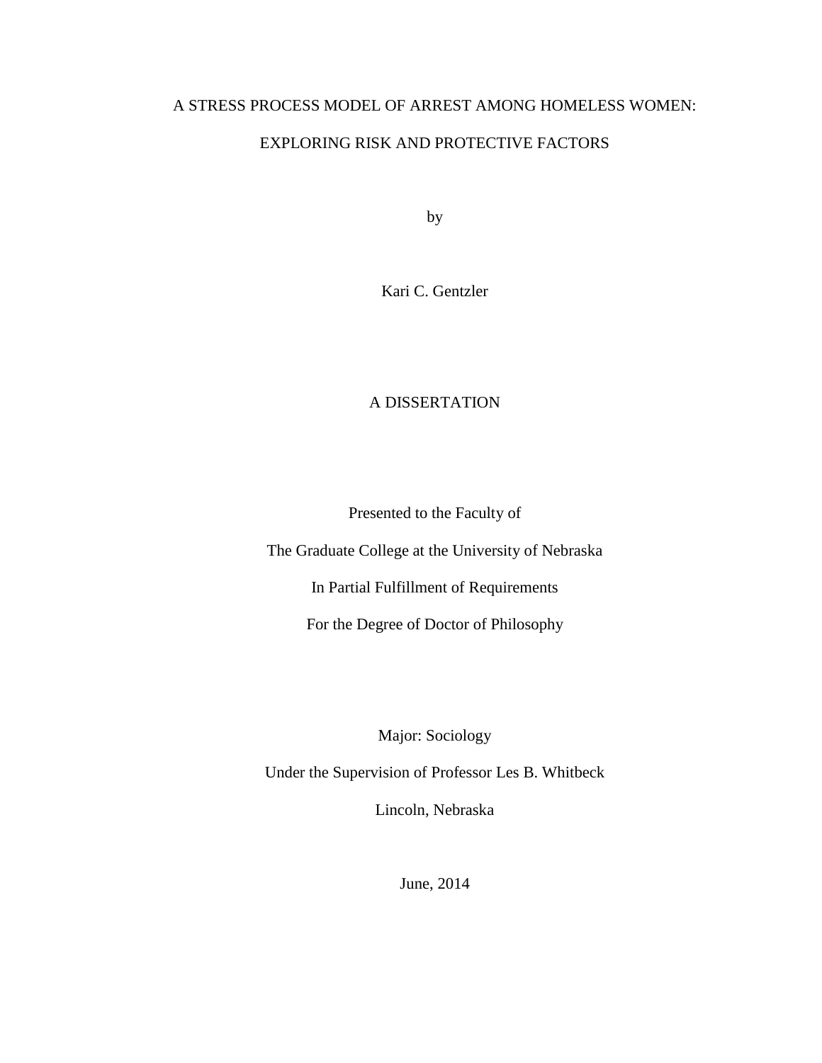A STRESS PROCESS MODEL OF ARREST AMONG HOMELESS WOMEN:

EXPLORING RISK AND PROTECTIVE FACTORS

by

Kari C. Gentzler

A DISSERTATION

Presented to the Faculty of

The Graduate College at the University of Nebraska

In Partial Fulfillment of Requirements

For the Degree of Doctor of Philosophy

Major: Sociology

Under the Supervision of Professor Les B. Whitbeck

Lincoln, Nebraska

June, 2014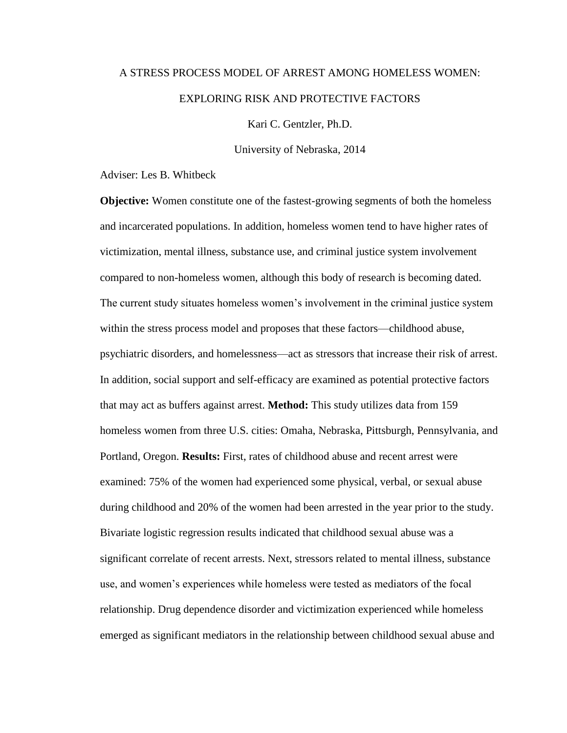A STRESS PROCESS MODEL OF ARREST AMONG HOMELESS WOMEN:

EXPLORING RISK AND PROTECTIVE FACTORS

Kari C. Gentzler, Ph.D.

University of Nebraska, 2014

Adviser: Les B. Whitbeck

**Objective:** Women constitute one of the fastest-growing segments of both the homeless and incarcerated populations. In addition, homeless women tend to have higher rates of victimization, mental illness, substance use, and criminal justice system involvement compared to non-homeless women, although this body of research is becoming dated. The current study situates homeless women's involvement in the criminal justice system within the stress process model and proposes that these factors—childhood abuse, psychiatric disorders, and homelessness—act as stressors that increase their risk of arrest. In addition, social support and self-efficacy are examined as potential protective factors that may act as buffers against arrest. **Method:** This study utilizes data from 159 homeless women from three U.S. cities: Omaha, Nebraska, Pittsburgh, Pennsylvania, and Portland, Oregon. **Results:** First, rates of childhood abuse and recent arrest were examined: 75% of the women had experienced some physical, verbal, or sexual abuse during childhood and 20% of the women had been arrested in the year prior to the study. Bivariate logistic regression results indicated that childhood sexual abuse was a significant correlate of recent arrests. Next, stressors related to mental illness, substance use, and women's experiences while homeless were tested as mediators of the focal relationship. Drug dependence disorder and victimization experienced while homeless emerged as significant mediators in the relationship between childhood sexual abuse and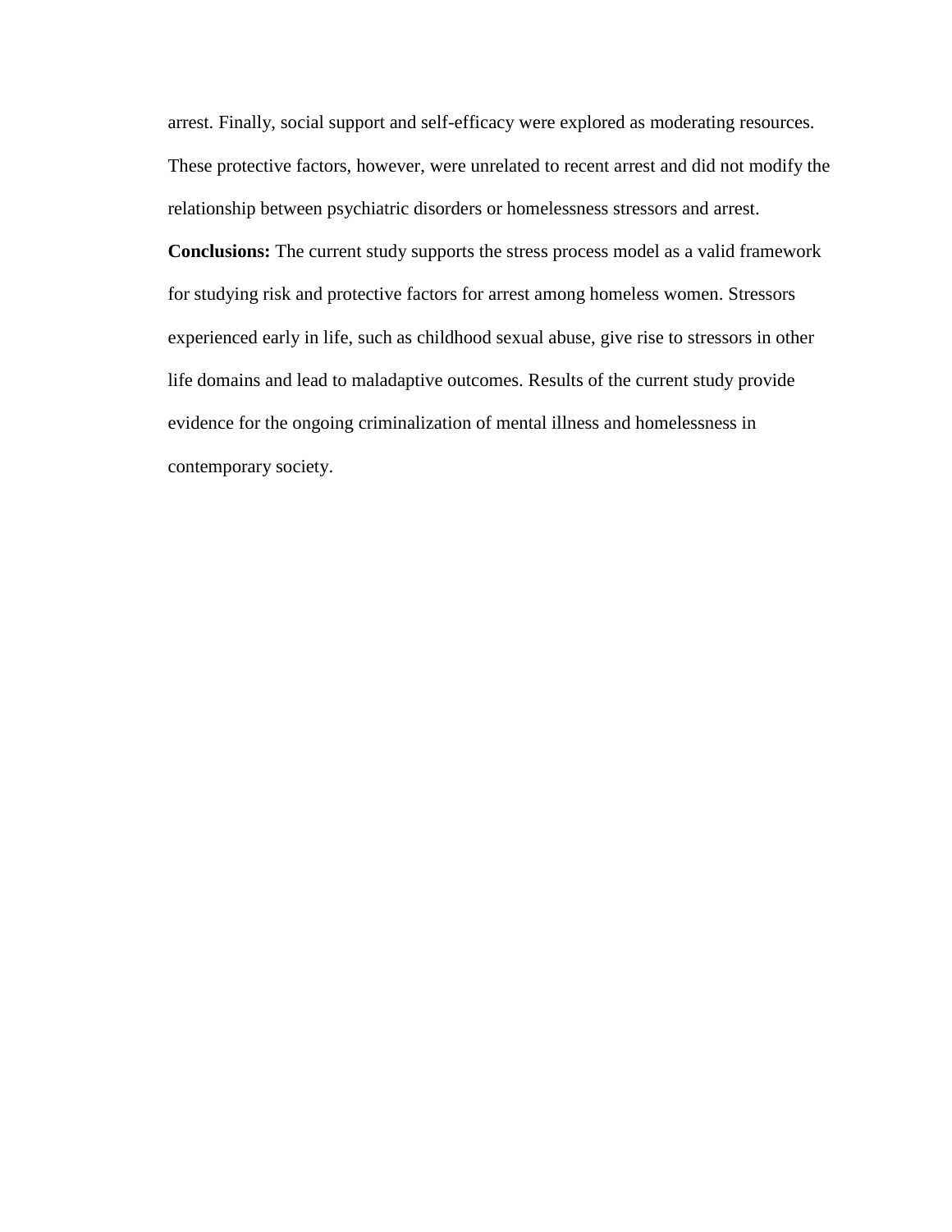arrest. Finally, social support and self-efficacy were explored as moderating resources. These protective factors, however, were unrelated to recent arrest and did not modify the relationship between psychiatric disorders or homelessness stressors and arrest.

**Conclusions:** The current study supports the stress process model as a valid framework for studying risk and protective factors for arrest among homeless women. Stressors experienced early in life, such as childhood sexual abuse, give rise to stressors in other life domains and lead to maladaptive outcomes. Results of the current study provide evidence for the ongoing criminalization of mental illness and homelessness in contemporary society.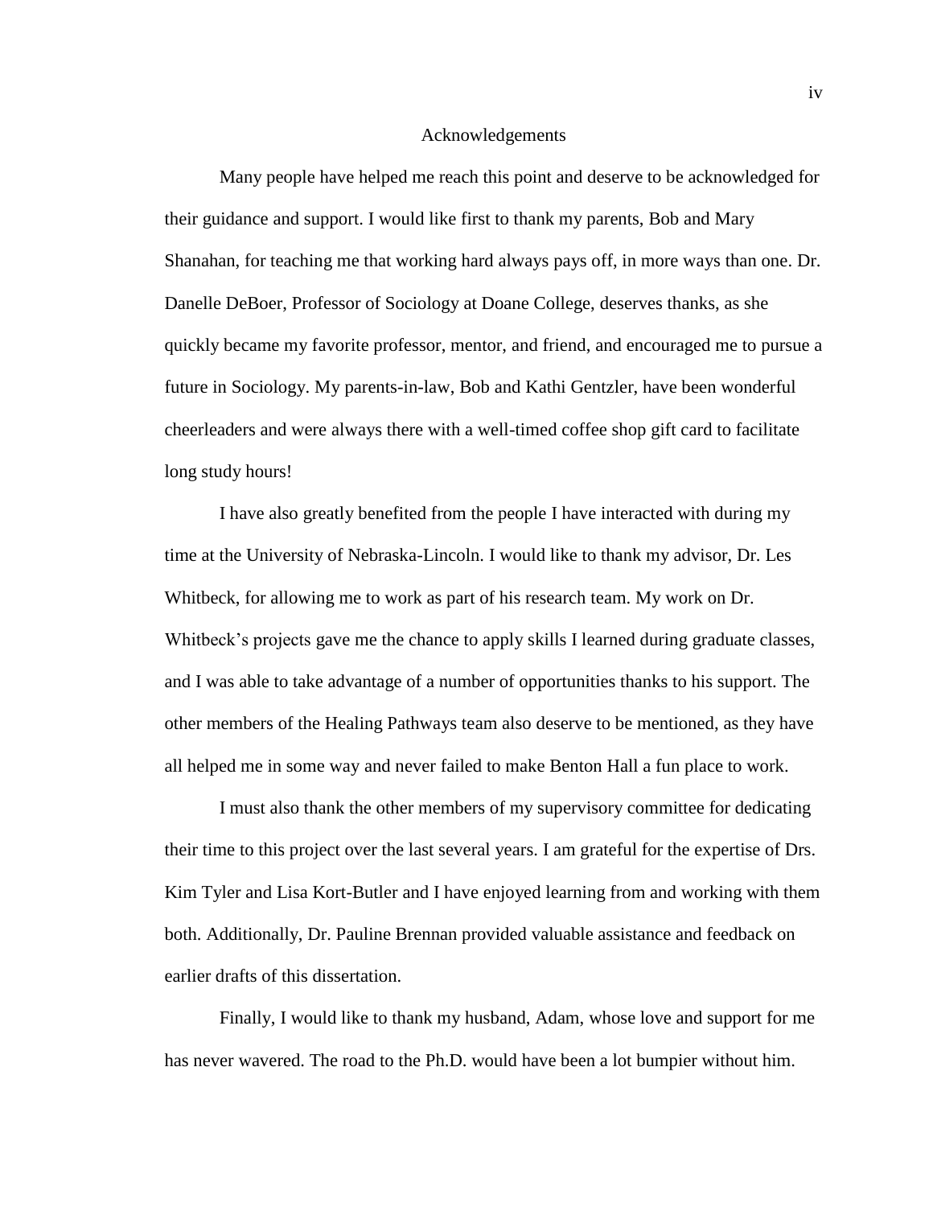# Acknowledgements

Many people have helped me reach this point and deserve to be acknowledged for their guidance and support. I would like first to thank my parents, Bob and Mary Shanahan, for teaching me that working hard always pays off, in more ways than one. Dr. Danelle DeBoer, Professor of Sociology at Doane College, deserves thanks, as she quickly became my favorite professor, mentor, and friend, and encouraged me to pursue a future in Sociology. My parents-in-law, Bob and Kathi Gentzler, have been wonderful cheerleaders and were always there with a well-timed coffee shop gift card to facilitate long study hours!

I have also greatly benefited from the people I have interacted with during my time at the University of Nebraska-Lincoln. I would like to thank my advisor, Dr. Les Whitbeck, for allowing me to work as part of his research team. My work on Dr. Whitbeck's projects gave me the chance to apply skills I learned during graduate classes, and I was able to take advantage of a number of opportunities thanks to his support. The other members of the Healing Pathways team also deserve to be mentioned, as they have all helped me in some way and never failed to make Benton Hall a fun place to work.

I must also thank the other members of my supervisory committee for dedicating their time to this project over the last several years. I am grateful for the expertise of Drs. Kim Tyler and Lisa Kort-Butler and I have enjoyed learning from and working with them both. Additionally, Dr. Pauline Brennan provided valuable assistance and feedback on earlier drafts of this dissertation.

Finally, I would like to thank my husband, Adam, whose love and support for me has never wavered. The road to the Ph.D. would have been a lot bumpier without him.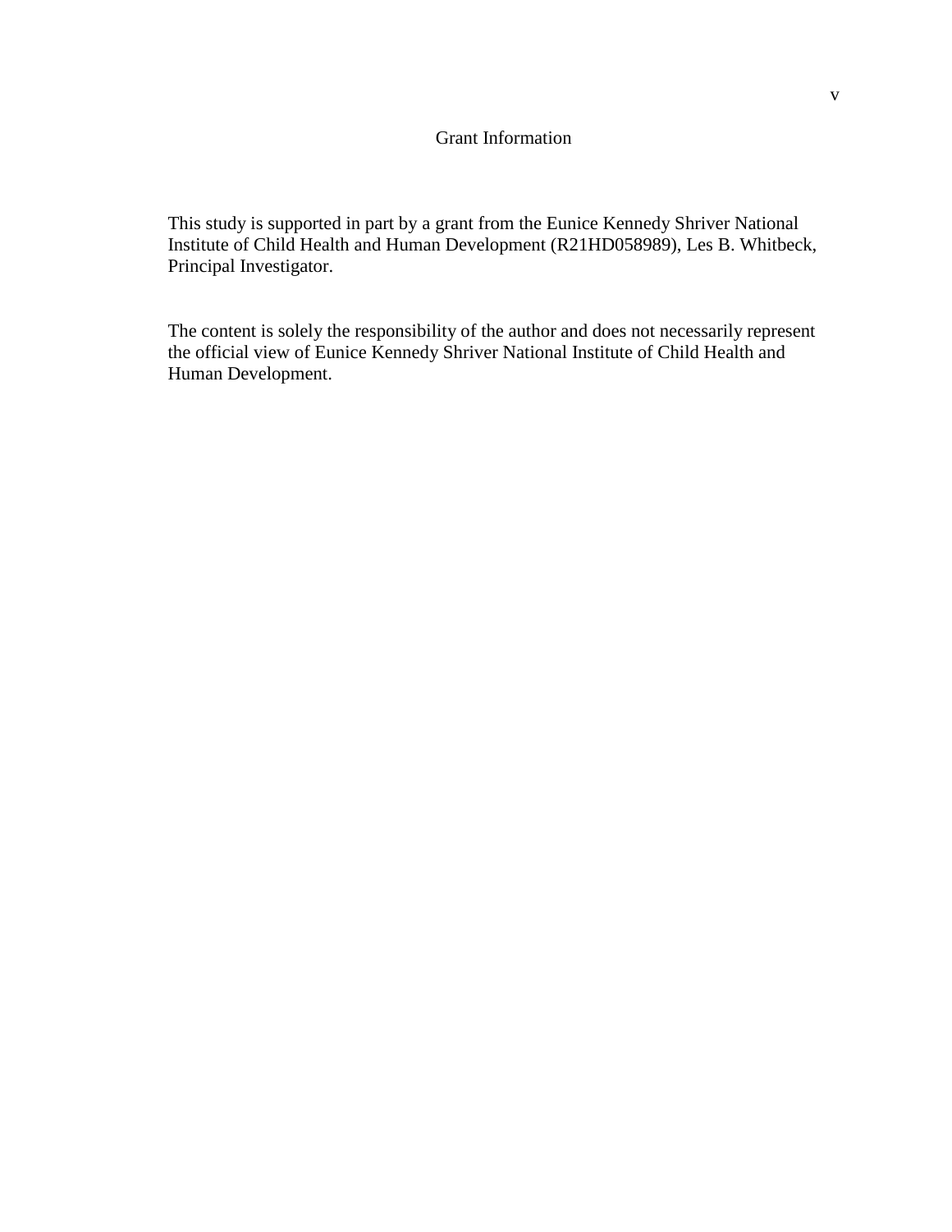# Grant Information

This study is supported in part by a grant from the Eunice Kennedy Shriver National Institute of Child Health and Human Development (R21HD058989), Les B. Whitbeck, Principal Investigator.

The content is solely the responsibility of the author and does not necessarily represent the official view of Eunice Kennedy Shriver National Institute of Child Health and Human Development.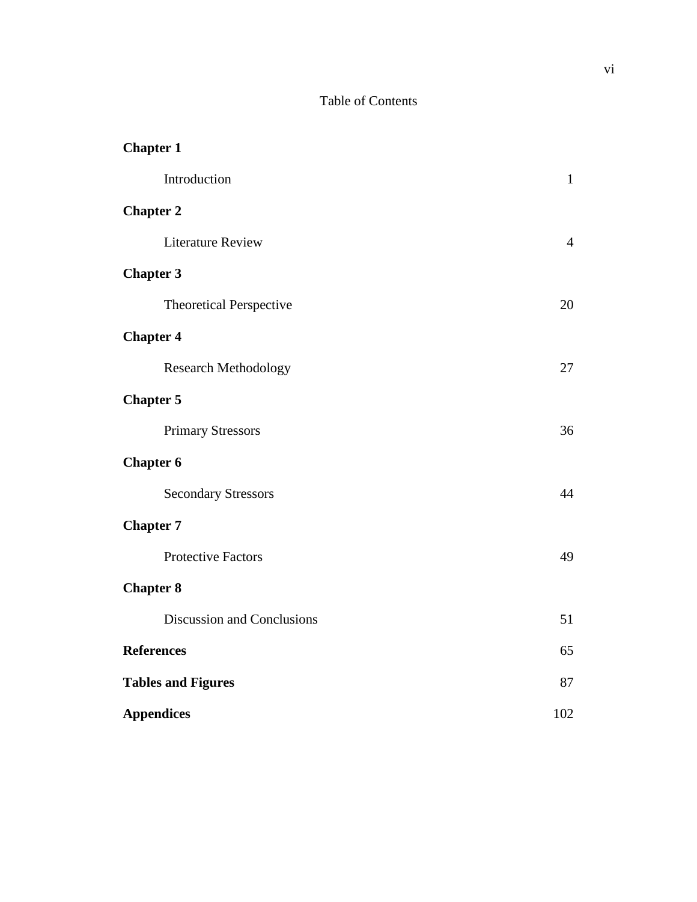# Table of Contents

**Chapter 1**

Introduction 1

**Chapter 2**

Literature Review 4

**Chapter 3**

Theoretical Perspective 20

**Chapter 4**

Research Methodology 27

**Chapter 5**

Primary Stressors 36

**Chapter 6**

Secondary Stressors 44

**Chapter 7**

Protective Factors 49

**Chapter 8**

Discussion and Conclusions 51

**References** 65

**Tables and Figures** 87

**Appendices** 102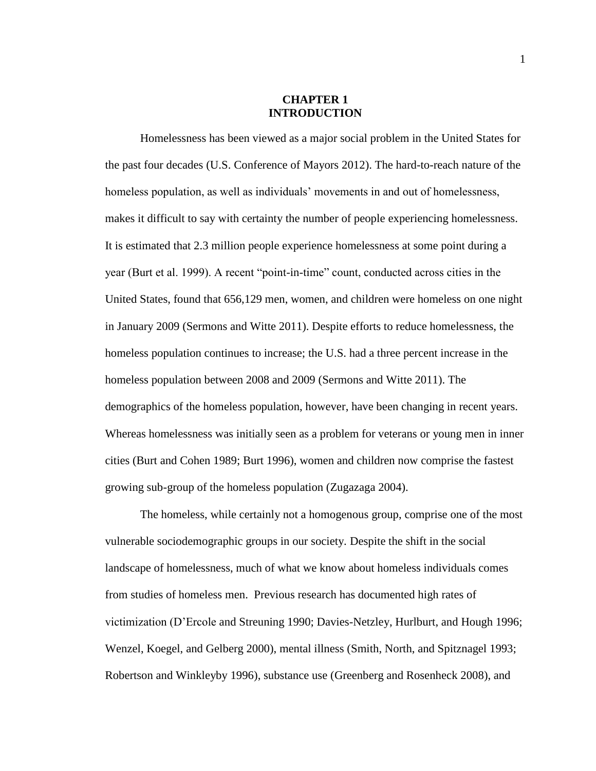# CHAPTER 1
# INTRODUCTION

Homelessness has been viewed as a major social problem in the United States for the past four decades (U.S. Conference of Mayors 2012). The hard-to-reach nature of the homeless population, as well as individuals' movements in and out of homelessness, makes it difficult to say with certainty the number of people experiencing homelessness. It is estimated that 2.3 million people experience homelessness at some point during a year (Burt et al. 1999). A recent "point-in-time" count, conducted across cities in the United States, found that 656,129 men, women, and children were homeless on one night in January 2009 (Sermons and Witte 2011). Despite efforts to reduce homelessness, the homeless population continues to increase; the U.S. had a three percent increase in the homeless population between 2008 and 2009 (Sermons and Witte 2011). The demographics of the homeless population, however, have been changing in recent years. Whereas homelessness was initially seen as a problem for veterans or young men in inner cities (Burt and Cohen 1989; Burt 1996), women and children now comprise the fastest growing sub-group of the homeless population (Zugazaga 2004).

The homeless, while certainly not a homogenous group, comprise one of the most vulnerable sociodemographic groups in our society. Despite the shift in the social landscape of homelessness, much of what we know about homeless individuals comes from studies of homeless men. Previous research has documented high rates of victimization (D'Ercole and Streuning 1990; Davies-Netzley, Hurlburt, and Hough 1996; Wenzel, Koegel, and Gelberg 2000), mental illness (Smith, North, and Spitznagel 1993; Robertson and Winkleyby 1996), substance use (Greenberg and Rosenheck 2008), and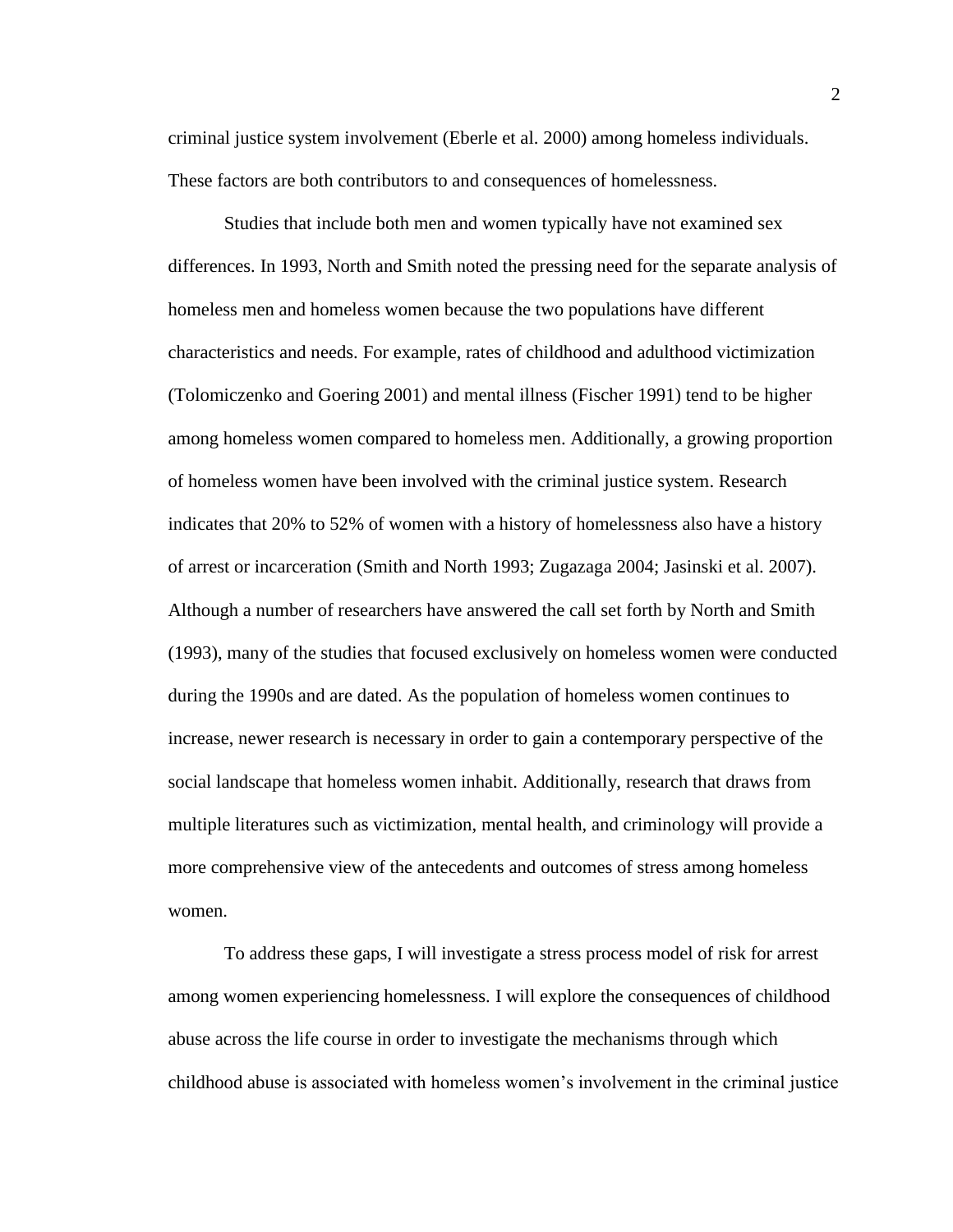criminal justice system involvement (Eberle et al. 2000) among homeless individuals. These factors are both contributors to and consequences of homelessness.

Studies that include both men and women typically have not examined sex differences. In 1993, North and Smith noted the pressing need for the separate analysis of homeless men and homeless women because the two populations have different characteristics and needs. For example, rates of childhood and adulthood victimization (Tolomiczenko and Goering 2001) and mental illness (Fischer 1991) tend to be higher among homeless women compared to homeless men. Additionally, a growing proportion of homeless women have been involved with the criminal justice system. Research indicates that 20% to 52% of women with a history of homelessness also have a history of arrest or incarceration (Smith and North 1993; Zugazaga 2004; Jasinski et al. 2007). Although a number of researchers have answered the call set forth by North and Smith (1993), many of the studies that focused exclusively on homeless women were conducted during the 1990s and are dated. As the population of homeless women continues to increase, newer research is necessary in order to gain a contemporary perspective of the social landscape that homeless women inhabit. Additionally, research that draws from multiple literatures such as victimization, mental health, and criminology will provide a more comprehensive view of the antecedents and outcomes of stress among homeless women.

To address these gaps, I will investigate a stress process model of risk for arrest among women experiencing homelessness. I will explore the consequences of childhood abuse across the life course in order to investigate the mechanisms through which childhood abuse is associated with homeless women's involvement in the criminal justice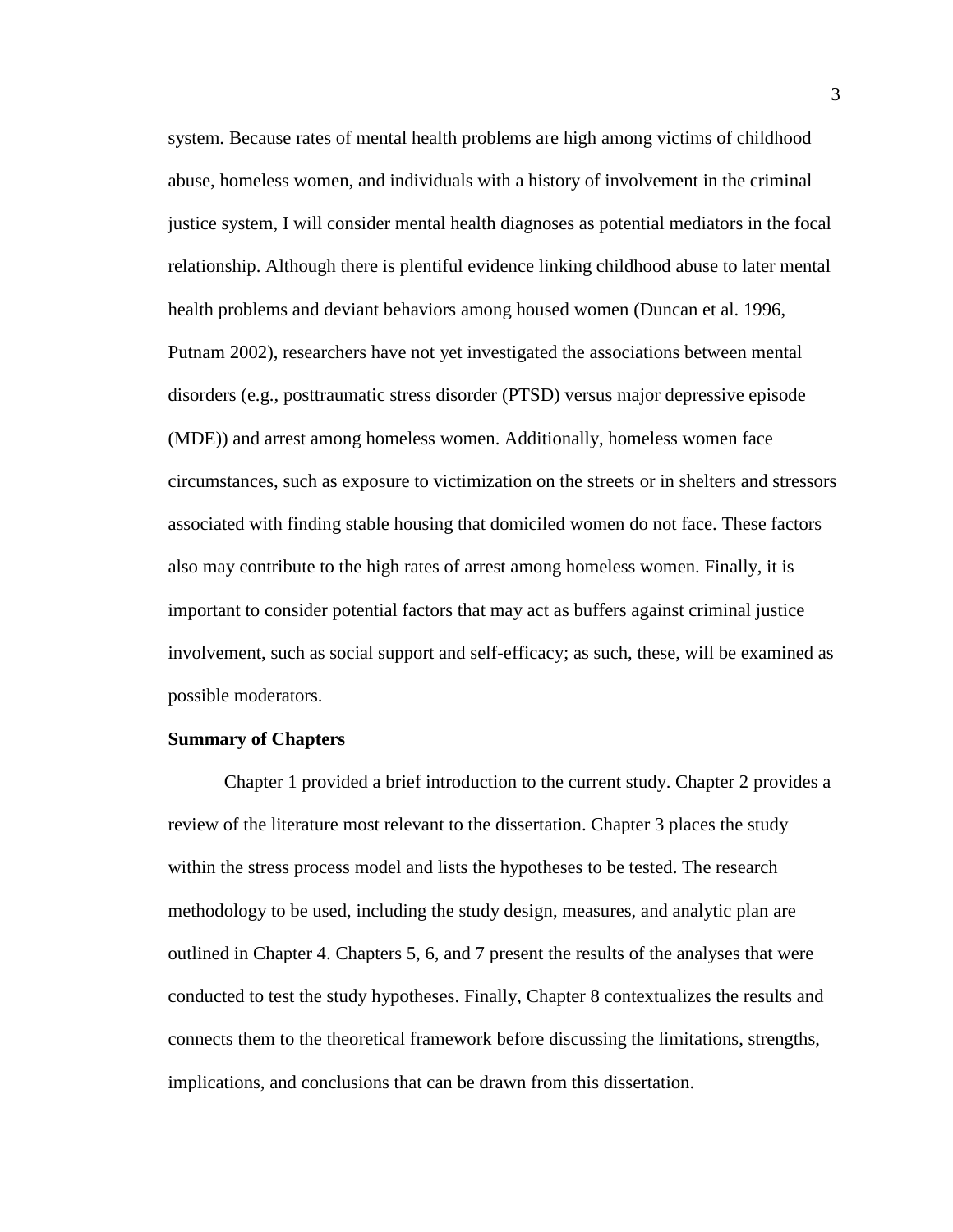system. Because rates of mental health problems are high among victims of childhood abuse, homeless women, and individuals with a history of involvement in the criminal justice system, I will consider mental health diagnoses as potential mediators in the focal relationship. Although there is plentiful evidence linking childhood abuse to later mental health problems and deviant behaviors among housed women (Duncan et al. 1996, Putnam 2002), researchers have not yet investigated the associations between mental disorders (e.g., posttraumatic stress disorder (PTSD) versus major depressive episode (MDE)) and arrest among homeless women. Additionally, homeless women face circumstances, such as exposure to victimization on the streets or in shelters and stressors associated with finding stable housing that domiciled women do not face. These factors also may contribute to the high rates of arrest among homeless women. Finally, it is important to consider potential factors that may act as buffers against criminal justice involvement, such as social support and self-efficacy; as such, these, will be examined as possible moderators.

**Summary of Chapters**

Chapter 1 provided a brief introduction to the current study. Chapter 2 provides a review of the literature most relevant to the dissertation. Chapter 3 places the study within the stress process model and lists the hypotheses to be tested. The research methodology to be used, including the study design, measures, and analytic plan are outlined in Chapter 4. Chapters 5, 6, and 7 present the results of the analyses that were conducted to test the study hypotheses. Finally, Chapter 8 contextualizes the results and connects them to the theoretical framework before discussing the limitations, strengths, implications, and conclusions that can be drawn from this dissertation.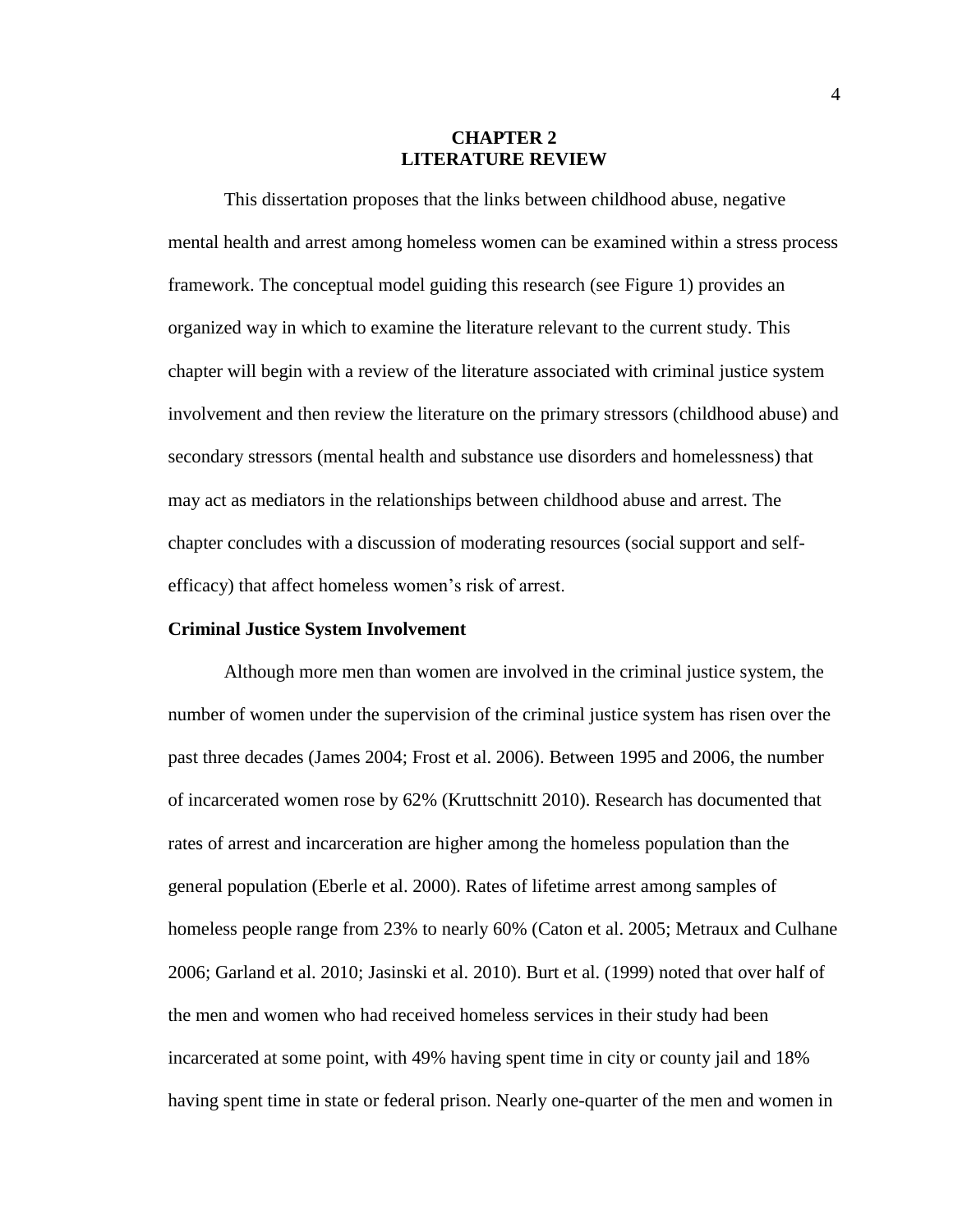# CHAPTER 2
# LITERATURE REVIEW

This dissertation proposes that the links between childhood abuse, negative mental health and arrest among homeless women can be examined within a stress process framework. The conceptual model guiding this research (see Figure 1) provides an organized way in which to examine the literature relevant to the current study. This chapter will begin with a review of the literature associated with criminal justice system involvement and then review the literature on the primary stressors (childhood abuse) and secondary stressors (mental health and substance use disorders and homelessness) that may act as mediators in the relationships between childhood abuse and arrest. The chapter concludes with a discussion of moderating resources (social support and self-efficacy) that affect homeless women's risk of arrest.

## Criminal Justice System Involvement

Although more men than women are involved in the criminal justice system, the number of women under the supervision of the criminal justice system has risen over the past three decades (James 2004; Frost et al. 2006). Between 1995 and 2006, the number of incarcerated women rose by 62% (Kruttschnitt 2010). Research has documented that rates of arrest and incarceration are higher among the homeless population than the general population (Eberle et al. 2000). Rates of lifetime arrest among samples of homeless people range from 23% to nearly 60% (Caton et al. 2005; Metraux and Culhane 2006; Garland et al. 2010; Jasinski et al. 2010). Burt et al. (1999) noted that over half of the men and women who had received homeless services in their study had been incarcerated at some point, with 49% having spent time in city or county jail and 18% having spent time in state or federal prison. Nearly one-quarter of the men and women in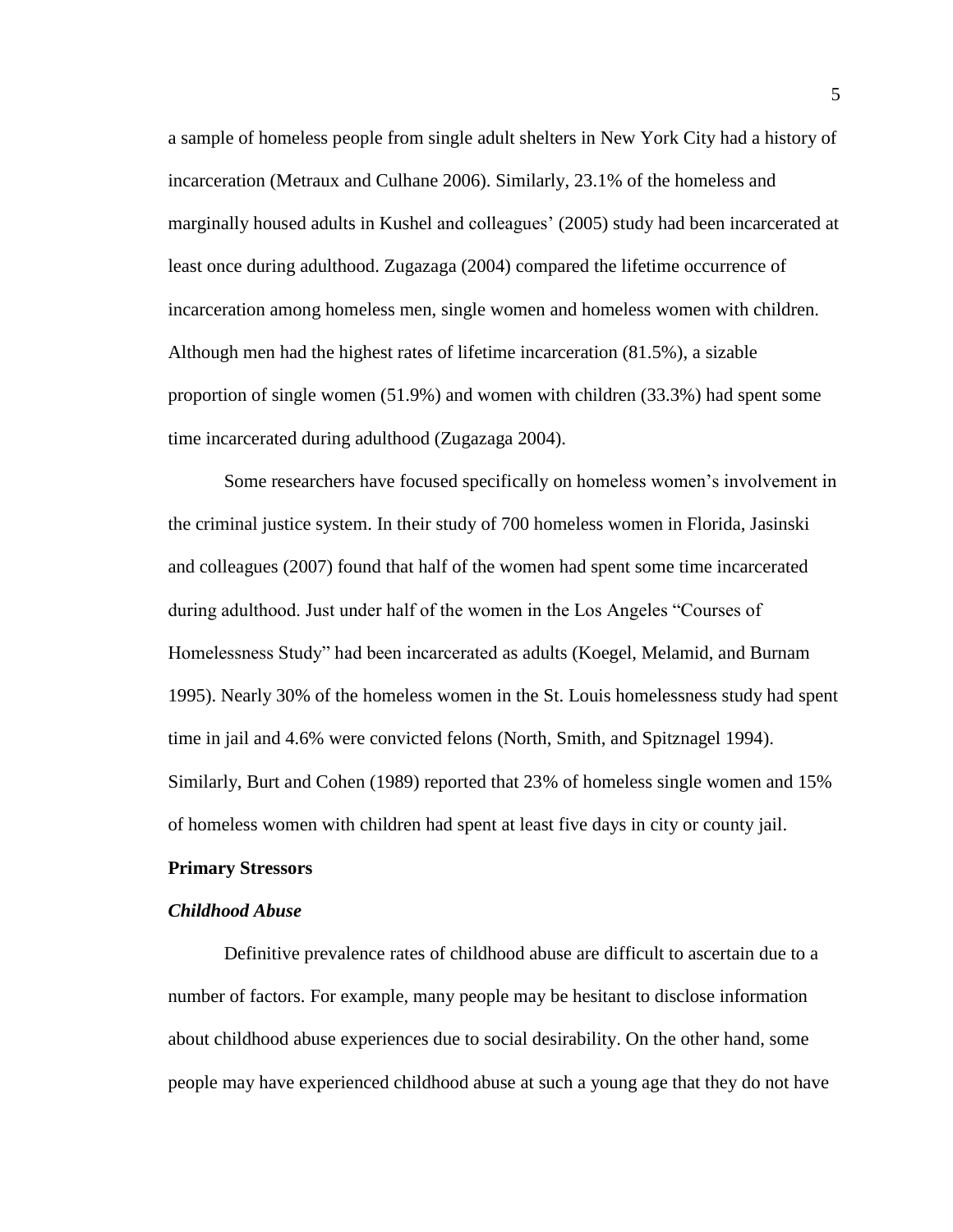a sample of homeless people from single adult shelters in New York City had a history of incarceration (Metraux and Culhane 2006). Similarly, 23.1% of the homeless and marginally housed adults in Kushel and colleagues' (2005) study had been incarcerated at least once during adulthood. Zugazaga (2004) compared the lifetime occurrence of incarceration among homeless men, single women and homeless women with children. Although men had the highest rates of lifetime incarceration (81.5%), a sizable proportion of single women (51.9%) and women with children (33.3%) had spent some time incarcerated during adulthood (Zugazaga 2004).

Some researchers have focused specifically on homeless women's involvement in the criminal justice system. In their study of 700 homeless women in Florida, Jasinski and colleagues (2007) found that half of the women had spent some time incarcerated during adulthood. Just under half of the women in the Los Angeles "Courses of Homelessness Study" had been incarcerated as adults (Koegel, Melamid, and Burnam 1995). Nearly 30% of the homeless women in the St. Louis homelessness study had spent time in jail and 4.6% were convicted felons (North, Smith, and Spitznagel 1994). Similarly, Burt and Cohen (1989) reported that 23% of homeless single women and 15% of homeless women with children had spent at least five days in city or county jail.

## Primary Stressors

### *Childhood Abuse*

Definitive prevalence rates of childhood abuse are difficult to ascertain due to a number of factors. For example, many people may be hesitant to disclose information about childhood abuse experiences due to social desirability. On the other hand, some people may have experienced childhood abuse at such a young age that they do not have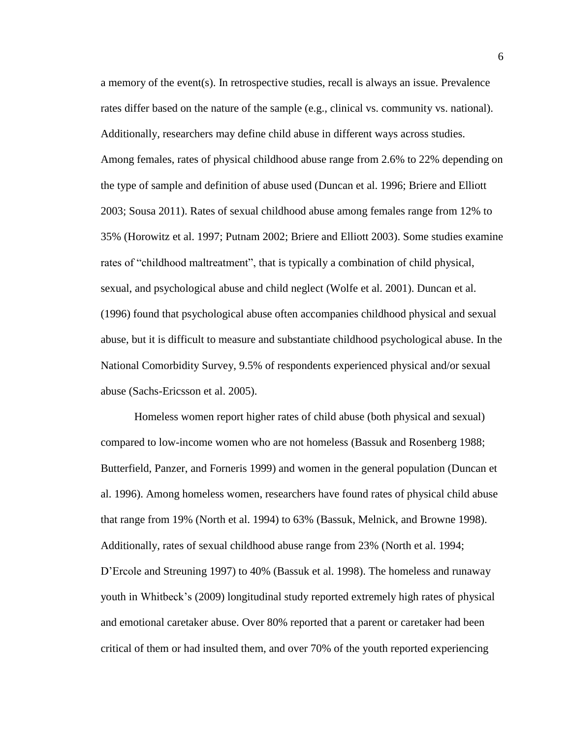a memory of the event(s). In retrospective studies, recall is always an issue. Prevalence rates differ based on the nature of the sample (e.g., clinical vs. community vs. national). Additionally, researchers may define child abuse in different ways across studies. Among females, rates of physical childhood abuse range from 2.6% to 22% depending on the type of sample and definition of abuse used (Duncan et al. 1996; Briere and Elliott 2003; Sousa 2011). Rates of sexual childhood abuse among females range from 12% to 35% (Horowitz et al. 1997; Putnam 2002; Briere and Elliott 2003). Some studies examine rates of "childhood maltreatment", that is typically a combination of child physical, sexual, and psychological abuse and child neglect (Wolfe et al. 2001). Duncan et al. (1996) found that psychological abuse often accompanies childhood physical and sexual abuse, but it is difficult to measure and substantiate childhood psychological abuse. In the National Comorbidity Survey, 9.5% of respondents experienced physical and/or sexual abuse (Sachs-Ericsson et al. 2005).

Homeless women report higher rates of child abuse (both physical and sexual) compared to low-income women who are not homeless (Bassuk and Rosenberg 1988; Butterfield, Panzer, and Forneris 1999) and women in the general population (Duncan et al. 1996). Among homeless women, researchers have found rates of physical child abuse that range from 19% (North et al. 1994) to 63% (Bassuk, Melnick, and Browne 1998). Additionally, rates of sexual childhood abuse range from 23% (North et al. 1994; D'Ercole and Streuning 1997) to 40% (Bassuk et al. 1998). The homeless and runaway youth in Whitbeck's (2009) longitudinal study reported extremely high rates of physical and emotional caretaker abuse. Over 80% reported that a parent or caretaker had been critical of them or had insulted them, and over 70% of the youth reported experiencing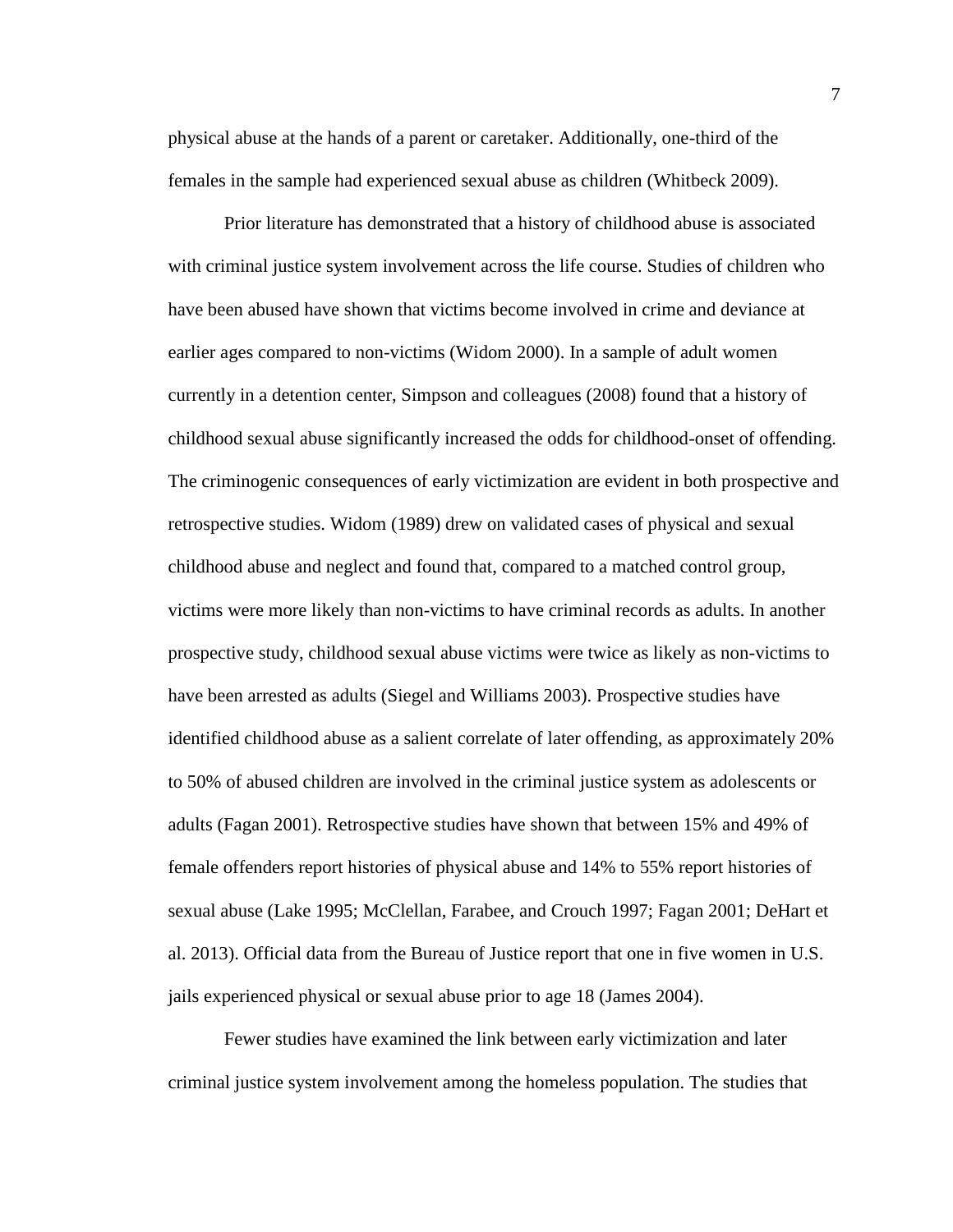physical abuse at the hands of a parent or caretaker. Additionally, one-third of the females in the sample had experienced sexual abuse as children (Whitbeck 2009).

Prior literature has demonstrated that a history of childhood abuse is associated with criminal justice system involvement across the life course. Studies of children who have been abused have shown that victims become involved in crime and deviance at earlier ages compared to non-victims (Widom 2000). In a sample of adult women currently in a detention center, Simpson and colleagues (2008) found that a history of childhood sexual abuse significantly increased the odds for childhood-onset of offending. The criminogenic consequences of early victimization are evident in both prospective and retrospective studies. Widom (1989) drew on validated cases of physical and sexual childhood abuse and neglect and found that, compared to a matched control group, victims were more likely than non-victims to have criminal records as adults. In another prospective study, childhood sexual abuse victims were twice as likely as non-victims to have been arrested as adults (Siegel and Williams 2003). Prospective studies have identified childhood abuse as a salient correlate of later offending, as approximately 20% to 50% of abused children are involved in the criminal justice system as adolescents or adults (Fagan 2001). Retrospective studies have shown that between 15% and 49% of female offenders report histories of physical abuse and 14% to 55% report histories of sexual abuse (Lake 1995; McClellan, Farabee, and Crouch 1997; Fagan 2001; DeHart et al. 2013). Official data from the Bureau of Justice report that one in five women in U.S. jails experienced physical or sexual abuse prior to age 18 (James 2004).

Fewer studies have examined the link between early victimization and later criminal justice system involvement among the homeless population. The studies that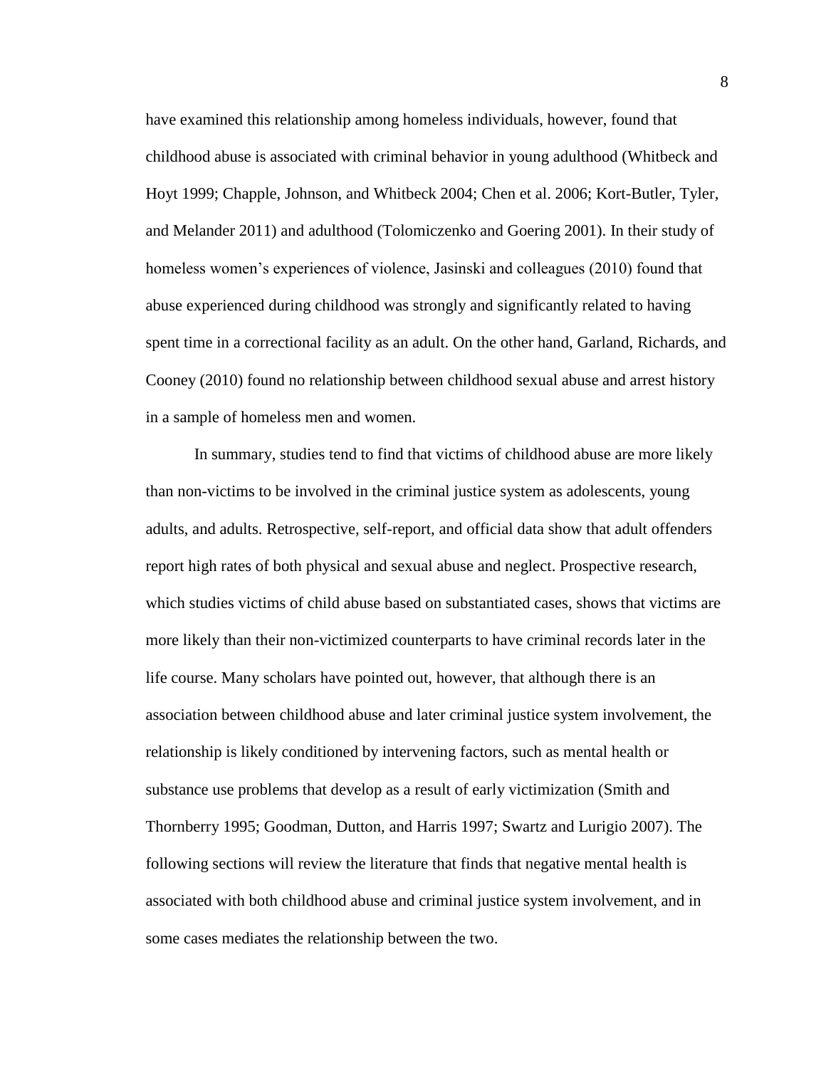have examined this relationship among homeless individuals, however, found that childhood abuse is associated with criminal behavior in young adulthood (Whitbeck and Hoyt 1999; Chapple, Johnson, and Whitbeck 2004; Chen et al. 2006; Kort-Butler, Tyler, and Melander 2011) and adulthood (Tolomiczenko and Goering 2001). In their study of homeless women's experiences of violence, Jasinski and colleagues (2010) found that abuse experienced during childhood was strongly and significantly related to having spent time in a correctional facility as an adult. On the other hand, Garland, Richards, and Cooney (2010) found no relationship between childhood sexual abuse and arrest history in a sample of homeless men and women.

In summary, studies tend to find that victims of childhood abuse are more likely than non-victims to be involved in the criminal justice system as adolescents, young adults, and adults. Retrospective, self-report, and official data show that adult offenders report high rates of both physical and sexual abuse and neglect. Prospective research, which studies victims of child abuse based on substantiated cases, shows that victims are more likely than their non-victimized counterparts to have criminal records later in the life course. Many scholars have pointed out, however, that although there is an association between childhood abuse and later criminal justice system involvement, the relationship is likely conditioned by intervening factors, such as mental health or substance use problems that develop as a result of early victimization (Smith and Thornberry 1995; Goodman, Dutton, and Harris 1997; Swartz and Lurigio 2007). The following sections will review the literature that finds that negative mental health is associated with both childhood abuse and criminal justice system involvement, and in some cases mediates the relationship between the two.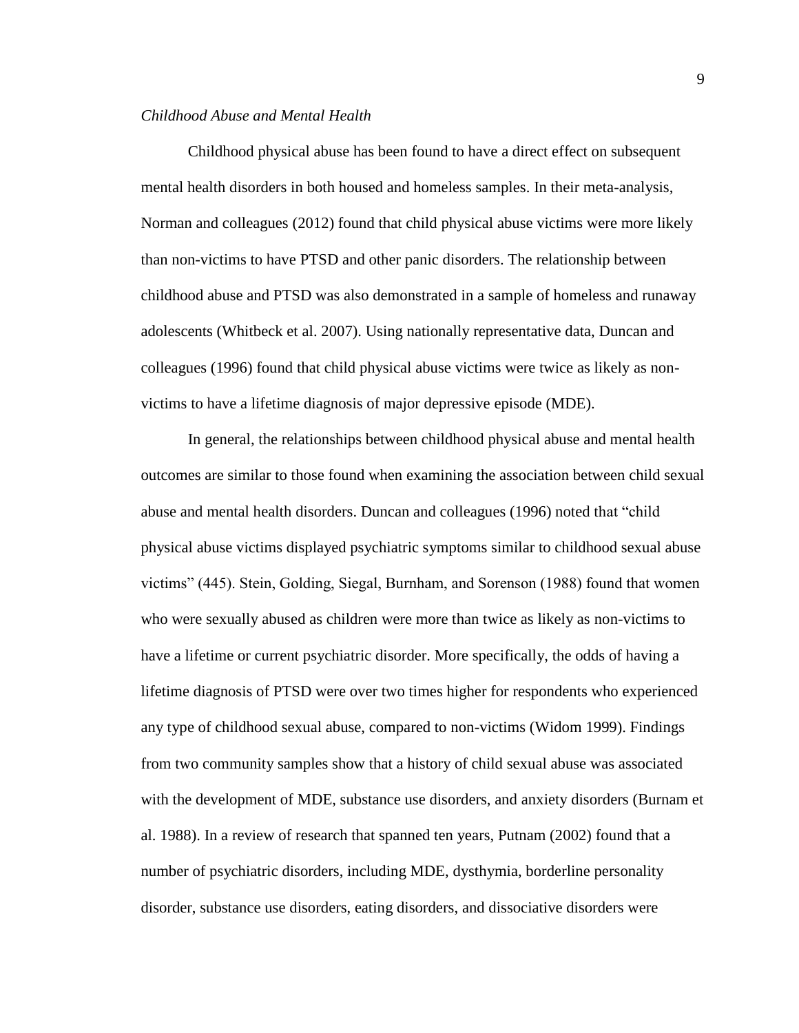*Childhood Abuse and Mental Health*

Childhood physical abuse has been found to have a direct effect on subsequent mental health disorders in both housed and homeless samples. In their meta-analysis, Norman and colleagues (2012) found that child physical abuse victims were more likely than non-victims to have PTSD and other panic disorders. The relationship between childhood abuse and PTSD was also demonstrated in a sample of homeless and runaway adolescents (Whitbeck et al. 2007). Using nationally representative data, Duncan and colleagues (1996) found that child physical abuse victims were twice as likely as non-victims to have a lifetime diagnosis of major depressive episode (MDE).

In general, the relationships between childhood physical abuse and mental health outcomes are similar to those found when examining the association between child sexual abuse and mental health disorders. Duncan and colleagues (1996) noted that "child physical abuse victims displayed psychiatric symptoms similar to childhood sexual abuse victims" (445). Stein, Golding, Siegal, Burnham, and Sorenson (1988) found that women who were sexually abused as children were more than twice as likely as non-victims to have a lifetime or current psychiatric disorder. More specifically, the odds of having a lifetime diagnosis of PTSD were over two times higher for respondents who experienced any type of childhood sexual abuse, compared to non-victims (Widom 1999). Findings from two community samples show that a history of child sexual abuse was associated with the development of MDE, substance use disorders, and anxiety disorders (Burnam et al. 1988). In a review of research that spanned ten years, Putnam (2002) found that a number of psychiatric disorders, including MDE, dysthymia, borderline personality disorder, substance use disorders, eating disorders, and dissociative disorders were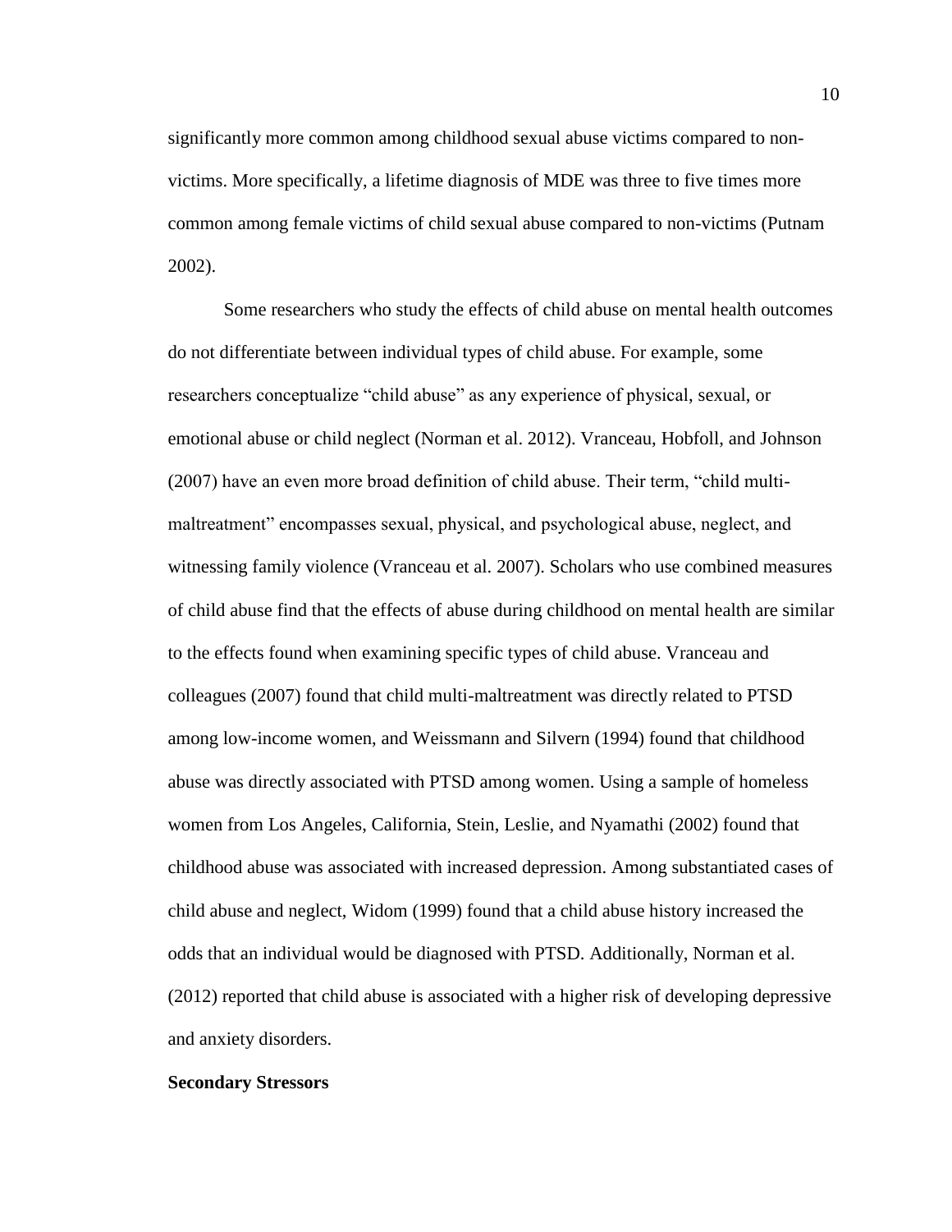significantly more common among childhood sexual abuse victims compared to non-victims. More specifically, a lifetime diagnosis of MDE was three to five times more common among female victims of child sexual abuse compared to non-victims (Putnam 2002).

Some researchers who study the effects of child abuse on mental health outcomes do not differentiate between individual types of child abuse. For example, some researchers conceptualize "child abuse" as any experience of physical, sexual, or emotional abuse or child neglect (Norman et al. 2012). Vranceau, Hobfoll, and Johnson (2007) have an even more broad definition of child abuse. Their term, "child multi-maltreatment" encompasses sexual, physical, and psychological abuse, neglect, and witnessing family violence (Vranceau et al. 2007). Scholars who use combined measures of child abuse find that the effects of abuse during childhood on mental health are similar to the effects found when examining specific types of child abuse. Vranceau and colleagues (2007) found that child multi-maltreatment was directly related to PTSD among low-income women, and Weissmann and Silvern (1994) found that childhood abuse was directly associated with PTSD among women. Using a sample of homeless women from Los Angeles, California, Stein, Leslie, and Nyamathi (2002) found that childhood abuse was associated with increased depression. Among substantiated cases of child abuse and neglect, Widom (1999) found that a child abuse history increased the odds that an individual would be diagnosed with PTSD. Additionally, Norman et al. (2012) reported that child abuse is associated with a higher risk of developing depressive and anxiety disorders.

**Secondary Stressors**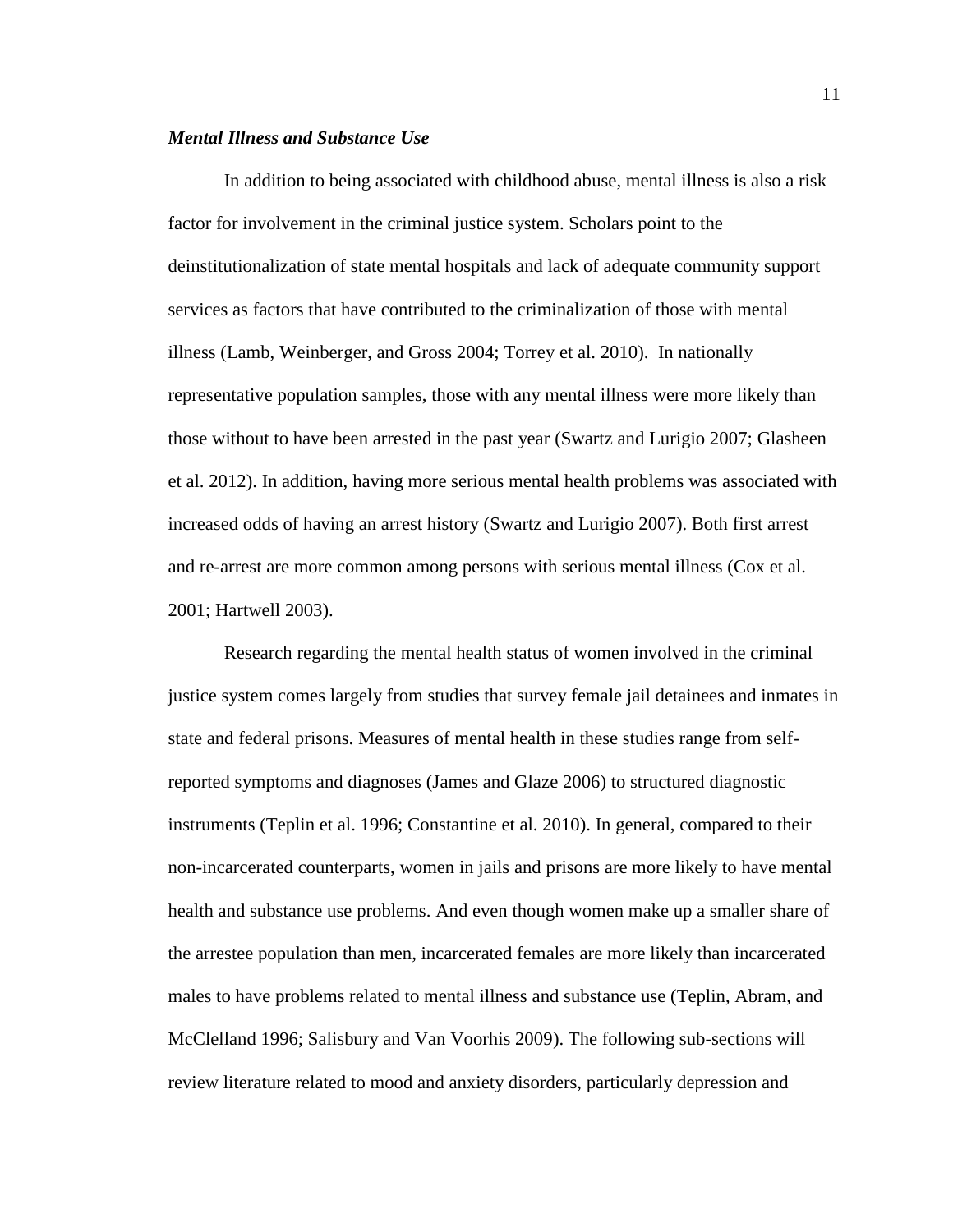### *Mental Illness and Substance Use*

In addition to being associated with childhood abuse, mental illness is also a risk factor for involvement in the criminal justice system. Scholars point to the deinstitutionalization of state mental hospitals and lack of adequate community support services as factors that have contributed to the criminalization of those with mental illness (Lamb, Weinberger, and Gross 2004; Torrey et al. 2010). In nationally representative population samples, those with any mental illness were more likely than those without to have been arrested in the past year (Swartz and Lurigio 2007; Glasheen et al. 2012). In addition, having more serious mental health problems was associated with increased odds of having an arrest history (Swartz and Lurigio 2007). Both first arrest and re-arrest are more common among persons with serious mental illness (Cox et al. 2001; Hartwell 2003).

Research regarding the mental health status of women involved in the criminal justice system comes largely from studies that survey female jail detainees and inmates in state and federal prisons. Measures of mental health in these studies range from self-reported symptoms and diagnoses (James and Glaze 2006) to structured diagnostic instruments (Teplin et al. 1996; Constantine et al. 2010). In general, compared to their non-incarcerated counterparts, women in jails and prisons are more likely to have mental health and substance use problems. And even though women make up a smaller share of the arrestee population than men, incarcerated females are more likely than incarcerated males to have problems related to mental illness and substance use (Teplin, Abram, and McClelland 1996; Salisbury and Van Voorhis 2009). The following sub-sections will review literature related to mood and anxiety disorders, particularly depression and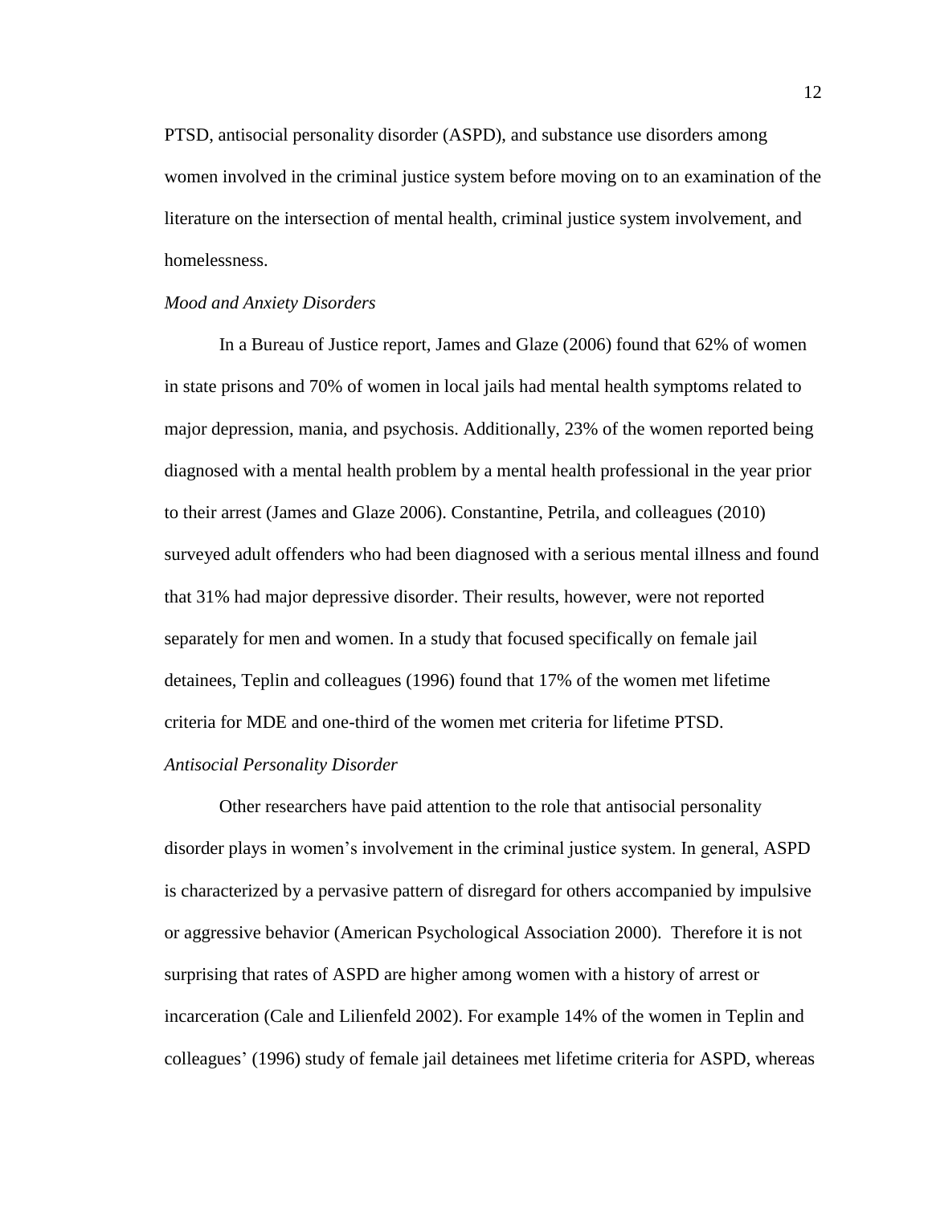PTSD, antisocial personality disorder (ASPD), and substance use disorders among women involved in the criminal justice system before moving on to an examination of the literature on the intersection of mental health, criminal justice system involvement, and homelessness.

### *Mood and Anxiety Disorders*

In a Bureau of Justice report, James and Glaze (2006) found that 62% of women in state prisons and 70% of women in local jails had mental health symptoms related to major depression, mania, and psychosis. Additionally, 23% of the women reported being diagnosed with a mental health problem by a mental health professional in the year prior to their arrest (James and Glaze 2006). Constantine, Petrila, and colleagues (2010) surveyed adult offenders who had been diagnosed with a serious mental illness and found that 31% had major depressive disorder. Their results, however, were not reported separately for men and women. In a study that focused specifically on female jail detainees, Teplin and colleagues (1996) found that 17% of the women met lifetime criteria for MDE and one-third of the women met criteria for lifetime PTSD.

### *Antisocial Personality Disorder*

Other researchers have paid attention to the role that antisocial personality disorder plays in women's involvement in the criminal justice system. In general, ASPD is characterized by a pervasive pattern of disregard for others accompanied by impulsive or aggressive behavior (American Psychological Association 2000). Therefore it is not surprising that rates of ASPD are higher among women with a history of arrest or incarceration (Cale and Lilienfeld 2002). For example 14% of the women in Teplin and colleagues' (1996) study of female jail detainees met lifetime criteria for ASPD, whereas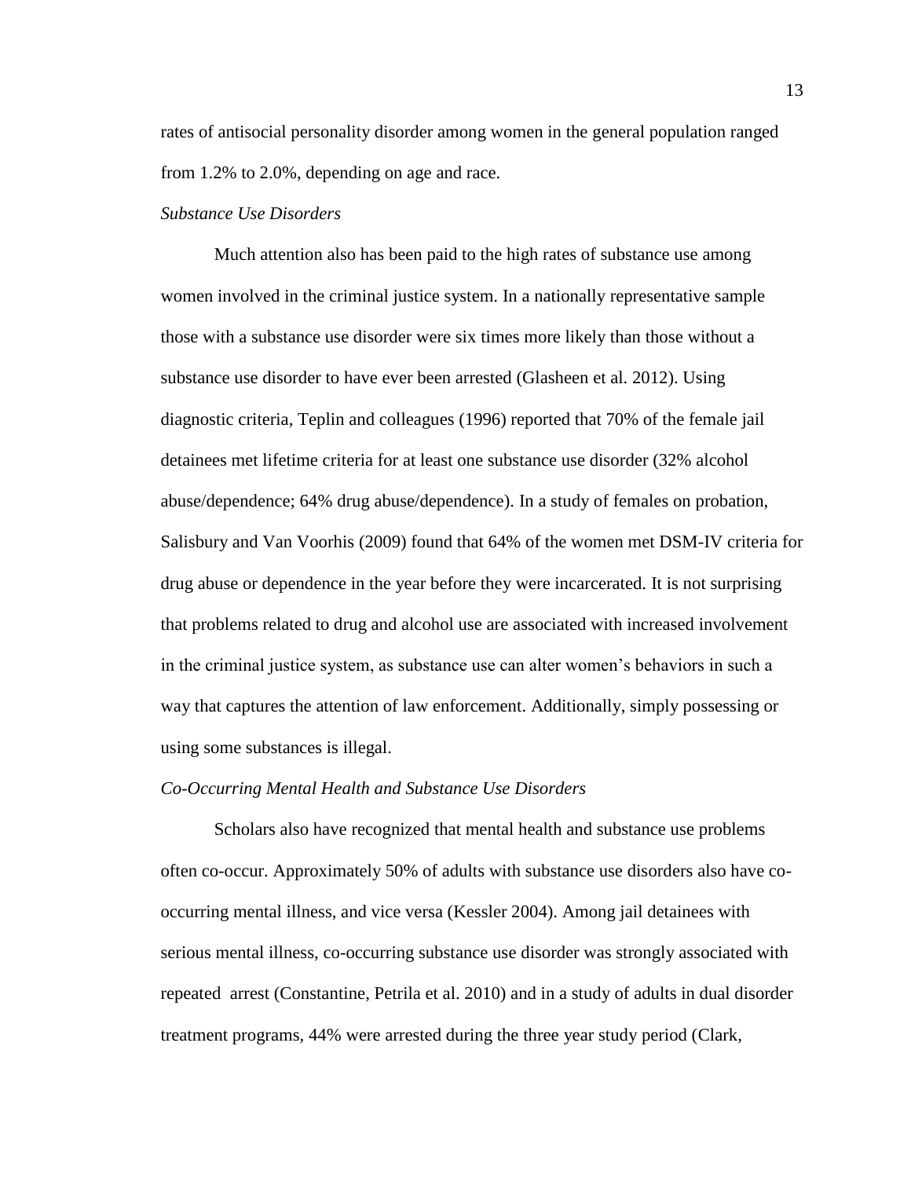rates of antisocial personality disorder among women in the general population ranged from 1.2% to 2.0%, depending on age and race.

*Substance Use Disorders*

Much attention also has been paid to the high rates of substance use among women involved in the criminal justice system. In a nationally representative sample those with a substance use disorder were six times more likely than those without a substance use disorder to have ever been arrested (Glasheen et al. 2012). Using diagnostic criteria, Teplin and colleagues (1996) reported that 70% of the female jail detainees met lifetime criteria for at least one substance use disorder (32% alcohol abuse/dependence; 64% drug abuse/dependence). In a study of females on probation, Salisbury and Van Voorhis (2009) found that 64% of the women met DSM-IV criteria for drug abuse or dependence in the year before they were incarcerated. It is not surprising that problems related to drug and alcohol use are associated with increased involvement in the criminal justice system, as substance use can alter women's behaviors in such a way that captures the attention of law enforcement. Additionally, simply possessing or using some substances is illegal.

*Co-Occurring Mental Health and Substance Use Disorders*

Scholars also have recognized that mental health and substance use problems often co-occur. Approximately 50% of adults with substance use disorders also have co-occurring mental illness, and vice versa (Kessler 2004). Among jail detainees with serious mental illness, co-occurring substance use disorder was strongly associated with repeated arrest (Constantine, Petrila et al. 2010) and in a study of adults in dual disorder treatment programs, 44% were arrested during the three year study period (Clark,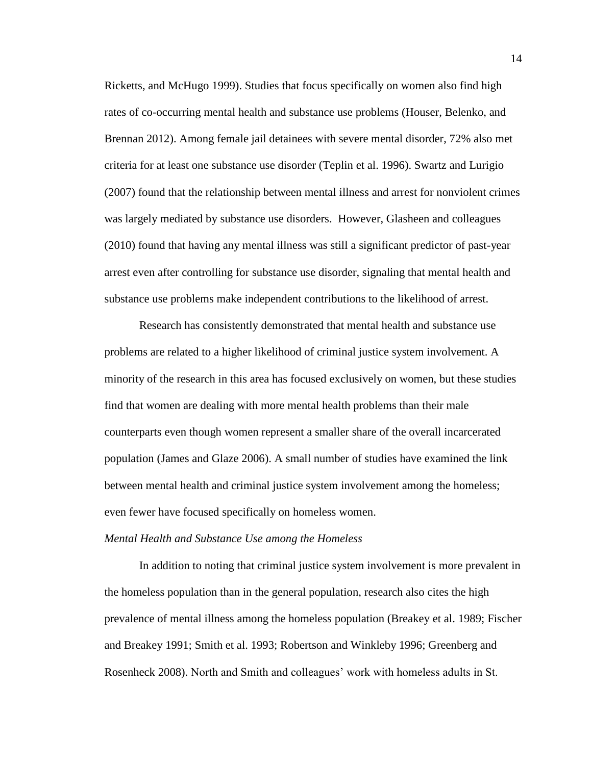Ricketts, and McHugo 1999). Studies that focus specifically on women also find high rates of co-occurring mental health and substance use problems (Houser, Belenko, and Brennan 2012). Among female jail detainees with severe mental disorder, 72% also met criteria for at least one substance use disorder (Teplin et al. 1996). Swartz and Lurigio (2007) found that the relationship between mental illness and arrest for nonviolent crimes was largely mediated by substance use disorders. However, Glasheen and colleagues (2010) found that having any mental illness was still a significant predictor of past-year arrest even after controlling for substance use disorder, signaling that mental health and substance use problems make independent contributions to the likelihood of arrest.

Research has consistently demonstrated that mental health and substance use problems are related to a higher likelihood of criminal justice system involvement. A minority of the research in this area has focused exclusively on women, but these studies find that women are dealing with more mental health problems than their male counterparts even though women represent a smaller share of the overall incarcerated population (James and Glaze 2006). A small number of studies have examined the link between mental health and criminal justice system involvement among the homeless; even fewer have focused specifically on homeless women.

*Mental Health and Substance Use among the Homeless*

In addition to noting that criminal justice system involvement is more prevalent in the homeless population than in the general population, research also cites the high prevalence of mental illness among the homeless population (Breakey et al. 1989; Fischer and Breakey 1991; Smith et al. 1993; Robertson and Winkleby 1996; Greenberg and Rosenheck 2008). North and Smith and colleagues' work with homeless adults in St.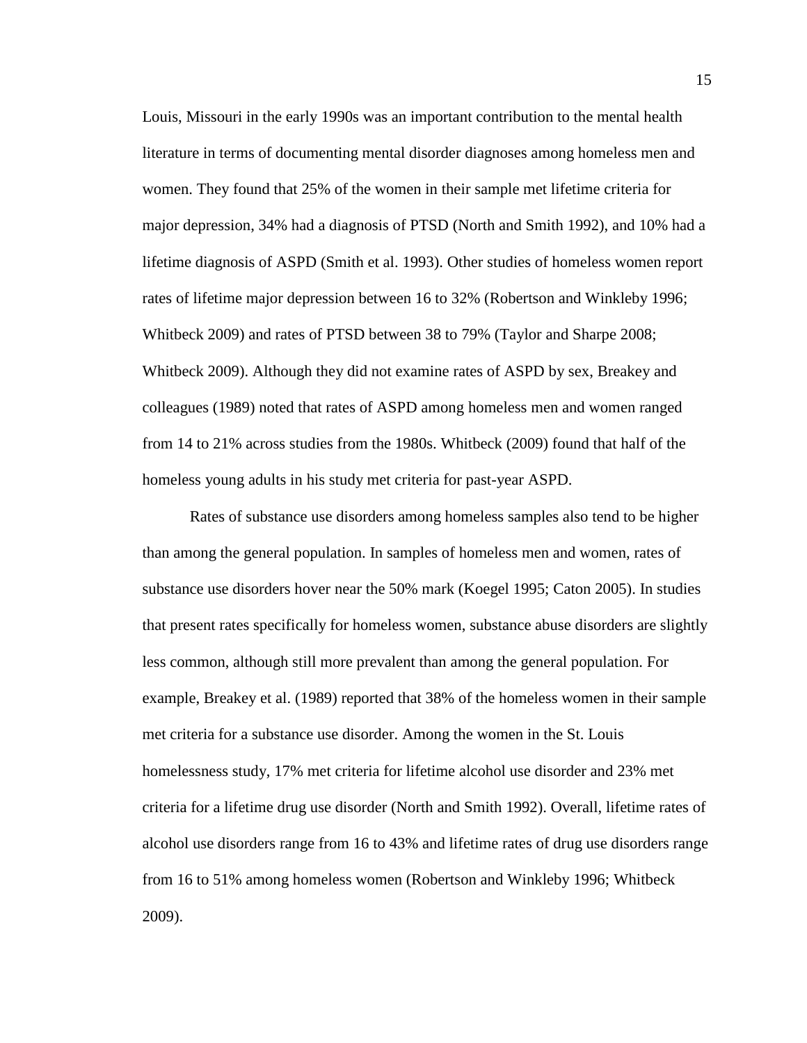Louis, Missouri in the early 1990s was an important contribution to the mental health literature in terms of documenting mental disorder diagnoses among homeless men and women. They found that 25% of the women in their sample met lifetime criteria for major depression, 34% had a diagnosis of PTSD (North and Smith 1992), and 10% had a lifetime diagnosis of ASPD (Smith et al. 1993). Other studies of homeless women report rates of lifetime major depression between 16 to 32% (Robertson and Winkleby 1996; Whitbeck 2009) and rates of PTSD between 38 to 79% (Taylor and Sharpe 2008; Whitbeck 2009). Although they did not examine rates of ASPD by sex, Breakey and colleagues (1989) noted that rates of ASPD among homeless men and women ranged from 14 to 21% across studies from the 1980s. Whitbeck (2009) found that half of the homeless young adults in his study met criteria for past-year ASPD.

Rates of substance use disorders among homeless samples also tend to be higher than among the general population. In samples of homeless men and women, rates of substance use disorders hover near the 50% mark (Koegel 1995; Caton 2005). In studies that present rates specifically for homeless women, substance abuse disorders are slightly less common, although still more prevalent than among the general population. For example, Breakey et al. (1989) reported that 38% of the homeless women in their sample met criteria for a substance use disorder. Among the women in the St. Louis homelessness study, 17% met criteria for lifetime alcohol use disorder and 23% met criteria for a lifetime drug use disorder (North and Smith 1992). Overall, lifetime rates of alcohol use disorders range from 16 to 43% and lifetime rates of drug use disorders range from 16 to 51% among homeless women (Robertson and Winkleby 1996; Whitbeck 2009).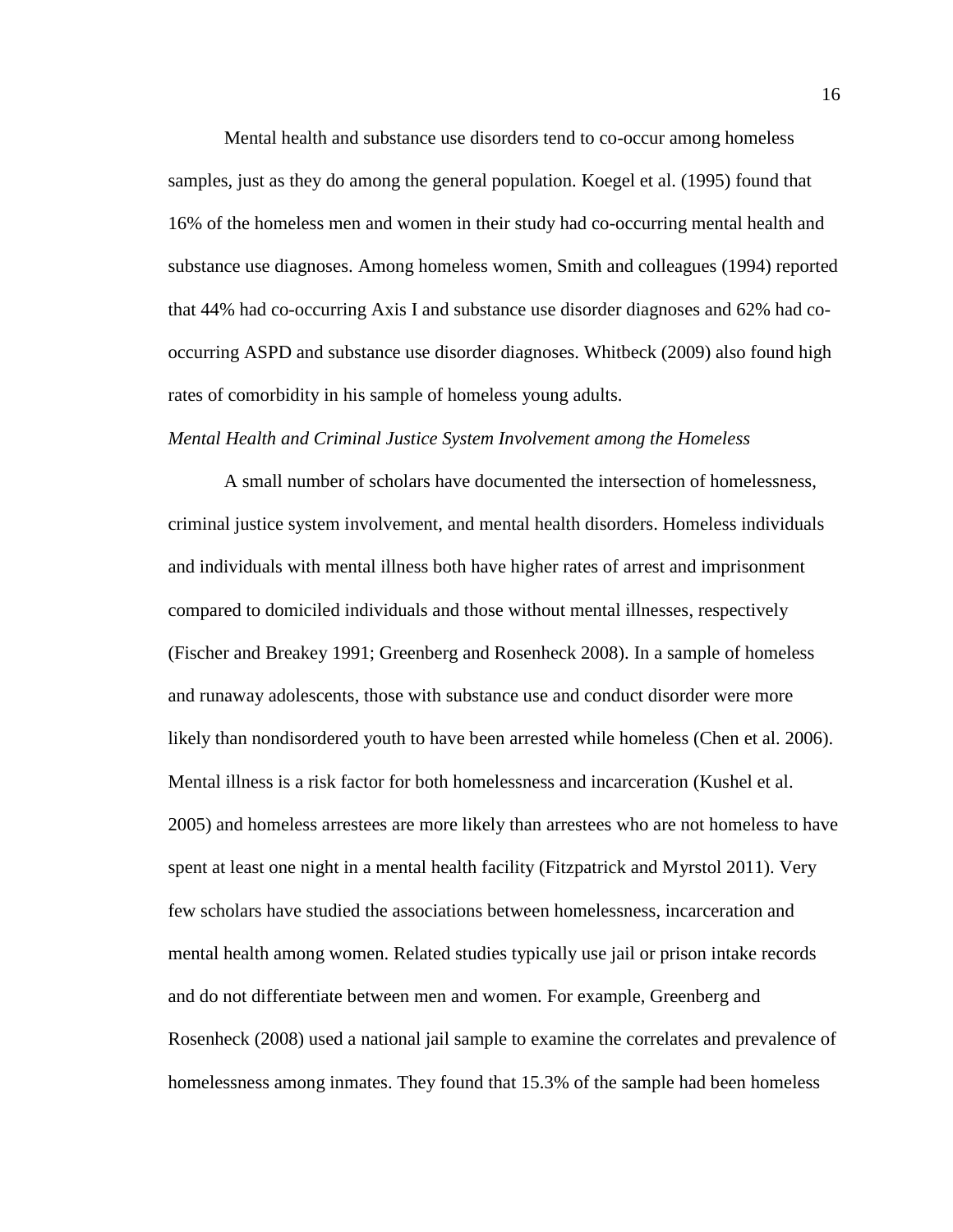Mental health and substance use disorders tend to co-occur among homeless samples, just as they do among the general population. Koegel et al. (1995) found that 16% of the homeless men and women in their study had co-occurring mental health and substance use diagnoses. Among homeless women, Smith and colleagues (1994) reported that 44% had co-occurring Axis I and substance use disorder diagnoses and 62% had co-occurring ASPD and substance use disorder diagnoses. Whitbeck (2009) also found high rates of comorbidity in his sample of homeless young adults.

*Mental Health and Criminal Justice System Involvement among the Homeless*

A small number of scholars have documented the intersection of homelessness, criminal justice system involvement, and mental health disorders. Homeless individuals and individuals with mental illness both have higher rates of arrest and imprisonment compared to domiciled individuals and those without mental illnesses, respectively (Fischer and Breakey 1991; Greenberg and Rosenheck 2008). In a sample of homeless and runaway adolescents, those with substance use and conduct disorder were more likely than nondisordered youth to have been arrested while homeless (Chen et al. 2006). Mental illness is a risk factor for both homelessness and incarceration (Kushel et al. 2005) and homeless arrestees are more likely than arrestees who are not homeless to have spent at least one night in a mental health facility (Fitzpatrick and Myrstol 2011). Very few scholars have studied the associations between homelessness, incarceration and mental health among women. Related studies typically use jail or prison intake records and do not differentiate between men and women. For example, Greenberg and Rosenheck (2008) used a national jail sample to examine the correlates and prevalence of homelessness among inmates. They found that 15.3% of the sample had been homeless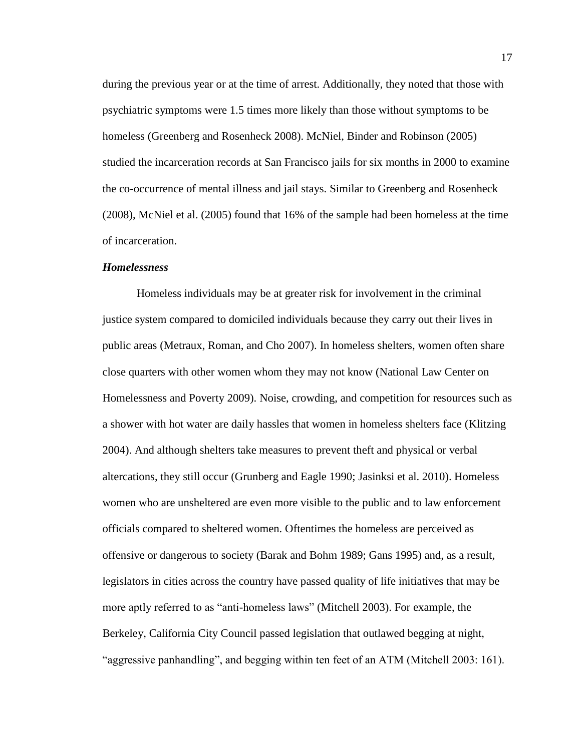during the previous year or at the time of arrest. Additionally, they noted that those with psychiatric symptoms were 1.5 times more likely than those without symptoms to be homeless (Greenberg and Rosenheck 2008). McNiel, Binder and Robinson (2005) studied the incarceration records at San Francisco jails for six months in 2000 to examine the co-occurrence of mental illness and jail stays. Similar to Greenberg and Rosenheck (2008), McNiel et al. (2005) found that 16% of the sample had been homeless at the time of incarceration.

### ***Homelessness***

Homeless individuals may be at greater risk for involvement in the criminal justice system compared to domiciled individuals because they carry out their lives in public areas (Metraux, Roman, and Cho 2007). In homeless shelters, women often share close quarters with other women whom they may not know (National Law Center on Homelessness and Poverty 2009). Noise, crowding, and competition for resources such as a shower with hot water are daily hassles that women in homeless shelters face (Klitzing 2004). And although shelters take measures to prevent theft and physical or verbal altercations, they still occur (Grunberg and Eagle 1990; Jasinksi et al. 2010). Homeless women who are unsheltered are even more visible to the public and to law enforcement officials compared to sheltered women. Oftentimes the homeless are perceived as offensive or dangerous to society (Barak and Bohm 1989; Gans 1995) and, as a result, legislators in cities across the country have passed quality of life initiatives that may be more aptly referred to as "anti-homeless laws" (Mitchell 2003). For example, the Berkeley, California City Council passed legislation that outlawed begging at night, "aggressive panhandling", and begging within ten feet of an ATM (Mitchell 2003: 161).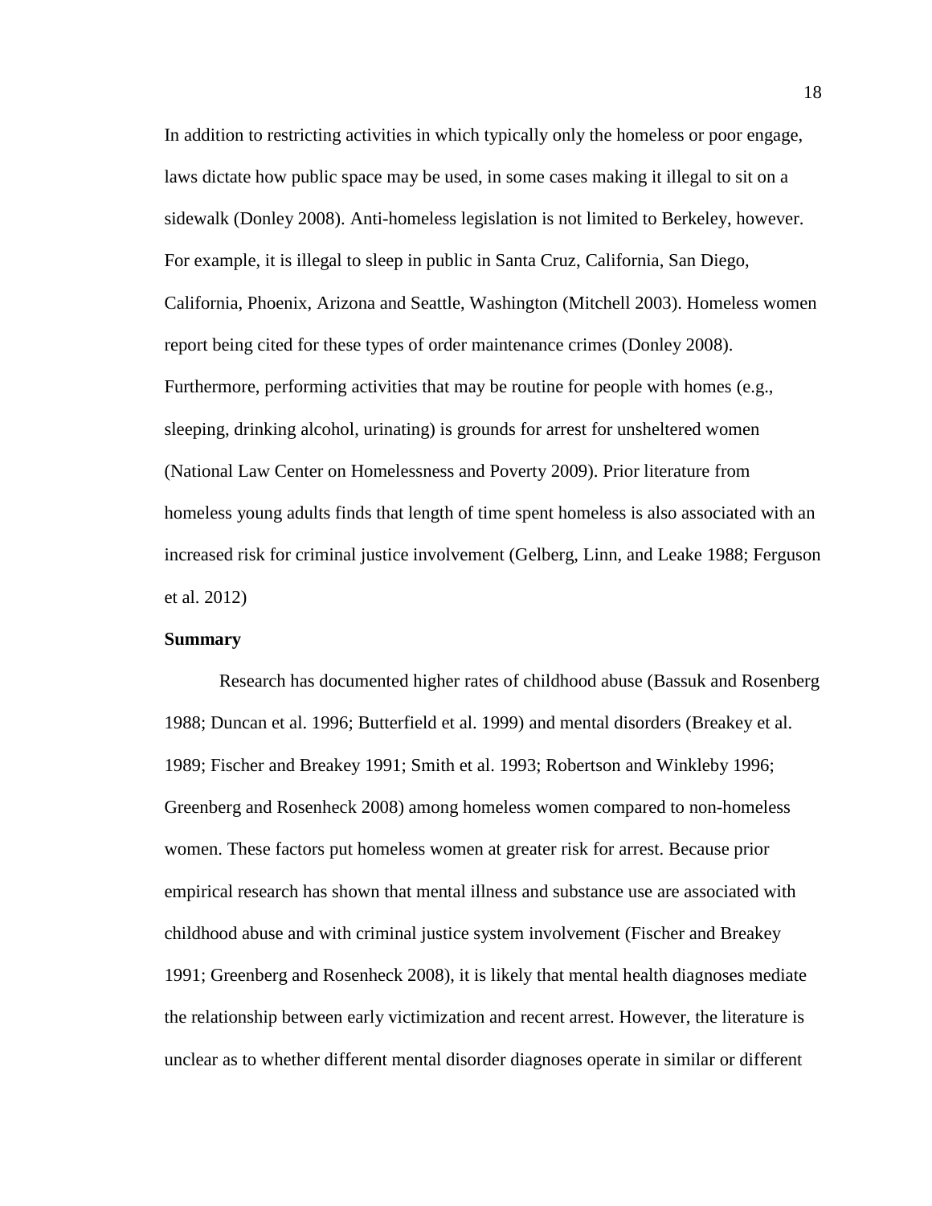In addition to restricting activities in which typically only the homeless or poor engage, laws dictate how public space may be used, in some cases making it illegal to sit on a sidewalk (Donley 2008). Anti-homeless legislation is not limited to Berkeley, however. For example, it is illegal to sleep in public in Santa Cruz, California, San Diego, California, Phoenix, Arizona and Seattle, Washington (Mitchell 2003). Homeless women report being cited for these types of order maintenance crimes (Donley 2008). Furthermore, performing activities that may be routine for people with homes (e.g., sleeping, drinking alcohol, urinating) is grounds for arrest for unsheltered women (National Law Center on Homelessness and Poverty 2009). Prior literature from homeless young adults finds that length of time spent homeless is also associated with an increased risk for criminal justice involvement (Gelberg, Linn, and Leake 1988; Ferguson et al. 2012)

**Summary**

Research has documented higher rates of childhood abuse (Bassuk and Rosenberg 1988; Duncan et al. 1996; Butterfield et al. 1999) and mental disorders (Breakey et al. 1989; Fischer and Breakey 1991; Smith et al. 1993; Robertson and Winkleby 1996; Greenberg and Rosenheck 2008) among homeless women compared to non-homeless women. These factors put homeless women at greater risk for arrest. Because prior empirical research has shown that mental illness and substance use are associated with childhood abuse and with criminal justice system involvement (Fischer and Breakey 1991; Greenberg and Rosenheck 2008), it is likely that mental health diagnoses mediate the relationship between early victimization and recent arrest. However, the literature is unclear as to whether different mental disorder diagnoses operate in similar or different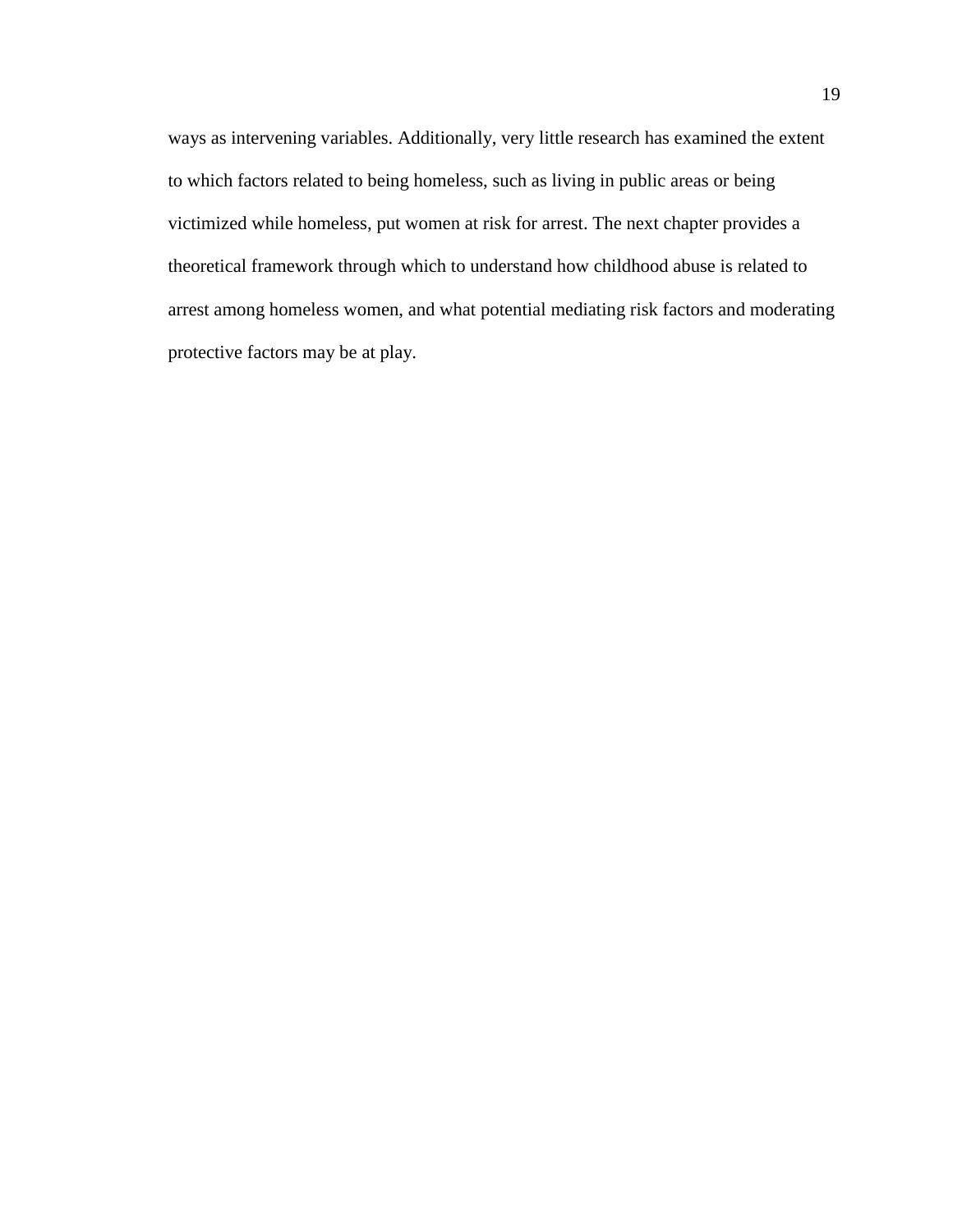ways as intervening variables. Additionally, very little research has examined the extent to which factors related to being homeless, such as living in public areas or being victimized while homeless, put women at risk for arrest. The next chapter provides a theoretical framework through which to understand how childhood abuse is related to arrest among homeless women, and what potential mediating risk factors and moderating protective factors may be at play.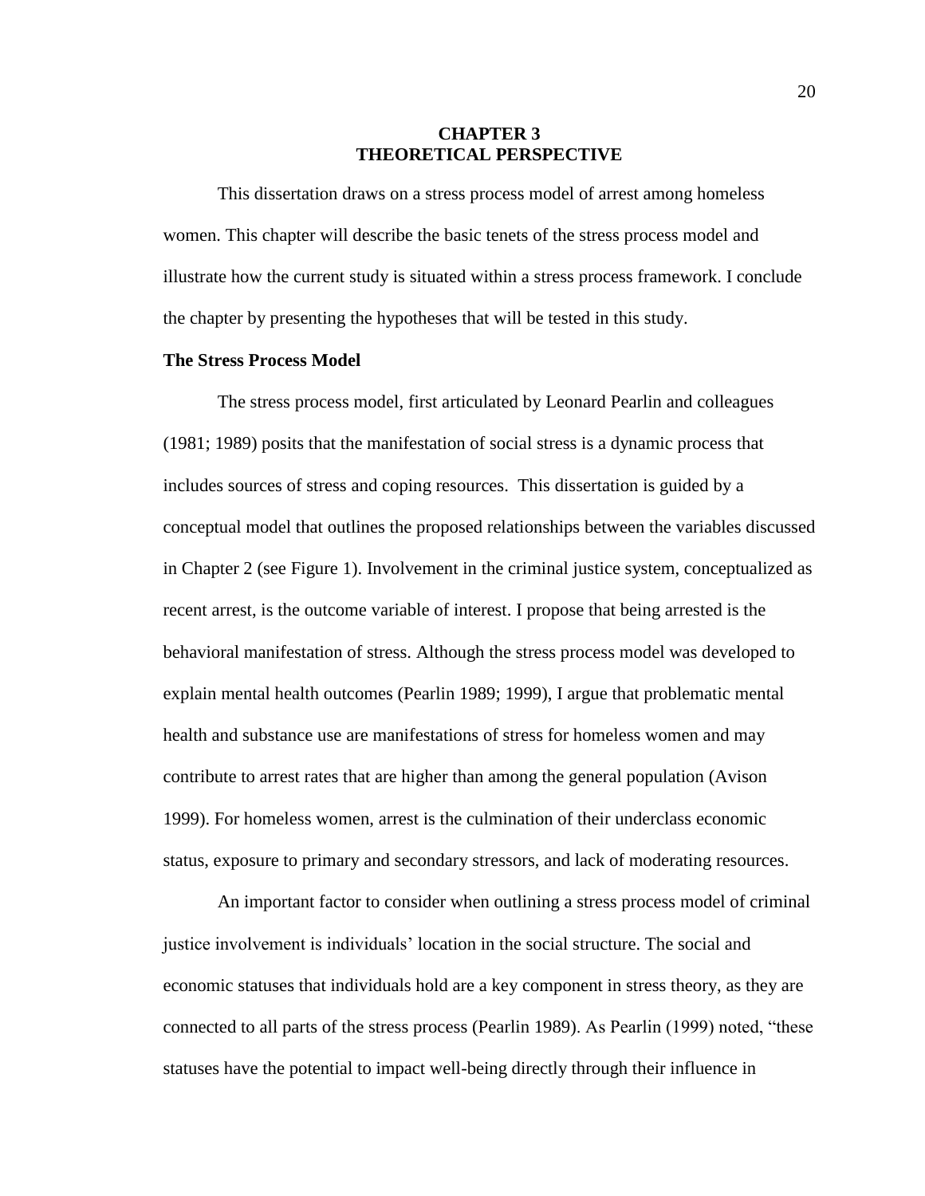# CHAPTER 3
# THEORETICAL PERSPECTIVE

This dissertation draws on a stress process model of arrest among homeless women. This chapter will describe the basic tenets of the stress process model and illustrate how the current study is situated within a stress process framework. I conclude the chapter by presenting the hypotheses that will be tested in this study.

**The Stress Process Model**

The stress process model, first articulated by Leonard Pearlin and colleagues (1981; 1989) posits that the manifestation of social stress is a dynamic process that includes sources of stress and coping resources. This dissertation is guided by a conceptual model that outlines the proposed relationships between the variables discussed in Chapter 2 (see Figure 1). Involvement in the criminal justice system, conceptualized as recent arrest, is the outcome variable of interest. I propose that being arrested is the behavioral manifestation of stress. Although the stress process model was developed to explain mental health outcomes (Pearlin 1989; 1999), I argue that problematic mental health and substance use are manifestations of stress for homeless women and may contribute to arrest rates that are higher than among the general population (Avison 1999). For homeless women, arrest is the culmination of their underclass economic status, exposure to primary and secondary stressors, and lack of moderating resources.

An important factor to consider when outlining a stress process model of criminal justice involvement is individuals' location in the social structure. The social and economic statuses that individuals hold are a key component in stress theory, as they are connected to all parts of the stress process (Pearlin 1989). As Pearlin (1999) noted, "these statuses have the potential to impact well-being directly through their influence in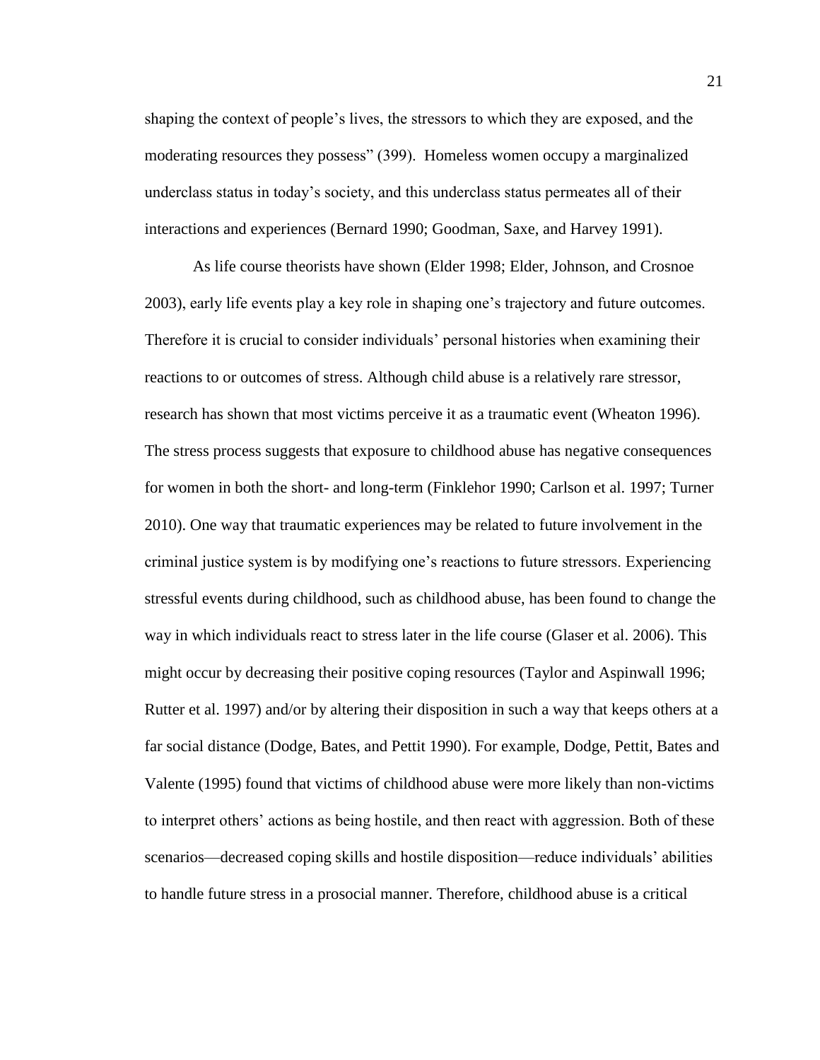shaping the context of people's lives, the stressors to which they are exposed, and the moderating resources they possess" (399). Homeless women occupy a marginalized underclass status in today's society, and this underclass status permeates all of their interactions and experiences (Bernard 1990; Goodman, Saxe, and Harvey 1991).

As life course theorists have shown (Elder 1998; Elder, Johnson, and Crosnoe 2003), early life events play a key role in shaping one's trajectory and future outcomes. Therefore it is crucial to consider individuals' personal histories when examining their reactions to or outcomes of stress. Although child abuse is a relatively rare stressor, research has shown that most victims perceive it as a traumatic event (Wheaton 1996). The stress process suggests that exposure to childhood abuse has negative consequences for women in both the short- and long-term (Finklehor 1990; Carlson et al. 1997; Turner 2010). One way that traumatic experiences may be related to future involvement in the criminal justice system is by modifying one's reactions to future stressors. Experiencing stressful events during childhood, such as childhood abuse, has been found to change the way in which individuals react to stress later in the life course (Glaser et al. 2006). This might occur by decreasing their positive coping resources (Taylor and Aspinwall 1996; Rutter et al. 1997) and/or by altering their disposition in such a way that keeps others at a far social distance (Dodge, Bates, and Pettit 1990). For example, Dodge, Pettit, Bates and Valente (1995) found that victims of childhood abuse were more likely than non-victims to interpret others' actions as being hostile, and then react with aggression. Both of these scenarios—decreased coping skills and hostile disposition—reduce individuals' abilities to handle future stress in a prosocial manner. Therefore, childhood abuse is a critical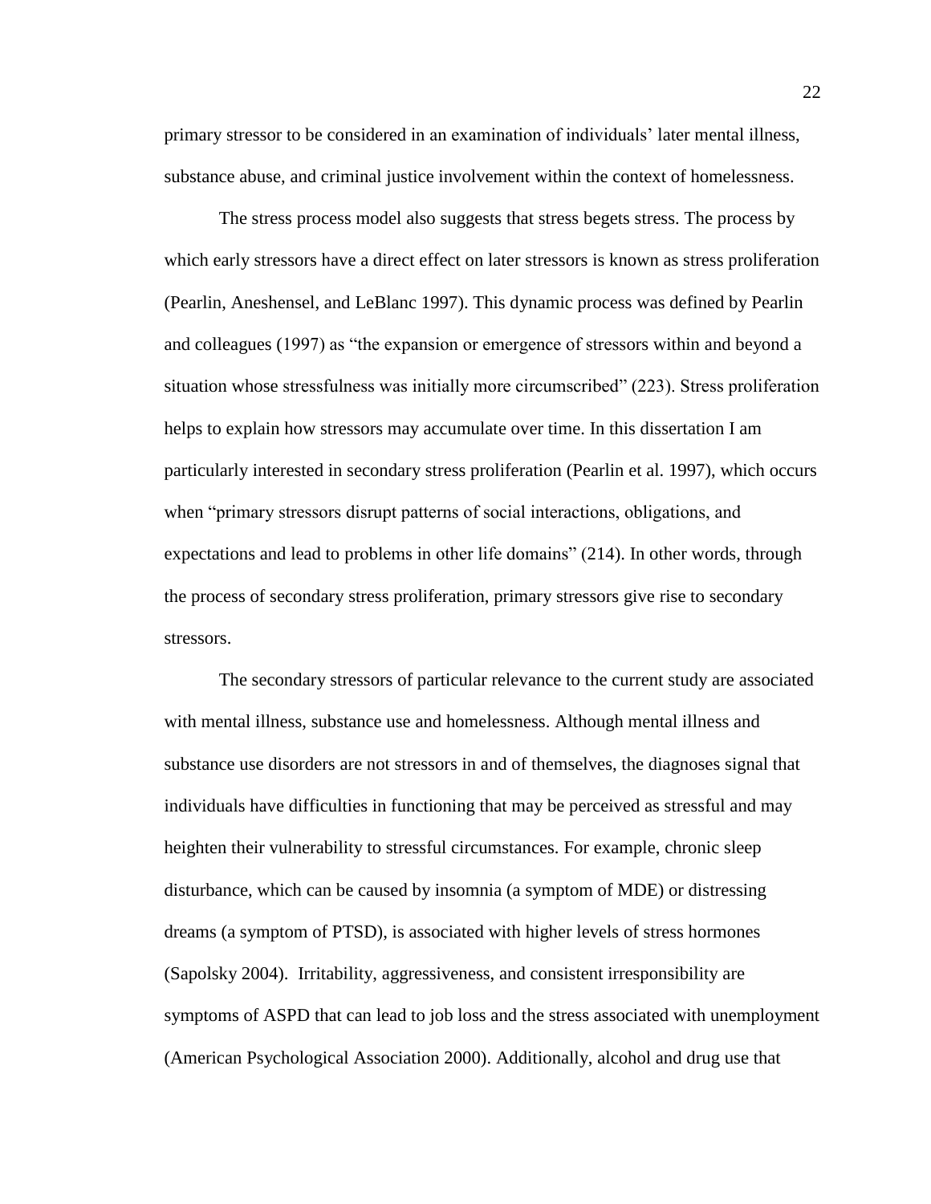primary stressor to be considered in an examination of individuals' later mental illness, substance abuse, and criminal justice involvement within the context of homelessness.

The stress process model also suggests that stress begets stress. The process by which early stressors have a direct effect on later stressors is known as stress proliferation (Pearlin, Aneshensel, and LeBlanc 1997). This dynamic process was defined by Pearlin and colleagues (1997) as "the expansion or emergence of stressors within and beyond a situation whose stressfulness was initially more circumscribed" (223). Stress proliferation helps to explain how stressors may accumulate over time. In this dissertation I am particularly interested in secondary stress proliferation (Pearlin et al. 1997), which occurs when "primary stressors disrupt patterns of social interactions, obligations, and expectations and lead to problems in other life domains" (214). In other words, through the process of secondary stress proliferation, primary stressors give rise to secondary stressors.

The secondary stressors of particular relevance to the current study are associated with mental illness, substance use and homelessness. Although mental illness and substance use disorders are not stressors in and of themselves, the diagnoses signal that individuals have difficulties in functioning that may be perceived as stressful and may heighten their vulnerability to stressful circumstances. For example, chronic sleep disturbance, which can be caused by insomnia (a symptom of MDE) or distressing dreams (a symptom of PTSD), is associated with higher levels of stress hormones (Sapolsky 2004). Irritability, aggressiveness, and consistent irresponsibility are symptoms of ASPD that can lead to job loss and the stress associated with unemployment (American Psychological Association 2000). Additionally, alcohol and drug use that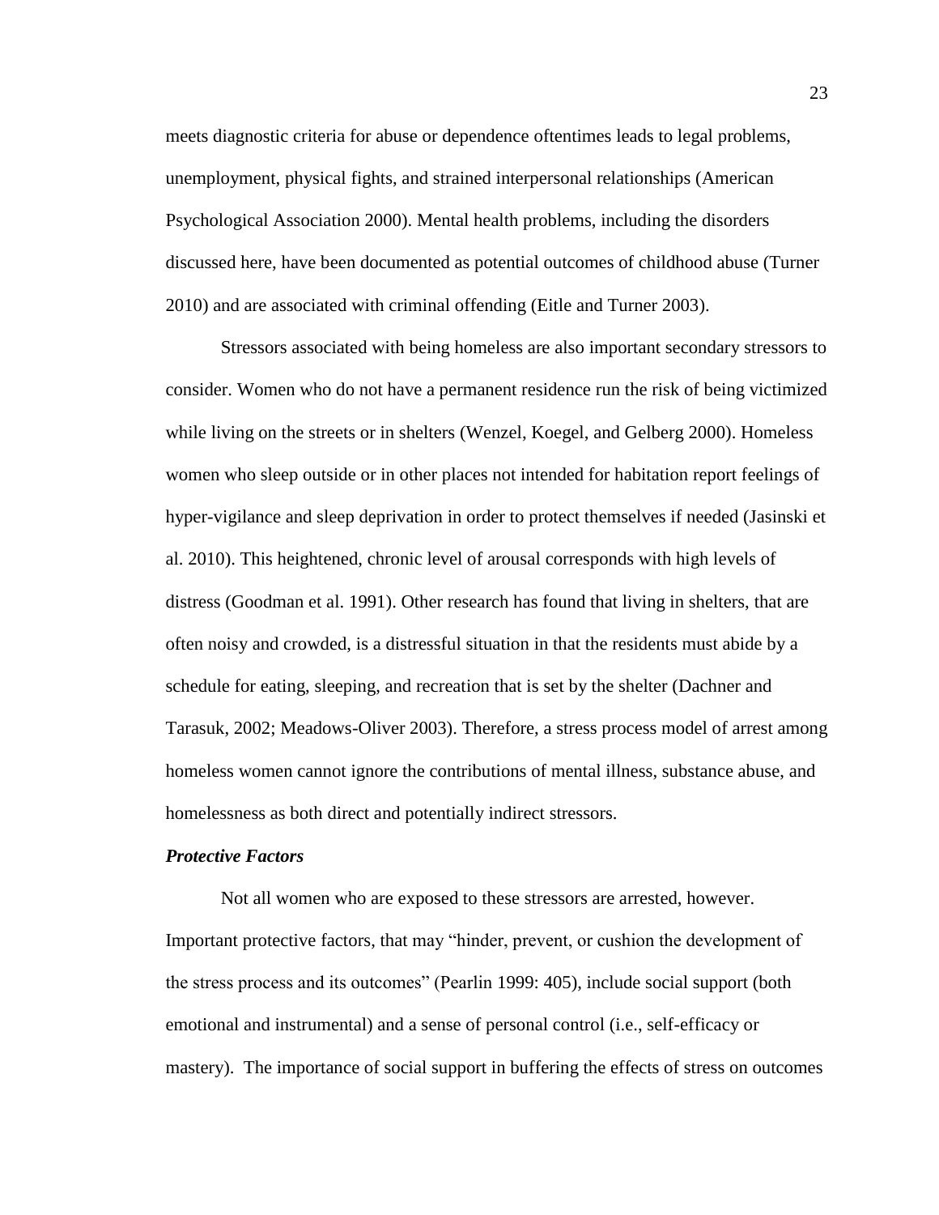meets diagnostic criteria for abuse or dependence oftentimes leads to legal problems, unemployment, physical fights, and strained interpersonal relationships (American Psychological Association 2000). Mental health problems, including the disorders discussed here, have been documented as potential outcomes of childhood abuse (Turner 2010) and are associated with criminal offending (Eitle and Turner 2003).

Stressors associated with being homeless are also important secondary stressors to consider. Women who do not have a permanent residence run the risk of being victimized while living on the streets or in shelters (Wenzel, Koegel, and Gelberg 2000). Homeless women who sleep outside or in other places not intended for habitation report feelings of hyper-vigilance and sleep deprivation in order to protect themselves if needed (Jasinski et al. 2010). This heightened, chronic level of arousal corresponds with high levels of distress (Goodman et al. 1991). Other research has found that living in shelters, that are often noisy and crowded, is a distressful situation in that the residents must abide by a schedule for eating, sleeping, and recreation that is set by the shelter (Dachner and Tarasuk, 2002; Meadows-Oliver 2003). Therefore, a stress process model of arrest among homeless women cannot ignore the contributions of mental illness, substance abuse, and homelessness as both direct and potentially indirect stressors.

***Protective Factors***

Not all women who are exposed to these stressors are arrested, however. Important protective factors, that may "hinder, prevent, or cushion the development of the stress process and its outcomes" (Pearlin 1999: 405), include social support (both emotional and instrumental) and a sense of personal control (i.e., self-efficacy or mastery). The importance of social support in buffering the effects of stress on outcomes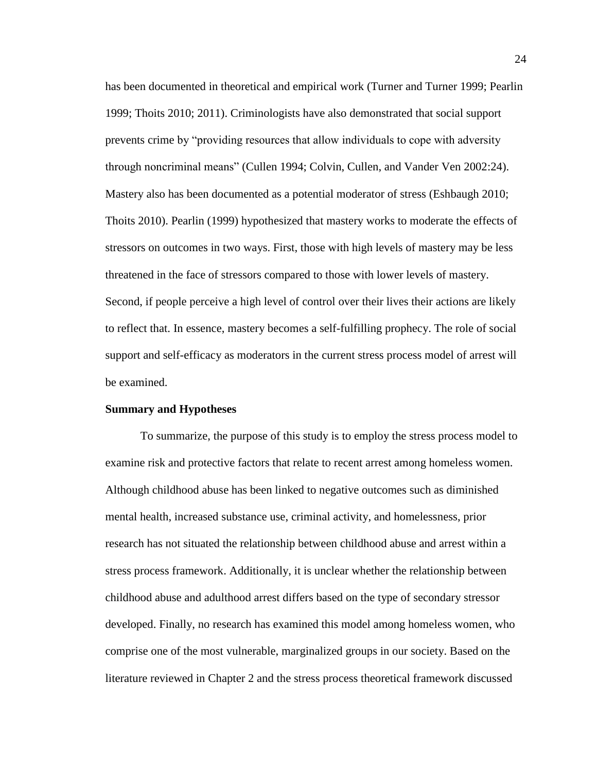has been documented in theoretical and empirical work (Turner and Turner 1999; Pearlin 1999; Thoits 2010; 2011). Criminologists have also demonstrated that social support prevents crime by "providing resources that allow individuals to cope with adversity through noncriminal means" (Cullen 1994; Colvin, Cullen, and Vander Ven 2002:24). Mastery also has been documented as a potential moderator of stress (Eshbaugh 2010; Thoits 2010). Pearlin (1999) hypothesized that mastery works to moderate the effects of stressors on outcomes in two ways. First, those with high levels of mastery may be less threatened in the face of stressors compared to those with lower levels of mastery. Second, if people perceive a high level of control over their lives their actions are likely to reflect that. In essence, mastery becomes a self-fulfilling prophecy. The role of social support and self-efficacy as moderators in the current stress process model of arrest will be examined.

**Summary and Hypotheses**

To summarize, the purpose of this study is to employ the stress process model to examine risk and protective factors that relate to recent arrest among homeless women. Although childhood abuse has been linked to negative outcomes such as diminished mental health, increased substance use, criminal activity, and homelessness, prior research has not situated the relationship between childhood abuse and arrest within a stress process framework. Additionally, it is unclear whether the relationship between childhood abuse and adulthood arrest differs based on the type of secondary stressor developed. Finally, no research has examined this model among homeless women, who comprise one of the most vulnerable, marginalized groups in our society. Based on the literature reviewed in Chapter 2 and the stress process theoretical framework discussed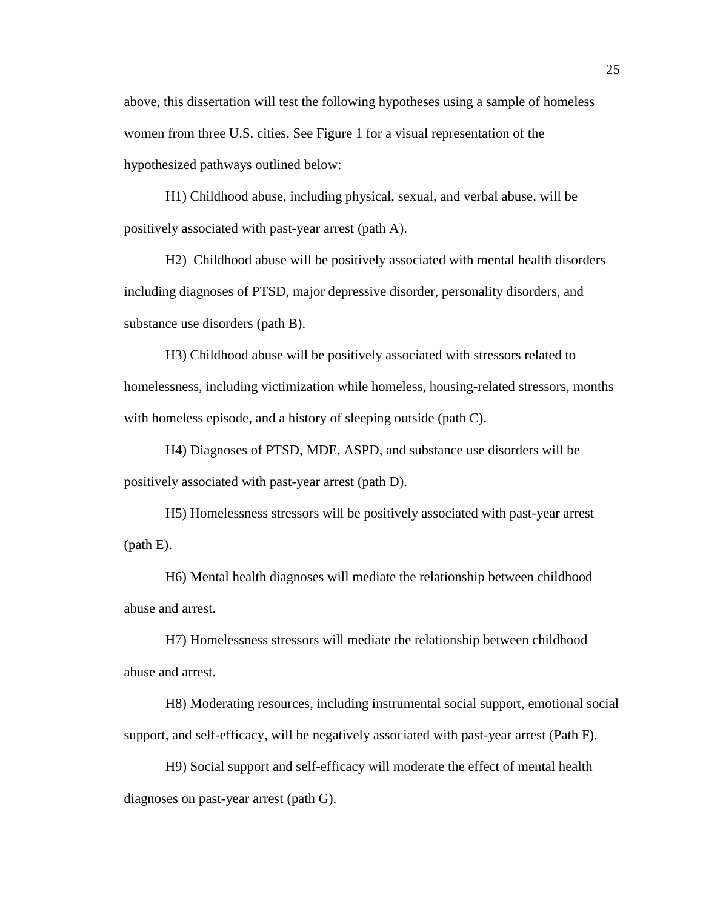above, this dissertation will test the following hypotheses using a sample of homeless women from three U.S. cities. See Figure 1 for a visual representation of the hypothesized pathways outlined below:

H1) Childhood abuse, including physical, sexual, and verbal abuse, will be positively associated with past-year arrest (path A).

H2) Childhood abuse will be positively associated with mental health disorders including diagnoses of PTSD, major depressive disorder, personality disorders, and substance use disorders (path B).

H3) Childhood abuse will be positively associated with stressors related to homelessness, including victimization while homeless, housing-related stressors, months with homeless episode, and a history of sleeping outside (path C).

H4) Diagnoses of PTSD, MDE, ASPD, and substance use disorders will be positively associated with past-year arrest (path D).

H5) Homelessness stressors will be positively associated with past-year arrest (path E).

H6) Mental health diagnoses will mediate the relationship between childhood abuse and arrest.

H7) Homelessness stressors will mediate the relationship between childhood abuse and arrest.

H8) Moderating resources, including instrumental social support, emotional social support, and self-efficacy, will be negatively associated with past-year arrest (Path F).

H9) Social support and self-efficacy will moderate the effect of mental health diagnoses on past-year arrest (path G).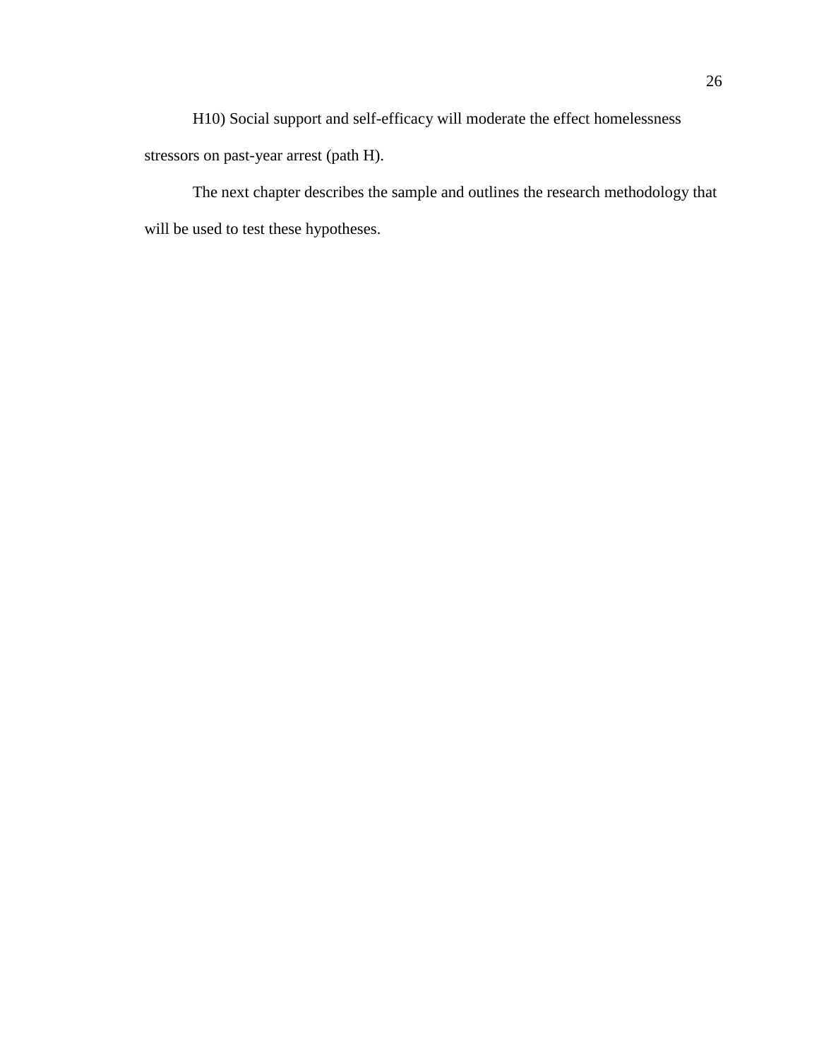H10) Social support and self-efficacy will moderate the effect homelessness stressors on past-year arrest (path H).

The next chapter describes the sample and outlines the research methodology that will be used to test these hypotheses.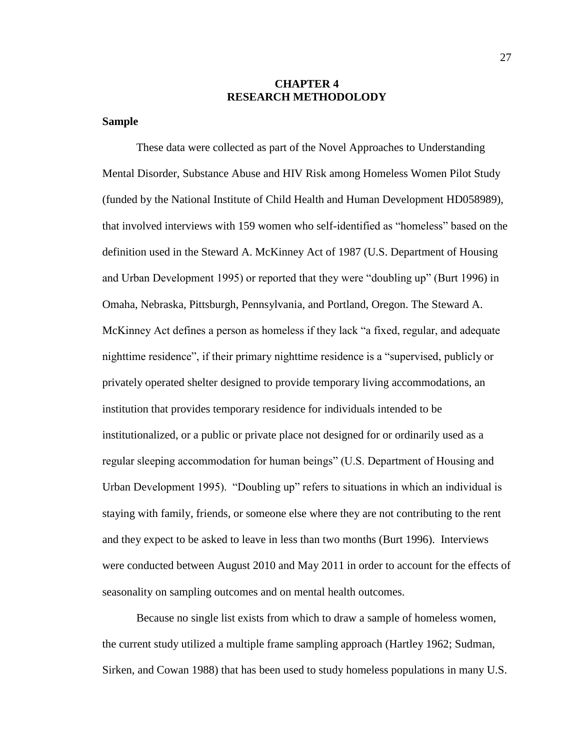# CHAPTER 4
# RESEARCH METHODOLODY

## Sample

These data were collected as part of the Novel Approaches to Understanding Mental Disorder, Substance Abuse and HIV Risk among Homeless Women Pilot Study (funded by the National Institute of Child Health and Human Development HD058989), that involved interviews with 159 women who self-identified as "homeless" based on the definition used in the Steward A. McKinney Act of 1987 (U.S. Department of Housing and Urban Development 1995) or reported that they were "doubling up" (Burt 1996) in Omaha, Nebraska, Pittsburgh, Pennsylvania, and Portland, Oregon. The Steward A. McKinney Act defines a person as homeless if they lack "a fixed, regular, and adequate nighttime residence", if their primary nighttime residence is a "supervised, publicly or privately operated shelter designed to provide temporary living accommodations, an institution that provides temporary residence for individuals intended to be institutionalized, or a public or private place not designed for or ordinarily used as a regular sleeping accommodation for human beings" (U.S. Department of Housing and Urban Development 1995). "Doubling up" refers to situations in which an individual is staying with family, friends, or someone else where they are not contributing to the rent and they expect to be asked to leave in less than two months (Burt 1996). Interviews were conducted between August 2010 and May 2011 in order to account for the effects of seasonality on sampling outcomes and on mental health outcomes.

Because no single list exists from which to draw a sample of homeless women, the current study utilized a multiple frame sampling approach (Hartley 1962; Sudman, Sirken, and Cowan 1988) that has been used to study homeless populations in many U.S.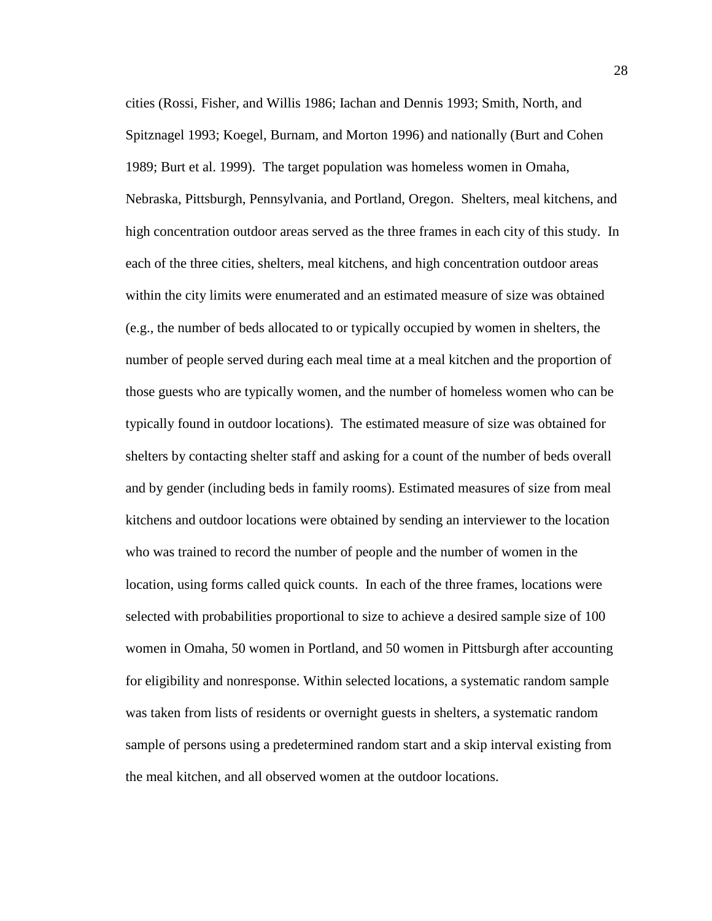cities (Rossi, Fisher, and Willis 1986; Iachan and Dennis 1993; Smith, North, and Spitznagel 1993; Koegel, Burnam, and Morton 1996) and nationally (Burt and Cohen 1989; Burt et al. 1999). The target population was homeless women in Omaha, Nebraska, Pittsburgh, Pennsylvania, and Portland, Oregon. Shelters, meal kitchens, and high concentration outdoor areas served as the three frames in each city of this study. In each of the three cities, shelters, meal kitchens, and high concentration outdoor areas within the city limits were enumerated and an estimated measure of size was obtained (e.g., the number of beds allocated to or typically occupied by women in shelters, the number of people served during each meal time at a meal kitchen and the proportion of those guests who are typically women, and the number of homeless women who can be typically found in outdoor locations). The estimated measure of size was obtained for shelters by contacting shelter staff and asking for a count of the number of beds overall and by gender (including beds in family rooms). Estimated measures of size from meal kitchens and outdoor locations were obtained by sending an interviewer to the location who was trained to record the number of people and the number of women in the location, using forms called quick counts. In each of the three frames, locations were selected with probabilities proportional to size to achieve a desired sample size of 100 women in Omaha, 50 women in Portland, and 50 women in Pittsburgh after accounting for eligibility and nonresponse. Within selected locations, a systematic random sample was taken from lists of residents or overnight guests in shelters, a systematic random sample of persons using a predetermined random start and a skip interval existing from the meal kitchen, and all observed women at the outdoor locations.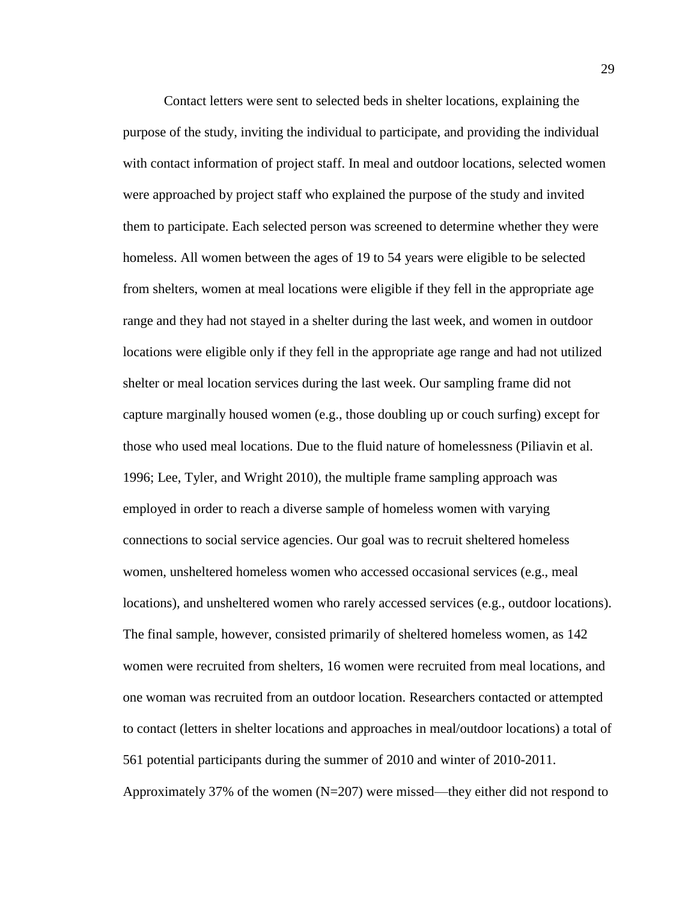Contact letters were sent to selected beds in shelter locations, explaining the purpose of the study, inviting the individual to participate, and providing the individual with contact information of project staff. In meal and outdoor locations, selected women were approached by project staff who explained the purpose of the study and invited them to participate. Each selected person was screened to determine whether they were homeless. All women between the ages of 19 to 54 years were eligible to be selected from shelters, women at meal locations were eligible if they fell in the appropriate age range and they had not stayed in a shelter during the last week, and women in outdoor locations were eligible only if they fell in the appropriate age range and had not utilized shelter or meal location services during the last week. Our sampling frame did not capture marginally housed women (e.g., those doubling up or couch surfing) except for those who used meal locations. Due to the fluid nature of homelessness (Piliavin et al. 1996; Lee, Tyler, and Wright 2010), the multiple frame sampling approach was employed in order to reach a diverse sample of homeless women with varying connections to social service agencies. Our goal was to recruit sheltered homeless women, unsheltered homeless women who accessed occasional services (e.g., meal locations), and unsheltered women who rarely accessed services (e.g., outdoor locations). The final sample, however, consisted primarily of sheltered homeless women, as 142 women were recruited from shelters, 16 women were recruited from meal locations, and one woman was recruited from an outdoor location. Researchers contacted or attempted to contact (letters in shelter locations and approaches in meal/outdoor locations) a total of 561 potential participants during the summer of 2010 and winter of 2010-2011. Approximately 37% of the women (N=207) were missed—they either did not respond to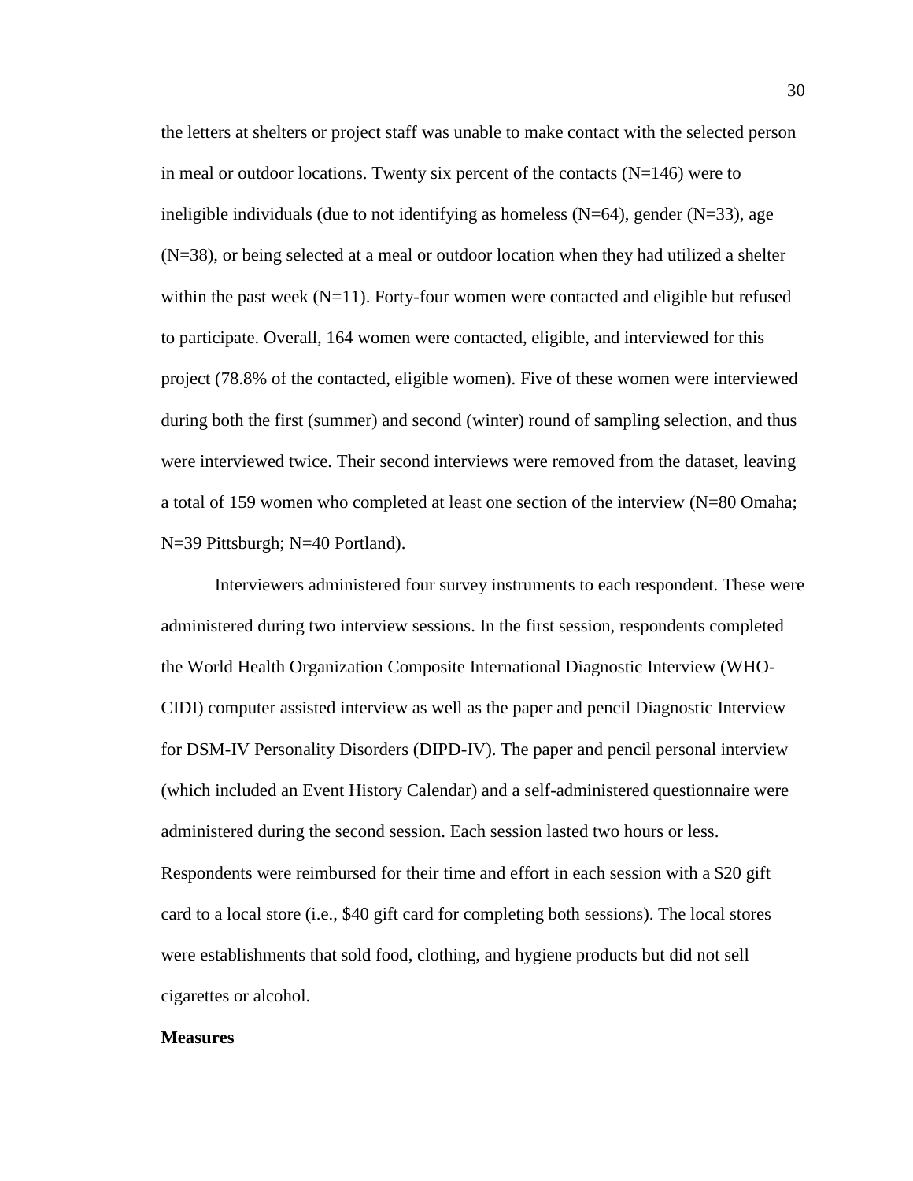the letters at shelters or project staff was unable to make contact with the selected person in meal or outdoor locations. Twenty six percent of the contacts (N=146) were to ineligible individuals (due to not identifying as homeless (N=64), gender (N=33), age (N=38), or being selected at a meal or outdoor location when they had utilized a shelter within the past week (N=11). Forty-four women were contacted and eligible but refused to participate. Overall, 164 women were contacted, eligible, and interviewed for this project (78.8% of the contacted, eligible women). Five of these women were interviewed during both the first (summer) and second (winter) round of sampling selection, and thus were interviewed twice. Their second interviews were removed from the dataset, leaving a total of 159 women who completed at least one section of the interview (N=80 Omaha; N=39 Pittsburgh; N=40 Portland).

Interviewers administered four survey instruments to each respondent. These were administered during two interview sessions. In the first session, respondents completed the World Health Organization Composite International Diagnostic Interview (WHO-CIDI) computer assisted interview as well as the paper and pencil Diagnostic Interview for DSM-IV Personality Disorders (DIPD-IV). The paper and pencil personal interview (which included an Event History Calendar) and a self-administered questionnaire were administered during the second session. Each session lasted two hours or less. Respondents were reimbursed for their time and effort in each session with a $20 gift card to a local store (i.e., $40 gift card for completing both sessions). The local stores were establishments that sold food, clothing, and hygiene products but did not sell cigarettes or alcohol.

**Measures**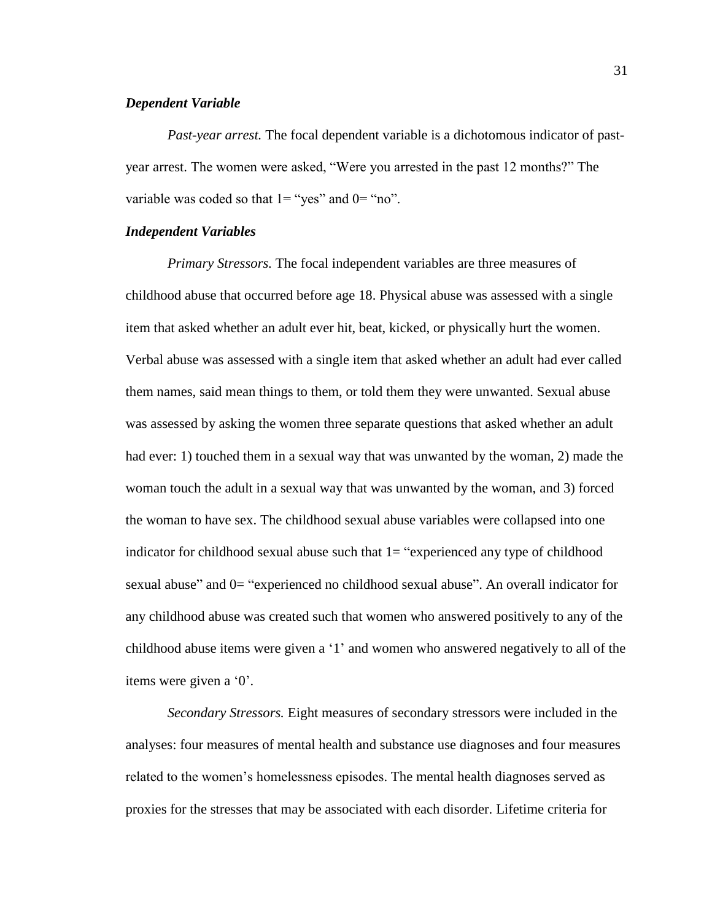### *Dependent Variable*

*Past-year arrest.* The focal dependent variable is a dichotomous indicator of past-year arrest. The women were asked, "Were you arrested in the past 12 months?" The variable was coded so that 1= "yes" and 0= "no".

### *Independent Variables*

*Primary Stressors.* The focal independent variables are three measures of childhood abuse that occurred before age 18. Physical abuse was assessed with a single item that asked whether an adult ever hit, beat, kicked, or physically hurt the women. Verbal abuse was assessed with a single item that asked whether an adult had ever called them names, said mean things to them, or told them they were unwanted. Sexual abuse was assessed by asking the women three separate questions that asked whether an adult had ever: 1) touched them in a sexual way that was unwanted by the woman, 2) made the woman touch the adult in a sexual way that was unwanted by the woman, and 3) forced the woman to have sex. The childhood sexual abuse variables were collapsed into one indicator for childhood sexual abuse such that 1= "experienced any type of childhood sexual abuse" and 0= "experienced no childhood sexual abuse". An overall indicator for any childhood abuse was created such that women who answered positively to any of the childhood abuse items were given a '1' and women who answered negatively to all of the items were given a '0'.

*Secondary Stressors.* Eight measures of secondary stressors were included in the analyses: four measures of mental health and substance use diagnoses and four measures related to the women's homelessness episodes. The mental health diagnoses served as proxies for the stresses that may be associated with each disorder. Lifetime criteria for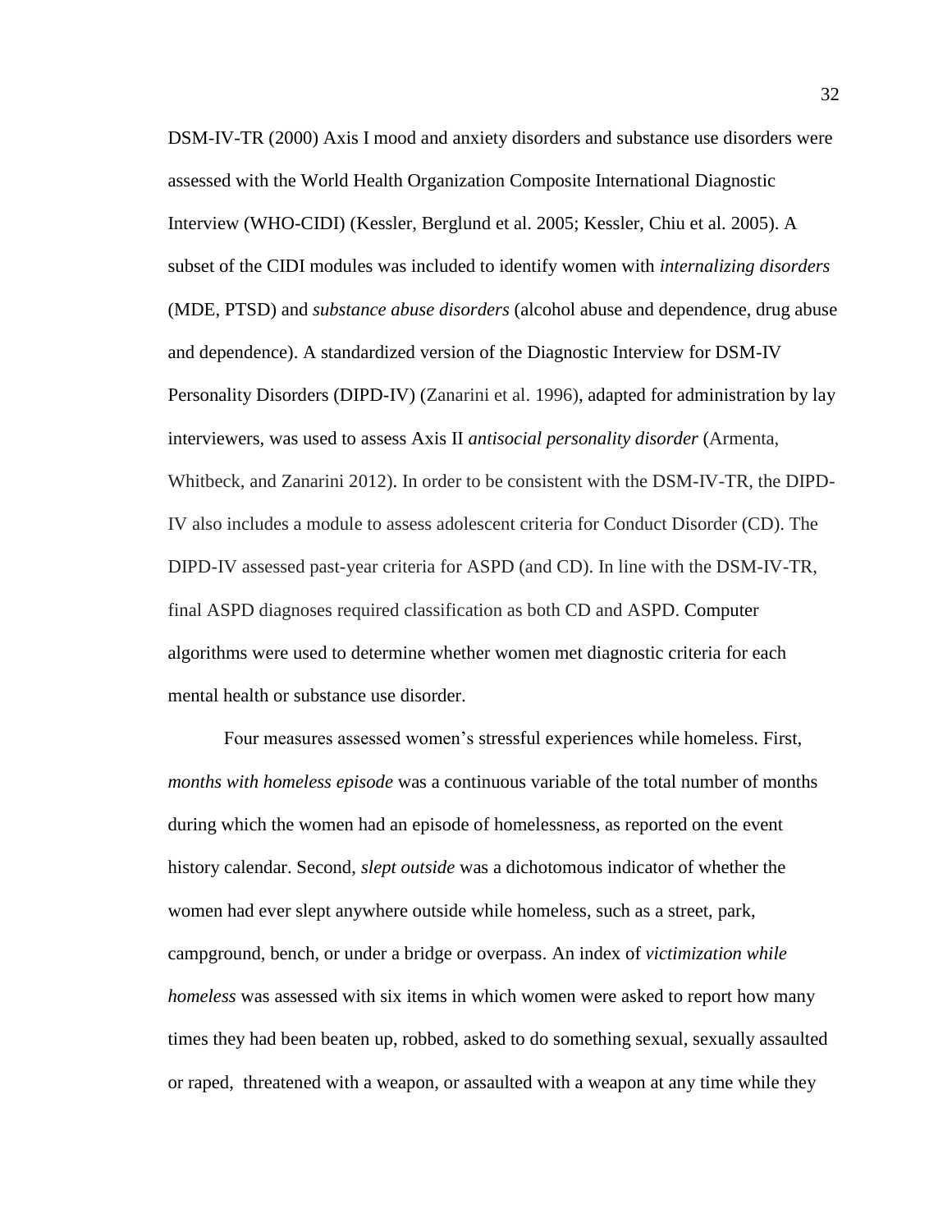DSM-IV-TR (2000) Axis I mood and anxiety disorders and substance use disorders were assessed with the World Health Organization Composite International Diagnostic Interview (WHO-CIDI) (Kessler, Berglund et al. 2005; Kessler, Chiu et al. 2005). A subset of the CIDI modules was included to identify women with *internalizing disorders* (MDE, PTSD) and *substance abuse disorders* (alcohol abuse and dependence, drug abuse and dependence). A standardized version of the Diagnostic Interview for DSM-IV Personality Disorders (DIPD-IV) (Zanarini et al. 1996), adapted for administration by lay interviewers, was used to assess Axis II *antisocial personality disorder* (Armenta, Whitbeck, and Zanarini 2012). In order to be consistent with the DSM-IV-TR, the DIPD-IV also includes a module to assess adolescent criteria for Conduct Disorder (CD). The DIPD-IV assessed past-year criteria for ASPD (and CD). In line with the DSM-IV-TR, final ASPD diagnoses required classification as both CD and ASPD. Computer algorithms were used to determine whether women met diagnostic criteria for each mental health or substance use disorder.

Four measures assessed women's stressful experiences while homeless. First, *months with homeless episode* was a continuous variable of the total number of months during which the women had an episode of homelessness, as reported on the event history calendar. Second, *slept outside* was a dichotomous indicator of whether the women had ever slept anywhere outside while homeless, such as a street, park, campground, bench, or under a bridge or overpass. An index of *victimization while homeless* was assessed with six items in which women were asked to report how many times they had been beaten up, robbed, asked to do something sexual, sexually assaulted or raped, threatened with a weapon, or assaulted with a weapon at any time while they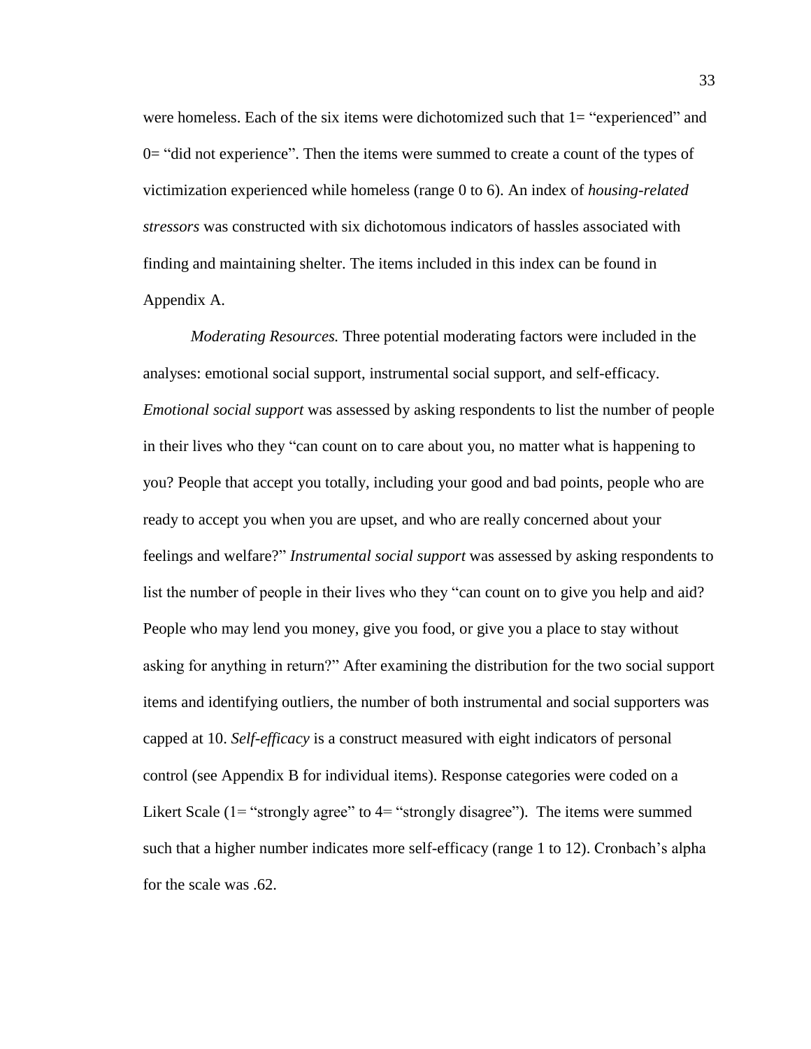were homeless. Each of the six items were dichotomized such that 1= "experienced" and 0= "did not experience". Then the items were summed to create a count of the types of victimization experienced while homeless (range 0 to 6). An index of *housing-related stressors* was constructed with six dichotomous indicators of hassles associated with finding and maintaining shelter. The items included in this index can be found in Appendix A.

*Moderating Resources.* Three potential moderating factors were included in the analyses: emotional social support, instrumental social support, and self-efficacy. *Emotional social support* was assessed by asking respondents to list the number of people in their lives who they "can count on to care about you, no matter what is happening to you? People that accept you totally, including your good and bad points, people who are ready to accept you when you are upset, and who are really concerned about your feelings and welfare?" *Instrumental social support* was assessed by asking respondents to list the number of people in their lives who they "can count on to give you help and aid? People who may lend you money, give you food, or give you a place to stay without asking for anything in return?" After examining the distribution for the two social support items and identifying outliers, the number of both instrumental and social supporters was capped at 10. *Self-efficacy* is a construct measured with eight indicators of personal control (see Appendix B for individual items). Response categories were coded on a Likert Scale (1= "strongly agree" to 4= "strongly disagree"). The items were summed such that a higher number indicates more self-efficacy (range 1 to 12). Cronbach's alpha for the scale was .62.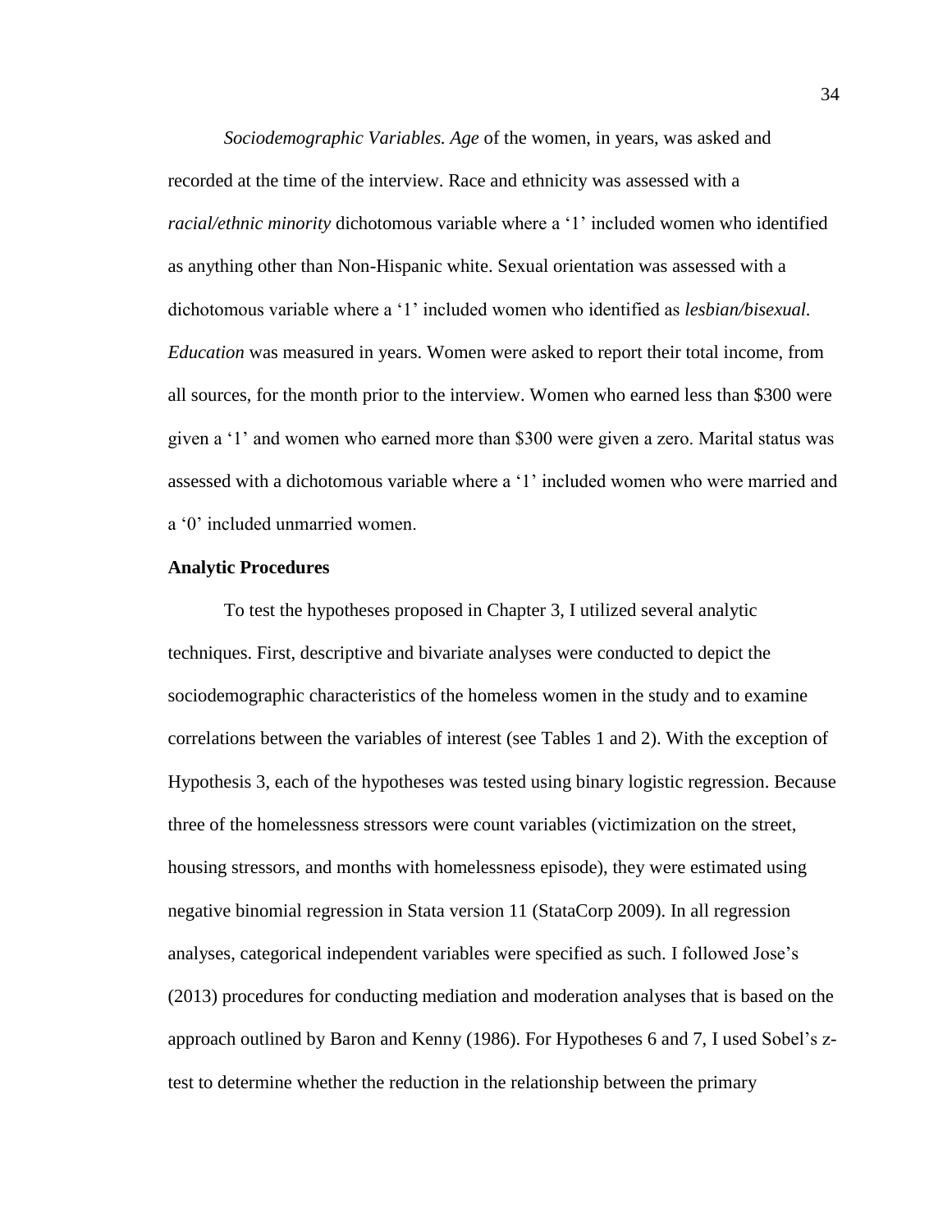*Sociodemographic Variables. Age* of the women, in years, was asked and recorded at the time of the interview. Race and ethnicity was assessed with a *racial/ethnic minority* dichotomous variable where a '1' included women who identified as anything other than Non-Hispanic white. Sexual orientation was assessed with a dichotomous variable where a '1' included women who identified as *lesbian/bisexual*. *Education* was measured in years. Women were asked to report their total income, from all sources, for the month prior to the interview. Women who earned less than $300 were given a '1' and women who earned more than $300 were given a zero. Marital status was assessed with a dichotomous variable where a '1' included women who were married and a '0' included unmarried women.

**Analytic Procedures**

To test the hypotheses proposed in Chapter 3, I utilized several analytic techniques. First, descriptive and bivariate analyses were conducted to depict the sociodemographic characteristics of the homeless women in the study and to examine correlations between the variables of interest (see Tables 1 and 2). With the exception of Hypothesis 3, each of the hypotheses was tested using binary logistic regression. Because three of the homelessness stressors were count variables (victimization on the street, housing stressors, and months with homelessness episode), they were estimated using negative binomial regression in Stata version 11 (StataCorp 2009). In all regression analyses, categorical independent variables were specified as such. I followed Jose's (2013) procedures for conducting mediation and moderation analyses that is based on the approach outlined by Baron and Kenny (1986). For Hypotheses 6 and 7, I used Sobel's z-test to determine whether the reduction in the relationship between the primary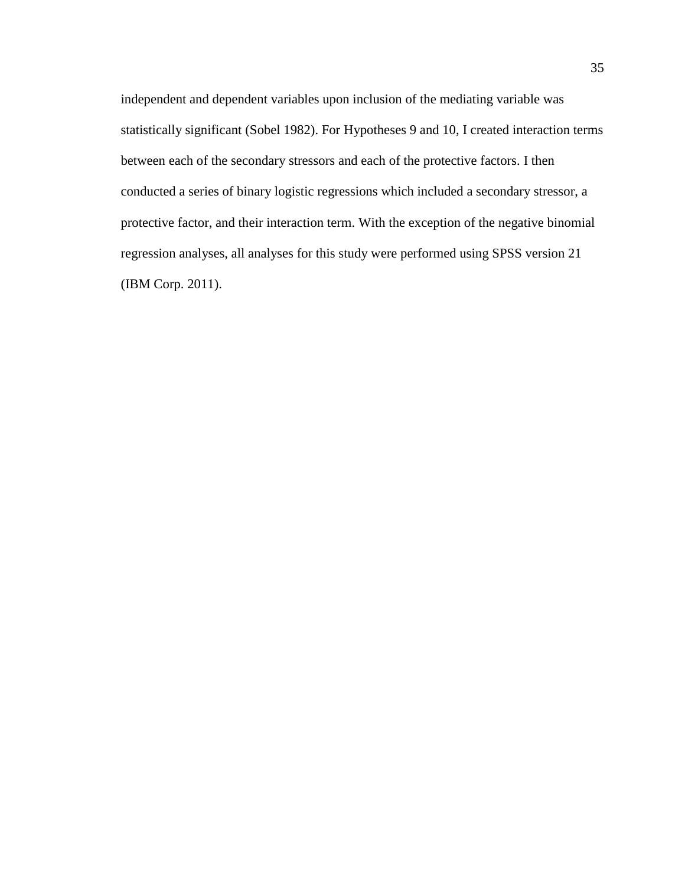independent and dependent variables upon inclusion of the mediating variable was statistically significant (Sobel 1982). For Hypotheses 9 and 10, I created interaction terms between each of the secondary stressors and each of the protective factors. I then conducted a series of binary logistic regressions which included a secondary stressor, a protective factor, and their interaction term. With the exception of the negative binomial regression analyses, all analyses for this study were performed using SPSS version 21 (IBM Corp. 2011).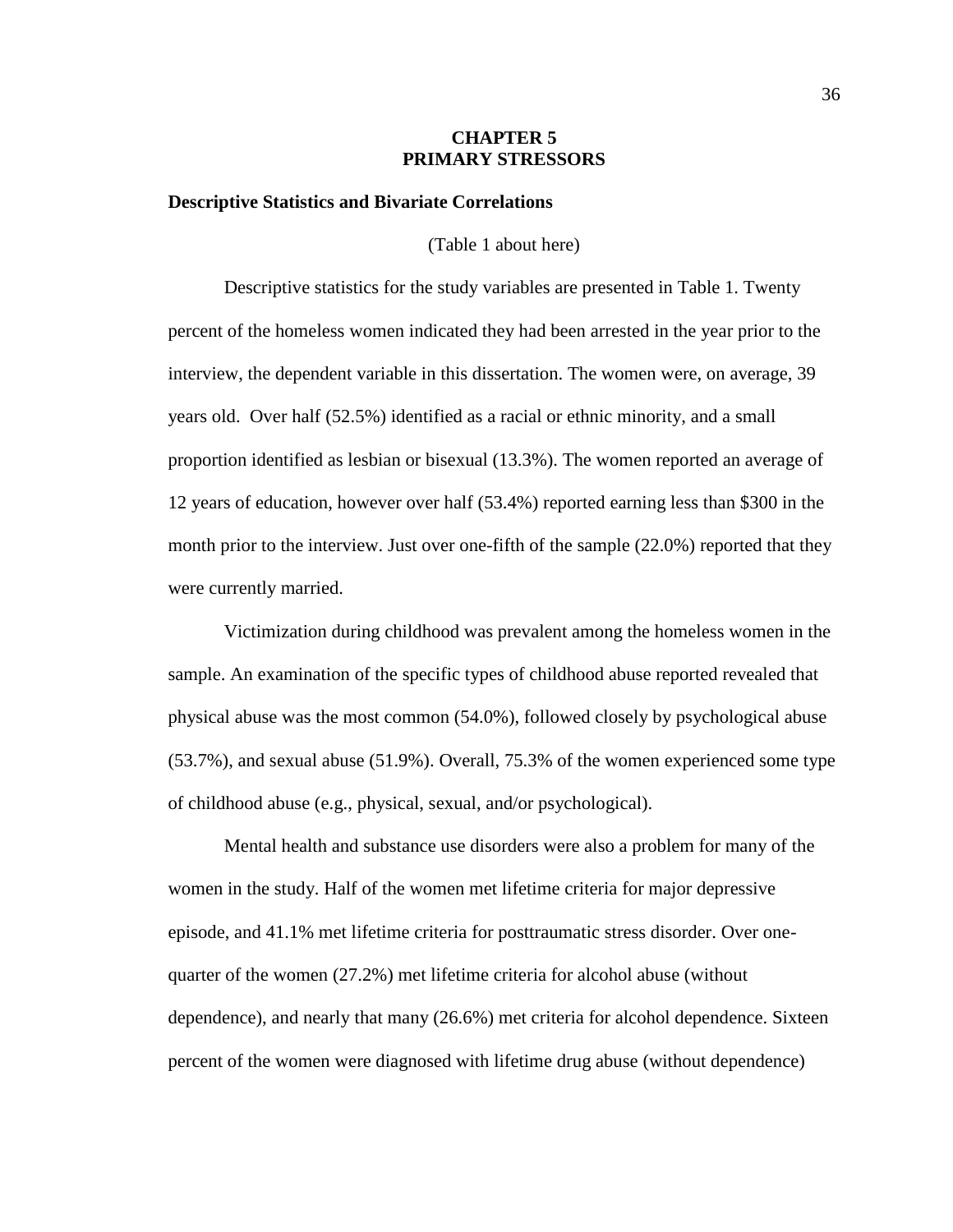# CHAPTER 5
# PRIMARY STRESSORS

### Descriptive Statistics and Bivariate Correlations

(Table 1 about here)

Descriptive statistics for the study variables are presented in Table 1. Twenty percent of the homeless women indicated they had been arrested in the year prior to the interview, the dependent variable in this dissertation. The women were, on average, 39 years old. Over half (52.5%) identified as a racial or ethnic minority, and a small proportion identified as lesbian or bisexual (13.3%). The women reported an average of 12 years of education, however over half (53.4%) reported earning less than $300 in the month prior to the interview. Just over one-fifth of the sample (22.0%) reported that they were currently married.

Victimization during childhood was prevalent among the homeless women in the sample. An examination of the specific types of childhood abuse reported revealed that physical abuse was the most common (54.0%), followed closely by psychological abuse (53.7%), and sexual abuse (51.9%). Overall, 75.3% of the women experienced some type of childhood abuse (e.g., physical, sexual, and/or psychological).

Mental health and substance use disorders were also a problem for many of the women in the study. Half of the women met lifetime criteria for major depressive episode, and 41.1% met lifetime criteria for posttraumatic stress disorder. Over one-quarter of the women (27.2%) met lifetime criteria for alcohol abuse (without dependence), and nearly that many (26.6%) met criteria for alcohol dependence. Sixteen percent of the women were diagnosed with lifetime drug abuse (without dependence)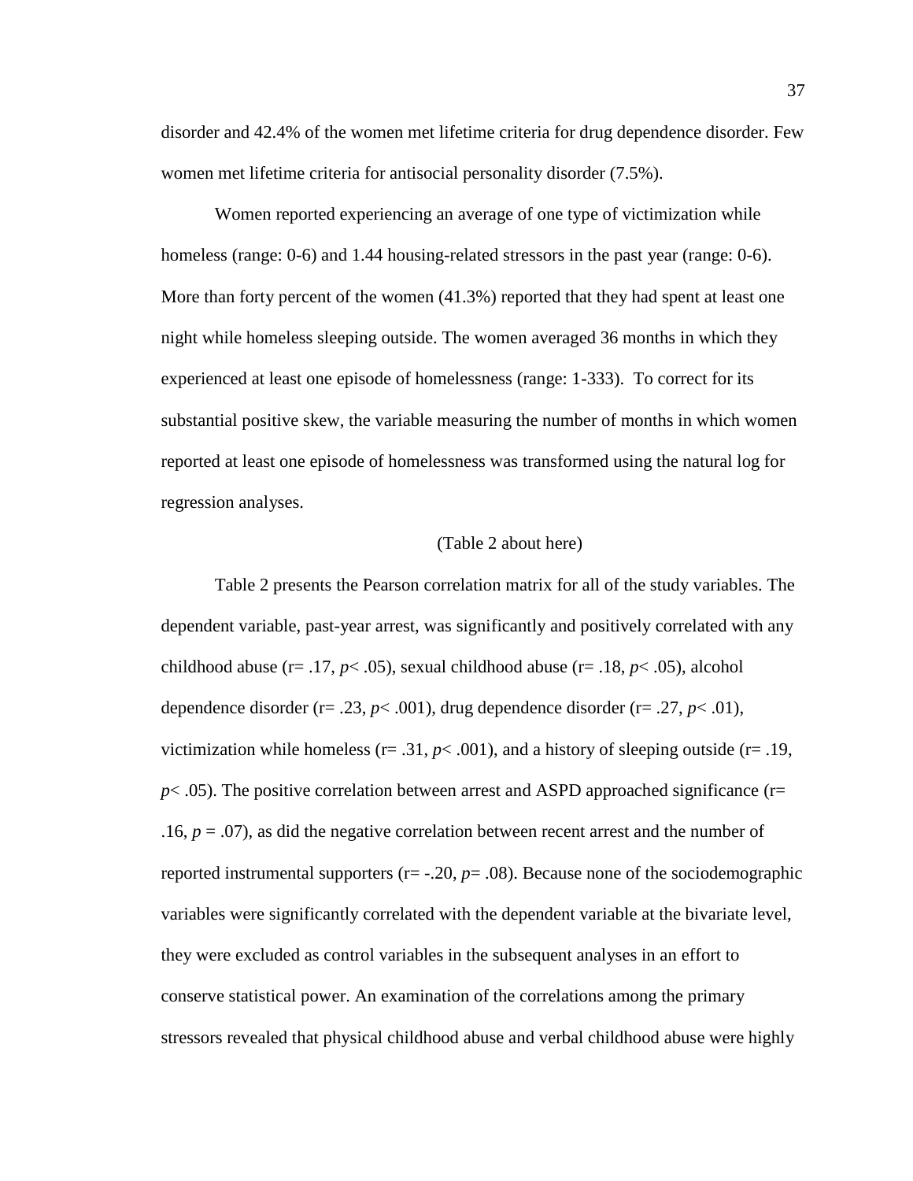disorder and 42.4% of the women met lifetime criteria for drug dependence disorder. Few women met lifetime criteria for antisocial personality disorder (7.5%).

Women reported experiencing an average of one type of victimization while homeless (range: 0-6) and 1.44 housing-related stressors in the past year (range: 0-6). More than forty percent of the women (41.3%) reported that they had spent at least one night while homeless sleeping outside. The women averaged 36 months in which they experienced at least one episode of homelessness (range: 1-333). To correct for its substantial positive skew, the variable measuring the number of months in which women reported at least one episode of homelessness was transformed using the natural log for regression analyses.

(Table 2 about here)

Table 2 presents the Pearson correlation matrix for all of the study variables. The dependent variable, past-year arrest, was significantly and positively correlated with any childhood abuse (r= .17, $p < .05$), sexual childhood abuse (r= .18, $p < .05$), alcohol dependence disorder (r= .23, $p < .001$), drug dependence disorder (r= .27, $p < .01$), victimization while homeless (r= .31, $p < .001$), and a history of sleeping outside (r= .19, $p < .05$). The positive correlation between arrest and ASPD approached significance (r= .16, $p = .07$), as did the negative correlation between recent arrest and the number of reported instrumental supporters (r= -.20, $p = .08$). Because none of the sociodemographic variables were significantly correlated with the dependent variable at the bivariate level, they were excluded as control variables in the subsequent analyses in an effort to conserve statistical power. An examination of the correlations among the primary stressors revealed that physical childhood abuse and verbal childhood abuse were highly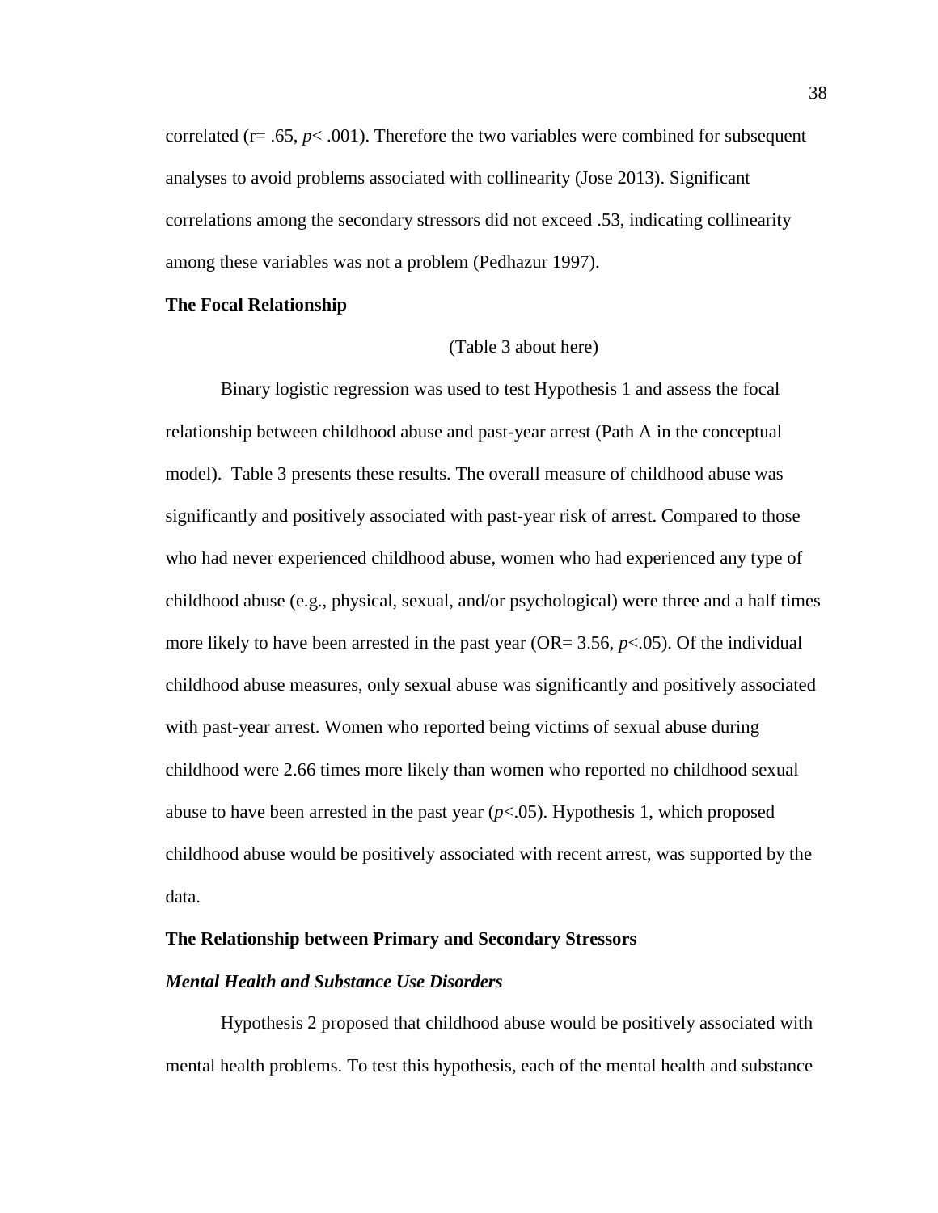correlated ($r = .65$, $p < .001$). Therefore the two variables were combined for subsequent analyses to avoid problems associated with collinearity (Jose 2013). Significant correlations among the secondary stressors did not exceed .53, indicating collinearity among these variables was not a problem (Pedhazur 1997).

**The Focal Relationship**

(Table 3 about here)

Binary logistic regression was used to test Hypothesis 1 and assess the focal relationship between childhood abuse and past-year arrest (Path A in the conceptual model). Table 3 presents these results. The overall measure of childhood abuse was significantly and positively associated with past-year risk of arrest. Compared to those who had never experienced childhood abuse, women who had experienced any type of childhood abuse (e.g., physical, sexual, and/or psychological) were three and a half times more likely to have been arrested in the past year ($OR = 3.56$, $p < .05$). Of the individual childhood abuse measures, only sexual abuse was significantly and positively associated with past-year arrest. Women who reported being victims of sexual abuse during childhood were 2.66 times more likely than women who reported no childhood sexual abuse to have been arrested in the past year ($p < .05$). Hypothesis 1, which proposed childhood abuse would be positively associated with recent arrest, was supported by the data.

**The Relationship between Primary and Secondary Stressors**

***Mental Health and Substance Use Disorders***

Hypothesis 2 proposed that childhood abuse would be positively associated with mental health problems. To test this hypothesis, each of the mental health and substance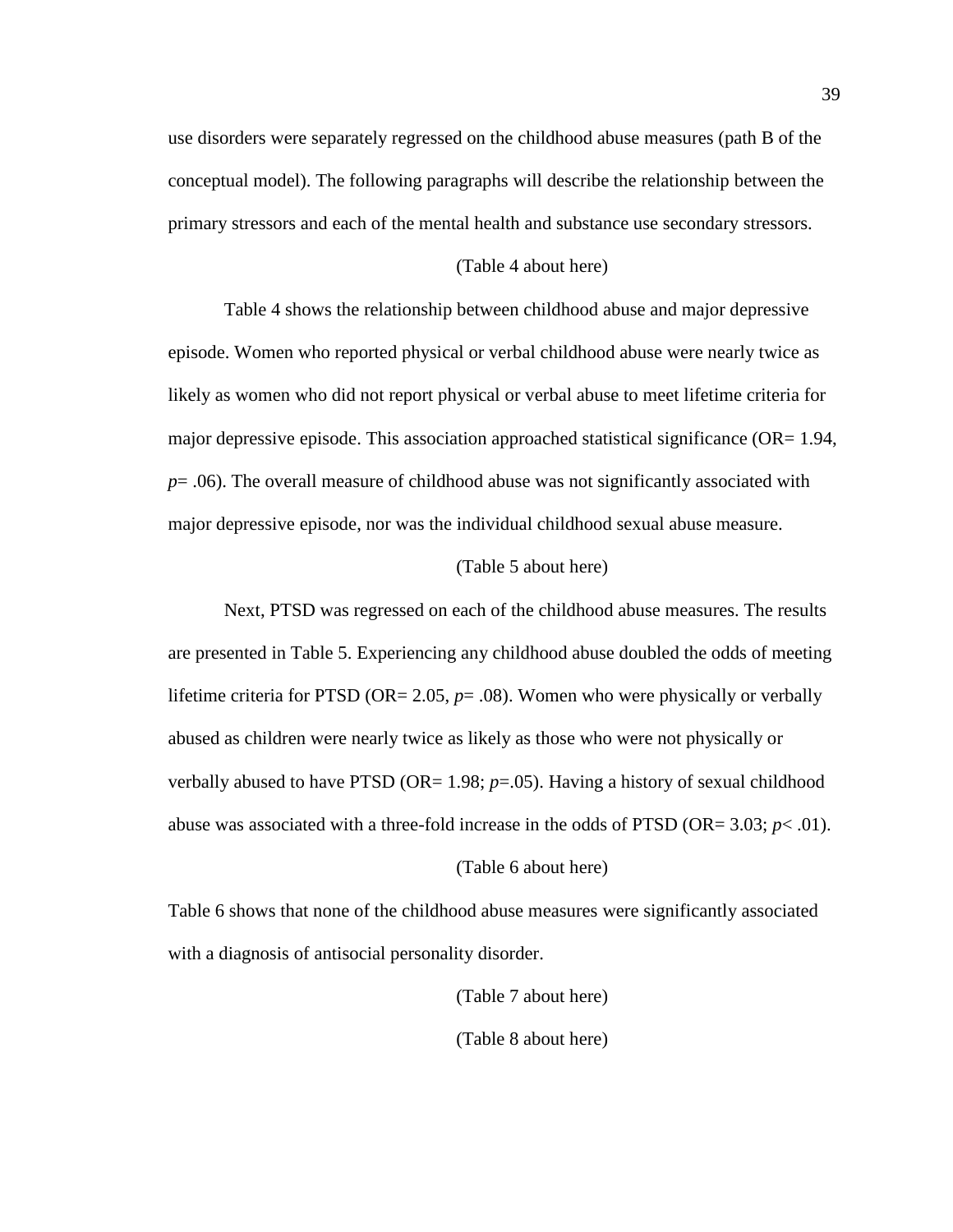use disorders were separately regressed on the childhood abuse measures (path B of the conceptual model). The following paragraphs will describe the relationship between the primary stressors and each of the mental health and substance use secondary stressors.

(Table 4 about here)

Table 4 shows the relationship between childhood abuse and major depressive episode. Women who reported physical or verbal childhood abuse were nearly twice as likely as women who did not report physical or verbal abuse to meet lifetime criteria for major depressive episode. This association approached statistical significance (OR= 1.94, $p$= .06). The overall measure of childhood abuse was not significantly associated with major depressive episode, nor was the individual childhood sexual abuse measure.

(Table 5 about here)

Next, PTSD was regressed on each of the childhood abuse measures. The results are presented in Table 5. Experiencing any childhood abuse doubled the odds of meeting lifetime criteria for PTSD (OR= 2.05, $p$= .08). Women who were physically or verbally abused as children were nearly twice as likely as those who were not physically or verbally abused to have PTSD (OR= 1.98; $p$=.05). Having a history of sexual childhood abuse was associated with a three-fold increase in the odds of PTSD (OR= 3.03; $p$< .01).

(Table 6 about here)

Table 6 shows that none of the childhood abuse measures were significantly associated with a diagnosis of antisocial personality disorder.

(Table 7 about here)

(Table 8 about here)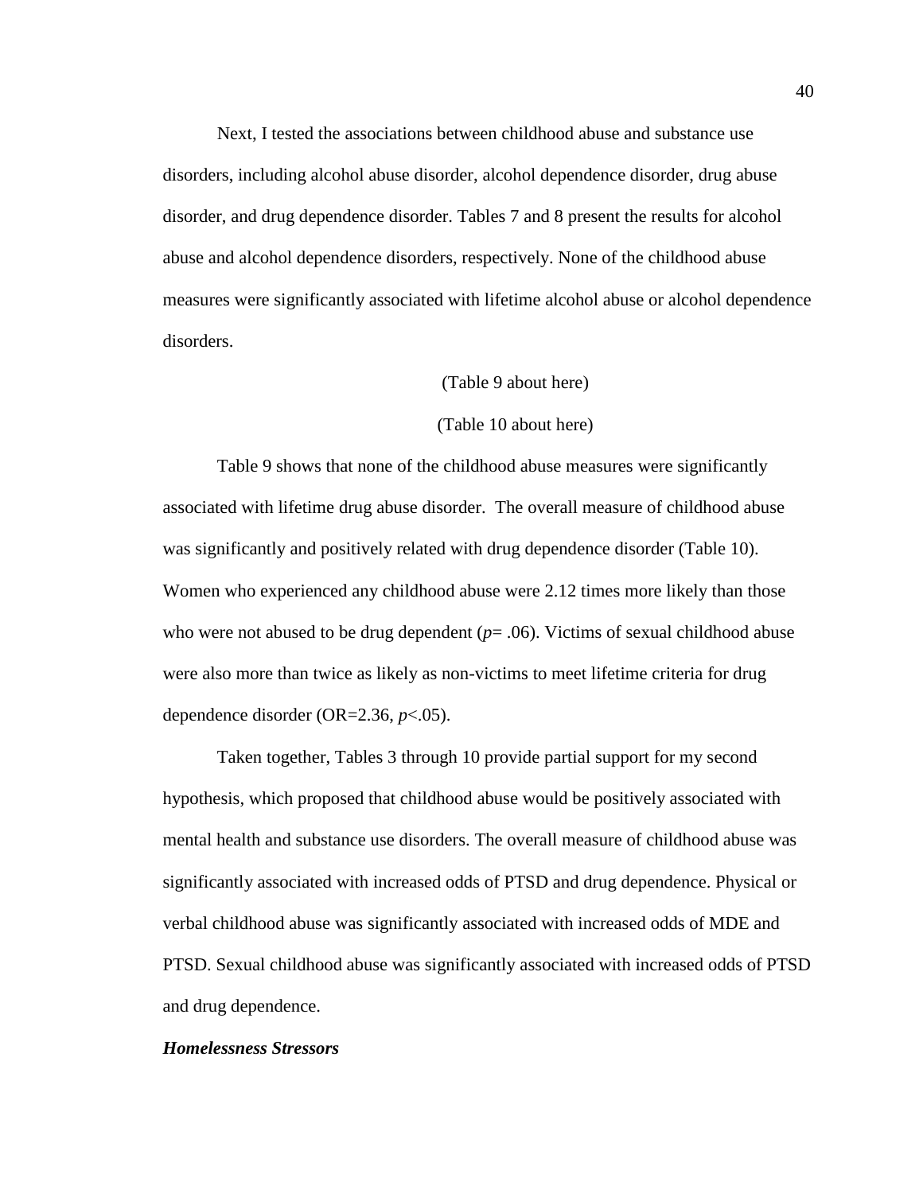Next, I tested the associations between childhood abuse and substance use disorders, including alcohol abuse disorder, alcohol dependence disorder, drug abuse disorder, and drug dependence disorder. Tables 7 and 8 present the results for alcohol abuse and alcohol dependence disorders, respectively. None of the childhood abuse measures were significantly associated with lifetime alcohol abuse or alcohol dependence disorders.

(Table 9 about here)

(Table 10 about here)

Table 9 shows that none of the childhood abuse measures were significantly associated with lifetime drug abuse disorder. The overall measure of childhood abuse was significantly and positively related with drug dependence disorder (Table 10). Women who experienced any childhood abuse were 2.12 times more likely than those who were not abused to be drug dependent ($p = .06$). Victims of sexual childhood abuse were also more than twice as likely as non-victims to meet lifetime criteria for drug dependence disorder (OR=2.36, $p < .05$).

Taken together, Tables 3 through 10 provide partial support for my second hypothesis, which proposed that childhood abuse would be positively associated with mental health and substance use disorders. The overall measure of childhood abuse was significantly associated with increased odds of PTSD and drug dependence. Physical or verbal childhood abuse was significantly associated with increased odds of MDE and PTSD. Sexual childhood abuse was significantly associated with increased odds of PTSD and drug dependence.

***Homelessness Stressors***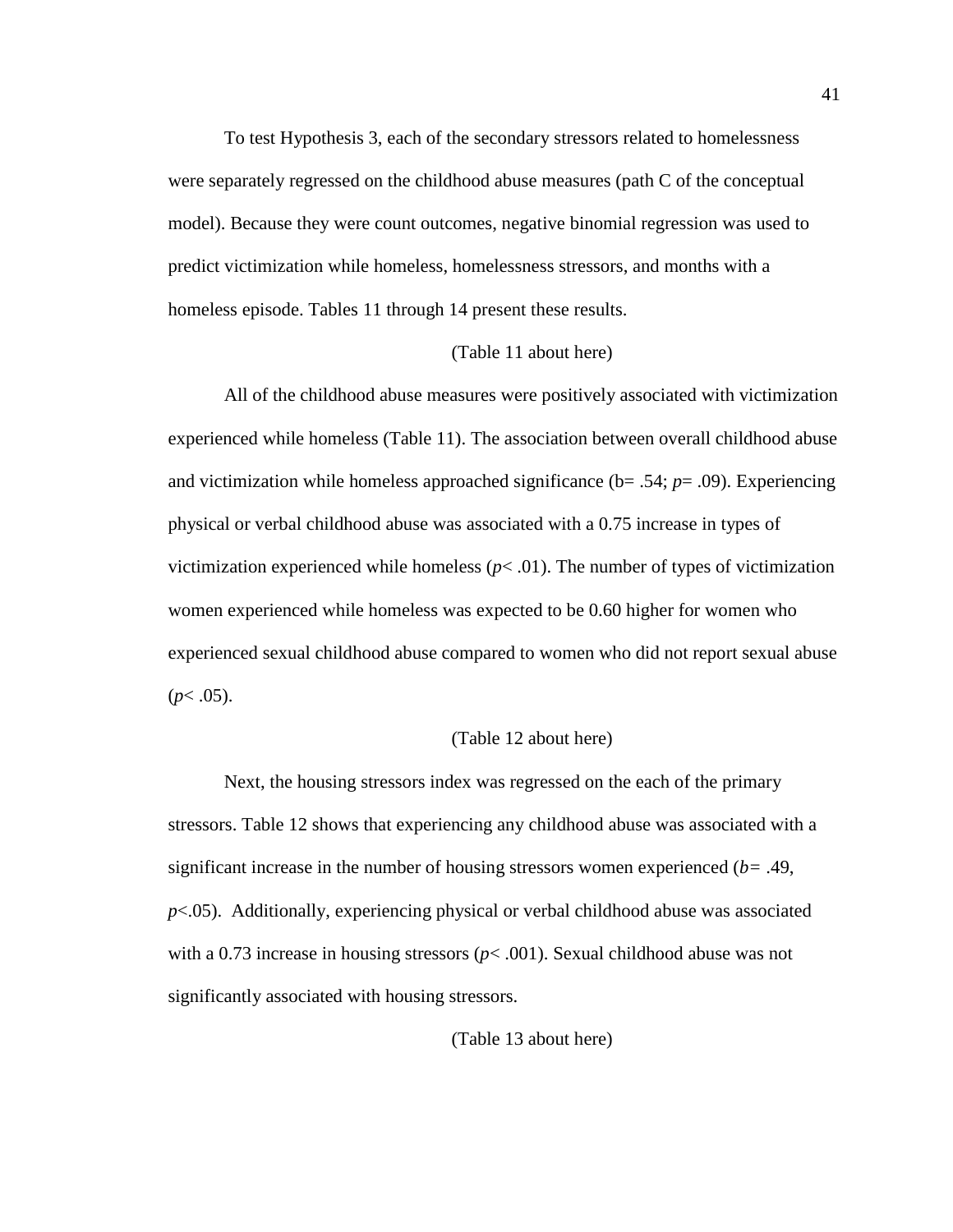To test Hypothesis 3, each of the secondary stressors related to homelessness were separately regressed on the childhood abuse measures (path C of the conceptual model). Because they were count outcomes, negative binomial regression was used to predict victimization while homeless, homelessness stressors, and months with a homeless episode. Tables 11 through 14 present these results.

(Table 11 about here)

All of the childhood abuse measures were positively associated with victimization experienced while homeless (Table 11). The association between overall childhood abuse and victimization while homeless approached significance ($b = .54$; $p = .09$). Experiencing physical or verbal childhood abuse was associated with a 0.75 increase in types of victimization experienced while homeless ($p < .01$). The number of types of victimization women experienced while homeless was expected to be 0.60 higher for women who experienced sexual childhood abuse compared to women who did not report sexual abuse ($p < .05$).

(Table 12 about here)

Next, the housing stressors index was regressed on the each of the primary stressors. Table 12 shows that experiencing any childhood abuse was associated with a significant increase in the number of housing stressors women experienced ($b = .49$, $p < .05$). Additionally, experiencing physical or verbal childhood abuse was associated with a 0.73 increase in housing stressors ($p < .001$). Sexual childhood abuse was not significantly associated with housing stressors.

(Table 13 about here)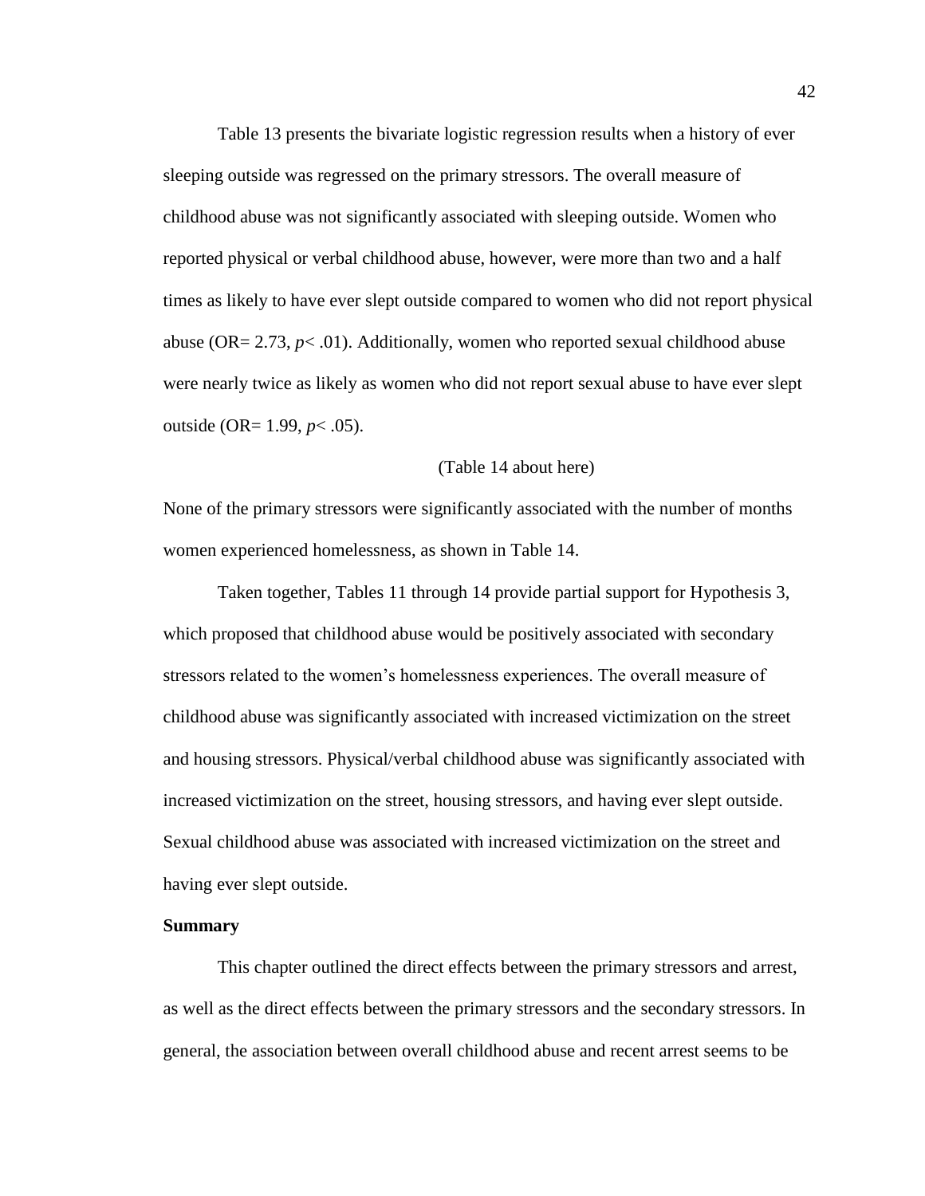Table 13 presents the bivariate logistic regression results when a history of ever sleeping outside was regressed on the primary stressors. The overall measure of childhood abuse was not significantly associated with sleeping outside. Women who reported physical or verbal childhood abuse, however, were more than two and a half times as likely to have ever slept outside compared to women who did not report physical abuse (OR= 2.73, $p < .01$). Additionally, women who reported sexual childhood abuse were nearly twice as likely as women who did not report sexual abuse to have ever slept outside (OR= 1.99, $p < .05$).

(Table 14 about here)

None of the primary stressors were significantly associated with the number of months women experienced homelessness, as shown in Table 14.

Taken together, Tables 11 through 14 provide partial support for Hypothesis 3, which proposed that childhood abuse would be positively associated with secondary stressors related to the women's homelessness experiences. The overall measure of childhood abuse was significantly associated with increased victimization on the street and housing stressors. Physical/verbal childhood abuse was significantly associated with increased victimization on the street, housing stressors, and having ever slept outside. Sexual childhood abuse was associated with increased victimization on the street and having ever slept outside.

**Summary**

This chapter outlined the direct effects between the primary stressors and arrest, as well as the direct effects between the primary stressors and the secondary stressors. In general, the association between overall childhood abuse and recent arrest seems to be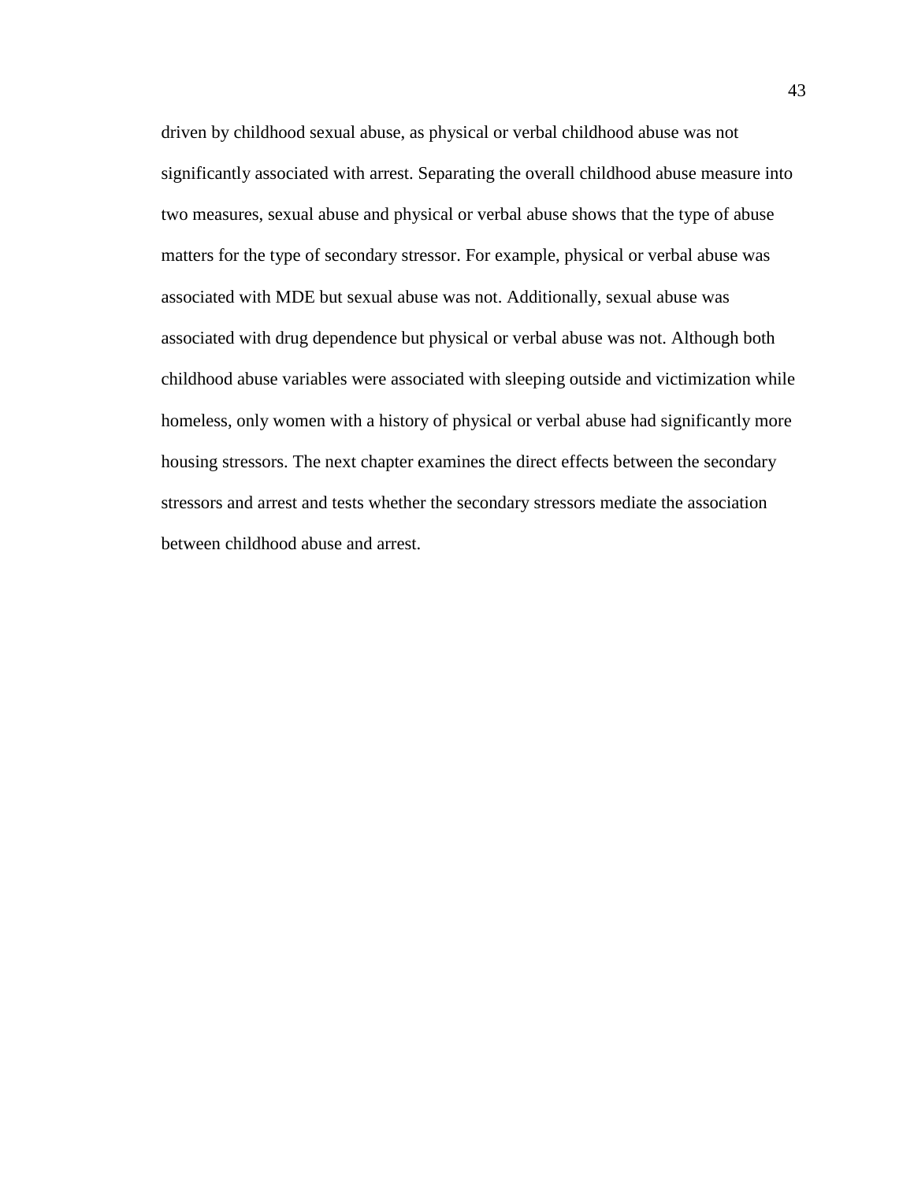driven by childhood sexual abuse, as physical or verbal childhood abuse was not significantly associated with arrest. Separating the overall childhood abuse measure into two measures, sexual abuse and physical or verbal abuse shows that the type of abuse matters for the type of secondary stressor. For example, physical or verbal abuse was associated with MDE but sexual abuse was not. Additionally, sexual abuse was associated with drug dependence but physical or verbal abuse was not. Although both childhood abuse variables were associated with sleeping outside and victimization while homeless, only women with a history of physical or verbal abuse had significantly more housing stressors. The next chapter examines the direct effects between the secondary stressors and arrest and tests whether the secondary stressors mediate the association between childhood abuse and arrest.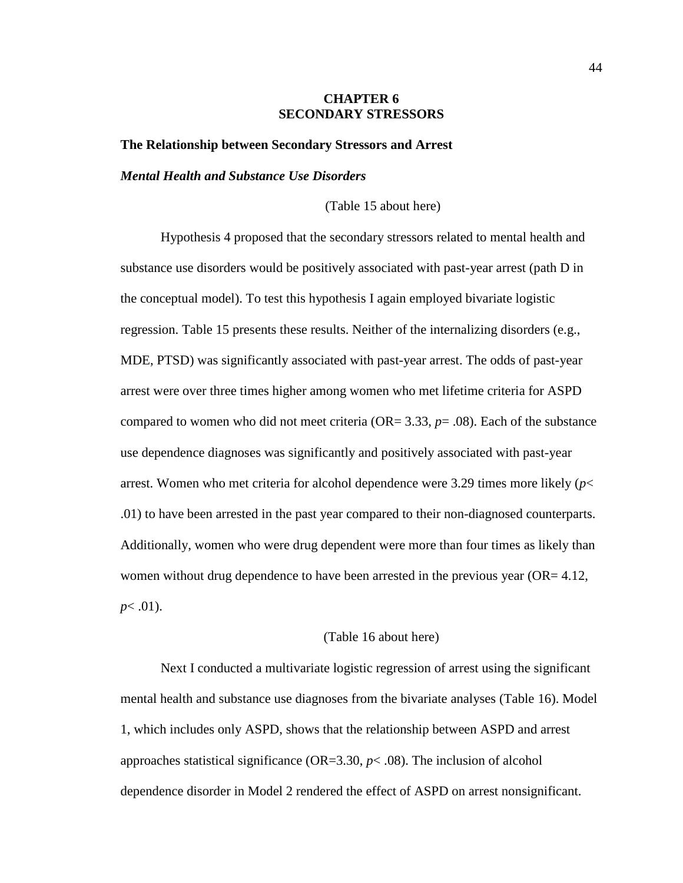# CHAPTER 6
# SECONDARY STRESSORS

## The Relationship between Secondary Stressors and Arrest

### *Mental Health and Substance Use Disorders*

(Table 15 about here)

Hypothesis 4 proposed that the secondary stressors related to mental health and substance use disorders would be positively associated with past-year arrest (path D in the conceptual model). To test this hypothesis I again employed bivariate logistic regression. Table 15 presents these results. Neither of the internalizing disorders (e.g., MDE, PTSD) was significantly associated with past-year arrest. The odds of past-year arrest were over three times higher among women who met lifetime criteria for ASPD compared to women who did not meet criteria (OR= 3.33, $p$= .08). Each of the substance use dependence diagnoses was significantly and positively associated with past-year arrest. Women who met criteria for alcohol dependence were 3.29 times more likely ($p$< .01) to have been arrested in the past year compared to their non-diagnosed counterparts. Additionally, women who were drug dependent were more than four times as likely than women without drug dependence to have been arrested in the previous year (OR= 4.12, $p$< .01).

(Table 16 about here)

Next I conducted a multivariate logistic regression of arrest using the significant mental health and substance use diagnoses from the bivariate analyses (Table 16). Model 1, which includes only ASPD, shows that the relationship between ASPD and arrest approaches statistical significance (OR=3.30, $p$< .08). The inclusion of alcohol dependence disorder in Model 2 rendered the effect of ASPD on arrest nonsignificant.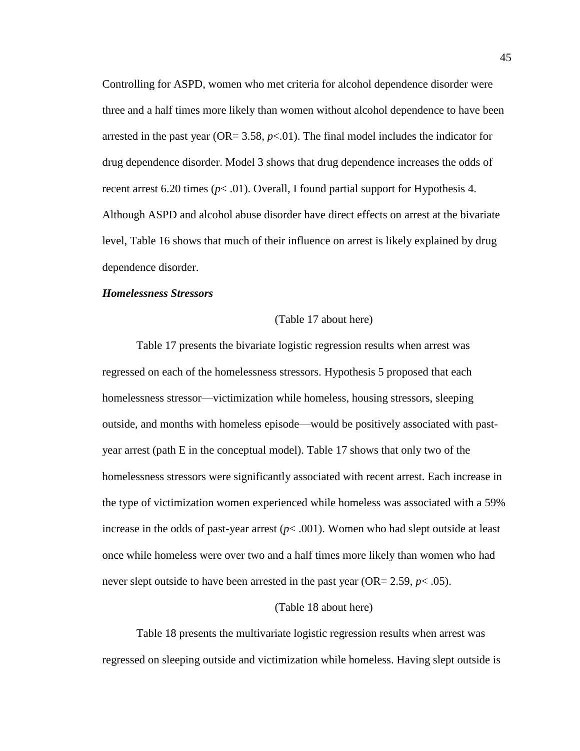Controlling for ASPD, women who met criteria for alcohol dependence disorder were three and a half times more likely than women without alcohol dependence to have been arrested in the past year (OR= 3.58, $p$<.01). The final model includes the indicator for drug dependence disorder. Model 3 shows that drug dependence increases the odds of recent arrest 6.20 times ($p$< .01). Overall, I found partial support for Hypothesis 4. Although ASPD and alcohol abuse disorder have direct effects on arrest at the bivariate level, Table 16 shows that much of their influence on arrest is likely explained by drug dependence disorder.

***Homelessness Stressors***

(Table 17 about here)

Table 17 presents the bivariate logistic regression results when arrest was regressed on each of the homelessness stressors. Hypothesis 5 proposed that each homelessness stressor—victimization while homeless, housing stressors, sleeping outside, and months with homeless episode—would be positively associated with past-year arrest (path E in the conceptual model). Table 17 shows that only two of the homelessness stressors were significantly associated with recent arrest. Each increase in the type of victimization women experienced while homeless was associated with a 59% increase in the odds of past-year arrest ($p$< .001). Women who had slept outside at least once while homeless were over two and a half times more likely than women who had never slept outside to have been arrested in the past year (OR= 2.59, $p$< .05).

(Table 18 about here)

Table 18 presents the multivariate logistic regression results when arrest was regressed on sleeping outside and victimization while homeless. Having slept outside is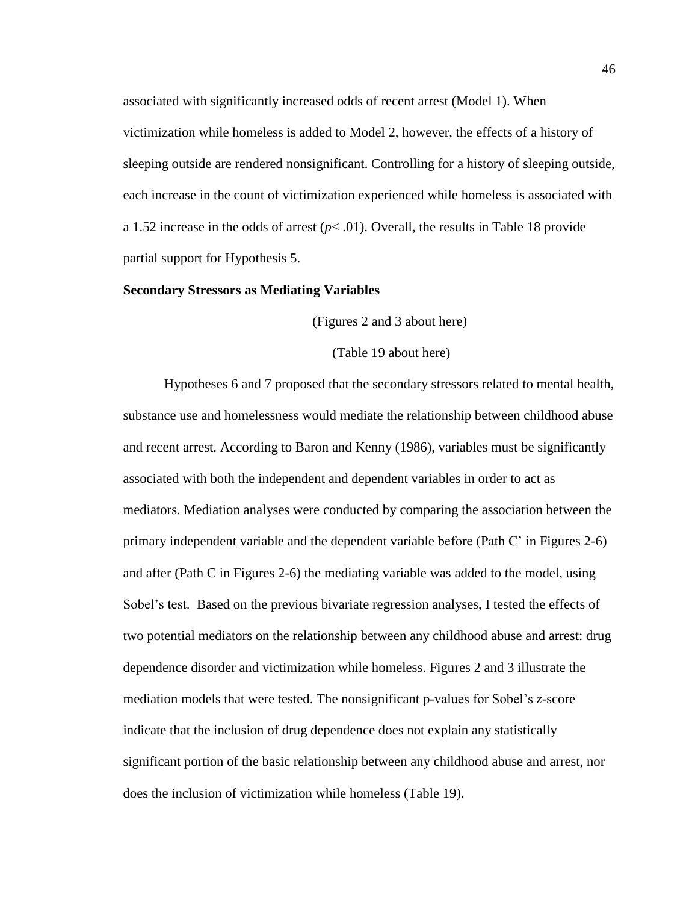associated with significantly increased odds of recent arrest (Model 1). When victimization while homeless is added to Model 2, however, the effects of a history of sleeping outside are rendered nonsignificant. Controlling for a history of sleeping outside, each increase in the count of victimization experienced while homeless is associated with a 1.52 increase in the odds of arrest ($p < .01$). Overall, the results in Table 18 provide partial support for Hypothesis 5.

**Secondary Stressors as Mediating Variables**

(Figures 2 and 3 about here)

(Table 19 about here)

Hypotheses 6 and 7 proposed that the secondary stressors related to mental health, substance use and homelessness would mediate the relationship between childhood abuse and recent arrest. According to Baron and Kenny (1986), variables must be significantly associated with both the independent and dependent variables in order to act as mediators. Mediation analyses were conducted by comparing the association between the primary independent variable and the dependent variable before (Path C' in Figures 2-6) and after (Path C in Figures 2-6) the mediating variable was added to the model, using Sobel's test. Based on the previous bivariate regression analyses, I tested the effects of two potential mediators on the relationship between any childhood abuse and arrest: drug dependence disorder and victimization while homeless. Figures 2 and 3 illustrate the mediation models that were tested. The nonsignificant p-values for Sobel's *z*-score indicate that the inclusion of drug dependence does not explain any statistically significant portion of the basic relationship between any childhood abuse and arrest, nor does the inclusion of victimization while homeless (Table 19).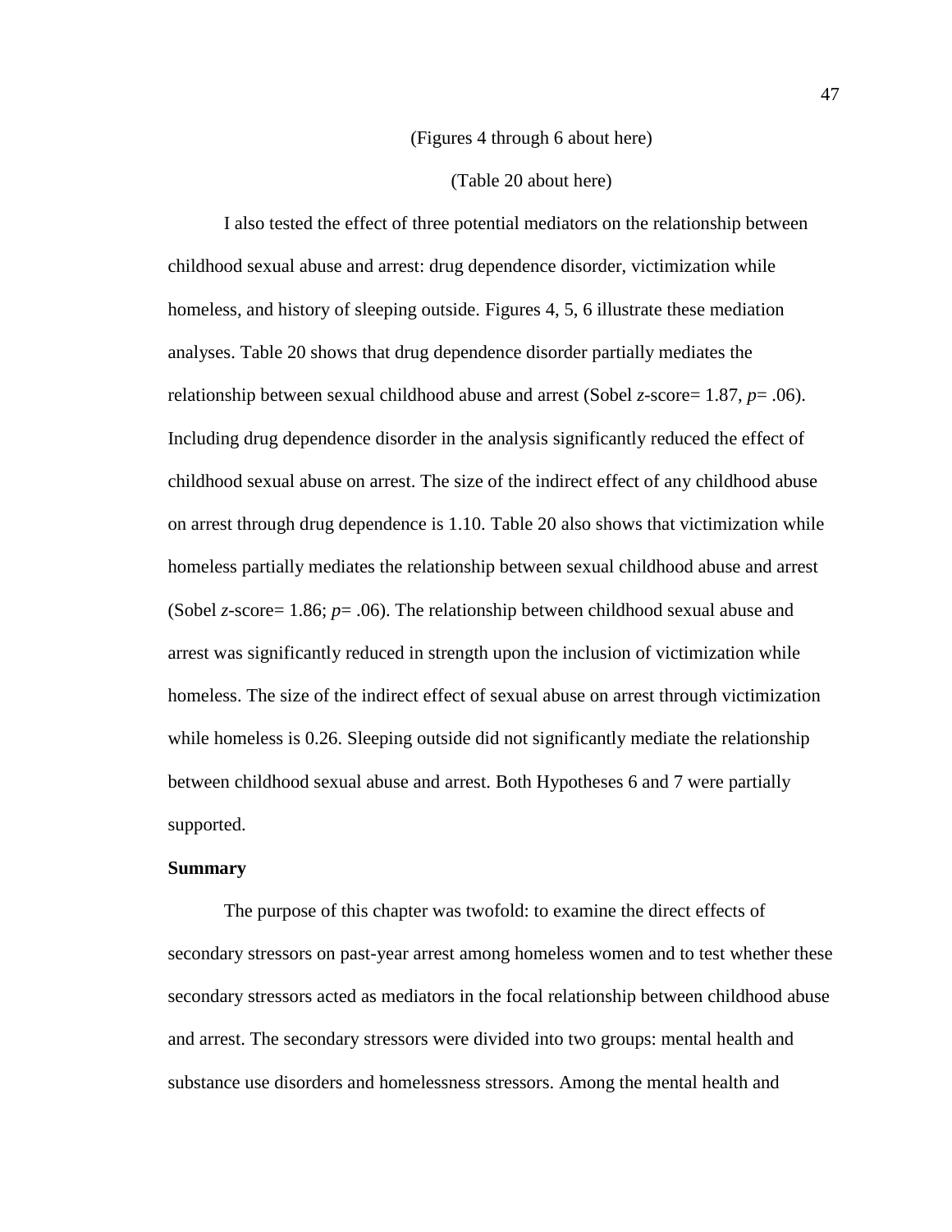(Figures 4 through 6 about here)

(Table 20 about here)

I also tested the effect of three potential mediators on the relationship between childhood sexual abuse and arrest: drug dependence disorder, victimization while homeless, and history of sleeping outside. Figures 4, 5, 6 illustrate these mediation analyses. Table 20 shows that drug dependence disorder partially mediates the relationship between sexual childhood abuse and arrest (Sobel *z*-score= 1.87, *p*= .06). Including drug dependence disorder in the analysis significantly reduced the effect of childhood sexual abuse on arrest. The size of the indirect effect of any childhood abuse on arrest through drug dependence is 1.10. Table 20 also shows that victimization while homeless partially mediates the relationship between sexual childhood abuse and arrest (Sobel *z*-score= 1.86; *p*= .06). The relationship between childhood sexual abuse and arrest was significantly reduced in strength upon the inclusion of victimization while homeless. The size of the indirect effect of sexual abuse on arrest through victimization while homeless is 0.26. Sleeping outside did not significantly mediate the relationship between childhood sexual abuse and arrest. Both Hypotheses 6 and 7 were partially supported.

**Summary**

The purpose of this chapter was twofold: to examine the direct effects of secondary stressors on past-year arrest among homeless women and to test whether these secondary stressors acted as mediators in the focal relationship between childhood abuse and arrest. The secondary stressors were divided into two groups: mental health and substance use disorders and homelessness stressors. Among the mental health and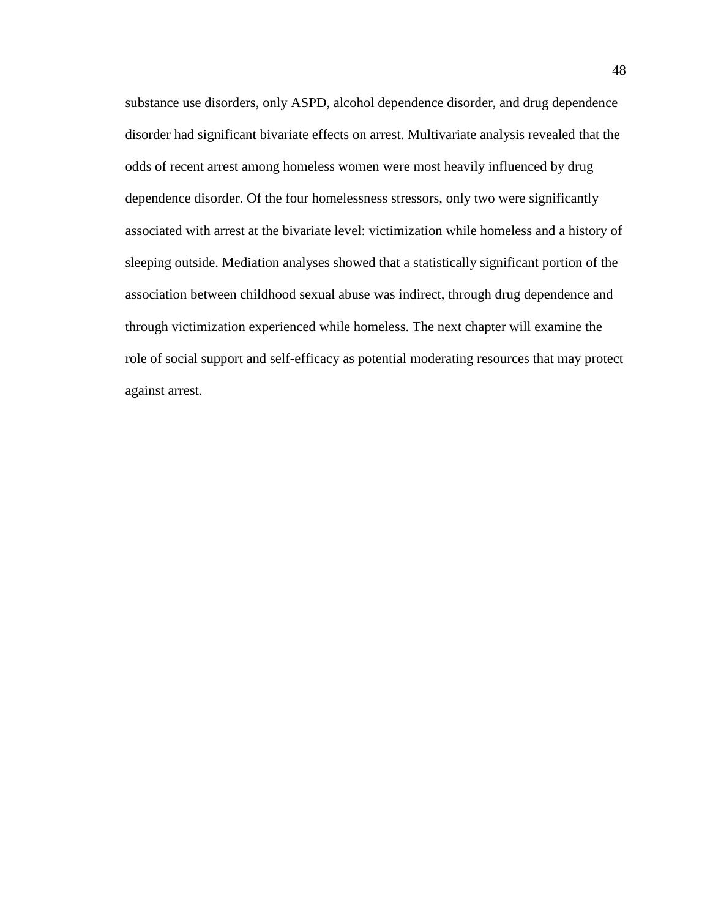substance use disorders, only ASPD, alcohol dependence disorder, and drug dependence disorder had significant bivariate effects on arrest. Multivariate analysis revealed that the odds of recent arrest among homeless women were most heavily influenced by drug dependence disorder. Of the four homelessness stressors, only two were significantly associated with arrest at the bivariate level: victimization while homeless and a history of sleeping outside. Mediation analyses showed that a statistically significant portion of the association between childhood sexual abuse was indirect, through drug dependence and through victimization experienced while homeless. The next chapter will examine the role of social support and self-efficacy as potential moderating resources that may protect against arrest.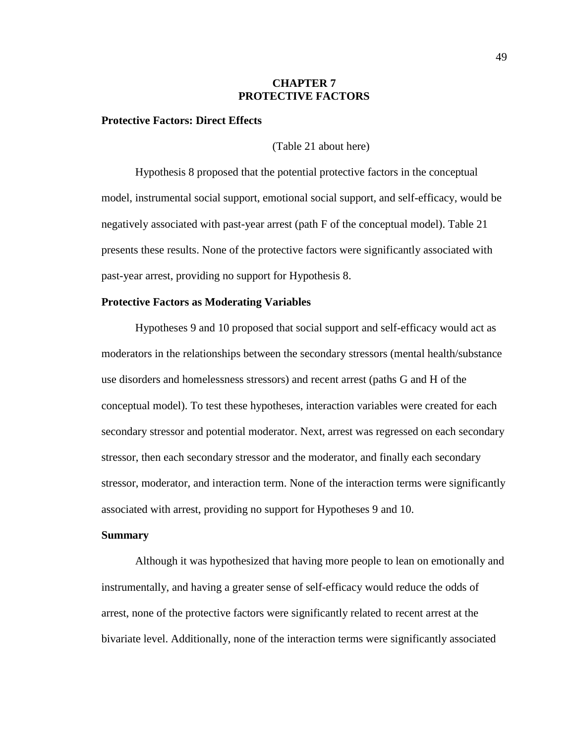# CHAPTER 7
# PROTECTIVE FACTORS

### Protective Factors: Direct Effects

(Table 21 about here)

Hypothesis 8 proposed that the potential protective factors in the conceptual model, instrumental social support, emotional social support, and self-efficacy, would be negatively associated with past-year arrest (path F of the conceptual model). Table 21 presents these results. None of the protective factors were significantly associated with past-year arrest, providing no support for Hypothesis 8.

### Protective Factors as Moderating Variables

Hypotheses 9 and 10 proposed that social support and self-efficacy would act as moderators in the relationships between the secondary stressors (mental health/substance use disorders and homelessness stressors) and recent arrest (paths G and H of the conceptual model). To test these hypotheses, interaction variables were created for each secondary stressor and potential moderator. Next, arrest was regressed on each secondary stressor, then each secondary stressor and the moderator, and finally each secondary stressor, moderator, and interaction term. None of the interaction terms were significantly associated with arrest, providing no support for Hypotheses 9 and 10.

### Summary

Although it was hypothesized that having more people to lean on emotionally and instrumentally, and having a greater sense of self-efficacy would reduce the odds of arrest, none of the protective factors were significantly related to recent arrest at the bivariate level. Additionally, none of the interaction terms were significantly associated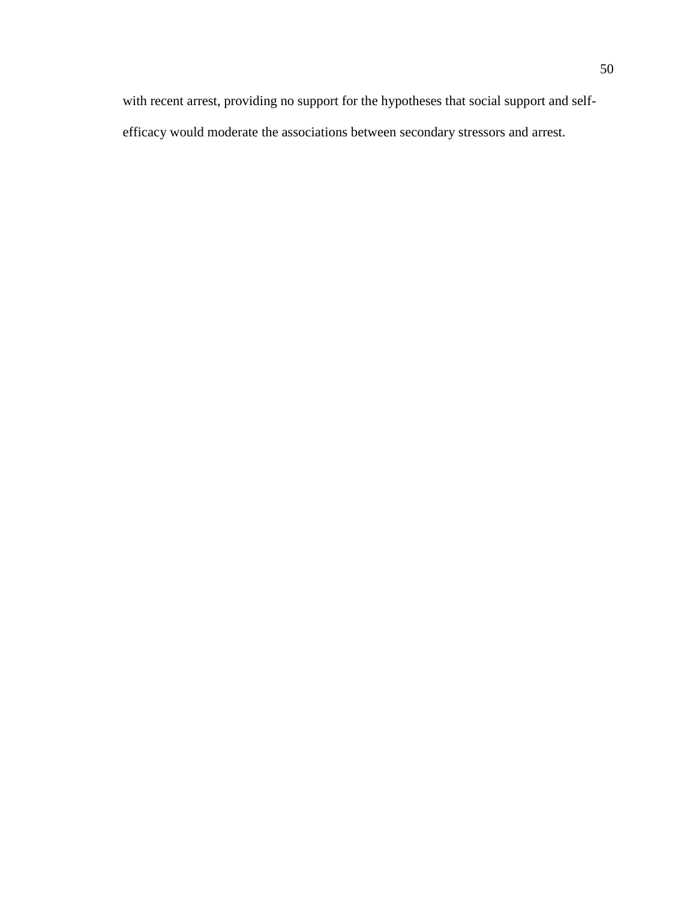with recent arrest, providing no support for the hypotheses that social support and self-efficacy would moderate the associations between secondary stressors and arrest.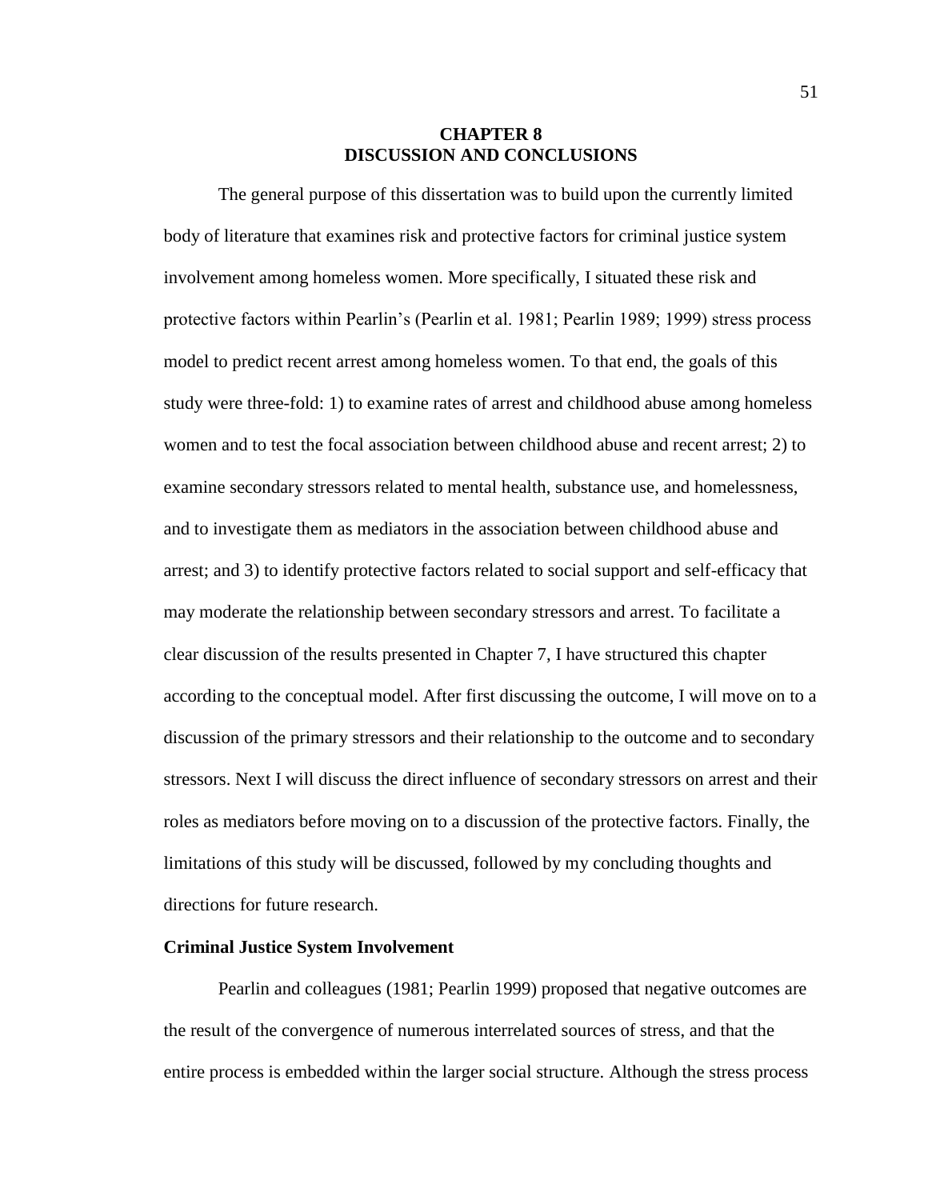# CHAPTER 8
# DISCUSSION AND CONCLUSIONS

The general purpose of this dissertation was to build upon the currently limited body of literature that examines risk and protective factors for criminal justice system involvement among homeless women. More specifically, I situated these risk and protective factors within Pearlin's (Pearlin et al. 1981; Pearlin 1989; 1999) stress process model to predict recent arrest among homeless women. To that end, the goals of this study were three-fold: 1) to examine rates of arrest and childhood abuse among homeless women and to test the focal association between childhood abuse and recent arrest; 2) to examine secondary stressors related to mental health, substance use, and homelessness, and to investigate them as mediators in the association between childhood abuse and arrest; and 3) to identify protective factors related to social support and self-efficacy that may moderate the relationship between secondary stressors and arrest. To facilitate a clear discussion of the results presented in Chapter 7, I have structured this chapter according to the conceptual model. After first discussing the outcome, I will move on to a discussion of the primary stressors and their relationship to the outcome and to secondary stressors. Next I will discuss the direct influence of secondary stressors on arrest and their roles as mediators before moving on to a discussion of the protective factors. Finally, the limitations of this study will be discussed, followed by my concluding thoughts and directions for future research.

**Criminal Justice System Involvement**

Pearlin and colleagues (1981; Pearlin 1999) proposed that negative outcomes are the result of the convergence of numerous interrelated sources of stress, and that the entire process is embedded within the larger social structure. Although the stress process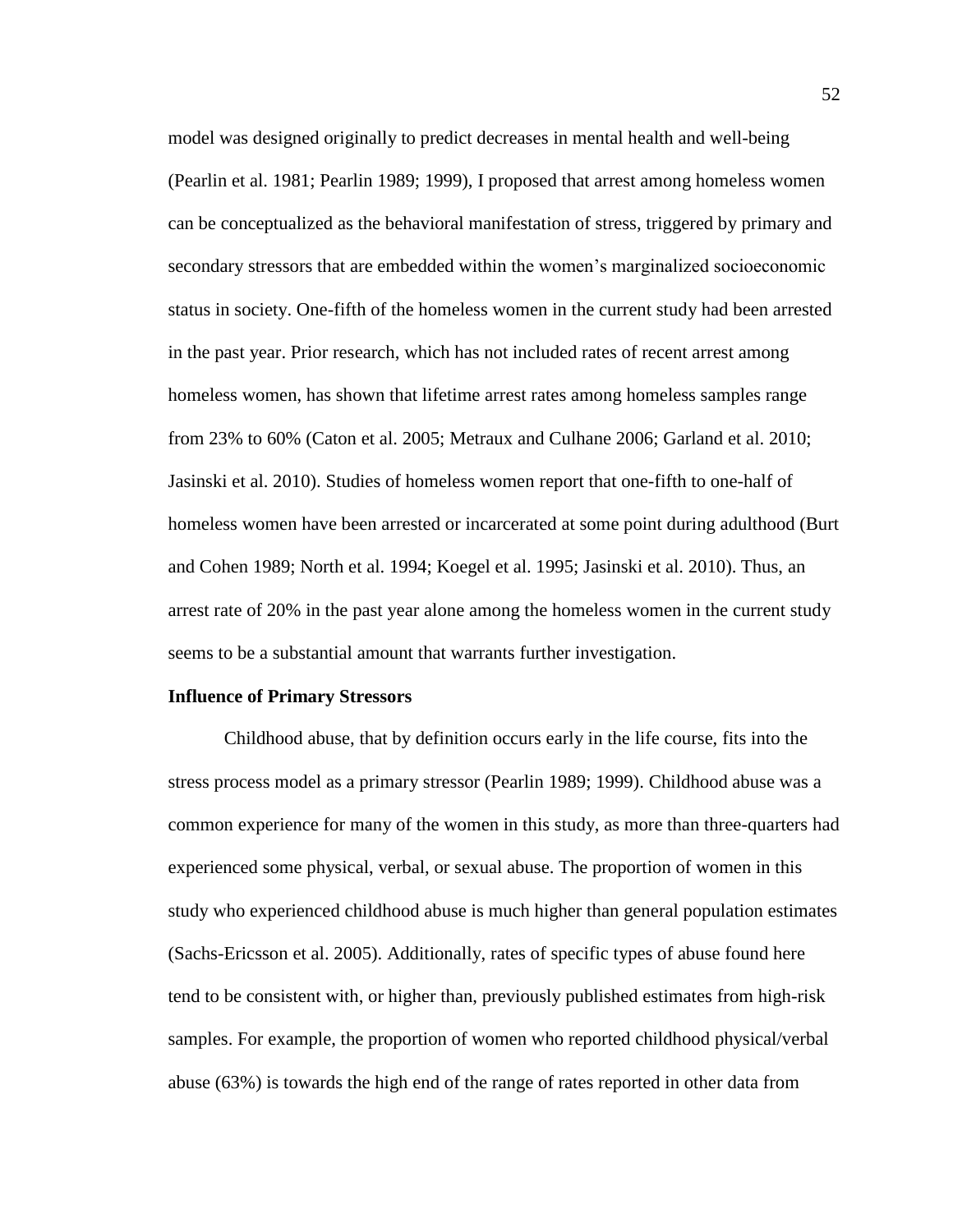model was designed originally to predict decreases in mental health and well-being (Pearlin et al. 1981; Pearlin 1989; 1999), I proposed that arrest among homeless women can be conceptualized as the behavioral manifestation of stress, triggered by primary and secondary stressors that are embedded within the women's marginalized socioeconomic status in society. One-fifth of the homeless women in the current study had been arrested in the past year. Prior research, which has not included rates of recent arrest among homeless women, has shown that lifetime arrest rates among homeless samples range from 23% to 60% (Caton et al. 2005; Metraux and Culhane 2006; Garland et al. 2010; Jasinski et al. 2010). Studies of homeless women report that one-fifth to one-half of homeless women have been arrested or incarcerated at some point during adulthood (Burt and Cohen 1989; North et al. 1994; Koegel et al. 1995; Jasinski et al. 2010). Thus, an arrest rate of 20% in the past year alone among the homeless women in the current study seems to be a substantial amount that warrants further investigation.

**Influence of Primary Stressors**

Childhood abuse, that by definition occurs early in the life course, fits into the stress process model as a primary stressor (Pearlin 1989; 1999). Childhood abuse was a common experience for many of the women in this study, as more than three-quarters had experienced some physical, verbal, or sexual abuse. The proportion of women in this study who experienced childhood abuse is much higher than general population estimates (Sachs-Ericsson et al. 2005). Additionally, rates of specific types of abuse found here tend to be consistent with, or higher than, previously published estimates from high-risk samples. For example, the proportion of women who reported childhood physical/verbal abuse (63%) is towards the high end of the range of rates reported in other data from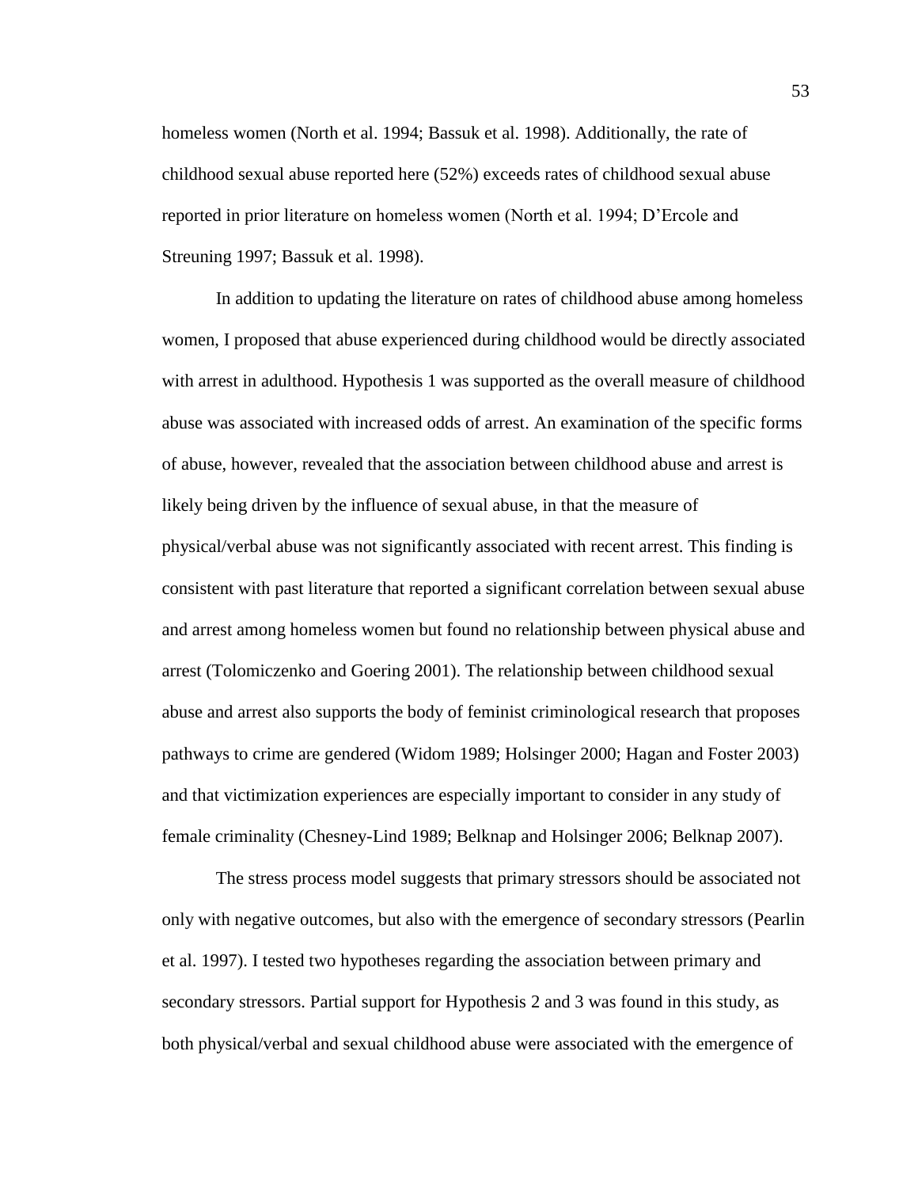homeless women (North et al. 1994; Bassuk et al. 1998). Additionally, the rate of childhood sexual abuse reported here (52%) exceeds rates of childhood sexual abuse reported in prior literature on homeless women (North et al. 1994; D'Ercole and Streuning 1997; Bassuk et al. 1998).

In addition to updating the literature on rates of childhood abuse among homeless women, I proposed that abuse experienced during childhood would be directly associated with arrest in adulthood. Hypothesis 1 was supported as the overall measure of childhood abuse was associated with increased odds of arrest. An examination of the specific forms of abuse, however, revealed that the association between childhood abuse and arrest is likely being driven by the influence of sexual abuse, in that the measure of physical/verbal abuse was not significantly associated with recent arrest. This finding is consistent with past literature that reported a significant correlation between sexual abuse and arrest among homeless women but found no relationship between physical abuse and arrest (Tolomiczenko and Goering 2001). The relationship between childhood sexual abuse and arrest also supports the body of feminist criminological research that proposes pathways to crime are gendered (Widom 1989; Holsinger 2000; Hagan and Foster 2003) and that victimization experiences are especially important to consider in any study of female criminality (Chesney-Lind 1989; Belknap and Holsinger 2006; Belknap 2007).

The stress process model suggests that primary stressors should be associated not only with negative outcomes, but also with the emergence of secondary stressors (Pearlin et al. 1997). I tested two hypotheses regarding the association between primary and secondary stressors. Partial support for Hypothesis 2 and 3 was found in this study, as both physical/verbal and sexual childhood abuse were associated with the emergence of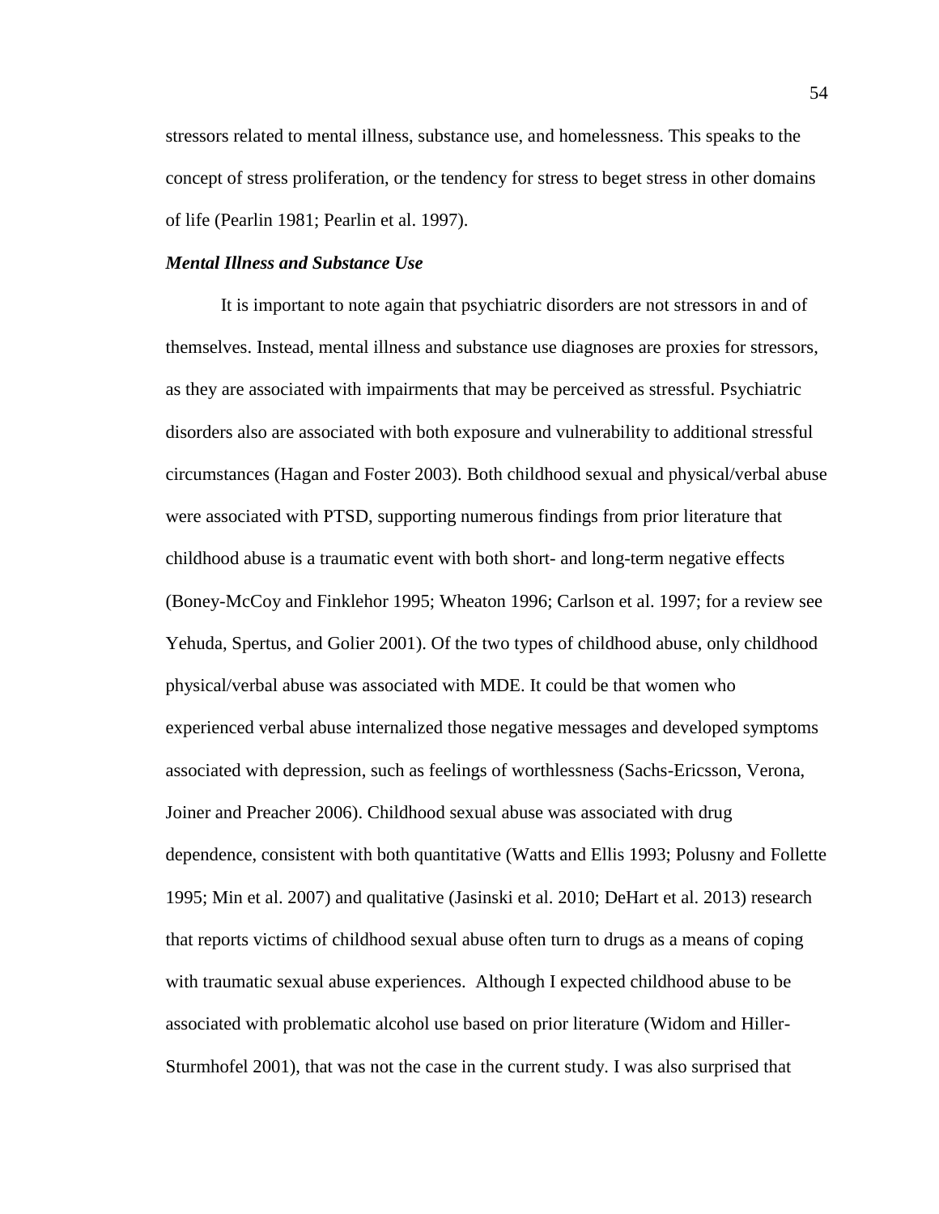stressors related to mental illness, substance use, and homelessness. This speaks to the concept of stress proliferation, or the tendency for stress to beget stress in other domains of life (Pearlin 1981; Pearlin et al. 1997).

### *Mental Illness and Substance Use*

It is important to note again that psychiatric disorders are not stressors in and of themselves. Instead, mental illness and substance use diagnoses are proxies for stressors, as they are associated with impairments that may be perceived as stressful. Psychiatric disorders also are associated with both exposure and vulnerability to additional stressful circumstances (Hagan and Foster 2003). Both childhood sexual and physical/verbal abuse were associated with PTSD, supporting numerous findings from prior literature that childhood abuse is a traumatic event with both short- and long-term negative effects (Boney-McCoy and Finklehor 1995; Wheaton 1996; Carlson et al. 1997; for a review see Yehuda, Spertus, and Golier 2001). Of the two types of childhood abuse, only childhood physical/verbal abuse was associated with MDE. It could be that women who experienced verbal abuse internalized those negative messages and developed symptoms associated with depression, such as feelings of worthlessness (Sachs-Ericsson, Verona, Joiner and Preacher 2006). Childhood sexual abuse was associated with drug dependence, consistent with both quantitative (Watts and Ellis 1993; Polusny and Follette 1995; Min et al. 2007) and qualitative (Jasinski et al. 2010; DeHart et al. 2013) research that reports victims of childhood sexual abuse often turn to drugs as a means of coping with traumatic sexual abuse experiences. Although I expected childhood abuse to be associated with problematic alcohol use based on prior literature (Widom and Hiller-Sturmhofel 2001), that was not the case in the current study. I was also surprised that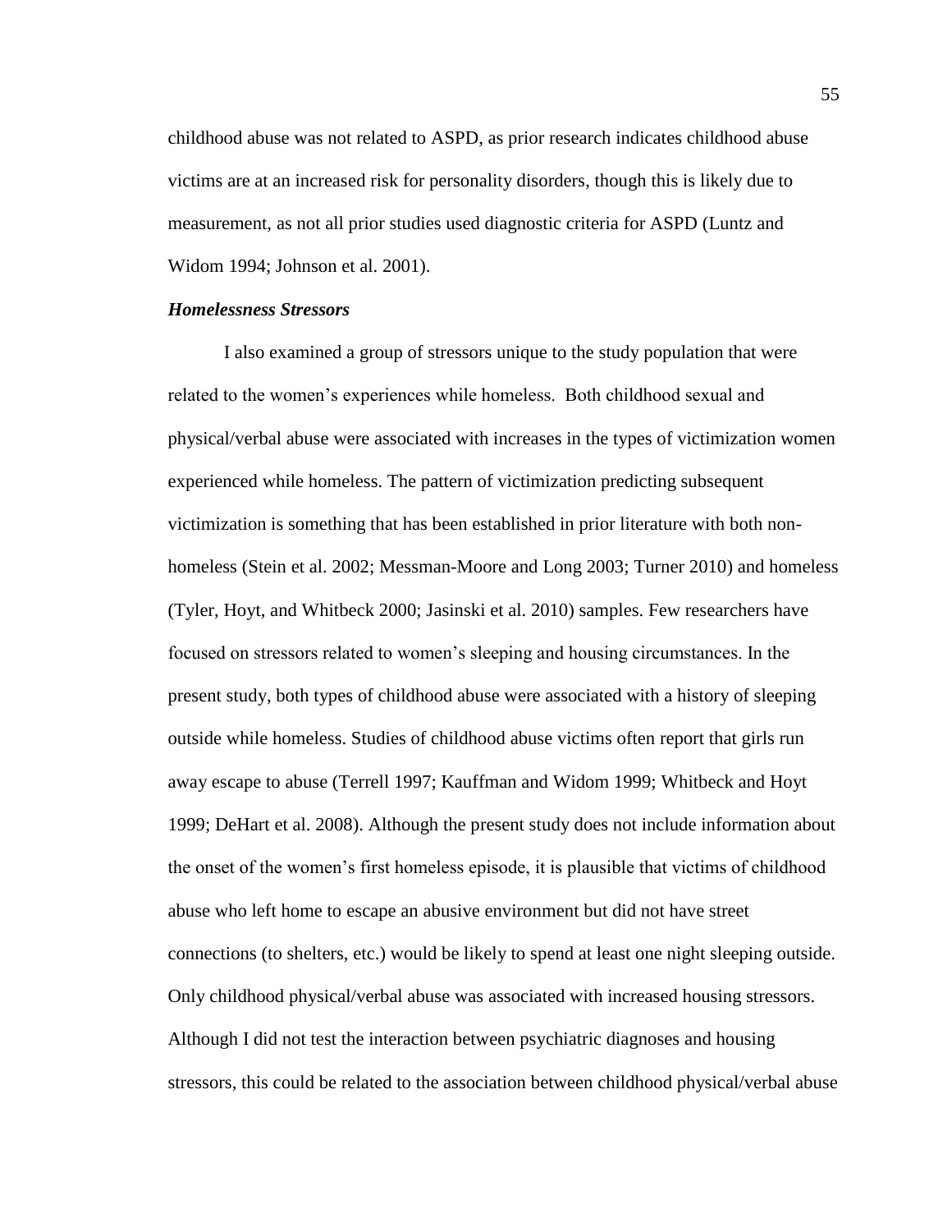childhood abuse was not related to ASPD, as prior research indicates childhood abuse victims are at an increased risk for personality disorders, though this is likely due to measurement, as not all prior studies used diagnostic criteria for ASPD (Luntz and Widom 1994; Johnson et al. 2001).

### *Homelessness Stressors*

I also examined a group of stressors unique to the study population that were related to the women's experiences while homeless. Both childhood sexual and physical/verbal abuse were associated with increases in the types of victimization women experienced while homeless. The pattern of victimization predicting subsequent victimization is something that has been established in prior literature with both non-homeless (Stein et al. 2002; Messman-Moore and Long 2003; Turner 2010) and homeless (Tyler, Hoyt, and Whitbeck 2000; Jasinski et al. 2010) samples. Few researchers have focused on stressors related to women's sleeping and housing circumstances. In the present study, both types of childhood abuse were associated with a history of sleeping outside while homeless. Studies of childhood abuse victims often report that girls run away escape to abuse (Terrell 1997; Kauffman and Widom 1999; Whitbeck and Hoyt 1999; DeHart et al. 2008). Although the present study does not include information about the onset of the women's first homeless episode, it is plausible that victims of childhood abuse who left home to escape an abusive environment but did not have street connections (to shelters, etc.) would be likely to spend at least one night sleeping outside. Only childhood physical/verbal abuse was associated with increased housing stressors. Although I did not test the interaction between psychiatric diagnoses and housing stressors, this could be related to the association between childhood physical/verbal abuse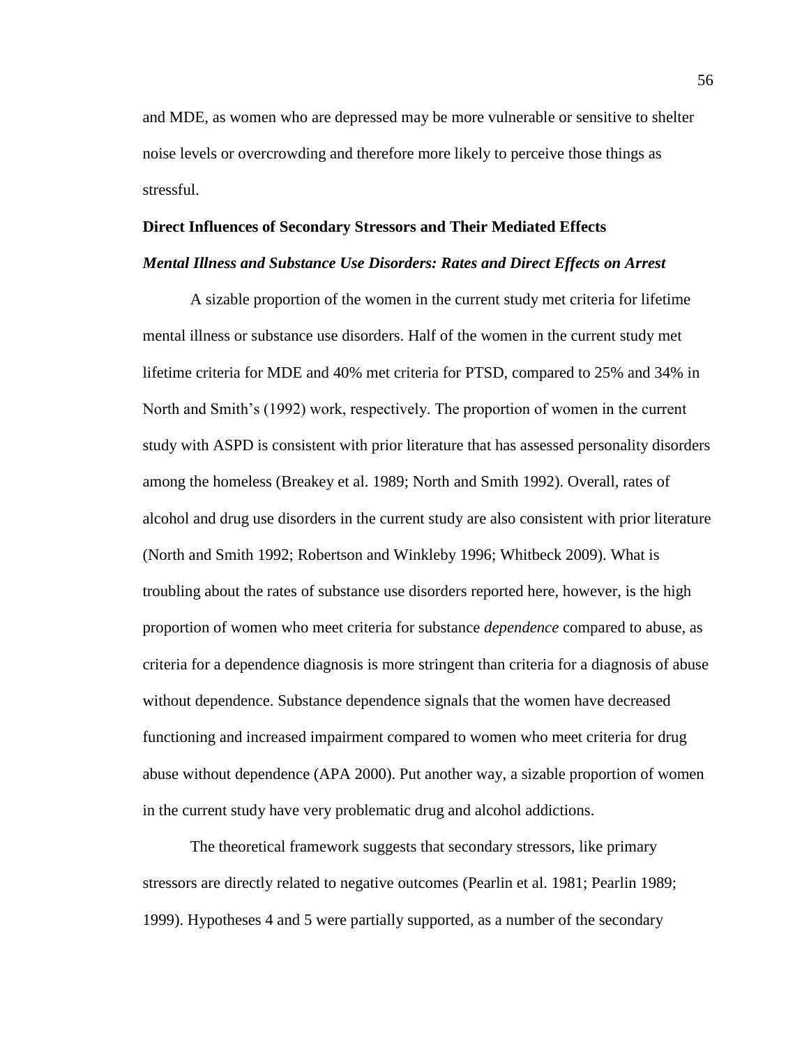and MDE, as women who are depressed may be more vulnerable or sensitive to shelter noise levels or overcrowding and therefore more likely to perceive those things as stressful.

## Direct Influences of Secondary Stressors and Their Mediated Effects

### *Mental Illness and Substance Use Disorders: Rates and Direct Effects on Arrest*

A sizable proportion of the women in the current study met criteria for lifetime mental illness or substance use disorders. Half of the women in the current study met lifetime criteria for MDE and 40% met criteria for PTSD, compared to 25% and 34% in North and Smith's (1992) work, respectively. The proportion of women in the current study with ASPD is consistent with prior literature that has assessed personality disorders among the homeless (Breakey et al. 1989; North and Smith 1992). Overall, rates of alcohol and drug use disorders in the current study are also consistent with prior literature (North and Smith 1992; Robertson and Winkleby 1996; Whitbeck 2009). What is troubling about the rates of substance use disorders reported here, however, is the high proportion of women who meet criteria for substance *dependence* compared to abuse, as criteria for a dependence diagnosis is more stringent than criteria for a diagnosis of abuse without dependence. Substance dependence signals that the women have decreased functioning and increased impairment compared to women who meet criteria for drug abuse without dependence (APA 2000). Put another way, a sizable proportion of women in the current study have very problematic drug and alcohol addictions.

The theoretical framework suggests that secondary stressors, like primary stressors are directly related to negative outcomes (Pearlin et al. 1981; Pearlin 1989; 1999). Hypotheses 4 and 5 were partially supported, as a number of the secondary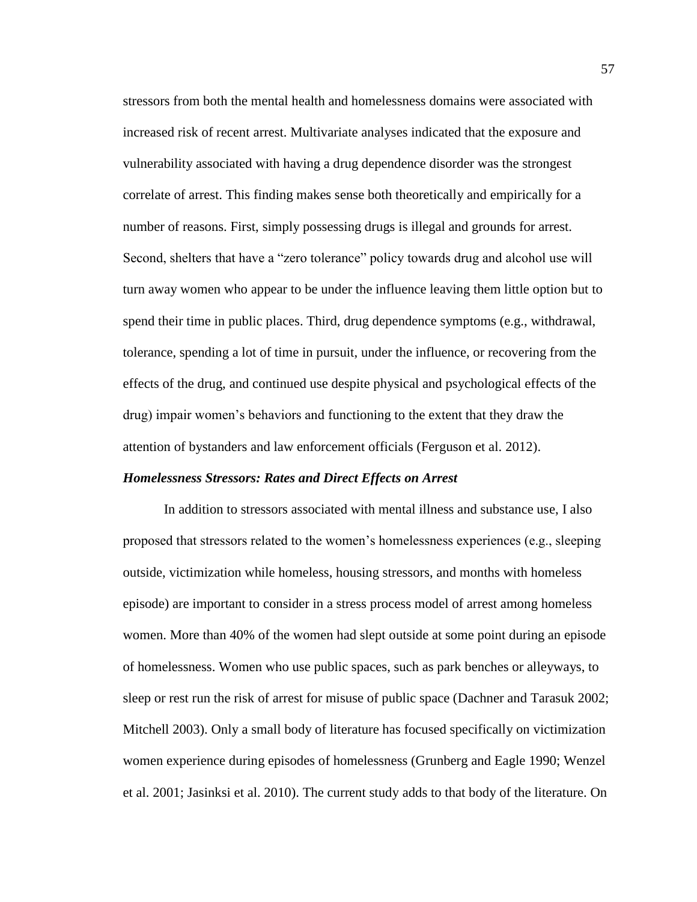stressors from both the mental health and homelessness domains were associated with increased risk of recent arrest. Multivariate analyses indicated that the exposure and vulnerability associated with having a drug dependence disorder was the strongest correlate of arrest. This finding makes sense both theoretically and empirically for a number of reasons. First, simply possessing drugs is illegal and grounds for arrest. Second, shelters that have a "zero tolerance" policy towards drug and alcohol use will turn away women who appear to be under the influence leaving them little option but to spend their time in public places. Third, drug dependence symptoms (e.g., withdrawal, tolerance, spending a lot of time in pursuit, under the influence, or recovering from the effects of the drug, and continued use despite physical and psychological effects of the drug) impair women's behaviors and functioning to the extent that they draw the attention of bystanders and law enforcement officials (Ferguson et al. 2012).

***Homelessness Stressors: Rates and Direct Effects on Arrest***

In addition to stressors associated with mental illness and substance use, I also proposed that stressors related to the women's homelessness experiences (e.g., sleeping outside, victimization while homeless, housing stressors, and months with homeless episode) are important to consider in a stress process model of arrest among homeless women. More than 40% of the women had slept outside at some point during an episode of homelessness. Women who use public spaces, such as park benches or alleyways, to sleep or rest run the risk of arrest for misuse of public space (Dachner and Tarasuk 2002; Mitchell 2003). Only a small body of literature has focused specifically on victimization women experience during episodes of homelessness (Grunberg and Eagle 1990; Wenzel et al. 2001; Jasinksi et al. 2010). The current study adds to that body of the literature. On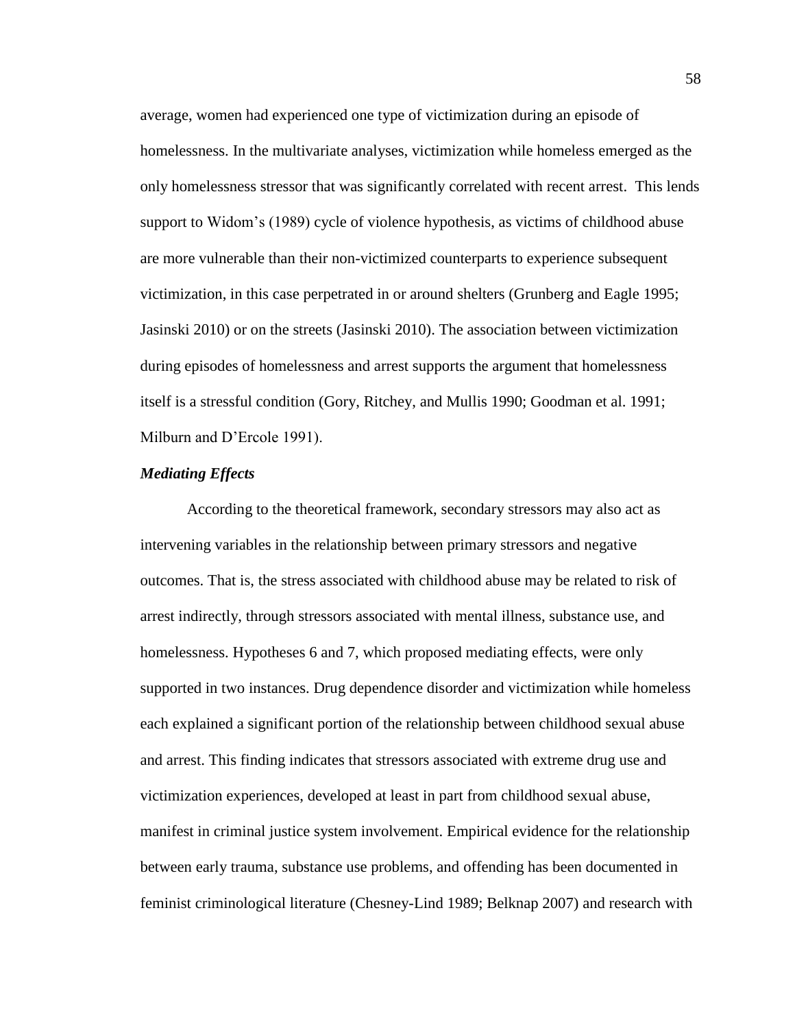average, women had experienced one type of victimization during an episode of homelessness. In the multivariate analyses, victimization while homeless emerged as the only homelessness stressor that was significantly correlated with recent arrest. This lends support to Widom's (1989) cycle of violence hypothesis, as victims of childhood abuse are more vulnerable than their non-victimized counterparts to experience subsequent victimization, in this case perpetrated in or around shelters (Grunberg and Eagle 1995; Jasinski 2010) or on the streets (Jasinski 2010). The association between victimization during episodes of homelessness and arrest supports the argument that homelessness itself is a stressful condition (Gory, Ritchey, and Mullis 1990; Goodman et al. 1991; Milburn and D'Ercole 1991).

### *Mediating Effects*

According to the theoretical framework, secondary stressors may also act as intervening variables in the relationship between primary stressors and negative outcomes. That is, the stress associated with childhood abuse may be related to risk of arrest indirectly, through stressors associated with mental illness, substance use, and homelessness. Hypotheses 6 and 7, which proposed mediating effects, were only supported in two instances. Drug dependence disorder and victimization while homeless each explained a significant portion of the relationship between childhood sexual abuse and arrest. This finding indicates that stressors associated with extreme drug use and victimization experiences, developed at least in part from childhood sexual abuse, manifest in criminal justice system involvement. Empirical evidence for the relationship between early trauma, substance use problems, and offending has been documented in feminist criminological literature (Chesney-Lind 1989; Belknap 2007) and research with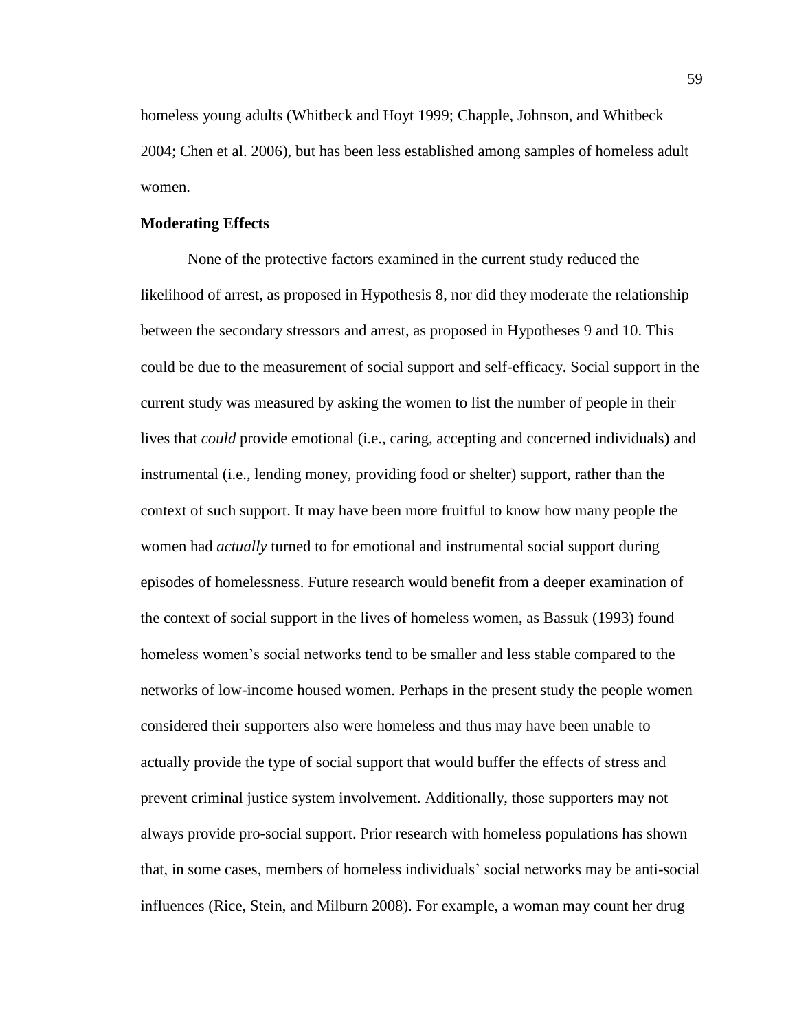homeless young adults (Whitbeck and Hoyt 1999; Chapple, Johnson, and Whitbeck 2004; Chen et al. 2006), but has been less established among samples of homeless adult women.

**Moderating Effects**

None of the protective factors examined in the current study reduced the likelihood of arrest, as proposed in Hypothesis 8, nor did they moderate the relationship between the secondary stressors and arrest, as proposed in Hypotheses 9 and 10. This could be due to the measurement of social support and self-efficacy. Social support in the current study was measured by asking the women to list the number of people in their lives that *could* provide emotional (i.e., caring, accepting and concerned individuals) and instrumental (i.e., lending money, providing food or shelter) support, rather than the context of such support. It may have been more fruitful to know how many people the women had *actually* turned to for emotional and instrumental social support during episodes of homelessness. Future research would benefit from a deeper examination of the context of social support in the lives of homeless women, as Bassuk (1993) found homeless women's social networks tend to be smaller and less stable compared to the networks of low-income housed women. Perhaps in the present study the people women considered their supporters also were homeless and thus may have been unable to actually provide the type of social support that would buffer the effects of stress and prevent criminal justice system involvement. Additionally, those supporters may not always provide pro-social support. Prior research with homeless populations has shown that, in some cases, members of homeless individuals' social networks may be anti-social influences (Rice, Stein, and Milburn 2008). For example, a woman may count her drug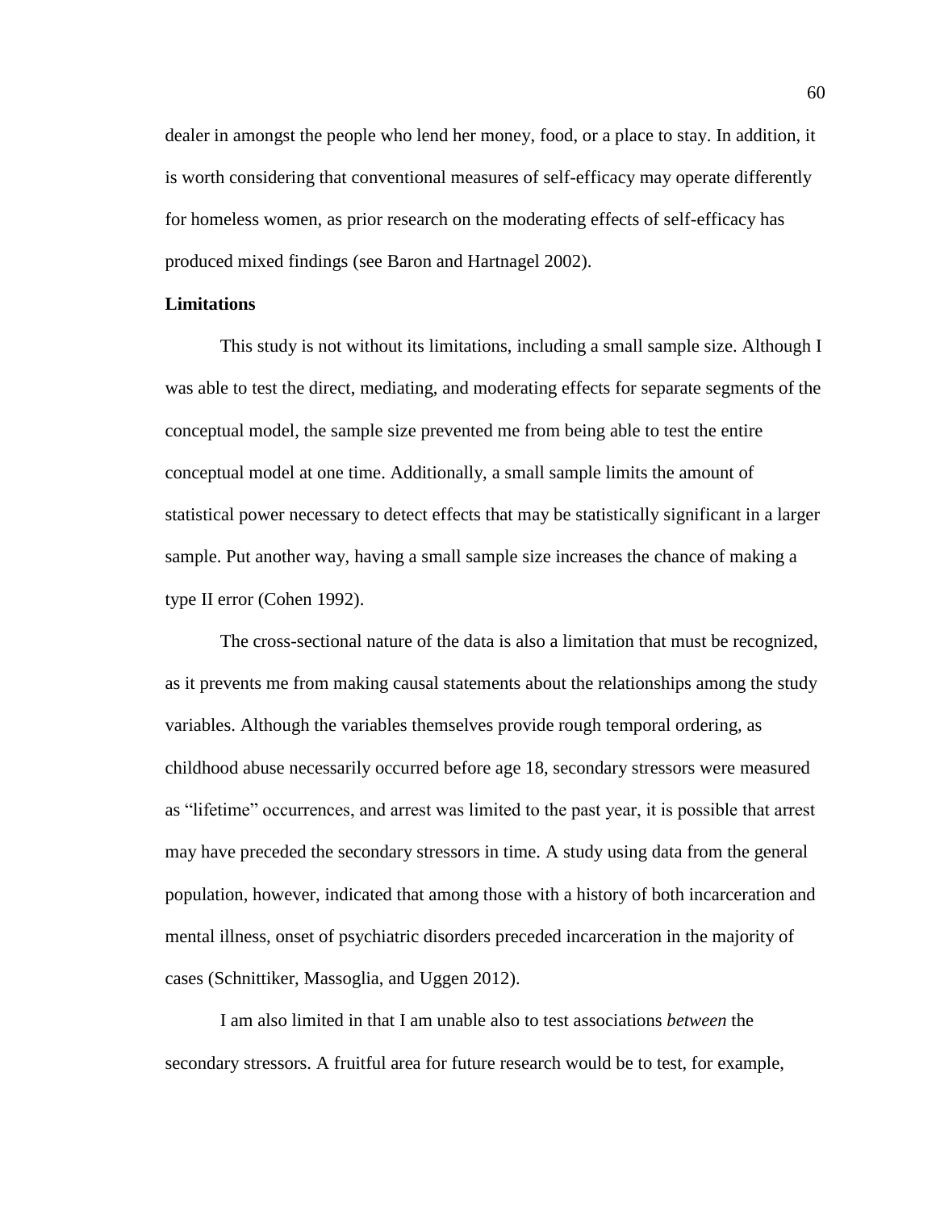dealer in amongst the people who lend her money, food, or a place to stay. In addition, it is worth considering that conventional measures of self-efficacy may operate differently for homeless women, as prior research on the moderating effects of self-efficacy has produced mixed findings (see Baron and Hartnagel 2002).

**Limitations**

This study is not without its limitations, including a small sample size. Although I was able to test the direct, mediating, and moderating effects for separate segments of the conceptual model, the sample size prevented me from being able to test the entire conceptual model at one time. Additionally, a small sample limits the amount of statistical power necessary to detect effects that may be statistically significant in a larger sample. Put another way, having a small sample size increases the chance of making a type II error (Cohen 1992).

The cross-sectional nature of the data is also a limitation that must be recognized, as it prevents me from making causal statements about the relationships among the study variables. Although the variables themselves provide rough temporal ordering, as childhood abuse necessarily occurred before age 18, secondary stressors were measured as "lifetime" occurrences, and arrest was limited to the past year, it is possible that arrest may have preceded the secondary stressors in time. A study using data from the general population, however, indicated that among those with a history of both incarceration and mental illness, onset of psychiatric disorders preceded incarceration in the majority of cases (Schnittiker, Massoglia, and Uggen 2012).

I am also limited in that I am unable also to test associations *between* the secondary stressors. A fruitful area for future research would be to test, for example,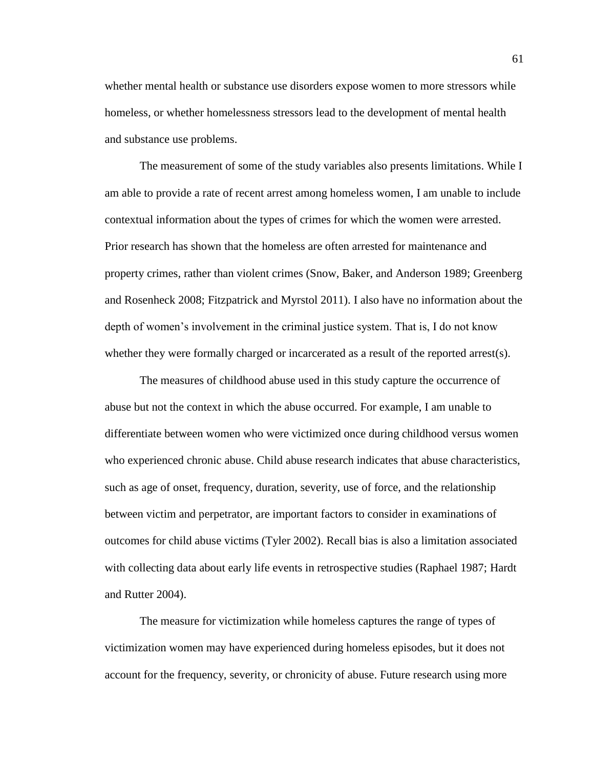whether mental health or substance use disorders expose women to more stressors while homeless, or whether homelessness stressors lead to the development of mental health and substance use problems.

The measurement of some of the study variables also presents limitations. While I am able to provide a rate of recent arrest among homeless women, I am unable to include contextual information about the types of crimes for which the women were arrested. Prior research has shown that the homeless are often arrested for maintenance and property crimes, rather than violent crimes (Snow, Baker, and Anderson 1989; Greenberg and Rosenheck 2008; Fitzpatrick and Myrstol 2011). I also have no information about the depth of women's involvement in the criminal justice system. That is, I do not know whether they were formally charged or incarcerated as a result of the reported arrest(s).

The measures of childhood abuse used in this study capture the occurrence of abuse but not the context in which the abuse occurred. For example, I am unable to differentiate between women who were victimized once during childhood versus women who experienced chronic abuse. Child abuse research indicates that abuse characteristics, such as age of onset, frequency, duration, severity, use of force, and the relationship between victim and perpetrator, are important factors to consider in examinations of outcomes for child abuse victims (Tyler 2002). Recall bias is also a limitation associated with collecting data about early life events in retrospective studies (Raphael 1987; Hardt and Rutter 2004).

The measure for victimization while homeless captures the range of types of victimization women may have experienced during homeless episodes, but it does not account for the frequency, severity, or chronicity of abuse. Future research using more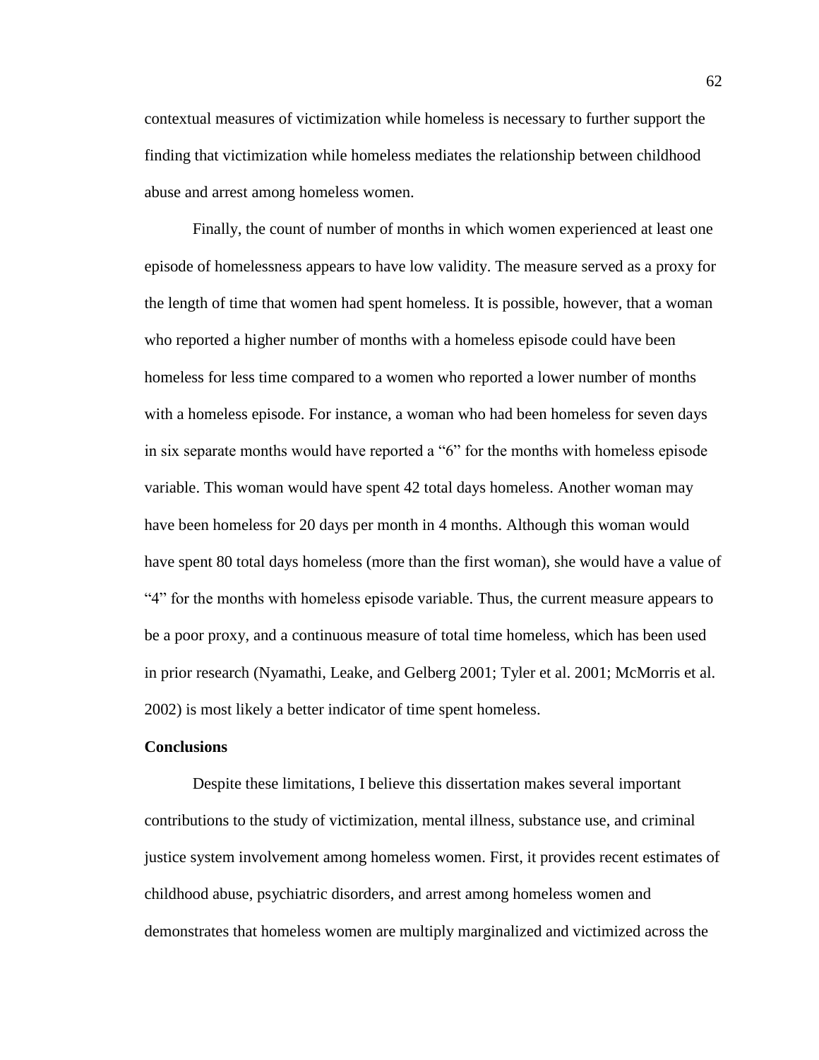contextual measures of victimization while homeless is necessary to further support the finding that victimization while homeless mediates the relationship between childhood abuse and arrest among homeless women.

Finally, the count of number of months in which women experienced at least one episode of homelessness appears to have low validity. The measure served as a proxy for the length of time that women had spent homeless. It is possible, however, that a woman who reported a higher number of months with a homeless episode could have been homeless for less time compared to a women who reported a lower number of months with a homeless episode. For instance, a woman who had been homeless for seven days in six separate months would have reported a "6" for the months with homeless episode variable. This woman would have spent 42 total days homeless. Another woman may have been homeless for 20 days per month in 4 months. Although this woman would have spent 80 total days homeless (more than the first woman), she would have a value of "4" for the months with homeless episode variable. Thus, the current measure appears to be a poor proxy, and a continuous measure of total time homeless, which has been used in prior research (Nyamathi, Leake, and Gelberg 2001; Tyler et al. 2001; McMorris et al. 2002) is most likely a better indicator of time spent homeless.

**Conclusions**

Despite these limitations, I believe this dissertation makes several important contributions to the study of victimization, mental illness, substance use, and criminal justice system involvement among homeless women. First, it provides recent estimates of childhood abuse, psychiatric disorders, and arrest among homeless women and demonstrates that homeless women are multiply marginalized and victimized across the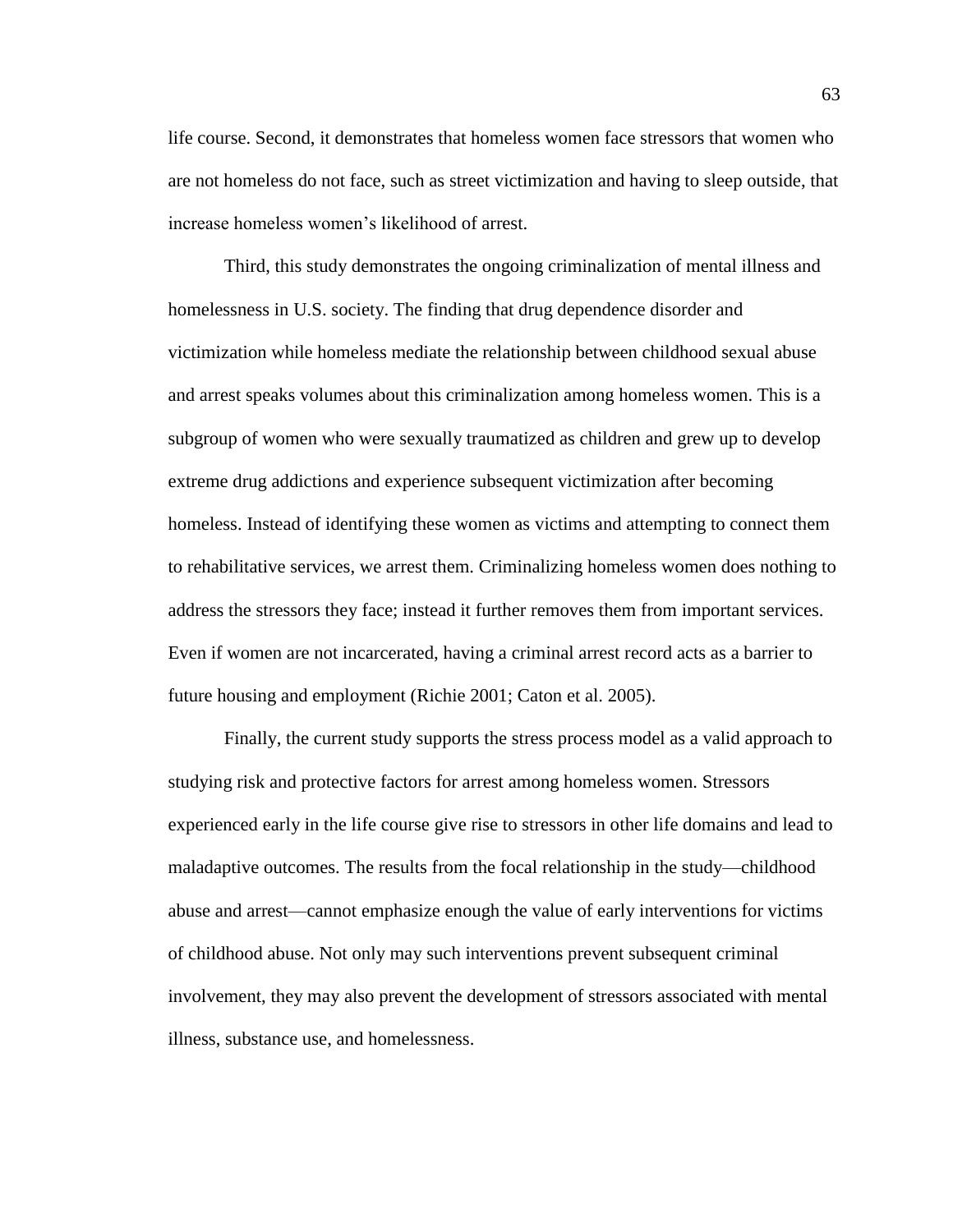life course. Second, it demonstrates that homeless women face stressors that women who are not homeless do not face, such as street victimization and having to sleep outside, that increase homeless women's likelihood of arrest.

Third, this study demonstrates the ongoing criminalization of mental illness and homelessness in U.S. society. The finding that drug dependence disorder and victimization while homeless mediate the relationship between childhood sexual abuse and arrest speaks volumes about this criminalization among homeless women. This is a subgroup of women who were sexually traumatized as children and grew up to develop extreme drug addictions and experience subsequent victimization after becoming homeless. Instead of identifying these women as victims and attempting to connect them to rehabilitative services, we arrest them. Criminalizing homeless women does nothing to address the stressors they face; instead it further removes them from important services. Even if women are not incarcerated, having a criminal arrest record acts as a barrier to future housing and employment (Richie 2001; Caton et al. 2005).

Finally, the current study supports the stress process model as a valid approach to studying risk and protective factors for arrest among homeless women. Stressors experienced early in the life course give rise to stressors in other life domains and lead to maladaptive outcomes. The results from the focal relationship in the study—childhood abuse and arrest—cannot emphasize enough the value of early interventions for victims of childhood abuse. Not only may such interventions prevent subsequent criminal involvement, they may also prevent the development of stressors associated with mental illness, substance use, and homelessness.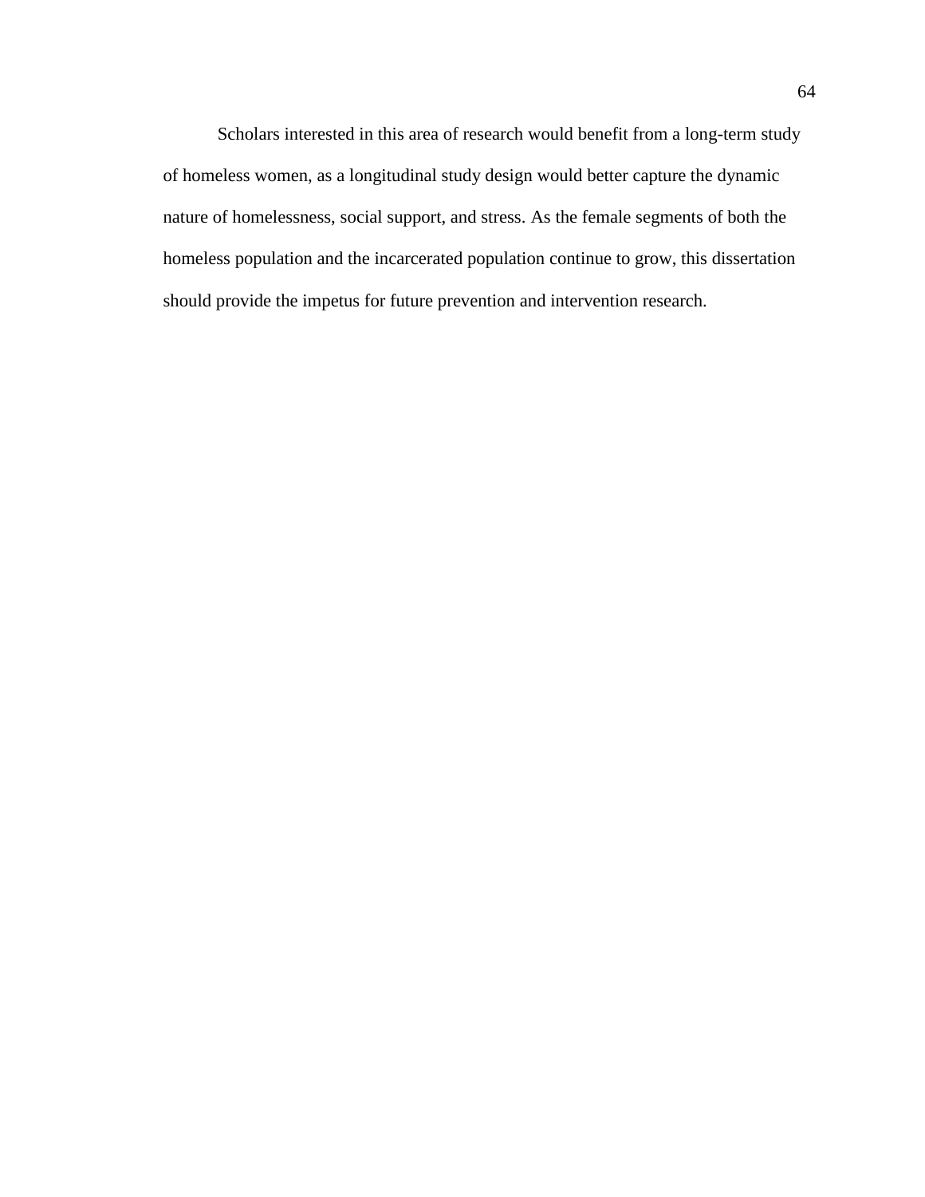Scholars interested in this area of research would benefit from a long-term study of homeless women, as a longitudinal study design would better capture the dynamic nature of homelessness, social support, and stress. As the female segments of both the homeless population and the incarcerated population continue to grow, this dissertation should provide the impetus for future prevention and intervention research.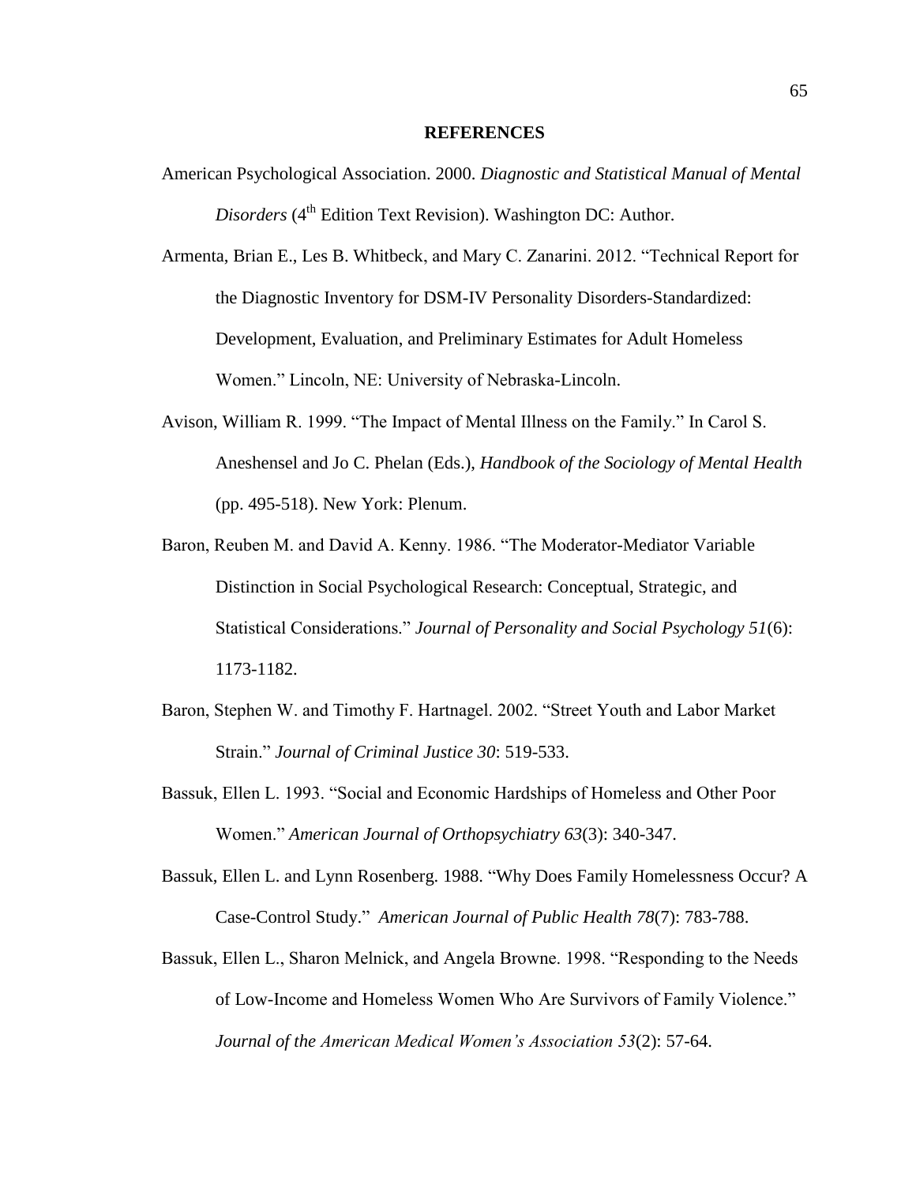## REFERENCES

American Psychological Association. 2000. *Diagnostic and Statistical Manual of Mental Disorders* (4th Edition Text Revision). Washington DC: Author.

Armenta, Brian E., Les B. Whitbeck, and Mary C. Zanarini. 2012. "Technical Report for the Diagnostic Inventory for DSM-IV Personality Disorders-Standardized: Development, Evaluation, and Preliminary Estimates for Adult Homeless Women." Lincoln, NE: University of Nebraska-Lincoln.

Avison, William R. 1999. "The Impact of Mental Illness on the Family." In Carol S. Aneshensel and Jo C. Phelan (Eds.), *Handbook of the Sociology of Mental Health* (pp. 495-518). New York: Plenum.

Baron, Reuben M. and David A. Kenny. 1986. "The Moderator-Mediator Variable Distinction in Social Psychological Research: Conceptual, Strategic, and Statistical Considerations." *Journal of Personality and Social Psychology 51*(6): 1173-1182.

Baron, Stephen W. and Timothy F. Hartnagel. 2002. "Street Youth and Labor Market Strain." *Journal of Criminal Justice 30*: 519-533.

Bassuk, Ellen L. 1993. "Social and Economic Hardships of Homeless and Other Poor Women." *American Journal of Orthopsychiatry 63*(3): 340-347.

Bassuk, Ellen L. and Lynn Rosenberg. 1988. "Why Does Family Homelessness Occur? A Case-Control Study." *American Journal of Public Health 78*(7): 783-788.

Bassuk, Ellen L., Sharon Melnick, and Angela Browne. 1998. "Responding to the Needs of Low-Income and Homeless Women Who Are Survivors of Family Violence." *Journal of the American Medical Women's Association 53*(2): 57-64.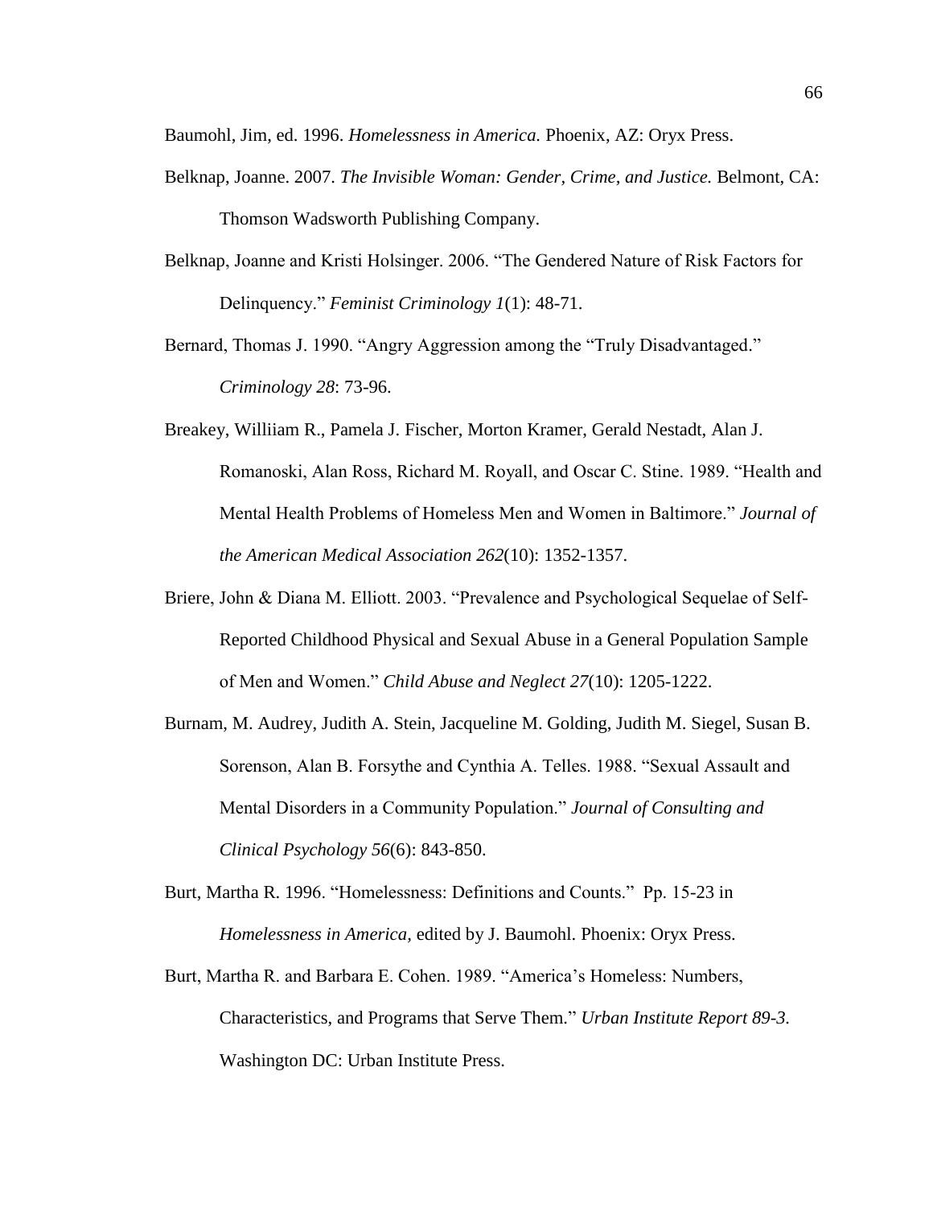Baumohl, Jim, ed. 1996. *Homelessness in America.* Phoenix, AZ: Oryx Press.

Belknap, Joanne. 2007. *The Invisible Woman: Gender, Crime, and Justice.* Belmont, CA: Thomson Wadsworth Publishing Company.

Belknap, Joanne and Kristi Holsinger. 2006. "The Gendered Nature of Risk Factors for Delinquency." *Feminist Criminology 1*(1): 48-71.

Bernard, Thomas J. 1990. "Angry Aggression among the "Truly Disadvantaged." *Criminology 28*: 73-96.

Breakey, Williiam R., Pamela J. Fischer, Morton Kramer, Gerald Nestadt, Alan J. Romanoski, Alan Ross, Richard M. Royall, and Oscar C. Stine. 1989. "Health and Mental Health Problems of Homeless Men and Women in Baltimore." *Journal of the American Medical Association 262*(10): 1352-1357.

Briere, John & Diana M. Elliott. 2003. "Prevalence and Psychological Sequelae of Self-Reported Childhood Physical and Sexual Abuse in a General Population Sample of Men and Women." *Child Abuse and Neglect 27*(10): 1205-1222.

Burnam, M. Audrey, Judith A. Stein, Jacqueline M. Golding, Judith M. Siegel, Susan B. Sorenson, Alan B. Forsythe and Cynthia A. Telles. 1988. "Sexual Assault and Mental Disorders in a Community Population." *Journal of Consulting and Clinical Psychology 56*(6): 843-850.

Burt, Martha R. 1996. "Homelessness: Definitions and Counts." Pp. 15-23 in *Homelessness in America,* edited by J. Baumohl. Phoenix: Oryx Press.

Burt, Martha R. and Barbara E. Cohen. 1989. "America's Homeless: Numbers, Characteristics, and Programs that Serve Them." *Urban Institute Report 89-3.* Washington DC: Urban Institute Press.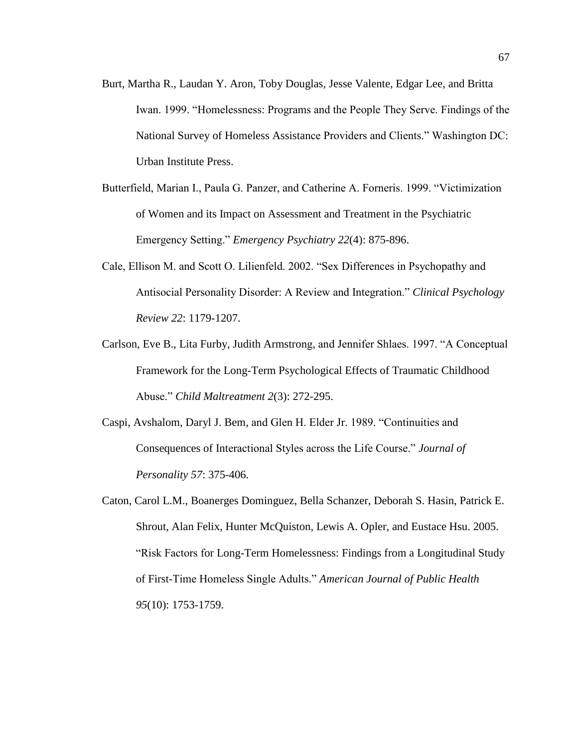Burt, Martha R., Laudan Y. Aron, Toby Douglas, Jesse Valente, Edgar Lee, and Britta Iwan. 1999. "Homelessness: Programs and the People They Serve. Findings of the National Survey of Homeless Assistance Providers and Clients." Washington DC: Urban Institute Press.

Butterfield, Marian I., Paula G. Panzer, and Catherine A. Forneris. 1999. "Victimization of Women and its Impact on Assessment and Treatment in the Psychiatric Emergency Setting." *Emergency Psychiatry 22*(4): 875-896.

Cale, Ellison M. and Scott O. Lilienfeld. 2002. "Sex Differences in Psychopathy and Antisocial Personality Disorder: A Review and Integration." *Clinical Psychology Review 22*: 1179-1207.

Carlson, Eve B., Lita Furby, Judith Armstrong, and Jennifer Shlaes. 1997. "A Conceptual Framework for the Long-Term Psychological Effects of Traumatic Childhood Abuse." *Child Maltreatment 2*(3): 272-295.

Caspi, Avshalom, Daryl J. Bem, and Glen H. Elder Jr. 1989. "Continuities and Consequences of Interactional Styles across the Life Course." *Journal of Personality 57*: 375-406.

Caton, Carol L.M., Boanerges Dominguez, Bella Schanzer, Deborah S. Hasin, Patrick E. Shrout, Alan Felix, Hunter McQuiston, Lewis A. Opler, and Eustace Hsu. 2005. "Risk Factors for Long-Term Homelessness: Findings from a Longitudinal Study of First-Time Homeless Single Adults." *American Journal of Public Health 95*(10): 1753-1759.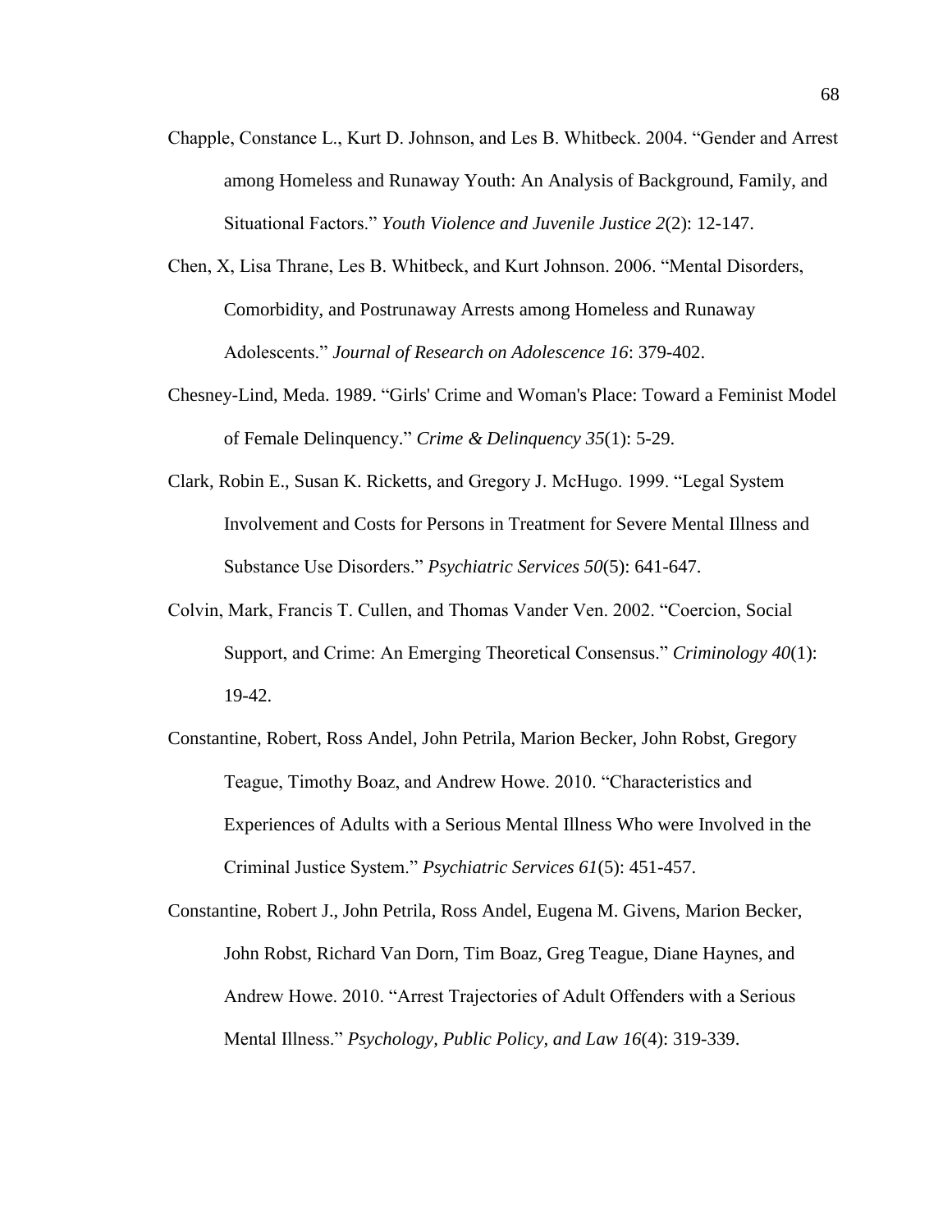Chapple, Constance L., Kurt D. Johnson, and Les B. Whitbeck. 2004. "Gender and Arrest among Homeless and Runaway Youth: An Analysis of Background, Family, and Situational Factors." *Youth Violence and Juvenile Justice 2*(2): 12-147.

Chen, X, Lisa Thrane, Les B. Whitbeck, and Kurt Johnson. 2006. "Mental Disorders, Comorbidity, and Postrunaway Arrests among Homeless and Runaway Adolescents." *Journal of Research on Adolescence 16*: 379-402.

Chesney-Lind, Meda. 1989. "Girls' Crime and Woman's Place: Toward a Feminist Model of Female Delinquency." *Crime & Delinquency 35*(1): 5-29.

Clark, Robin E., Susan K. Ricketts, and Gregory J. McHugo. 1999. "Legal System Involvement and Costs for Persons in Treatment for Severe Mental Illness and Substance Use Disorders." *Psychiatric Services 50*(5): 641-647.

Colvin, Mark, Francis T. Cullen, and Thomas Vander Ven. 2002. "Coercion, Social Support, and Crime: An Emerging Theoretical Consensus." *Criminology 40*(1): 19-42.

Constantine, Robert, Ross Andel, John Petrila, Marion Becker, John Robst, Gregory Teague, Timothy Boaz, and Andrew Howe. 2010. "Characteristics and Experiences of Adults with a Serious Mental Illness Who were Involved in the Criminal Justice System." *Psychiatric Services 61*(5): 451-457.

Constantine, Robert J., John Petrila, Ross Andel, Eugena M. Givens, Marion Becker, John Robst, Richard Van Dorn, Tim Boaz, Greg Teague, Diane Haynes, and Andrew Howe. 2010. "Arrest Trajectories of Adult Offenders with a Serious Mental Illness." *Psychology, Public Policy, and Law 16*(4): 319-339.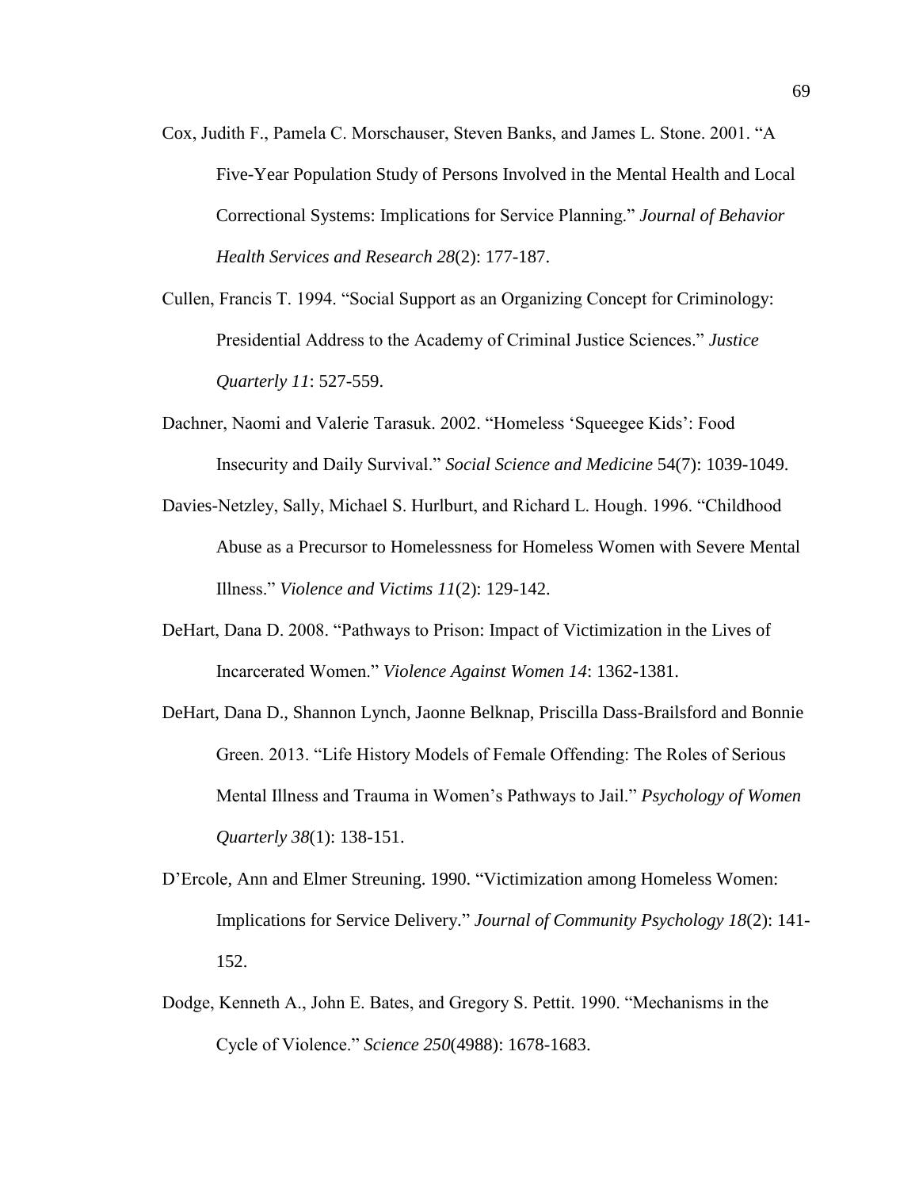Cox, Judith F., Pamela C. Morschauser, Steven Banks, and James L. Stone. 2001. "A Five-Year Population Study of Persons Involved in the Mental Health and Local Correctional Systems: Implications for Service Planning." *Journal of Behavior Health Services and Research 28*(2): 177-187.

Cullen, Francis T. 1994. "Social Support as an Organizing Concept for Criminology: Presidential Address to the Academy of Criminal Justice Sciences." *Justice Quarterly 11*: 527-559.

Dachner, Naomi and Valerie Tarasuk. 2002. "Homeless 'Squeegee Kids': Food Insecurity and Daily Survival." *Social Science and Medicine* 54(7): 1039-1049.

Davies-Netzley, Sally, Michael S. Hurlburt, and Richard L. Hough. 1996. "Childhood Abuse as a Precursor to Homelessness for Homeless Women with Severe Mental Illness." *Violence and Victims 11*(2): 129-142.

DeHart, Dana D. 2008. "Pathways to Prison: Impact of Victimization in the Lives of Incarcerated Women." *Violence Against Women 14*: 1362-1381.

DeHart, Dana D., Shannon Lynch, Jaonne Belknap, Priscilla Dass-Brailsford and Bonnie Green. 2013. "Life History Models of Female Offending: The Roles of Serious Mental Illness and Trauma in Women's Pathways to Jail." *Psychology of Women Quarterly 38*(1): 138-151.

D'Ercole, Ann and Elmer Streuning. 1990. "Victimization among Homeless Women: Implications for Service Delivery." *Journal of Community Psychology 18*(2): 141-152.

Dodge, Kenneth A., John E. Bates, and Gregory S. Pettit. 1990. "Mechanisms in the Cycle of Violence." *Science 250*(4988): 1678-1683.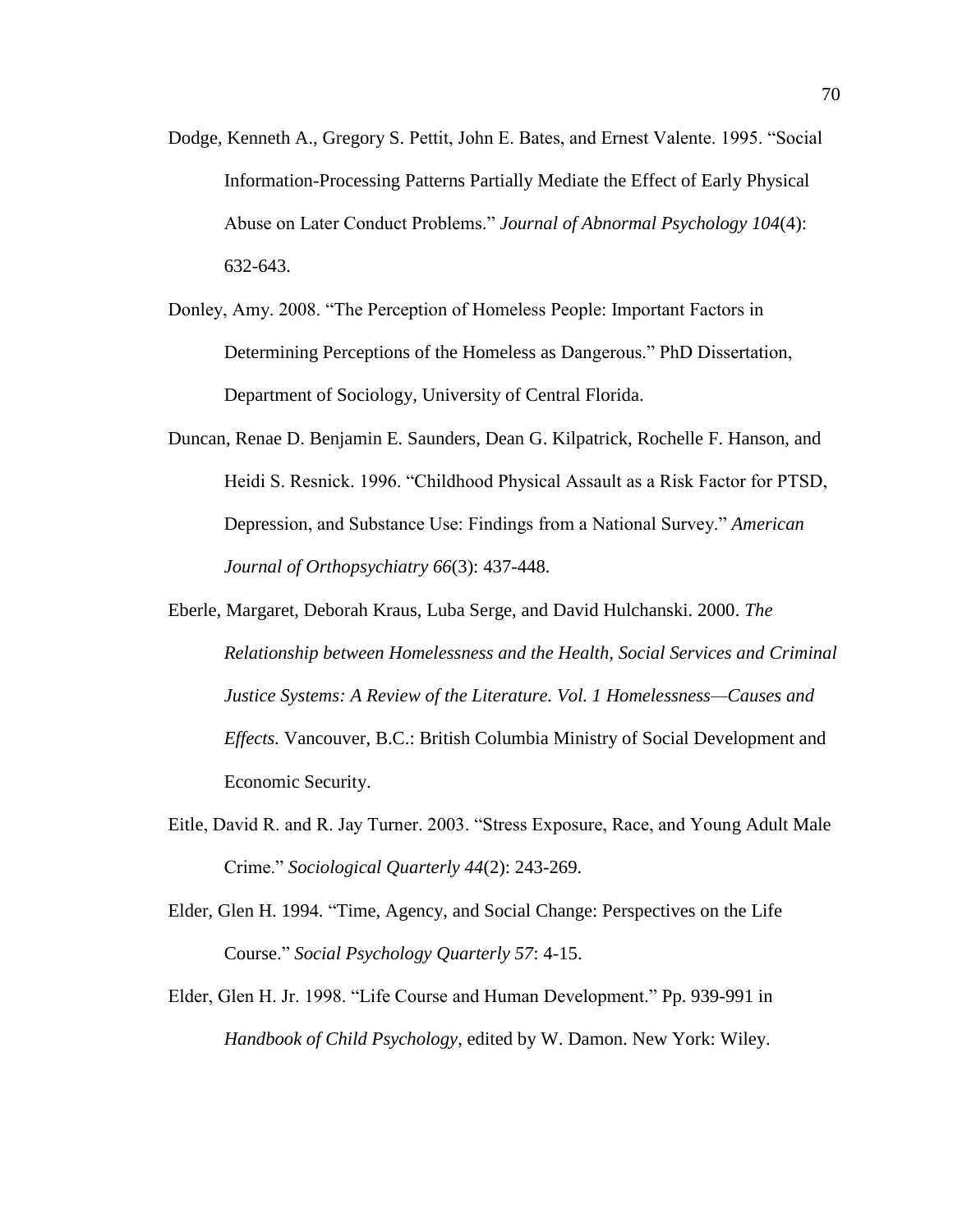Dodge, Kenneth A., Gregory S. Pettit, John E. Bates, and Ernest Valente. 1995. "Social Information-Processing Patterns Partially Mediate the Effect of Early Physical Abuse on Later Conduct Problems." *Journal of Abnormal Psychology 104*(4): 632-643.

Donley, Amy. 2008. "The Perception of Homeless People: Important Factors in Determining Perceptions of the Homeless as Dangerous." PhD Dissertation, Department of Sociology, University of Central Florida.

Duncan, Renae D. Benjamin E. Saunders, Dean G. Kilpatrick, Rochelle F. Hanson, and Heidi S. Resnick. 1996. "Childhood Physical Assault as a Risk Factor for PTSD, Depression, and Substance Use: Findings from a National Survey." *American Journal of Orthopsychiatry 66*(3): 437-448.

Eberle, Margaret, Deborah Kraus, Luba Serge, and David Hulchanski. 2000. *The Relationship between Homelessness and the Health, Social Services and Criminal Justice Systems: A Review of the Literature. Vol. 1 Homelessness—Causes and Effects.* Vancouver, B.C.: British Columbia Ministry of Social Development and Economic Security.

Eitle, David R. and R. Jay Turner. 2003. "Stress Exposure, Race, and Young Adult Male Crime." *Sociological Quarterly 44*(2): 243-269.

Elder, Glen H. 1994. "Time, Agency, and Social Change: Perspectives on the Life Course." *Social Psychology Quarterly 57*: 4-15.

Elder, Glen H. Jr. 1998. "Life Course and Human Development." Pp. 939-991 in *Handbook of Child Psychology*, edited by W. Damon. New York: Wiley.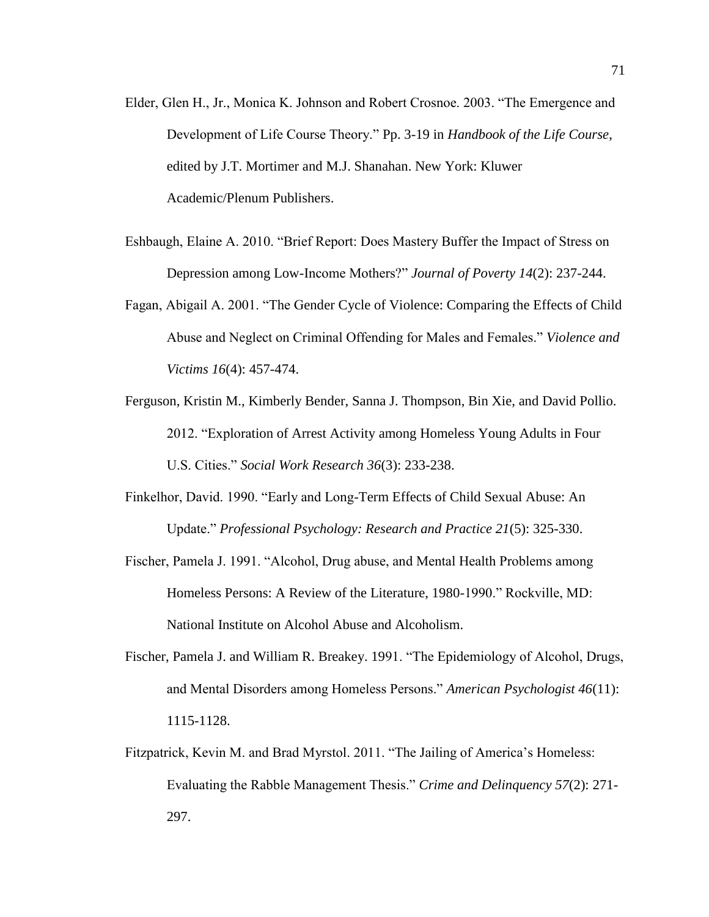Elder, Glen H., Jr., Monica K. Johnson and Robert Crosnoe. 2003. “The Emergence and Development of Life Course Theory.” Pp. 3-19 in *Handbook of the Life Course*, edited by J.T. Mortimer and M.J. Shanahan. New York: Kluwer Academic/Plenum Publishers.

Eshbaugh, Elaine A. 2010. “Brief Report: Does Mastery Buffer the Impact of Stress on Depression among Low-Income Mothers?” *Journal of Poverty 14*(2): 237-244.

Fagan, Abigail A. 2001. “The Gender Cycle of Violence: Comparing the Effects of Child Abuse and Neglect on Criminal Offending for Males and Females.” *Violence and Victims 16*(4): 457-474.

Ferguson, Kristin M., Kimberly Bender, Sanna J. Thompson, Bin Xie, and David Pollio. 2012. “Exploration of Arrest Activity among Homeless Young Adults in Four U.S. Cities.” *Social Work Research 36*(3): 233-238.

Finkelhor, David. 1990. “Early and Long-Term Effects of Child Sexual Abuse: An Update.” *Professional Psychology: Research and Practice 21*(5): 325-330.

Fischer, Pamela J. 1991. “Alcohol, Drug abuse, and Mental Health Problems among Homeless Persons: A Review of the Literature, 1980-1990.” Rockville, MD: National Institute on Alcohol Abuse and Alcoholism.

Fischer, Pamela J. and William R. Breakey. 1991. “The Epidemiology of Alcohol, Drugs, and Mental Disorders among Homeless Persons.” *American Psychologist 46*(11): 1115-1128.

Fitzpatrick, Kevin M. and Brad Myrstol. 2011. “The Jailing of America’s Homeless: Evaluating the Rabble Management Thesis.” *Crime and Delinquency 57*(2): 271-297.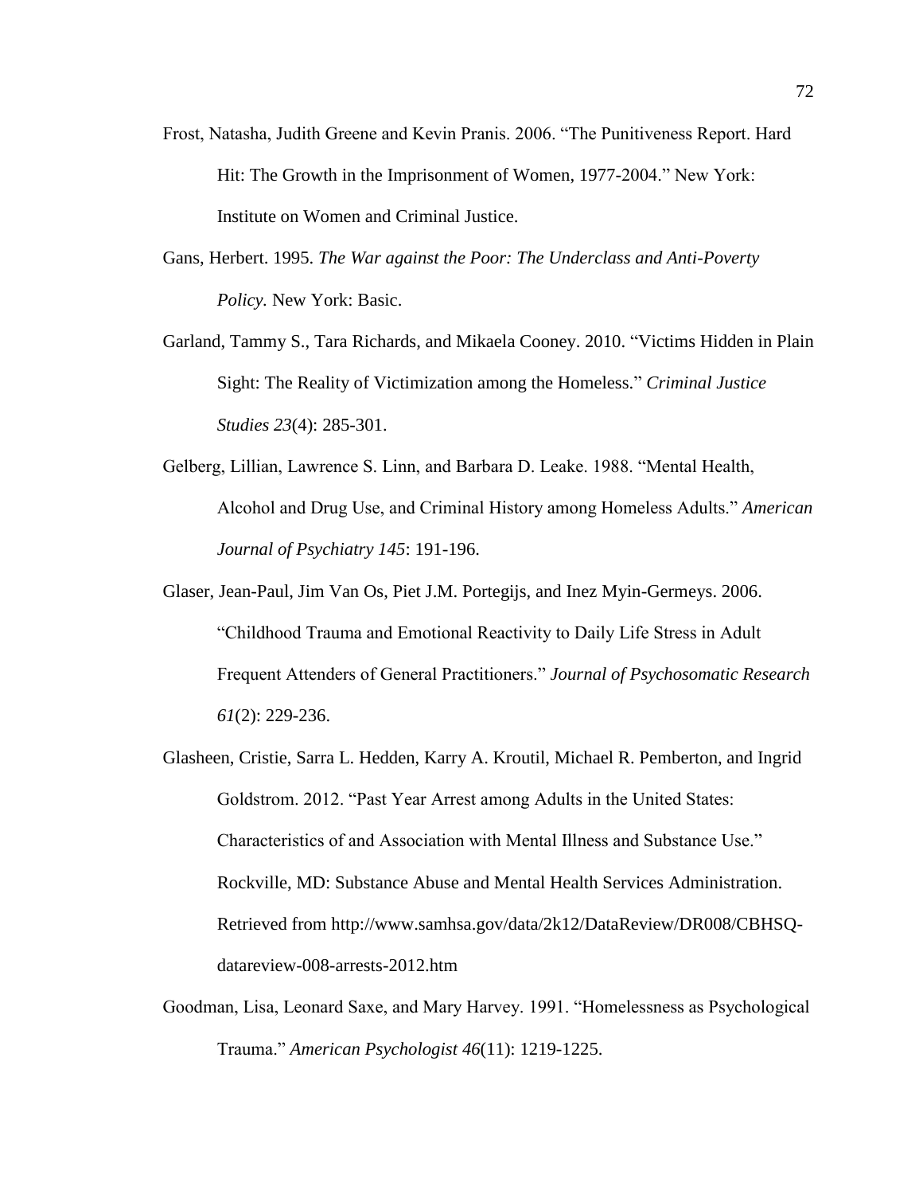Frost, Natasha, Judith Greene and Kevin Pranis. 2006. "The Punitiveness Report. Hard Hit: The Growth in the Imprisonment of Women, 1977-2004." New York: Institute on Women and Criminal Justice.

Gans, Herbert. 1995. *The War against the Poor: The Underclass and Anti-Poverty Policy.* New York: Basic.

Garland, Tammy S., Tara Richards, and Mikaela Cooney. 2010. "Victims Hidden in Plain Sight: The Reality of Victimization among the Homeless." *Criminal Justice Studies 23*(4): 285-301.

Gelberg, Lillian, Lawrence S. Linn, and Barbara D. Leake. 1988. "Mental Health, Alcohol and Drug Use, and Criminal History among Homeless Adults." *American Journal of Psychiatry 145*: 191-196.

Glaser, Jean-Paul, Jim Van Os, Piet J.M. Portegijs, and Inez Myin-Germeys. 2006. "Childhood Trauma and Emotional Reactivity to Daily Life Stress in Adult Frequent Attenders of General Practitioners." *Journal of Psychosomatic Research 61*(2): 229-236.

Glasheen, Cristie, Sarra L. Hedden, Karry A. Kroutil, Michael R. Pemberton, and Ingrid Goldstrom. 2012. "Past Year Arrest among Adults in the United States: Characteristics of and Association with Mental Illness and Substance Use." Rockville, MD: Substance Abuse and Mental Health Services Administration. Retrieved from http://www.samhsa.gov/data/2k12/DataReview/DR008/CBHSQ-datareview-008-arrests-2012.htm

Goodman, Lisa, Leonard Saxe, and Mary Harvey. 1991. "Homelessness as Psychological Trauma." *American Psychologist 46*(11): 1219-1225.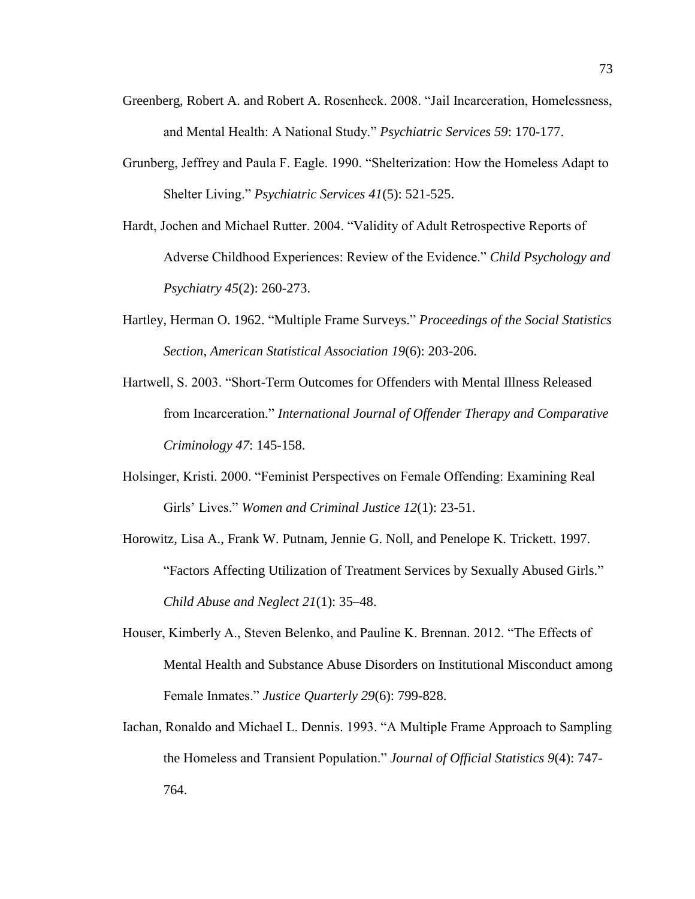Greenberg, Robert A. and Robert A. Rosenheck. 2008. "Jail Incarceration, Homelessness, and Mental Health: A National Study." *Psychiatric Services 59*: 170-177.

Grunberg, Jeffrey and Paula F. Eagle. 1990. "Shelterization: How the Homeless Adapt to Shelter Living." *Psychiatric Services 41*(5): 521-525.

Hardt, Jochen and Michael Rutter. 2004. "Validity of Adult Retrospective Reports of Adverse Childhood Experiences: Review of the Evidence." *Child Psychology and Psychiatry 45*(2): 260-273.

Hartley, Herman O. 1962. "Multiple Frame Surveys." *Proceedings of the Social Statistics Section, American Statistical Association 19*(6): 203-206.

Hartwell, S. 2003. "Short-Term Outcomes for Offenders with Mental Illness Released from Incarceration." *International Journal of Offender Therapy and Comparative Criminology 47*: 145-158.

Holsinger, Kristi. 2000. "Feminist Perspectives on Female Offending: Examining Real Girls' Lives." *Women and Criminal Justice 12*(1): 23-51.

Horowitz, Lisa A., Frank W. Putnam, Jennie G. Noll, and Penelope K. Trickett. 1997. "Factors Affecting Utilization of Treatment Services by Sexually Abused Girls." *Child Abuse and Neglect 21*(1): 35–48.

Houser, Kimberly A., Steven Belenko, and Pauline K. Brennan. 2012. "The Effects of Mental Health and Substance Abuse Disorders on Institutional Misconduct among Female Inmates." *Justice Quarterly 29*(6): 799-828.

Iachan, Ronaldo and Michael L. Dennis. 1993. "A Multiple Frame Approach to Sampling the Homeless and Transient Population." *Journal of Official Statistics 9*(4): 747-764.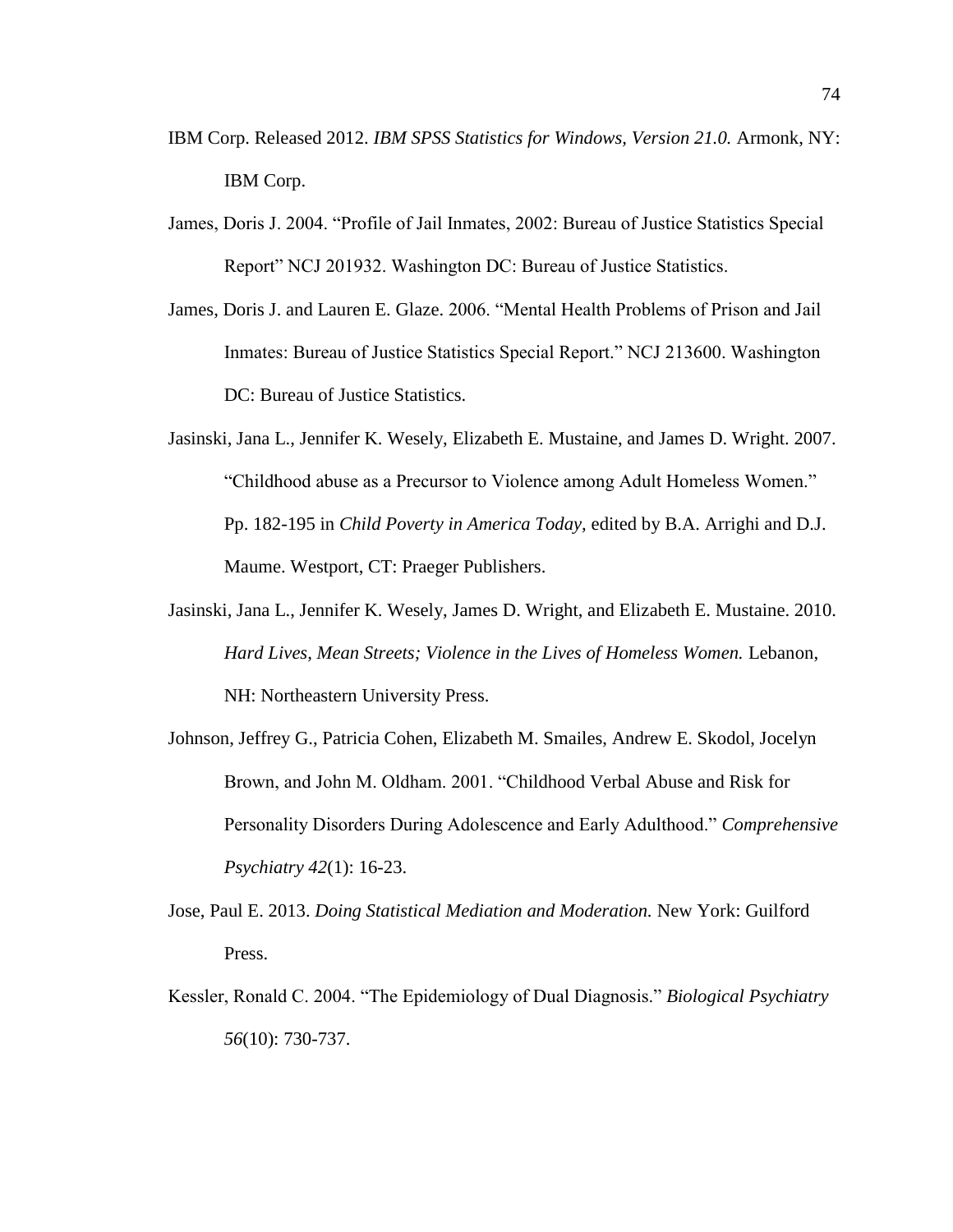IBM Corp. Released 2012. *IBM SPSS Statistics for Windows, Version 21.0.* Armonk, NY: IBM Corp.

James, Doris J. 2004. "Profile of Jail Inmates, 2002: Bureau of Justice Statistics Special Report" NCJ 201932. Washington DC: Bureau of Justice Statistics.

James, Doris J. and Lauren E. Glaze. 2006. "Mental Health Problems of Prison and Jail Inmates: Bureau of Justice Statistics Special Report." NCJ 213600. Washington DC: Bureau of Justice Statistics.

Jasinski, Jana L., Jennifer K. Wesely, Elizabeth E. Mustaine, and James D. Wright. 2007. "Childhood abuse as a Precursor to Violence among Adult Homeless Women." Pp. 182-195 in *Child Poverty in America Today*, edited by B.A. Arrighi and D.J. Maume. Westport, CT: Praeger Publishers.

Jasinski, Jana L., Jennifer K. Wesely, James D. Wright, and Elizabeth E. Mustaine. 2010. *Hard Lives, Mean Streets; Violence in the Lives of Homeless Women.* Lebanon, NH: Northeastern University Press.

Johnson, Jeffrey G., Patricia Cohen, Elizabeth M. Smailes, Andrew E. Skodol, Jocelyn Brown, and John M. Oldham. 2001. "Childhood Verbal Abuse and Risk for Personality Disorders During Adolescence and Early Adulthood." *Comprehensive Psychiatry 42*(1): 16-23.

Jose, Paul E. 2013. *Doing Statistical Mediation and Moderation.* New York: Guilford Press.

Kessler, Ronald C. 2004. "The Epidemiology of Dual Diagnosis." *Biological Psychiatry 56*(10): 730-737.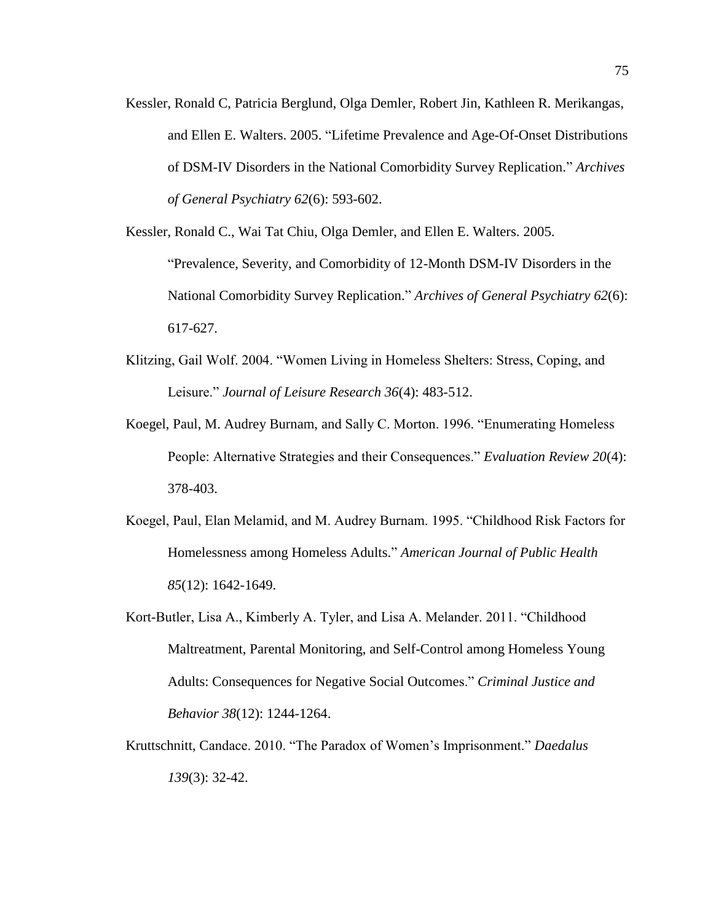Kessler, Ronald C, Patricia Berglund, Olga Demler, Robert Jin, Kathleen R. Merikangas, and Ellen E. Walters. 2005. "Lifetime Prevalence and Age-Of-Onset Distributions of DSM-IV Disorders in the National Comorbidity Survey Replication." *Archives of General Psychiatry 62*(6): 593-602.

Kessler, Ronald C., Wai Tat Chiu, Olga Demler, and Ellen E. Walters. 2005. "Prevalence, Severity, and Comorbidity of 12-Month DSM-IV Disorders in the National Comorbidity Survey Replication." *Archives of General Psychiatry 62*(6): 617-627.

Klitzing, Gail Wolf. 2004. "Women Living in Homeless Shelters: Stress, Coping, and Leisure." *Journal of Leisure Research 36*(4): 483-512.

Koegel, Paul, M. Audrey Burnam, and Sally C. Morton. 1996. "Enumerating Homeless People: Alternative Strategies and their Consequences." *Evaluation Review 20*(4): 378-403.

Koegel, Paul, Elan Melamid, and M. Audrey Burnam. 1995. "Childhood Risk Factors for Homelessness among Homeless Adults." *American Journal of Public Health 85*(12): 1642-1649.

Kort-Butler, Lisa A., Kimberly A. Tyler, and Lisa A. Melander. 2011. "Childhood Maltreatment, Parental Monitoring, and Self-Control among Homeless Young Adults: Consequences for Negative Social Outcomes." *Criminal Justice and Behavior 38*(12): 1244-1264.

Kruttschnitt, Candace. 2010. "The Paradox of Women's Imprisonment." *Daedalus 139*(3): 32-42.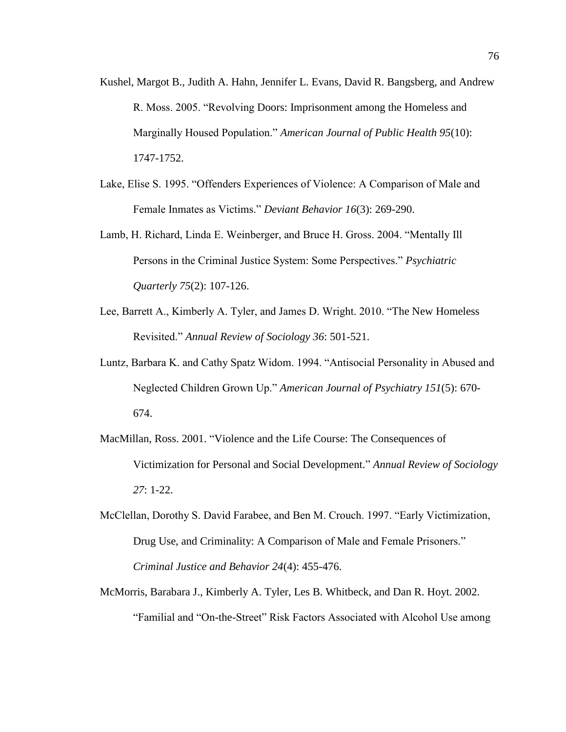Kushel, Margot B., Judith A. Hahn, Jennifer L. Evans, David R. Bangsberg, and Andrew R. Moss. 2005. "Revolving Doors: Imprisonment among the Homeless and Marginally Housed Population." *American Journal of Public Health 95*(10): 1747-1752.

Lake, Elise S. 1995. "Offenders Experiences of Violence: A Comparison of Male and Female Inmates as Victims." *Deviant Behavior 16*(3): 269-290.

Lamb, H. Richard, Linda E. Weinberger, and Bruce H. Gross. 2004. "Mentally Ill Persons in the Criminal Justice System: Some Perspectives." *Psychiatric Quarterly 75*(2): 107-126.

Lee, Barrett A., Kimberly A. Tyler, and James D. Wright. 2010. "The New Homeless Revisited." *Annual Review of Sociology 36*: 501-521.

Luntz, Barbara K. and Cathy Spatz Widom. 1994. "Antisocial Personality in Abused and Neglected Children Grown Up." *American Journal of Psychiatry 151*(5): 670-674.

MacMillan, Ross. 2001. "Violence and the Life Course: The Consequences of Victimization for Personal and Social Development." *Annual Review of Sociology 27*: 1-22.

McClellan, Dorothy S. David Farabee, and Ben M. Crouch. 1997. "Early Victimization, Drug Use, and Criminality: A Comparison of Male and Female Prisoners." *Criminal Justice and Behavior 24*(4): 455-476.

McMorris, Barabara J., Kimberly A. Tyler, Les B. Whitbeck, and Dan R. Hoyt. 2002. "Familial and "On-the-Street" Risk Factors Associated with Alcohol Use among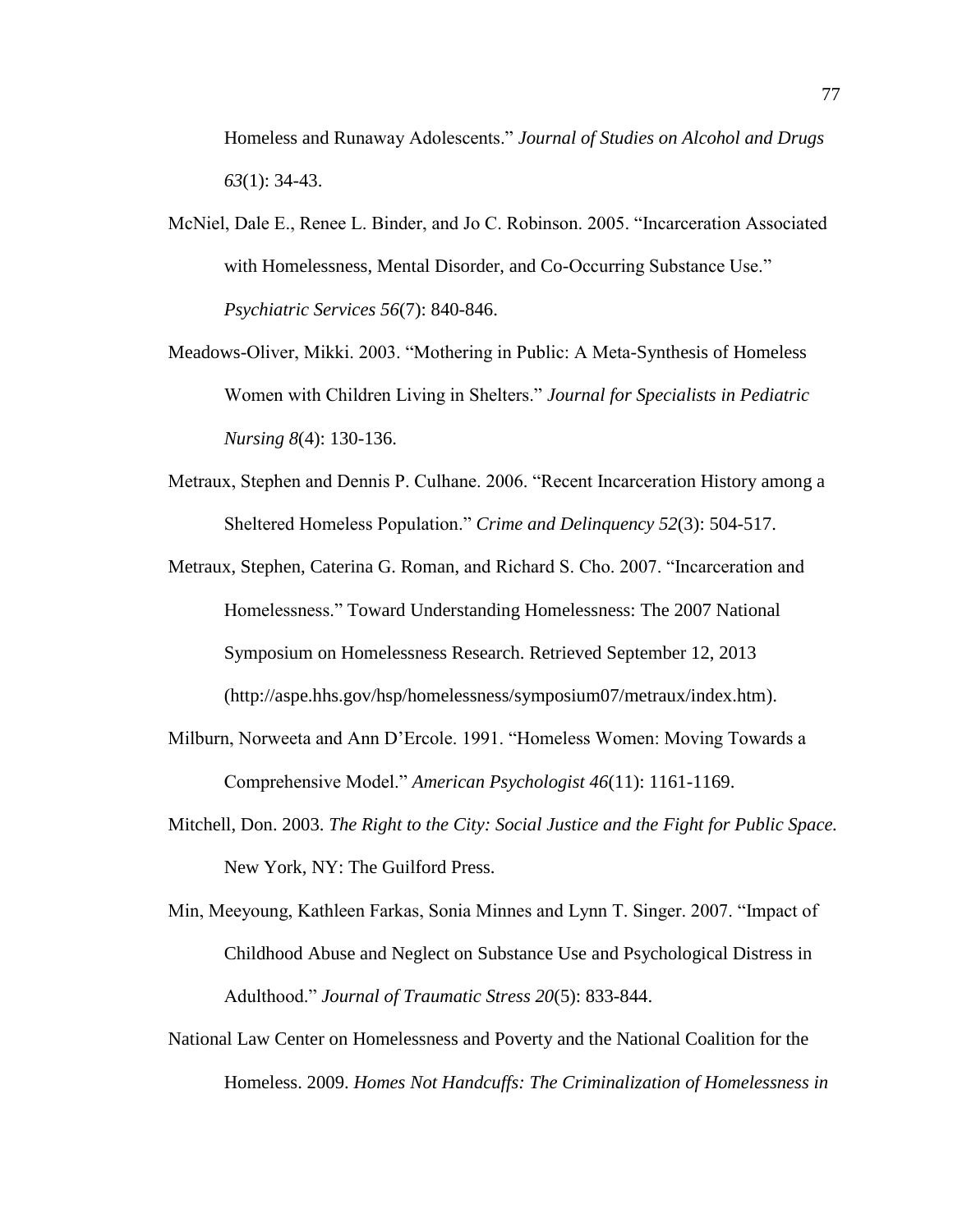Homeless and Runaway Adolescents." *Journal of Studies on Alcohol and Drugs 63*(1): 34-43.

McNiel, Dale E., Renee L. Binder, and Jo C. Robinson. 2005. "Incarceration Associated with Homelessness, Mental Disorder, and Co-Occurring Substance Use." *Psychiatric Services 56*(7): 840-846.

Meadows-Oliver, Mikki. 2003. "Mothering in Public: A Meta-Synthesis of Homeless Women with Children Living in Shelters." *Journal for Specialists in Pediatric Nursing 8*(4): 130-136.

Metraux, Stephen and Dennis P. Culhane. 2006. "Recent Incarceration History among a Sheltered Homeless Population." *Crime and Delinquency 52*(3): 504-517.

Metraux, Stephen, Caterina G. Roman, and Richard S. Cho. 2007. "Incarceration and Homelessness." Toward Understanding Homelessness: The 2007 National Symposium on Homelessness Research. Retrieved September 12, 2013 (http://aspe.hhs.gov/hsp/homelessness/symposium07/metraux/index.htm).

Milburn, Norweeta and Ann D'Ercole. 1991. "Homeless Women: Moving Towards a Comprehensive Model." *American Psychologist 46*(11): 1161-1169.

Mitchell, Don. 2003. *The Right to the City: Social Justice and the Fight for Public Space.* New York, NY: The Guilford Press.

Min, Meeyoung, Kathleen Farkas, Sonia Minnes and Lynn T. Singer. 2007. "Impact of Childhood Abuse and Neglect on Substance Use and Psychological Distress in Adulthood." *Journal of Traumatic Stress 20*(5): 833-844.

National Law Center on Homelessness and Poverty and the National Coalition for the Homeless. 2009. *Homes Not Handcuffs: The Criminalization of Homelessness in*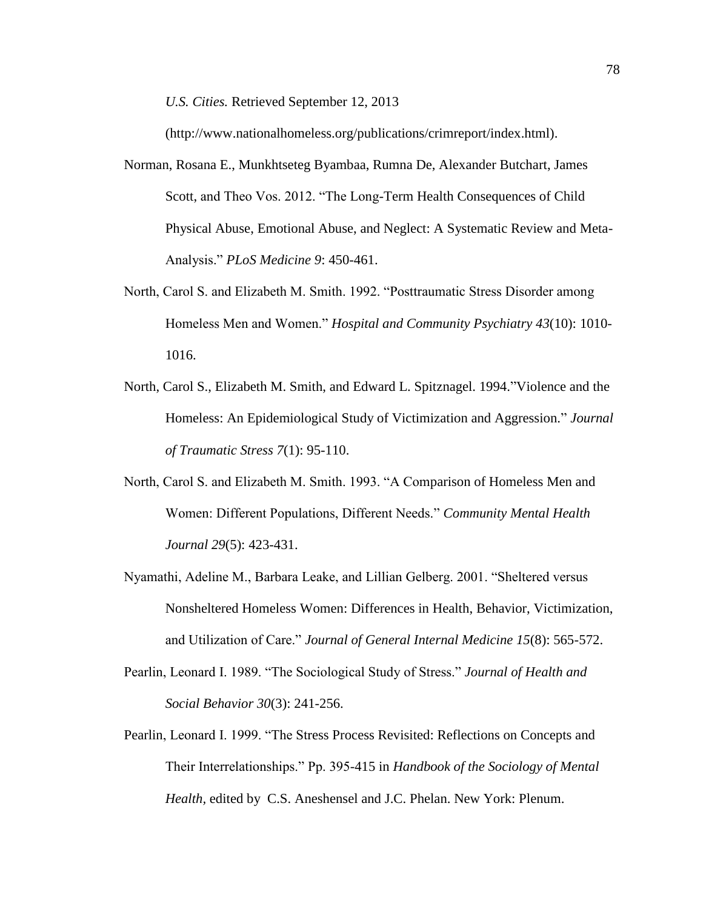*U.S. Cities.* Retrieved September 12, 2013 (http://www.nationalhomeless.org/publications/crimreport/index.html).

Norman, Rosana E., Munkhtseteg Byambaa, Rumna De, Alexander Butchart, James Scott, and Theo Vos. 2012. "The Long-Term Health Consequences of Child Physical Abuse, Emotional Abuse, and Neglect: A Systematic Review and Meta-Analysis." *PLoS Medicine 9*: 450-461.

North, Carol S. and Elizabeth M. Smith. 1992. "Posttraumatic Stress Disorder among Homeless Men and Women." *Hospital and Community Psychiatry 43*(10): 1010-1016.

North, Carol S., Elizabeth M. Smith, and Edward L. Spitznagel. 1994."Violence and the Homeless: An Epidemiological Study of Victimization and Aggression." *Journal of Traumatic Stress 7*(1): 95-110.

North, Carol S. and Elizabeth M. Smith. 1993. "A Comparison of Homeless Men and Women: Different Populations, Different Needs." *Community Mental Health Journal 29*(5): 423-431.

Nyamathi, Adeline M., Barbara Leake, and Lillian Gelberg. 2001. "Sheltered versus Nonsheltered Homeless Women: Differences in Health, Behavior, Victimization, and Utilization of Care." *Journal of General Internal Medicine 15*(8): 565-572.

Pearlin, Leonard I. 1989. "The Sociological Study of Stress." *Journal of Health and Social Behavior 30*(3): 241-256.

Pearlin, Leonard I. 1999. "The Stress Process Revisited: Reflections on Concepts and Their Interrelationships." Pp. 395-415 in *Handbook of the Sociology of Mental Health*, edited by C.S. Aneshensel and J.C. Phelan. New York: Plenum.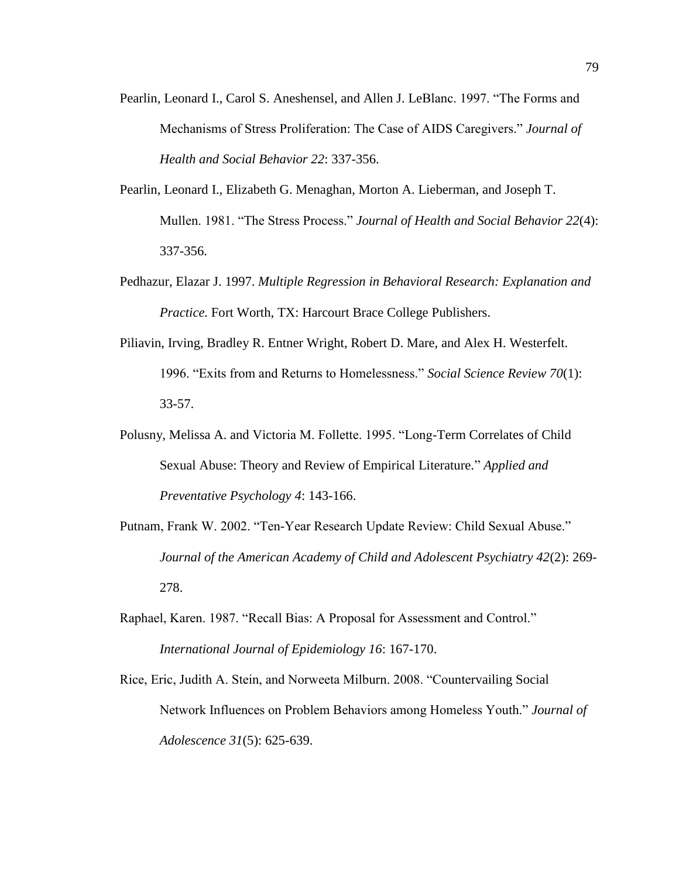Pearlin, Leonard I., Carol S. Aneshensel, and Allen J. LeBlanc. 1997. "The Forms and Mechanisms of Stress Proliferation: The Case of AIDS Caregivers." *Journal of Health and Social Behavior 22*: 337-356.

Pearlin, Leonard I., Elizabeth G. Menaghan, Morton A. Lieberman, and Joseph T. Mullen. 1981. "The Stress Process." *Journal of Health and Social Behavior 22*(4): 337-356.

Pedhazur, Elazar J. 1997. *Multiple Regression in Behavioral Research: Explanation and Practice.* Fort Worth, TX: Harcourt Brace College Publishers.

Piliavin, Irving, Bradley R. Entner Wright, Robert D. Mare, and Alex H. Westerfelt. 1996. "Exits from and Returns to Homelessness." *Social Science Review 70*(1): 33-57.

Polusny, Melissa A. and Victoria M. Follette. 1995. "Long-Term Correlates of Child Sexual Abuse: Theory and Review of Empirical Literature." *Applied and Preventative Psychology 4*: 143-166.

Putnam, Frank W. 2002. "Ten-Year Research Update Review: Child Sexual Abuse." *Journal of the American Academy of Child and Adolescent Psychiatry 42*(2): 269-278.

Raphael, Karen. 1987. "Recall Bias: A Proposal for Assessment and Control." *International Journal of Epidemiology 16*: 167-170.

Rice, Eric, Judith A. Stein, and Norweeta Milburn. 2008. "Countervailing Social Network Influences on Problem Behaviors among Homeless Youth." *Journal of Adolescence 31*(5): 625-639.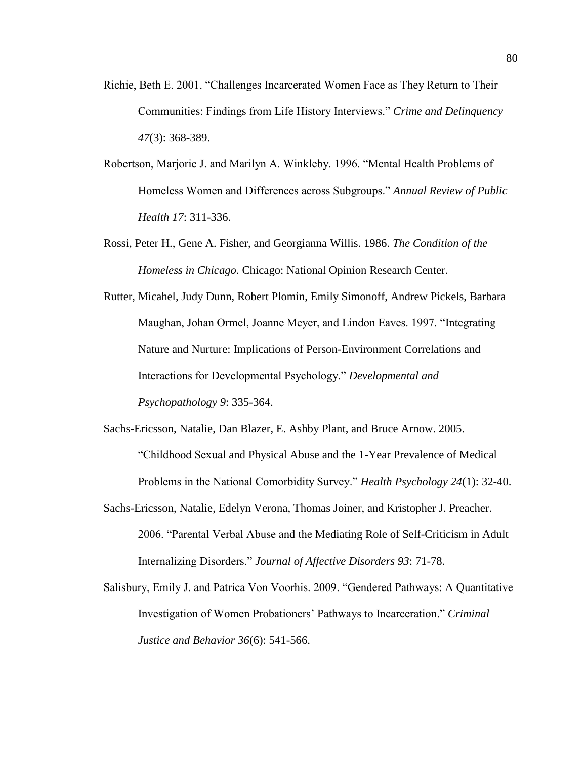Richie, Beth E. 2001. "Challenges Incarcerated Women Face as They Return to Their Communities: Findings from Life History Interviews." *Crime and Delinquency 47*(3): 368-389.

Robertson, Marjorie J. and Marilyn A. Winkleby. 1996. "Mental Health Problems of Homeless Women and Differences across Subgroups." *Annual Review of Public Health 17*: 311-336.

Rossi, Peter H., Gene A. Fisher, and Georgianna Willis. 1986. *The Condition of the Homeless in Chicago.* Chicago: National Opinion Research Center.

Rutter, Micahel, Judy Dunn, Robert Plomin, Emily Simonoff, Andrew Pickels, Barbara Maughan, Johan Ormel, Joanne Meyer, and Lindon Eaves. 1997. "Integrating Nature and Nurture: Implications of Person-Environment Correlations and Interactions for Developmental Psychology." *Developmental and Psychopathology 9*: 335-364.

Sachs-Ericsson, Natalie, Dan Blazer, E. Ashby Plant, and Bruce Arnow. 2005. "Childhood Sexual and Physical Abuse and the 1-Year Prevalence of Medical Problems in the National Comorbidity Survey." *Health Psychology 24*(1): 32-40.

Sachs-Ericsson, Natalie, Edelyn Verona, Thomas Joiner, and Kristopher J. Preacher. 2006. "Parental Verbal Abuse and the Mediating Role of Self-Criticism in Adult Internalizing Disorders." *Journal of Affective Disorders 93*: 71-78.

Salisbury, Emily J. and Patrica Von Voorhis. 2009. "Gendered Pathways: A Quantitative Investigation of Women Probationers' Pathways to Incarceration." *Criminal Justice and Behavior 36*(6): 541-566.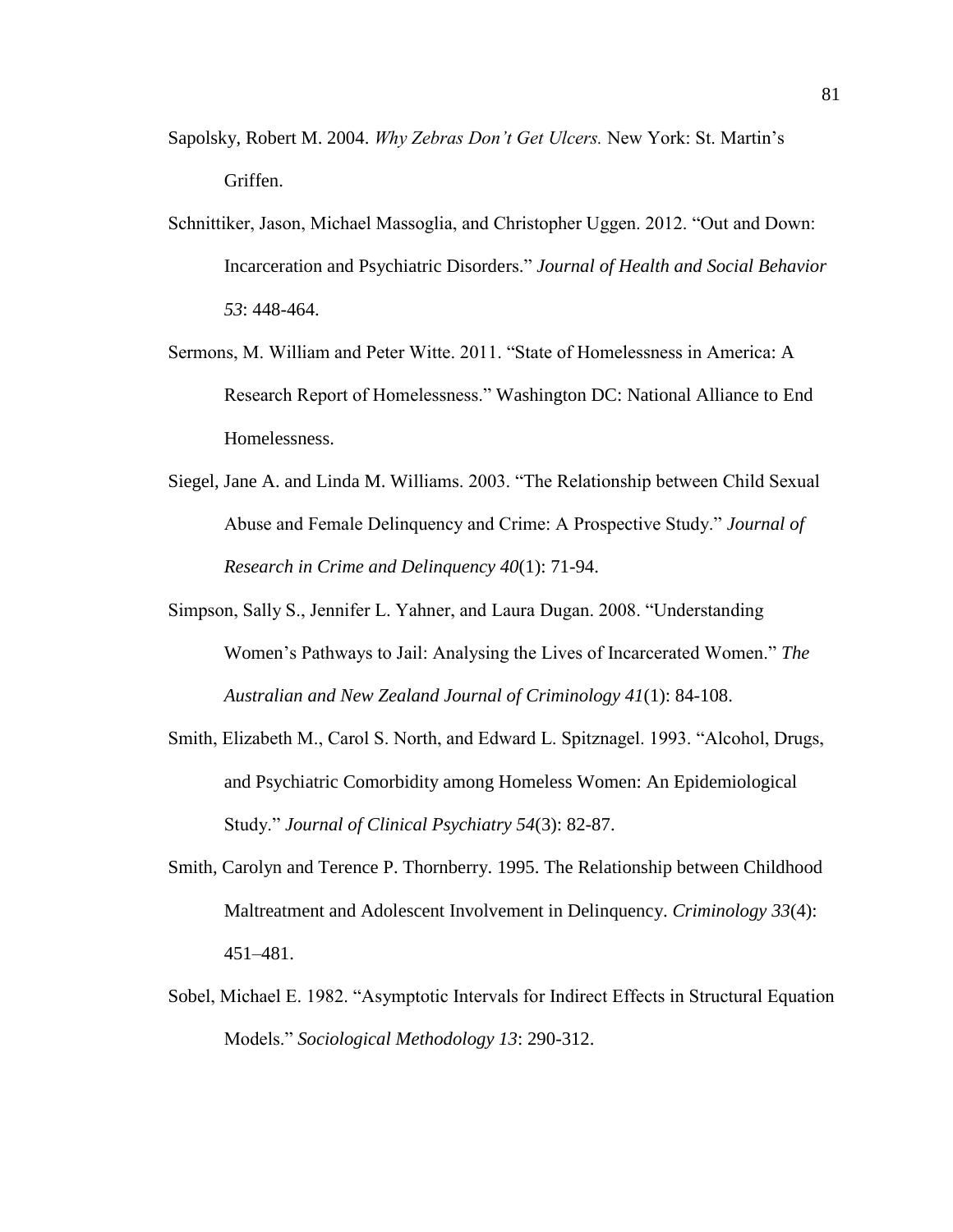Sapolsky, Robert M. 2004. *Why Zebras Don't Get Ulcers.* New York: St. Martin's Griffen.

Schnittiker, Jason, Michael Massoglia, and Christopher Uggen. 2012. "Out and Down: Incarceration and Psychiatric Disorders." *Journal of Health and Social Behavior 53*: 448-464.

Sermons, M. William and Peter Witte. 2011. "State of Homelessness in America: A Research Report of Homelessness." Washington DC: National Alliance to End Homelessness.

Siegel, Jane A. and Linda M. Williams. 2003. "The Relationship between Child Sexual Abuse and Female Delinquency and Crime: A Prospective Study." *Journal of Research in Crime and Delinquency 40*(1): 71-94.

Simpson, Sally S., Jennifer L. Yahner, and Laura Dugan. 2008. "Understanding Women's Pathways to Jail: Analysing the Lives of Incarcerated Women." *The Australian and New Zealand Journal of Criminology 41*(1): 84-108.

Smith, Elizabeth M., Carol S. North, and Edward L. Spitznagel. 1993. "Alcohol, Drugs, and Psychiatric Comorbidity among Homeless Women: An Epidemiological Study." *Journal of Clinical Psychiatry 54*(3): 82-87.

Smith, Carolyn and Terence P. Thornberry. 1995. The Relationship between Childhood Maltreatment and Adolescent Involvement in Delinquency. *Criminology 33*(4): 451–481.

Sobel, Michael E. 1982. "Asymptotic Intervals for Indirect Effects in Structural Equation Models." *Sociological Methodology 13*: 290-312.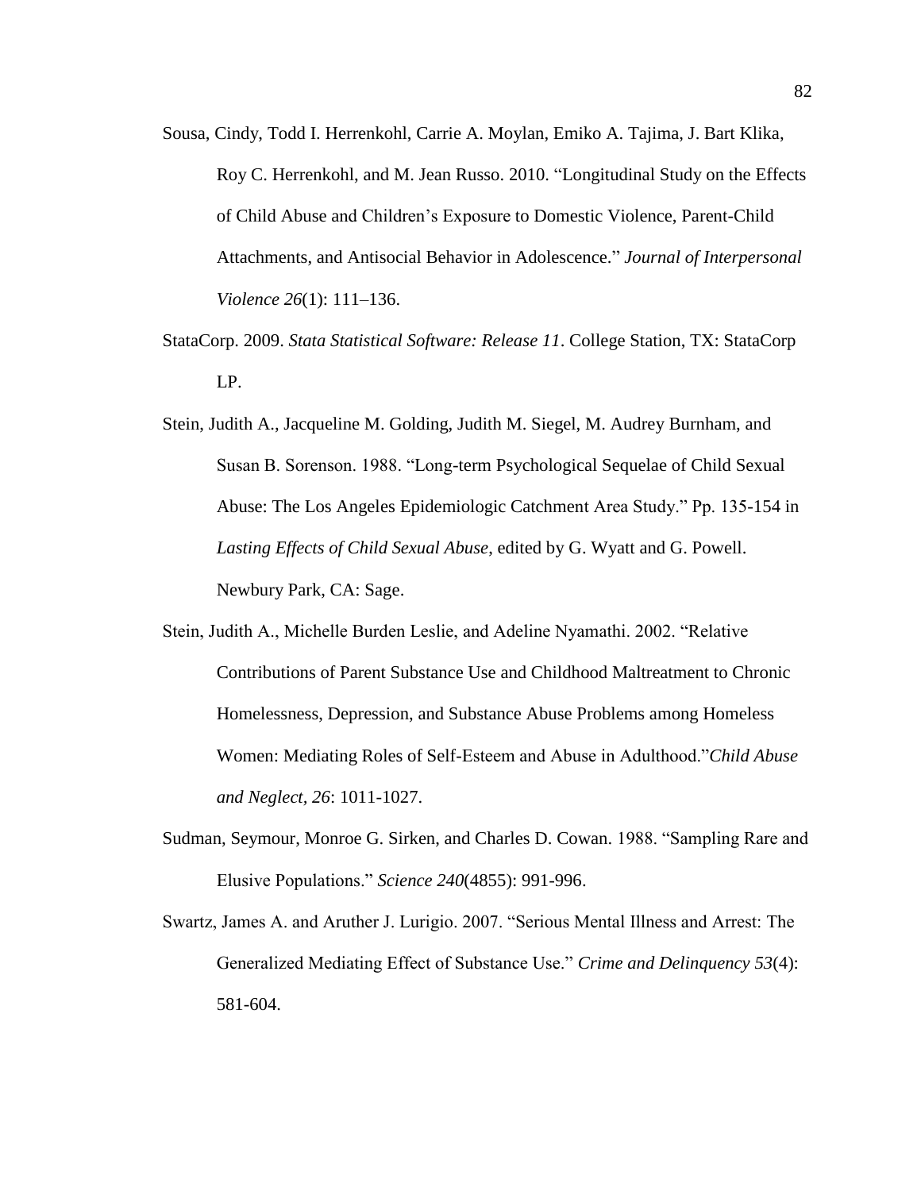Sousa, Cindy, Todd I. Herrenkohl, Carrie A. Moylan, Emiko A. Tajima, J. Bart Klika, Roy C. Herrenkohl, and M. Jean Russo. 2010. "Longitudinal Study on the Effects of Child Abuse and Children's Exposure to Domestic Violence, Parent-Child Attachments, and Antisocial Behavior in Adolescence." *Journal of Interpersonal Violence 26*(1): 111–136.

StataCorp. 2009. *Stata Statistical Software: Release 11*. College Station, TX: StataCorp LP.

Stein, Judith A., Jacqueline M. Golding, Judith M. Siegel, M. Audrey Burnham, and Susan B. Sorenson. 1988. "Long-term Psychological Sequelae of Child Sexual Abuse: The Los Angeles Epidemiologic Catchment Area Study." Pp. 135-154 in *Lasting Effects of Child Sexual Abuse*, edited by G. Wyatt and G. Powell. Newbury Park, CA: Sage.

Stein, Judith A., Michelle Burden Leslie, and Adeline Nyamathi. 2002. "Relative Contributions of Parent Substance Use and Childhood Maltreatment to Chronic Homelessness, Depression, and Substance Abuse Problems among Homeless Women: Mediating Roles of Self-Esteem and Abuse in Adulthood."*Child Abuse and Neglect, 26*: 1011-1027.

Sudman, Seymour, Monroe G. Sirken, and Charles D. Cowan. 1988. "Sampling Rare and Elusive Populations." *Science 240*(4855): 991-996.

Swartz, James A. and Aruther J. Lurigio. 2007. "Serious Mental Illness and Arrest: The Generalized Mediating Effect of Substance Use." *Crime and Delinquency 53*(4): 581-604.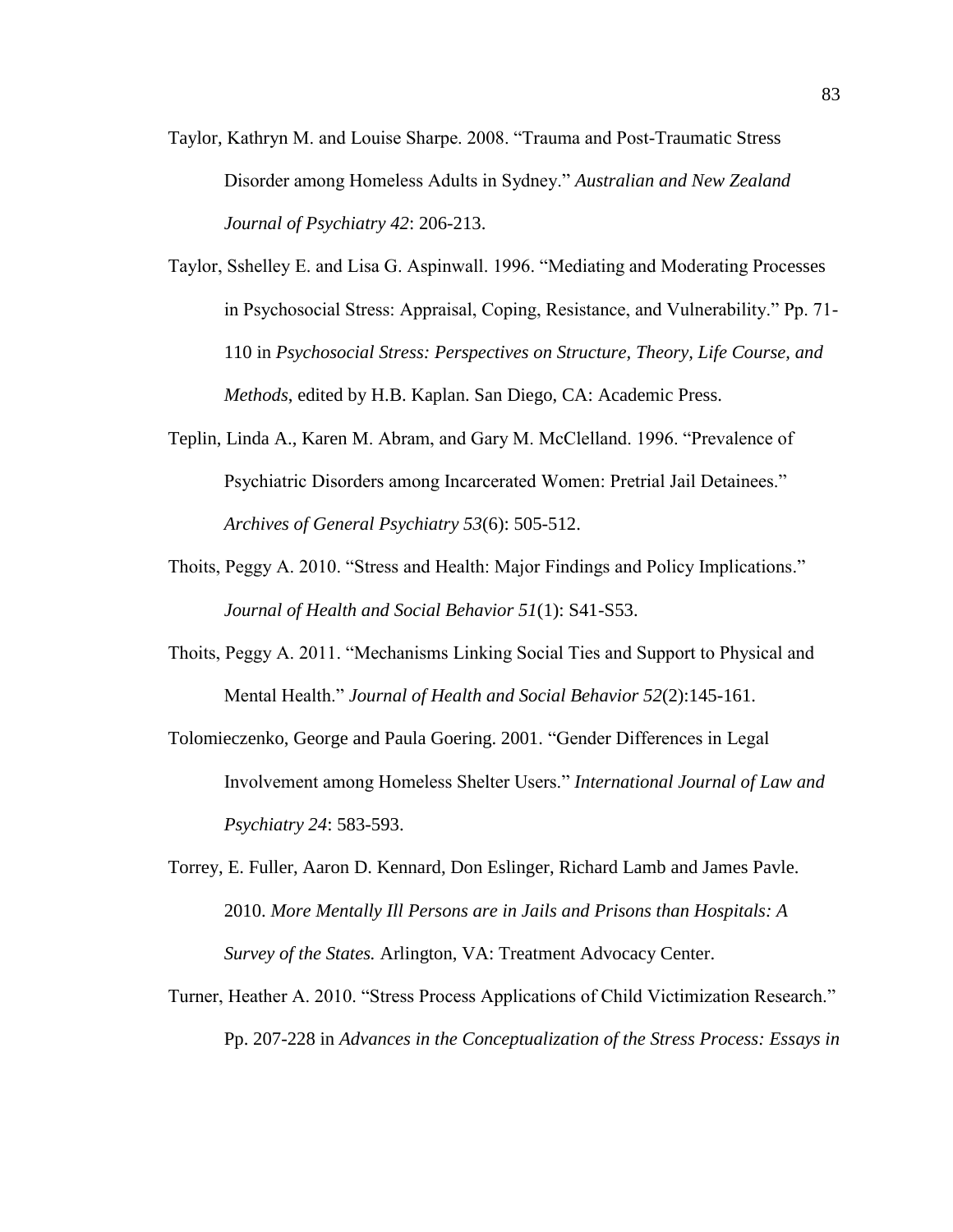Taylor, Kathryn M. and Louise Sharpe. 2008. "Trauma and Post-Traumatic Stress Disorder among Homeless Adults in Sydney." *Australian and New Zealand Journal of Psychiatry 42*: 206-213.

Taylor, Sshelley E. and Lisa G. Aspinwall. 1996. "Mediating and Moderating Processes in Psychosocial Stress: Appraisal, Coping, Resistance, and Vulnerability." Pp. 71-110 in *Psychosocial Stress: Perspectives on Structure, Theory, Life Course, and Methods*, edited by H.B. Kaplan. San Diego, CA: Academic Press.

Teplin, Linda A., Karen M. Abram, and Gary M. McClelland. 1996. "Prevalence of Psychiatric Disorders among Incarcerated Women: Pretrial Jail Detainees." *Archives of General Psychiatry 53*(6): 505-512.

Thoits, Peggy A. 2010. "Stress and Health: Major Findings and Policy Implications." *Journal of Health and Social Behavior 51*(1): S41-S53.

Thoits, Peggy A. 2011. "Mechanisms Linking Social Ties and Support to Physical and Mental Health." *Journal of Health and Social Behavior 52*(2):145-161.

Tolomieczenko, George and Paula Goering. 2001. "Gender Differences in Legal Involvement among Homeless Shelter Users." *International Journal of Law and Psychiatry 24*: 583-593.

Torrey, E. Fuller, Aaron D. Kennard, Don Eslinger, Richard Lamb and James Pavle. 2010. *More Mentally Ill Persons are in Jails and Prisons than Hospitals: A Survey of the States.* Arlington, VA: Treatment Advocacy Center.

Turner, Heather A. 2010. "Stress Process Applications of Child Victimization Research." Pp. 207-228 in *Advances in the Conceptualization of the Stress Process: Essays in*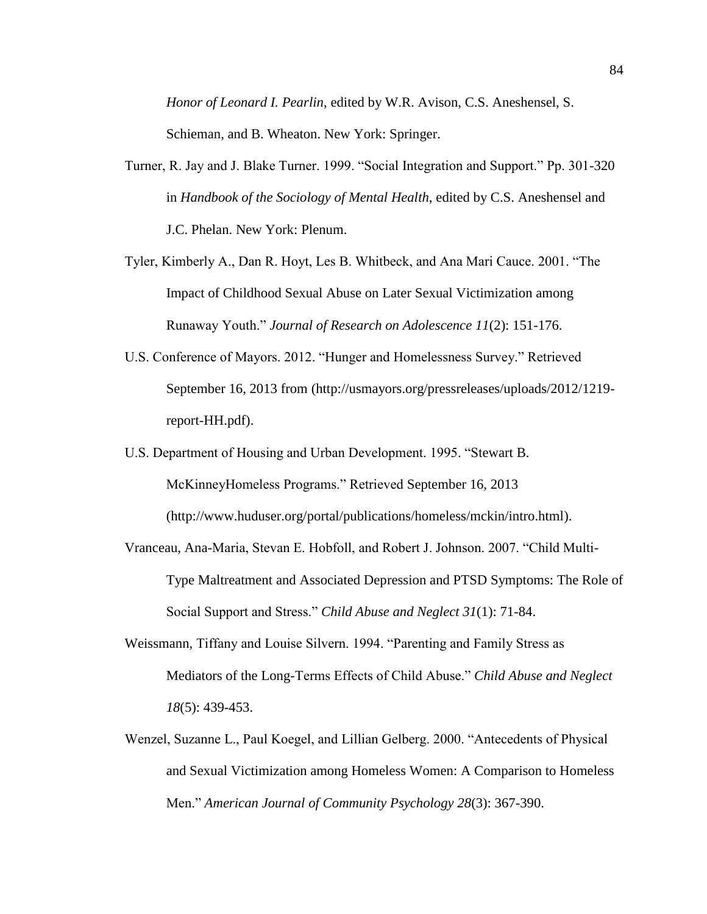*Honor of Leonard I. Pearlin*, edited by W.R. Avison, C.S. Aneshensel, S. Schieman, and B. Wheaton. New York: Springer.

Turner, R. Jay and J. Blake Turner. 1999. "Social Integration and Support." Pp. 301-320 in *Handbook of the Sociology of Mental Health*, edited by C.S. Aneshensel and J.C. Phelan. New York: Plenum.

Tyler, Kimberly A., Dan R. Hoyt, Les B. Whitbeck, and Ana Mari Cauce. 2001. "The Impact of Childhood Sexual Abuse on Later Sexual Victimization among Runaway Youth." *Journal of Research on Adolescence 11*(2): 151-176.

U.S. Conference of Mayors. 2012. "Hunger and Homelessness Survey." Retrieved September 16, 2013 from (http://usmayors.org/pressreleases/uploads/2012/1219-report-HH.pdf).

U.S. Department of Housing and Urban Development. 1995. "Stewart B. McKinneyHomeless Programs." Retrieved September 16, 2013 (http://www.huduser.org/portal/publications/homeless/mckin/intro.html).

Vranceau, Ana-Maria, Stevan E. Hobfoll, and Robert J. Johnson. 2007. "Child Multi-Type Maltreatment and Associated Depression and PTSD Symptoms: The Role of Social Support and Stress." *Child Abuse and Neglect 31*(1): 71-84.

Weissmann, Tiffany and Louise Silvern. 1994. "Parenting and Family Stress as Mediators of the Long-Terms Effects of Child Abuse." *Child Abuse and Neglect 18*(5): 439-453.

Wenzel, Suzanne L., Paul Koegel, and Lillian Gelberg. 2000. "Antecedents of Physical and Sexual Victimization among Homeless Women: A Comparison to Homeless Men." *American Journal of Community Psychology 28*(3): 367-390.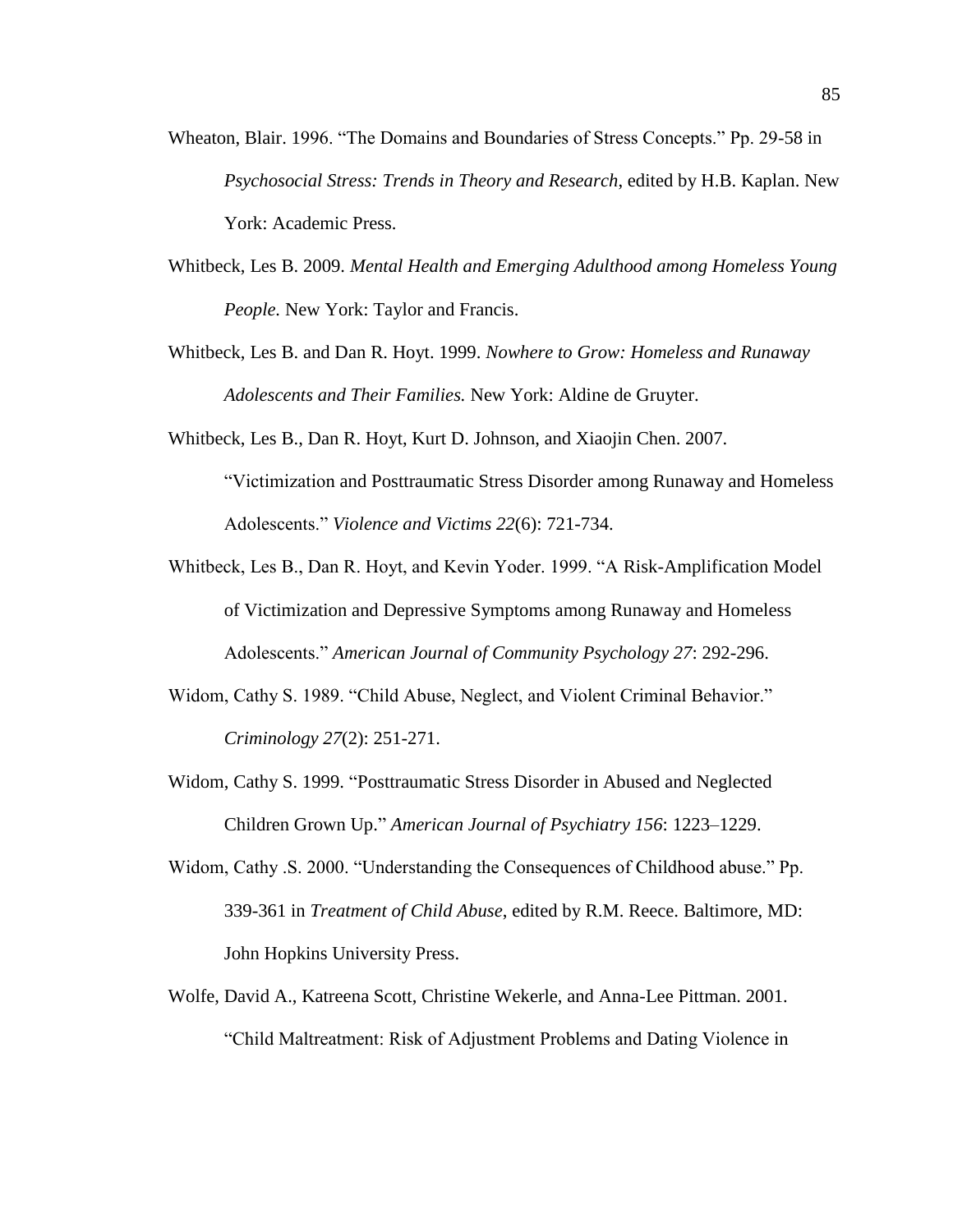Wheaton, Blair. 1996. "The Domains and Boundaries of Stress Concepts." Pp. 29-58 in *Psychosocial Stress: Trends in Theory and Research*, edited by H.B. Kaplan. New York: Academic Press.

Whitbeck, Les B. 2009. *Mental Health and Emerging Adulthood among Homeless Young People.* New York: Taylor and Francis.

Whitbeck, Les B. and Dan R. Hoyt. 1999. *Nowhere to Grow: Homeless and Runaway Adolescents and Their Families.* New York: Aldine de Gruyter.

Whitbeck, Les B., Dan R. Hoyt, Kurt D. Johnson, and Xiaojin Chen. 2007. "Victimization and Posttraumatic Stress Disorder among Runaway and Homeless Adolescents." *Violence and Victims 22*(6): 721-734.

Whitbeck, Les B., Dan R. Hoyt, and Kevin Yoder. 1999. "A Risk-Amplification Model of Victimization and Depressive Symptoms among Runaway and Homeless Adolescents." *American Journal of Community Psychology 27*: 292-296.

Widom, Cathy S. 1989. "Child Abuse, Neglect, and Violent Criminal Behavior." *Criminology 27*(2): 251-271.

Widom, Cathy S. 1999. "Posttraumatic Stress Disorder in Abused and Neglected Children Grown Up." *American Journal of Psychiatry 156*: 1223–1229.

Widom, Cathy .S. 2000. "Understanding the Consequences of Childhood abuse." Pp. 339-361 in *Treatment of Child Abuse*, edited by R.M. Reece. Baltimore, MD: John Hopkins University Press.

Wolfe, David A., Katreena Scott, Christine Wekerle, and Anna-Lee Pittman. 2001. "Child Maltreatment: Risk of Adjustment Problems and Dating Violence in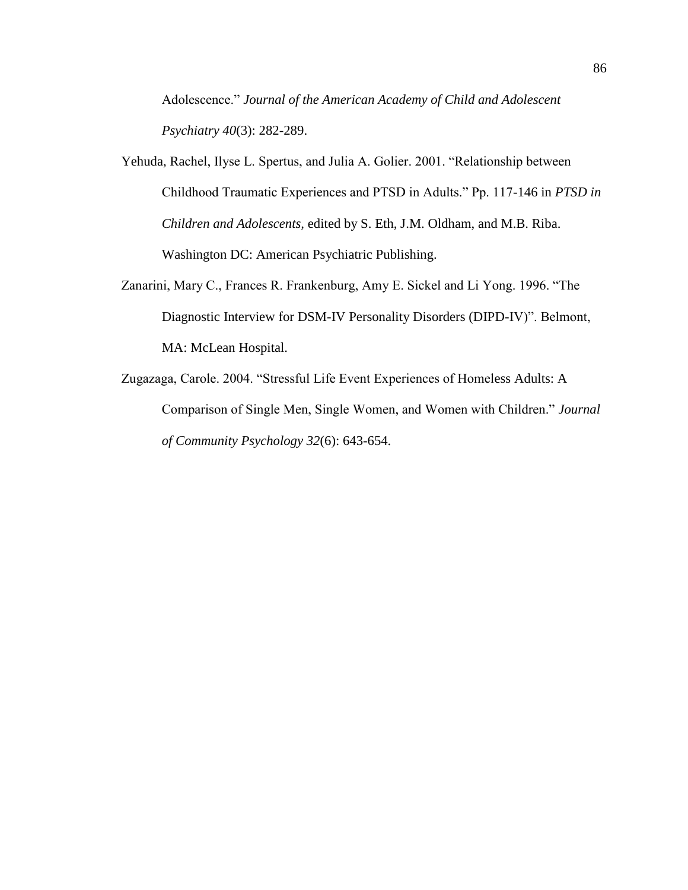Adolescence." *Journal of the American Academy of Child and Adolescent Psychiatry 40*(3): 282-289.

Yehuda, Rachel, Ilyse L. Spertus, and Julia A. Golier. 2001. "Relationship between Childhood Traumatic Experiences and PTSD in Adults." Pp. 117-146 in *PTSD in Children and Adolescents,* edited by S. Eth, J.M. Oldham, and M.B. Riba. Washington DC: American Psychiatric Publishing.

Zanarini, Mary C., Frances R. Frankenburg, Amy E. Sickel and Li Yong. 1996. "The Diagnostic Interview for DSM-IV Personality Disorders (DIPD-IV)". Belmont, MA: McLean Hospital.

Zugazaga, Carole. 2004. "Stressful Life Event Experiences of Homeless Adults: A Comparison of Single Men, Single Women, and Women with Children." *Journal of Community Psychology 32*(6): 643-654.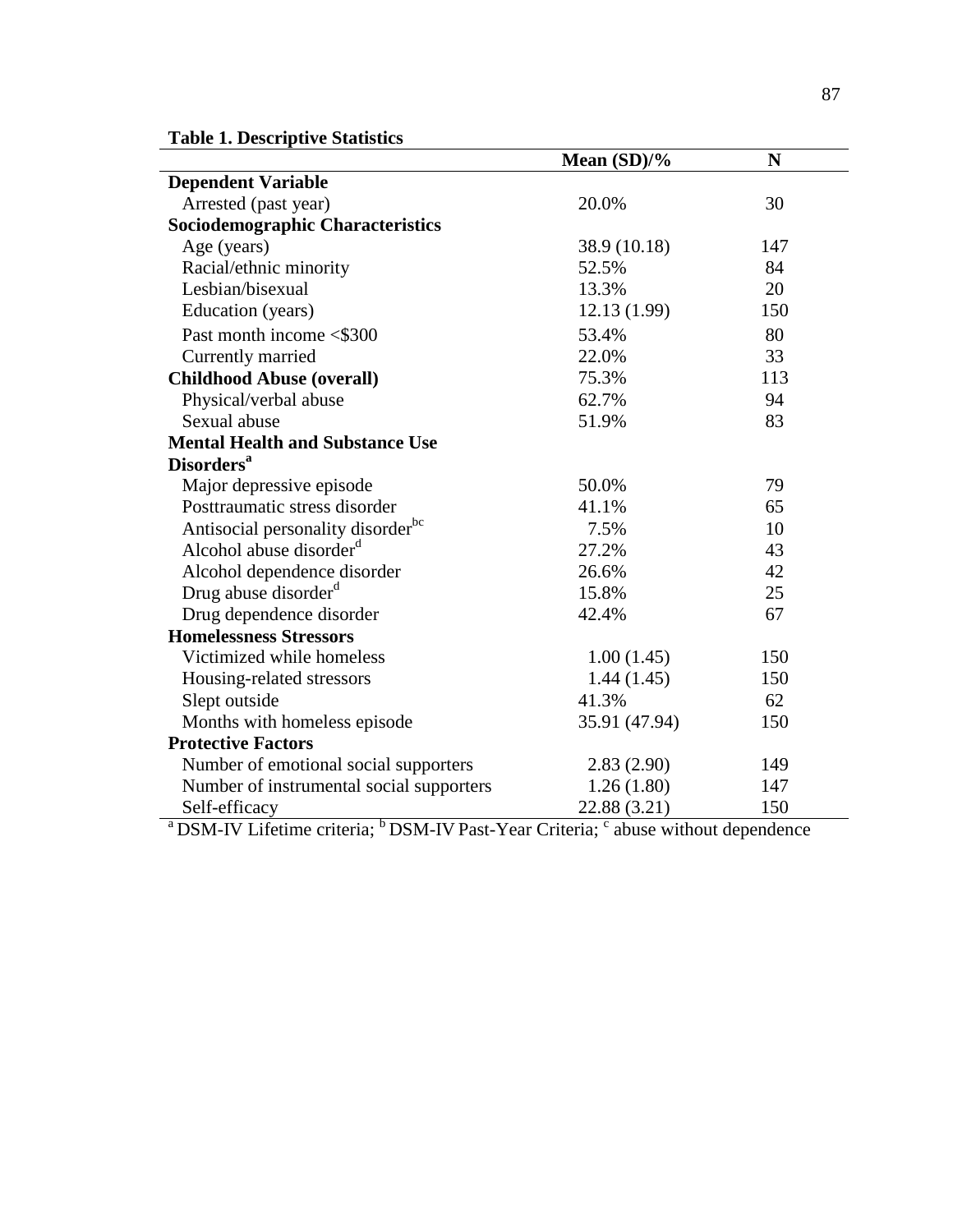**Table 1. Descriptive Statistics**

| | Mean (SD)/% | N |
|---|---|---|
| **Dependent Variable** | | |
| Arrested (past year) | 20.0% | 30 |
| **Sociodemographic Characteristics** | | |
| Age (years) | 38.9 (10.18) | 147 |
| Racial/ethnic minority | 52.5% | 84 |
| Lesbian/bisexual | 13.3% | 20 |
| Education (years) | 12.13 (1.99) | 150 |
| Past month income <$300 | 53.4% | 80 |
| Currently married | 22.0% | 33 |
| **Childhood Abuse (overall)** | 75.3% | 113 |
| Physical/verbal abuse | 62.7% | 94 |
| Sexual abuse | 51.9% | 83 |
| **Mental Health and Substance Use Disorders**[a] | | |
| Major depressive episode | 50.0% | 79 |
| Posttraumatic stress disorder | 41.1% | 65 |
| Antisocial personality disorder[bc] | 7.5% | 10 |
| Alcohol abuse disorder[d] | 27.2% | 43 |
| Alcohol dependence disorder | 26.6% | 42 |
| Drug abuse disorder[d] | 15.8% | 25 |
| Drug dependence disorder | 42.4% | 67 |
| **Homelessness Stressors** | | |
| Victimized while homeless | 1.00 (1.45) | 150 |
| Housing-related stressors | 1.44 (1.45) | 150 |
| Slept outside | 41.3% | 62 |
| Months with homeless episode | 35.91 (47.94) | 150 |
| **Protective Factors** | | |
| Number of emotional social supporters | 2.83 (2.90) | 149 |
| Number of instrumental social supporters | 1.26 (1.80) | 147 |
| Self-efficacy | 22.88 (3.21) | 150 |

[a] DSM-IV Lifetime criteria; [b] DSM-IV Past-Year Criteria; [c] abuse without dependence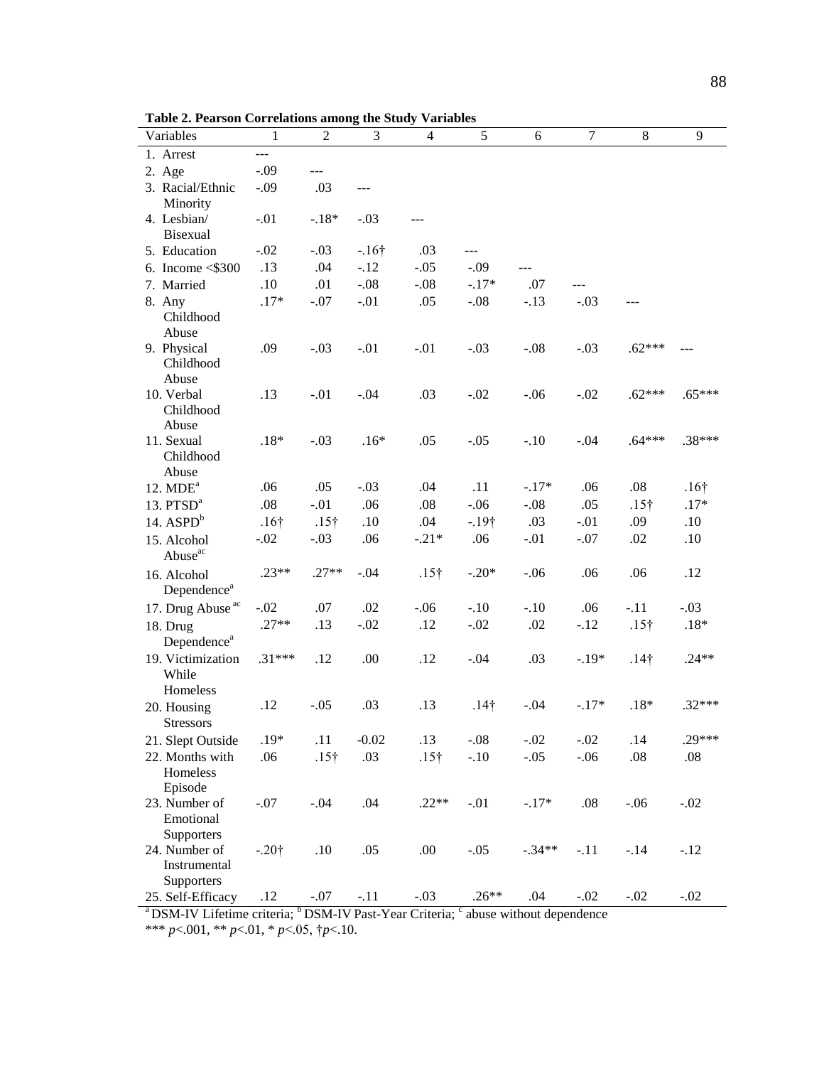**Table 2. Pearson Correlations among the Study Variables**

| Variables | 1 | 2 | 3 | 4 | 5 | 6 | 7 | 8 | 9 |
|---|---|---|---|---|---|---|---|---|---|
| 1. Arrest | --- | | | | | | | | |
| 2. Age | -.09 | --- | | | | | | | |
| 3. Racial/Ethnic Minority | -.09 | .03 | --- | | | | | | |
| 4. Lesbian/ Bisexual | -.01 | -.18* | -.03 | --- | | | | | |
| 5. Education | -.02 | -.03 | -.16† | .03 | --- | | | | |
| 6. Income <$300 | .13 | .04 | -.12 | -.05 | -.09 | --- | | | |
| 7. Married | .10 | .01 | -.08 | -.08 | -.17* | .07 | --- | | |
| 8. Any Childhood Abuse | .17* | -.07 | -.01 | .05 | -.08 | -.13 | -.03 | --- | |
| 9. Physical Childhood Abuse | .09 | -.03 | -.01 | -.01 | -.03 | -.08 | -.03 | .62*** | --- |
| 10. Verbal Childhood Abuse | .13 | -.01 | -.04 | .03 | -.02 | -.06 | -.02 | .62*** | .65*** |
| 11. Sexual Childhood Abuse | .18* | -.03 | .16* | .05 | -.05 | -.10 | -.04 | .64*** | .38*** |
| 12. MDE[a] | .06 | .05 | -.03 | .04 | .11 | -.17* | .06 | .08 | .16† |
| 13. PTSD[a] | .08 | -.01 | .06 | .08 | -.06 | -.08 | .05 | .15† | .17* |
| 14. ASPD[b] | .16† | .15† | .10 | .04 | -.19† | .03 | -.01 | .09 | .10 |
| 15. Alcohol Abuse[ac] | -.02 | -.03 | .06 | -.21* | .06 | -.01 | -.07 | .02 | .10 |
| 16. Alcohol Dependence[a] | .23** | .27** | -.04 | .15† | -.20* | -.06 | .06 | .06 | .12 |
| 17. Drug Abuse[ac] | -.02 | .07 | .02 | -.06 | -.10 | -.10 | .06 | -.11 | -.03 |
| 18. Drug Dependence[a] | .27** | .13 | -.02 | .12 | -.02 | .02 | -.12 | .15† | .18* |
| 19. Victimization While Homeless | .31*** | .12 | .00 | .12 | -.04 | .03 | -.19* | .14† | .24** |
| 20. Housing Stressors | .12 | -.05 | .03 | .13 | .14† | -.04 | -.17* | .18* | .32*** |
| 21. Slept Outside | .19* | .11 | -0.02 | .13 | -.08 | -.02 | -.02 | .14 | .29*** |
| 22. Months with Homeless Episode | .06 | .15† | .03 | .15† | -.10 | -.05 | -.06 | .08 | .08 |
| 23. Number of Emotional Supporters | -.07 | -.04 | .04 | .22** | -.01 | -.17* | .08 | -.06 | -.02 |
| 24. Number of Instrumental Supporters | -.20† | .10 | .05 | .00 | -.05 | -.34** | -.11 | -.14 | -.12 |
| 25. Self-Efficacy | .12 | -.07 | -.11 | -.03 | .26** | .04 | -.02 | -.02 | -.02 |

[a] DSM-IV Lifetime criteria; [b] DSM-IV Past-Year Criteria; [c] abuse without dependence

*** $p$<.001, ** $p$<.01, * $p$<.05, †$p$<.10.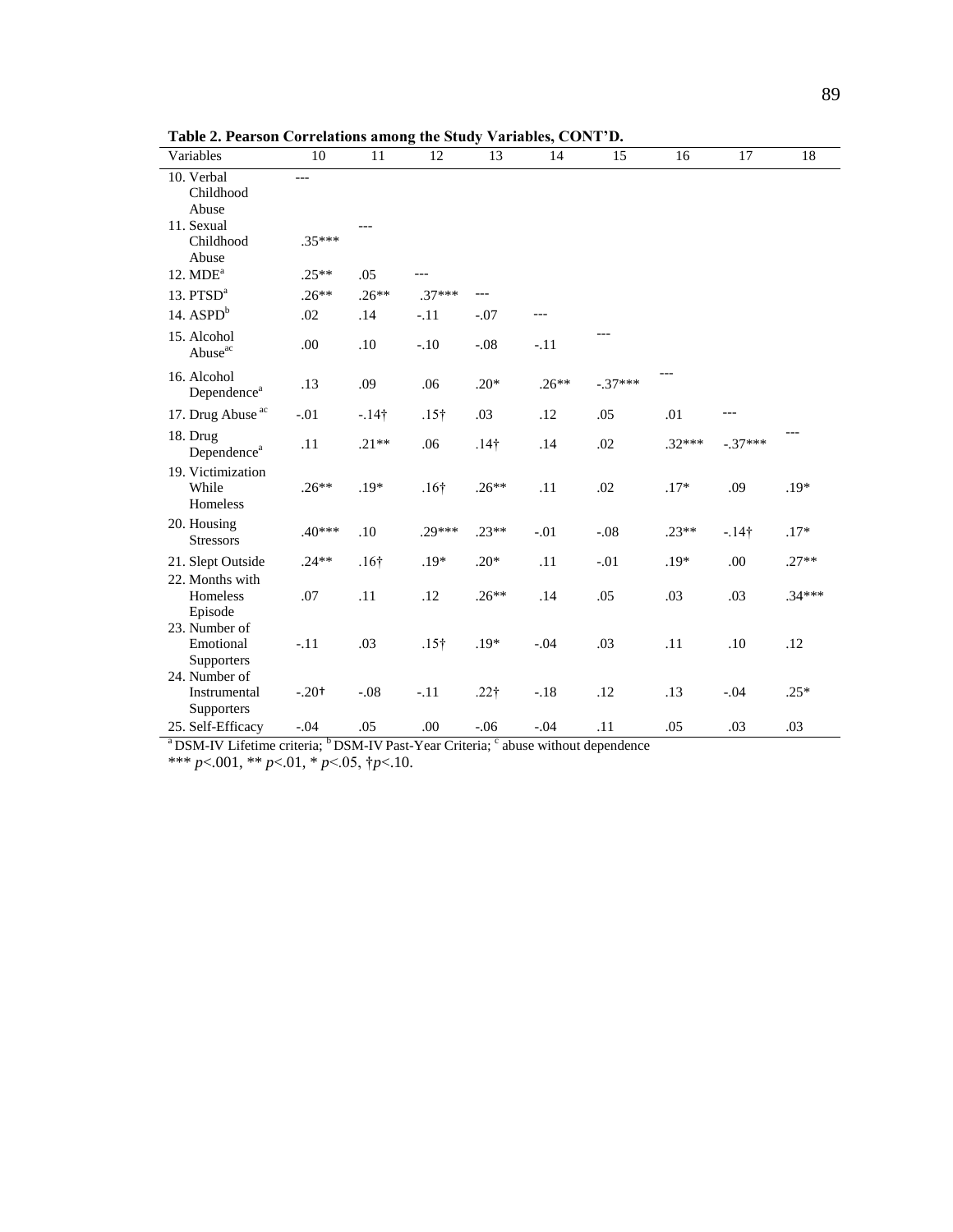**Table 2. Pearson Correlations among the Study Variables, CONT'D.**

| Variables | 10 | 11 | 12 | 13 | 14 | 15 | 16 | 17 | 18 |
|---|---|---|---|---|---|---|---|---|---|
| 10. Verbal Childhood Abuse | --- | | | | | | | | |
| 11. Sexual Childhood Abuse | .35*** | --- | | | | | | | |
| 12. MDE[a] | .25** | .05 | --- | | | | | | |
| 13. PTSD[a] | .26** | .26** | .37*** | --- | | | | | |
| 14. ASPD[b] | .02 | .14 | -.11 | -.07 | --- | | | | |
| 15. Alcohol Abuse[ac] | .00 | .10 | -.10 | -.08 | -.11 | --- | | | |
| 16. Alcohol Dependence[a] | .13 | .09 | .06 | .20* | .26** | -.37*** | --- | | |
| 17. Drug Abuse [ac] | -.01 | -.14† | .15† | .03 | .12 | .05 | .01 | --- | |
| 18. Drug Dependence[a] | .11 | .21** | .06 | .14† | .14 | .02 | .32*** | -.37*** | --- |
| 19. Victimization While Homeless | .26** | .19* | .16† | .26** | .11 | .02 | .17* | .09 | .19* |
| 20. Housing Stressors | .40*** | .10 | .29*** | .23** | -.01 | -.08 | .23** | -.14† | .17* |
| 21. Slept Outside | .24** | .16† | .19* | .20* | .11 | -.01 | .19* | .00 | .27** |
| 22. Months with Homeless Episode | .07 | .11 | .12 | .26** | .14 | .05 | .03 | .03 | .34*** |
| 23. Number of Emotional Supporters | -.11 | .03 | .15† | .19* | -.04 | .03 | .11 | .10 | .12 |
| 24. Number of Instrumental Supporters | -.20† | -.08 | -.11 | .22† | -.18 | .12 | .13 | -.04 | .25* |
| 25. Self-Efficacy | -.04 | .05 | .00 | -.06 | -.04 | .11 | .05 | .03 | .03 |

[a] DSM-IV Lifetime criteria; [b] DSM-IV Past-Year Criteria; [c] abuse without dependence

*** $p<.001$, ** $p<.01$, * $p<.05$, †$p<.10$.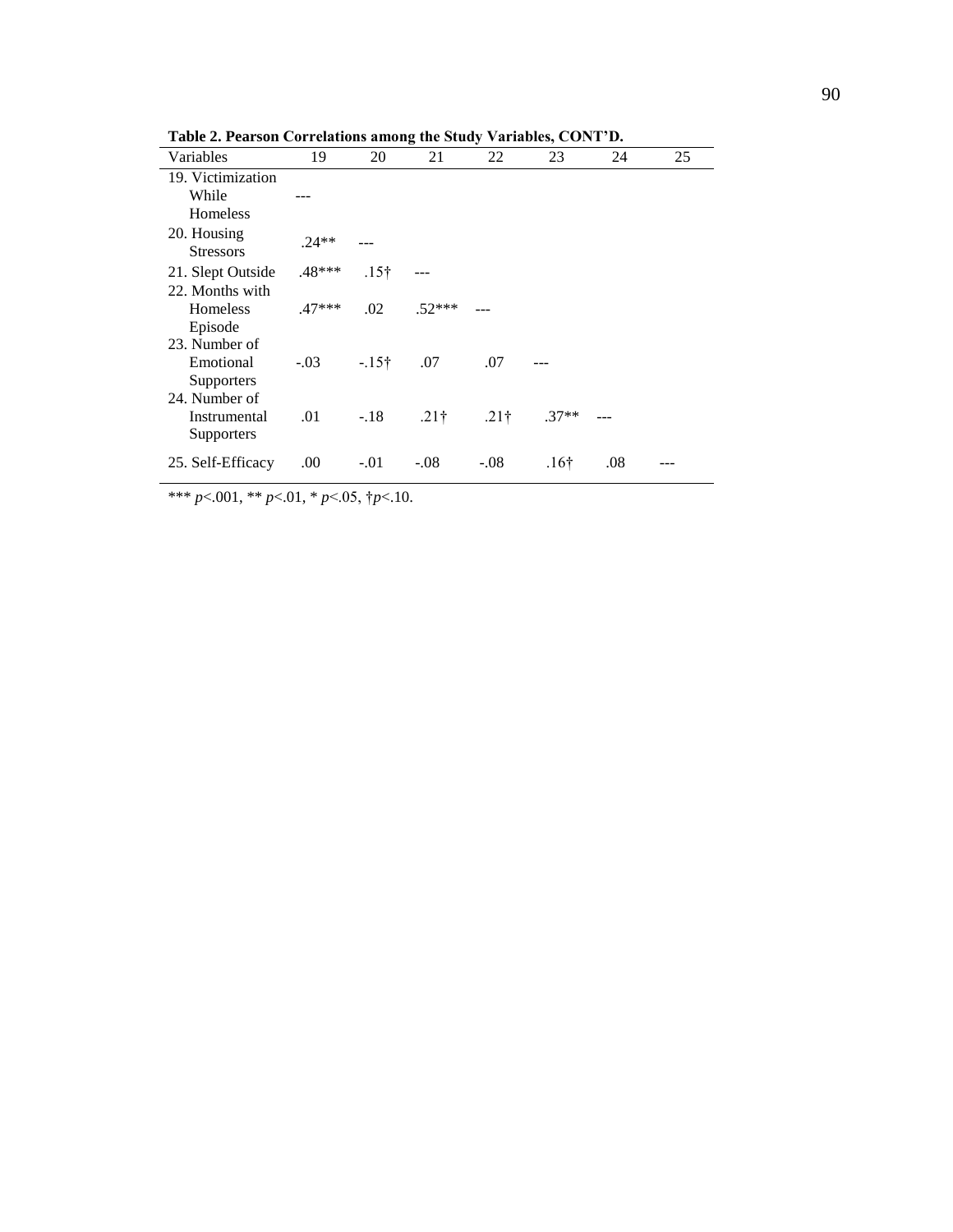**Table 2. Pearson Correlations among the Study Variables, CONT'D.**

| Variables | 19 | 20 | 21 | 22 | 23 | 24 | 25 |
|---|---|---|---|---|---|---|---|
| 19. Victimization While Homeless | --- | | | | | | |
| 20. Housing Stressors | .24** | --- | | | | | |
| 21. Slept Outside | .48*** | .15† | --- | | | | |
| 22. Months with Homeless Episode | .47*** | .02 | .52*** | --- | | | |
| 23. Number of Emotional Supporters | -.03 | -.15† | .07 | .07 | --- | | |
| 24. Number of Instrumental Supporters | .01 | -.18 | .21† | .21† | .37** | --- | |
| 25. Self-Efficacy | .00 | -.01 | -.08 | -.08 | .16† | .08 | --- |

*** $p$<.001, ** $p$<.01, * $p$<.05, †$p$<.10.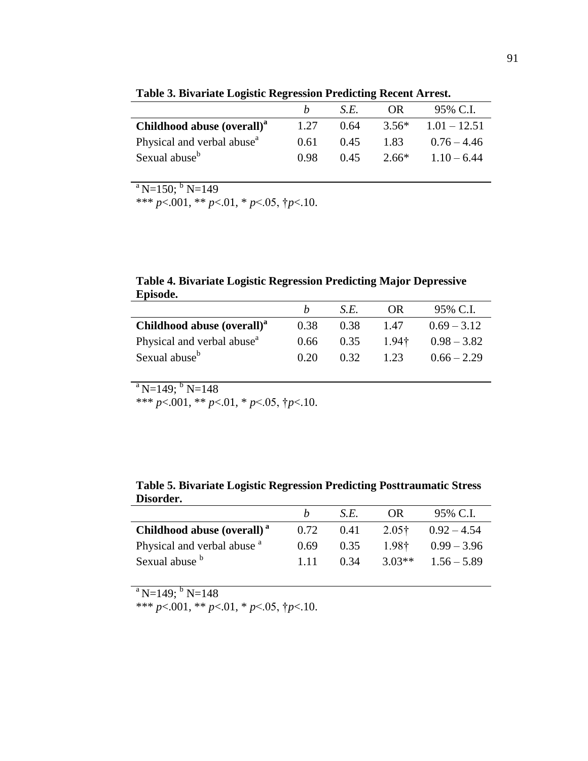**Table 3. Bivariate Logistic Regression Predicting Recent Arrest.**

| | *b* | *S.E.* | OR | 95% C.I. |
|---|---|---|---|---|
| **Childhood abuse (overall)[a]** | 1.27 | 0.64 | 3.56* | 1.01 – 12.51 |
| Physical and verbal abuse[a] | 0.61 | 0.45 | 1.83 | 0.76 – 4.46 |
| Sexual abuse[b] | 0.98 | 0.45 | 2.66* | 1.10 – 6.44 |

[a] N=150; [b] N=149

*** $p$<.001, ** $p$<.01, * $p$<.05, †$p$<.10.

**Table 4. Bivariate Logistic Regression Predicting Major Depressive Episode.**

| | *b* | *S.E.* | OR | 95% C.I. |
|---|---|---|---|---|
| **Childhood abuse (overall)[a]** | 0.38 | 0.38 | 1.47 | 0.69 – 3.12 |
| Physical and verbal abuse[a] | 0.66 | 0.35 | 1.94† | 0.98 – 3.82 |
| Sexual abuse[b] | 0.20 | 0.32 | 1.23 | 0.66 – 2.29 |

[a] N=149; [b] N=148

*** $p$<.001, ** $p$<.01, * $p$<.05, †$p$<.10.

**Table 5. Bivariate Logistic Regression Predicting Posttraumatic Stress Disorder.**

| | *b* | *S.E.* | OR | 95% C.I. |
|---|---|---|---|---|
| **Childhood abuse (overall) [a]** | 0.72 | 0.41 | 2.05† | 0.92 – 4.54 |
| Physical and verbal abuse [a] | 0.69 | 0.35 | 1.98† | 0.99 – 3.96 |
| Sexual abuse [b] | 1.11 | 0.34 | 3.03** | 1.56 – 5.89 |

[a] N=149; [b] N=148

*** $p$<.001, ** $p$<.01, * $p$<.05, †$p$<.10.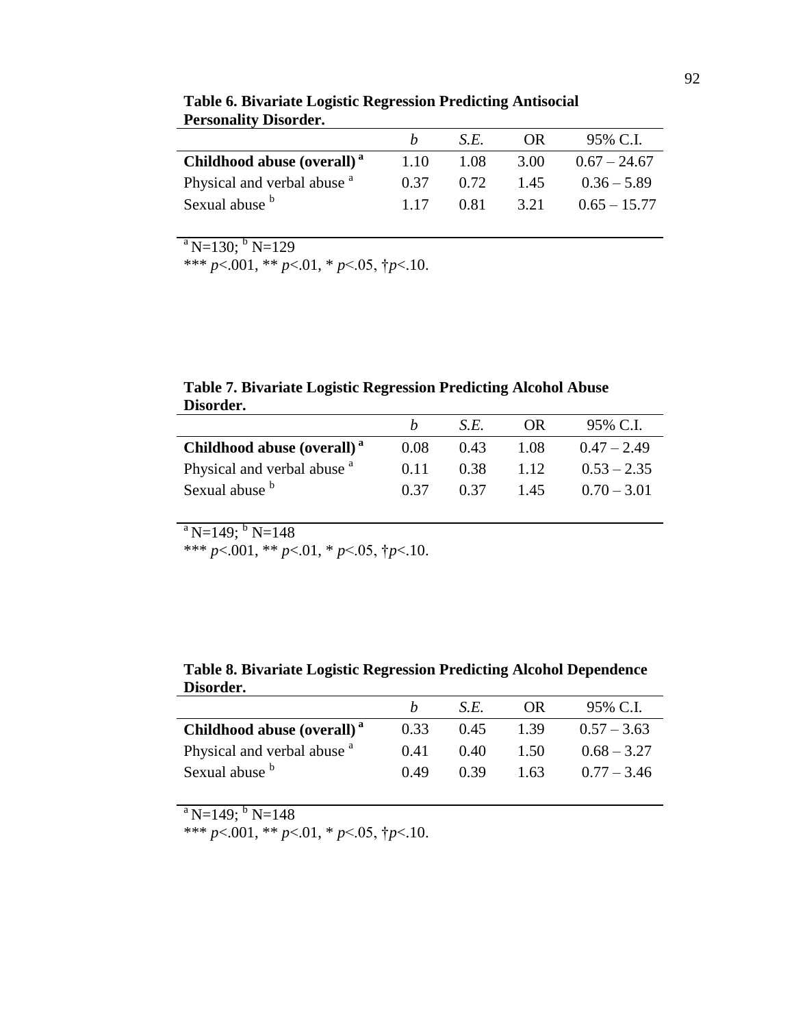**Table 6. Bivariate Logistic Regression Predicting Antisocial Personality Disorder.**

| | *b* | *S.E.* | OR | 95% C.I. |
|---|---|---|---|---|
| **Childhood abuse (overall)** [a] | 1.10 | 1.08 | 3.00 | 0.67 – 24.67 |
| Physical and verbal abuse [a] | 0.37 | 0.72 | 1.45 | 0.36 – 5.89 |
| Sexual abuse [b] | 1.17 | 0.81 | 3.21 | 0.65 – 15.77 |

[a] N=130; [b] N=129

*** $p$<.001, ** $p$<.01, * $p$<.05, †$p$<.10.

**Table 7. Bivariate Logistic Regression Predicting Alcohol Abuse Disorder.**

| | *b* | *S.E.* | OR | 95% C.I. |
|---|---|---|---|---|
| **Childhood abuse (overall)** [a] | 0.08 | 0.43 | 1.08 | 0.47 – 2.49 |
| Physical and verbal abuse [a] | 0.11 | 0.38 | 1.12 | 0.53 – 2.35 |
| Sexual abuse [b] | 0.37 | 0.37 | 1.45 | 0.70 – 3.01 |

[a] N=149; [b] N=148

*** $p$<.001, ** $p$<.01, * $p$<.05, †$p$<.10.

**Table 8. Bivariate Logistic Regression Predicting Alcohol Dependence Disorder.**

| | *b* | *S.E.* | OR | 95% C.I. |
|---|---|---|---|---|
| **Childhood abuse (overall)** [a] | 0.33 | 0.45 | 1.39 | 0.57 – 3.63 |
| Physical and verbal abuse [a] | 0.41 | 0.40 | 1.50 | 0.68 – 3.27 |
| Sexual abuse [b] | 0.49 | 0.39 | 1.63 | 0.77 – 3.46 |

[a] N=149; [b] N=148

*** $p$<.001, ** $p$<.01, * $p$<.05, †$p$<.10.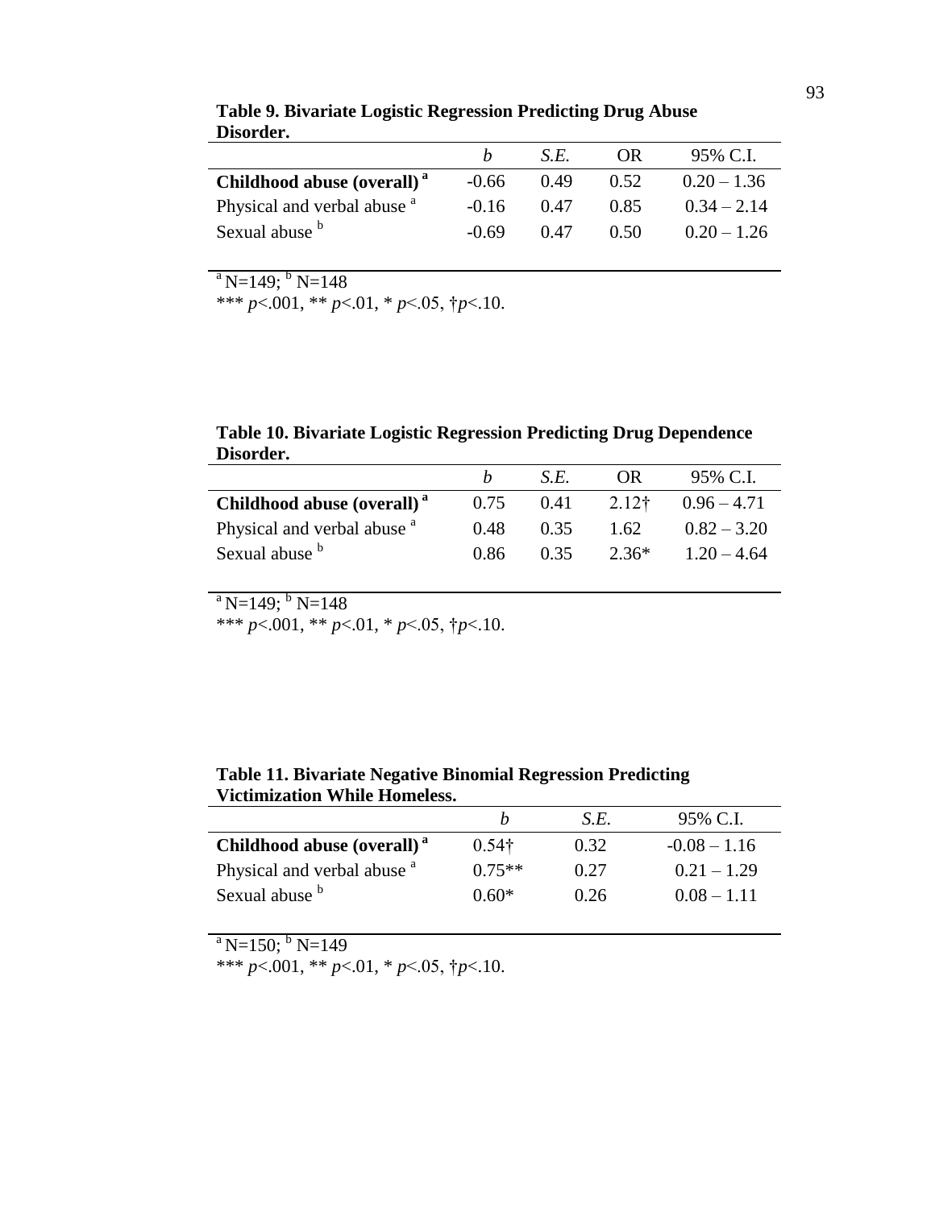**Table 9. Bivariate Logistic Regression Predicting Drug Abuse Disorder.**

| | *b* | *S.E.* | OR | 95% C.I. |
|---|---|---|---|---|
| **Childhood abuse (overall)** [a] | -0.66 | 0.49 | 0.52 | 0.20 – 1.36 |
| Physical and verbal abuse [a] | -0.16 | 0.47 | 0.85 | 0.34 – 2.14 |
| Sexual abuse [b] | -0.69 | 0.47 | 0.50 | 0.20 – 1.26 |

[a] N=149; [b] N=148

*** $p<.001$, ** $p<.01$, * $p<.05$, †$p<.10$.

**Table 10. Bivariate Logistic Regression Predicting Drug Dependence Disorder.**

| | *b* | *S.E.* | OR | 95% C.I. |
|---|---|---|---|---|
| **Childhood abuse (overall)** [a] | 0.75 | 0.41 | 2.12† | 0.96 – 4.71 |
| Physical and verbal abuse [a] | 0.48 | 0.35 | 1.62 | 0.82 – 3.20 |
| Sexual abuse [b] | 0.86 | 0.35 | 2.36* | 1.20 – 4.64 |

[a] N=149; [b] N=148

*** $p<.001$, ** $p<.01$, * $p<.05$, †$p<.10$.

**Table 11. Bivariate Negative Binomial Regression Predicting Victimization While Homeless.**

| | *b* | *S.E.* | 95% C.I. |
|---|---|---|---|
| **Childhood abuse (overall)** [a] | 0.54† | 0.32 | -0.08 – 1.16 |
| Physical and verbal abuse [a] | 0.75** | 0.27 | 0.21 – 1.29 |
| Sexual abuse [b] | 0.60* | 0.26 | 0.08 – 1.11 |

[a] N=150; [b] N=149

*** $p<.001$, ** $p<.01$, * $p<.05$, †$p<.10$.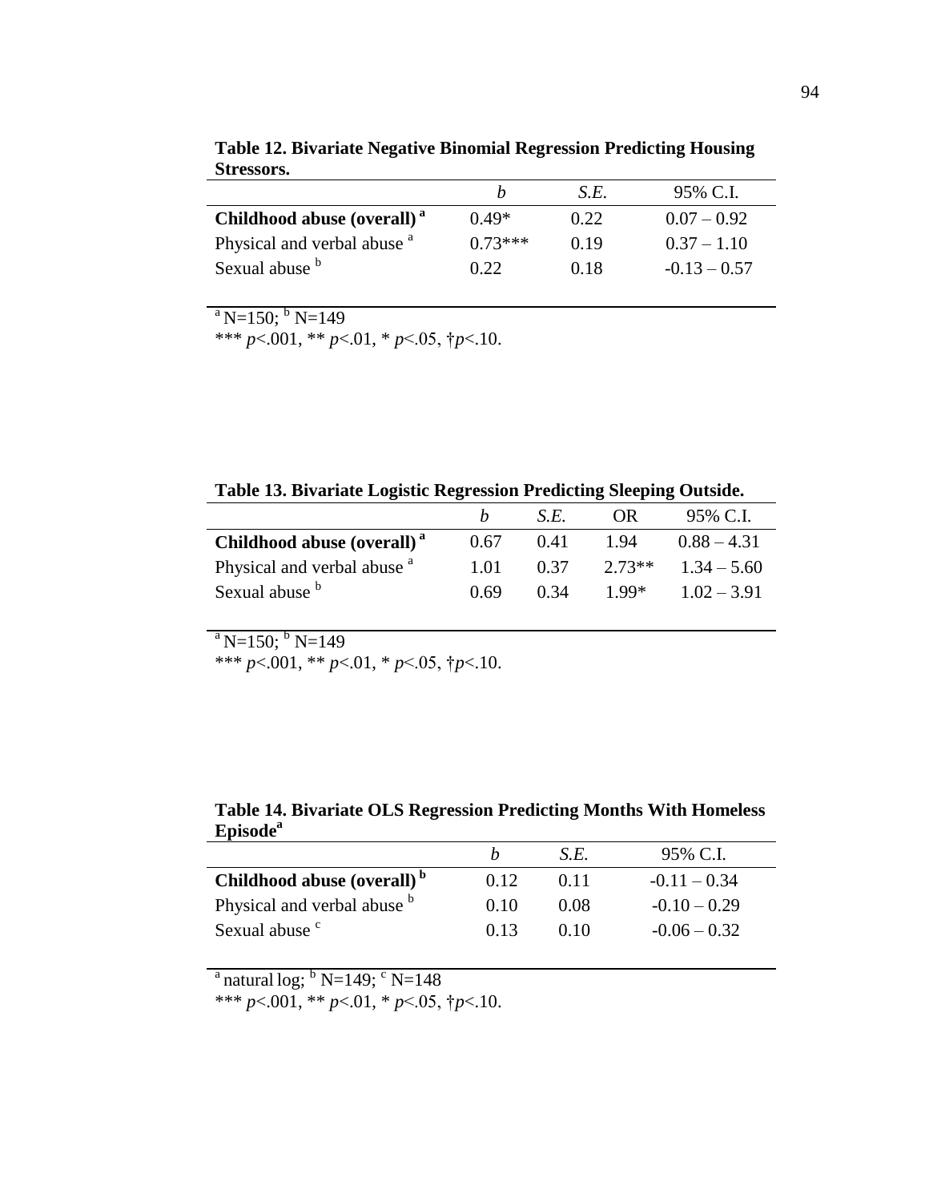**Table 12. Bivariate Negative Binomial Regression Predicting Housing Stressors.**

| | *b* | *S.E.* | 95% C.I. |
|---|---|---|---|
| **Childhood abuse (overall)** [a] | 0.49* | 0.22 | 0.07 – 0.92 |
| Physical and verbal abuse [a] | 0.73*** | 0.19 | 0.37 – 1.10 |
| Sexual abuse [b] | 0.22 | 0.18 | -0.13 – 0.57 |

[a] N=150; [b] N=149

*** $p$<.001, ** $p$<.01, * $p$<.05, †$p$<.10.

**Table 13. Bivariate Logistic Regression Predicting Sleeping Outside.**

| | *b* | *S.E.* | OR | 95% C.I. |
|---|---|---|---|---|
| **Childhood abuse (overall)** [a] | 0.67 | 0.41 | 1.94 | 0.88 – 4.31 |
| Physical and verbal abuse [a] | 1.01 | 0.37 | 2.73** | 1.34 – 5.60 |
| Sexual abuse [b] | 0.69 | 0.34 | 1.99* | 1.02 – 3.91 |

[a] N=150; [b] N=149

*** $p$<.001, ** $p$<.01, * $p$<.05, †$p$<.10.

**Table 14. Bivariate OLS Regression Predicting Months With Homeless Episode[a]**

| | *b* | *S.E.* | 95% C.I. |
|---|---|---|---|
| **Childhood abuse (overall)** [b] | 0.12 | 0.11 | -0.11 – 0.34 |
| Physical and verbal abuse [b] | 0.10 | 0.08 | -0.10 – 0.29 |
| Sexual abuse [c] | 0.13 | 0.10 | -0.06 – 0.32 |

[a] natural log; [b] N=149; [c] N=148

*** $p$<.001, ** $p$<.01, * $p$<.05, †$p$<.10.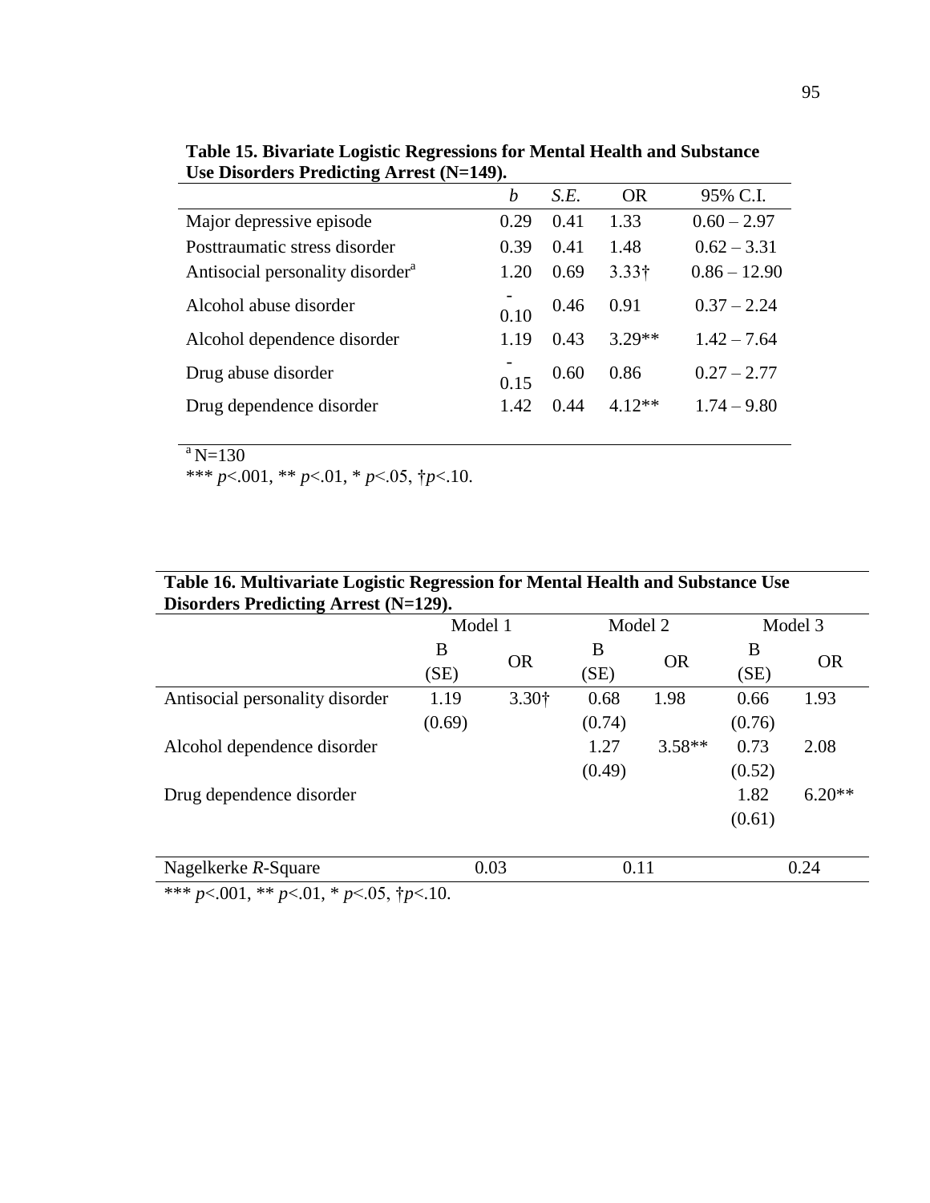**Table 15. Bivariate Logistic Regressions for Mental Health and Substance Use Disorders Predicting Arrest (N=149).**

| | *b* | *S.E.* | OR | 95% C.I. |
|---|---|---|---|---|
| Major depressive episode | 0.29 | 0.41 | 1.33 | 0.60 – 2.97 |
| Posttraumatic stress disorder | 0.39 | 0.41 | 1.48 | 0.62 – 3.31 |
| Antisocial personality disorder[a] | 1.20 | 0.69 | 3.33† | 0.86 – 12.90 |
| Alcohol abuse disorder | -0.10 | 0.46 | 0.91 | 0.37 – 2.24 |
| Alcohol dependence disorder | 1.19 | 0.43 | 3.29** | 1.42 – 7.64 |
| Drug abuse disorder | -0.15 | 0.60 | 0.86 | 0.27 – 2.77 |
| Drug dependence disorder | 1.42 | 0.44 | 4.12** | 1.74 – 9.80 |

[a] N=130

*** *p*<.001, ** *p*<.01, * *p*<.05, †*p*<.10.

**Table 16. Multivariate Logistic Regression for Mental Health and Substance Use Disorders Predicting Arrest (N=129).**

| | Model 1 | | Model 2 | | Model 3 | |
|---|---|---|---|---|---|---|
| | B (SE) | OR | B (SE) | OR | B (SE) | OR |
| Antisocial personality disorder | 1.19 (0.69) | 3.30† | 0.68 (0.74) | 1.98 | 0.66 (0.76) | 1.93 |
| Alcohol dependence disorder | | | 1.27 (0.49) | 3.58** | 0.73 (0.52) | 2.08 |
| Drug dependence disorder | | | | | 1.82 (0.61) | 6.20** |
| Nagelkerke *R*-Square | 0.03 | | 0.11 | | 0.24 | |

*** *p*<.001, ** *p*<.01, * *p*<.05, †*p*<.10.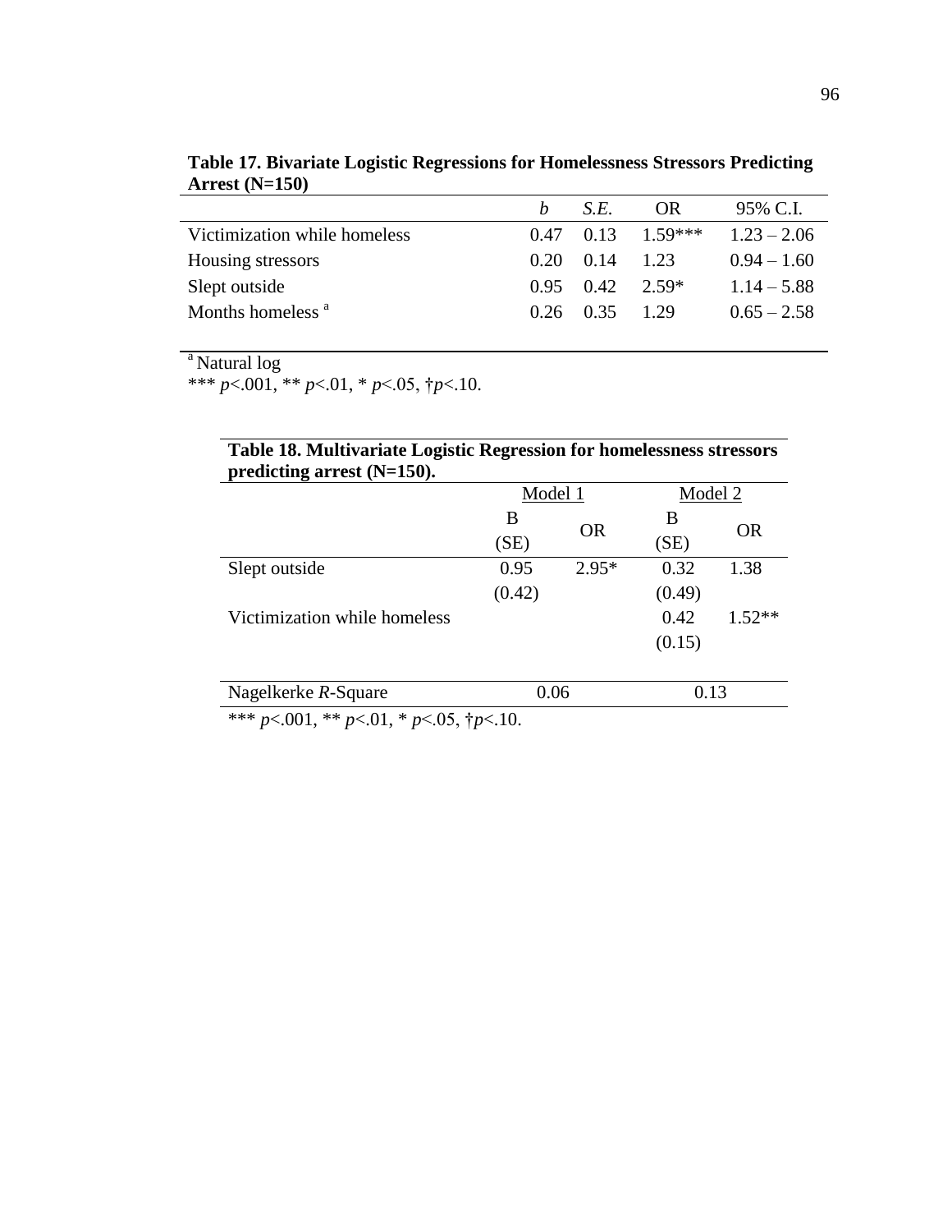**Table 17. Bivariate Logistic Regressions for Homelessness Stressors Predicting Arrest (N=150)**

| | *b* | *S.E.* | OR | 95% C.I. |
|---|---|---|---|---|
| Victimization while homeless | 0.47 | 0.13 | 1.59*** | 1.23 – 2.06 |
| Housing stressors | 0.20 | 0.14 | 1.23 | 0.94 – 1.60 |
| Slept outside | 0.95 | 0.42 | 2.59* | 1.14 – 5.88 |
| Months homeless [a] | 0.26 | 0.35 | 1.29 | 0.65 – 2.58 |

[a] Natural log

*** *p*<.001, ** *p*<.01, * *p*<.05, †*p*<.10.

**Table 18. Multivariate Logistic Regression for homelessness stressors predicting arrest (N=150).**

| | Model 1 | | Model 2 | |
|---|---|---|---|---|
| | B (SE) | OR | B (SE) | OR |
| Slept outside | 0.95 (0.42) | 2.95* | 0.32 (0.49) | 1.38 |
| Victimization while homeless | | | 0.42 (0.15) | 1.52** |
| Nagelkerke *R*-Square | 0.06 | | 0.13 | |

*** *p*<.001, ** *p*<.01, * *p*<.05, †*p*<.10.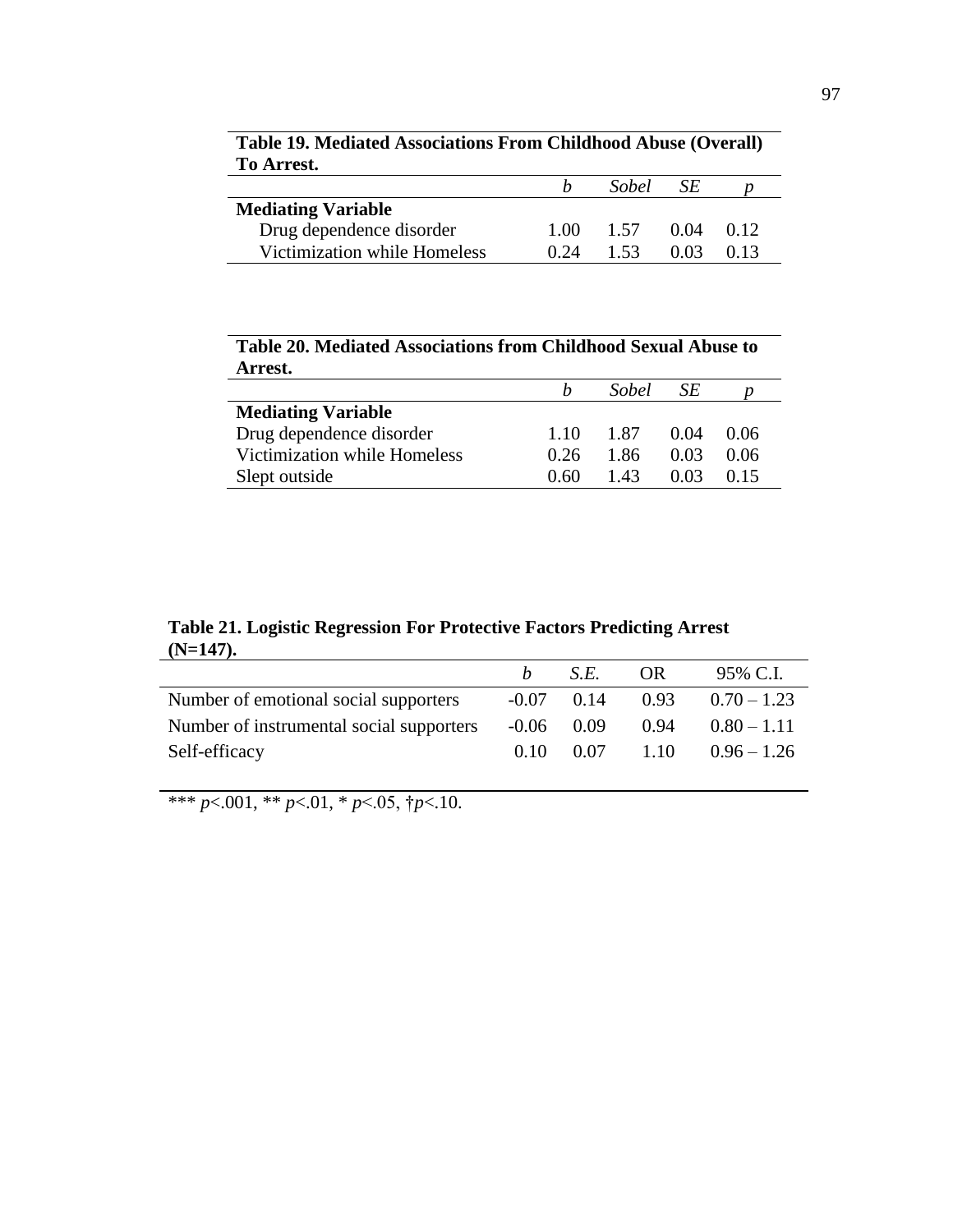**Table 19. Mediated Associations From Childhood Abuse (Overall) To Arrest.**

| | *b* | *Sobel* | *SE* | *p* |
|---|---|---|---|---|
| **Mediating Variable** | | | | |
| Drug dependence disorder | 1.00 | 1.57 | 0.04 | 0.12 |
| Victimization while Homeless | 0.24 | 1.53 | 0.03 | 0.13 |

**Table 20. Mediated Associations from Childhood Sexual Abuse to Arrest.**

| | *b* | *Sobel* | *SE* | *p* |
|---|---|---|---|---|
| **Mediating Variable** | | | | |
| Drug dependence disorder | 1.10 | 1.87 | 0.04 | 0.06 |
| Victimization while Homeless | 0.26 | 1.86 | 0.03 | 0.06 |
| Slept outside | 0.60 | 1.43 | 0.03 | 0.15 |

**Table 21. Logistic Regression For Protective Factors Predicting Arrest (N=147).**

| | *b* | *S.E.* | OR | 95% C.I. |
|---|---|---|---|---|
| Number of emotional social supporters | -0.07 | 0.14 | 0.93 | 0.70 – 1.23 |
| Number of instrumental social supporters | -0.06 | 0.09 | 0.94 | 0.80 – 1.11 |
| Self-efficacy | 0.10 | 0.07 | 1.10 | 0.96 – 1.26 |

*** $p$<.001, ** $p$<.01, * $p$<.05, †$p$<.10.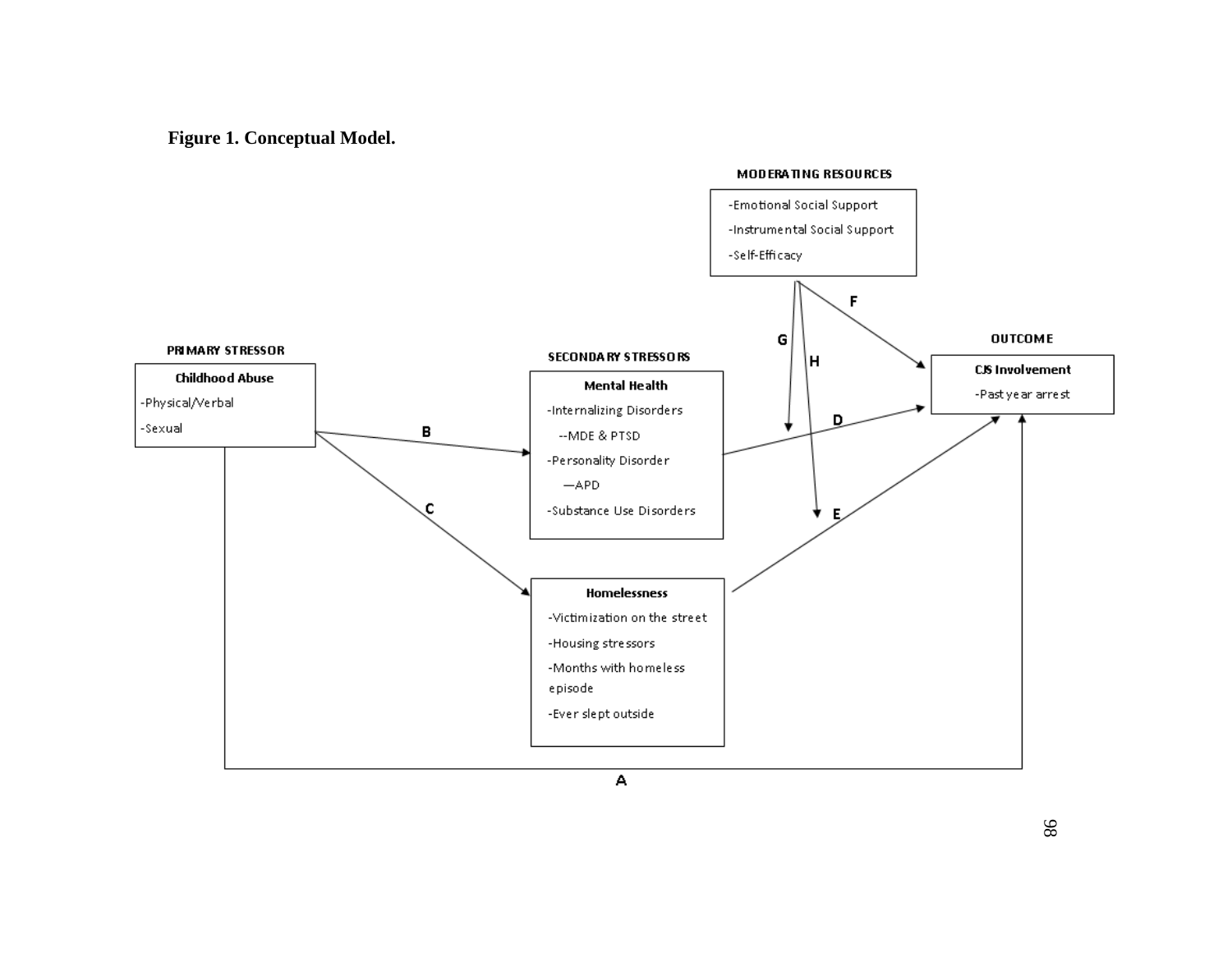**Figure 1. Conceptual Model.**

MODERATING RESOURCES

- -Emotional Social Support
- -Instrumental Social Support
- -Self-Efficacy

PRIMARY STRESSOR

**Childhood Abuse**

- -Physical/Verbal
- -Sexual

SECONDARY STRESSORS

**Mental Health**

- -Internalizing Disorders
  - --MDE & PTSD
- -Personality Disorder
  - —APD
- -Substance Use Disorders

**Homelessness**

- -Victimization on the street
- -Housing stressors
- -Months with homeless episode
- -Ever slept outside

OUTCOME

**CJS Involvement**

- -Past year arrest

A B C D E F G H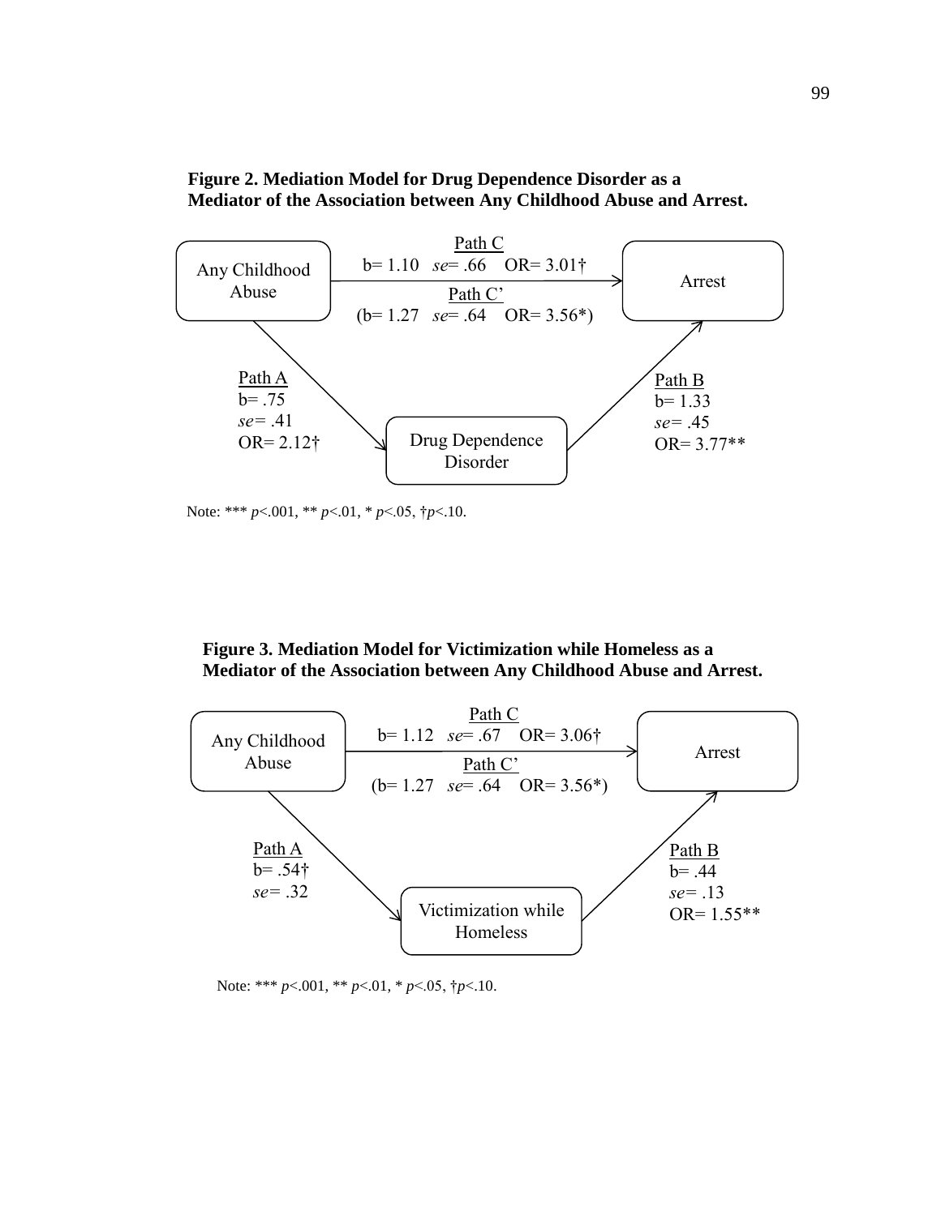**Figure 2. Mediation Model for Drug Dependence Disorder as a Mediator of the Association between Any Childhood Abuse and Arrest.**

Any Childhood Abuse → Arrest

Path C
b= 1.10 *se*= .66 OR= 3.01†

Path C'
(b= 1.27 *se*= .64 OR= 3.56*)

Any Childhood Abuse → Drug Dependence Disorder

Path A
b= .75
*se*= .41
OR= 2.12†

Drug Dependence Disorder → Arrest

Path B
b= 1.33
*se*= .45
OR= 3.77**

Note: *** *p*<.001, ** *p*<.01, * *p*<.05, †*p*<.10.

**Figure 3. Mediation Model for Victimization while Homeless as a Mediator of the Association between Any Childhood Abuse and Arrest.**

Any Childhood Abuse → Arrest

Path C
b= 1.12 *se*= .67 OR= 3.06†

Path C'
(b= 1.27 *se*= .64 OR= 3.56*)

Any Childhood Abuse → Victimization while Homeless

Path A
b= .54†
*se*= .32

Victimization while Homeless → Arrest

Path B
b= .44
*se*= .13
OR= 1.55**

Note: *** *p*<.001, ** *p*<.01, * *p*<.05, †*p*<.10.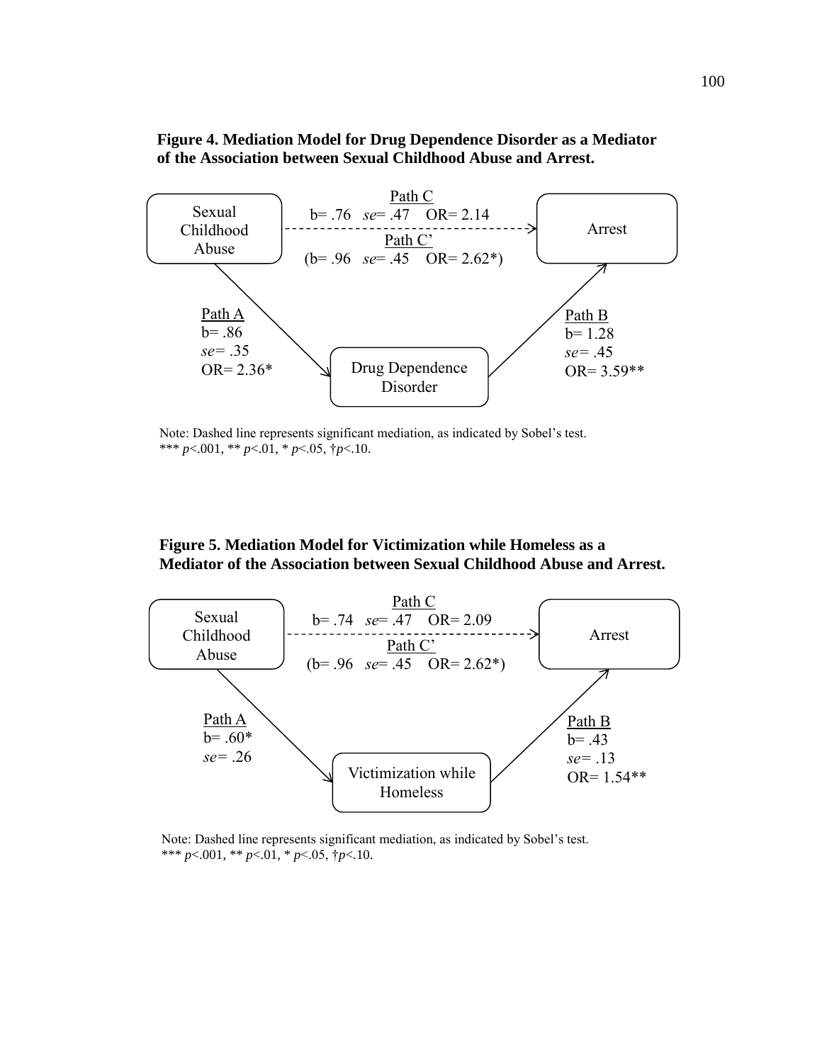**Figure 4. Mediation Model for Drug Dependence Disorder as a Mediator of the Association between Sexual Childhood Abuse and Arrest.**

Sexual Childhood Abuse → Arrest

Path C
b= .76 *se*= .47 OR= 2.14

Path C'
(b= .96 *se*= .45 OR= 2.62*)

Path A
b= .86
*se*= .35
OR= 2.36*

Drug Dependence Disorder

Path B
b= 1.28
*se*= .45
OR= 3.59**

Note: Dashed line represents significant mediation, as indicated by Sobel's test.
*** *p*<.001, ** *p*<.01, * *p*<.05, †*p*<.10.

**Figure 5. Mediation Model for Victimization while Homeless as a Mediator of the Association between Sexual Childhood Abuse and Arrest.**

Sexual Childhood Abuse → Arrest

Path C
b= .74 *se*= .47 OR= 2.09

Path C'
(b= .96 *se*= .45 OR= 2.62*)

Path A
b= .60*
*se*= .26

Victimization while Homeless

Path B
b= .43
*se*= .13
OR= 1.54**

Note: Dashed line represents significant mediation, as indicated by Sobel's test.
*** *p*<.001, ** *p*<.01, * *p*<.05, †*p*<.10.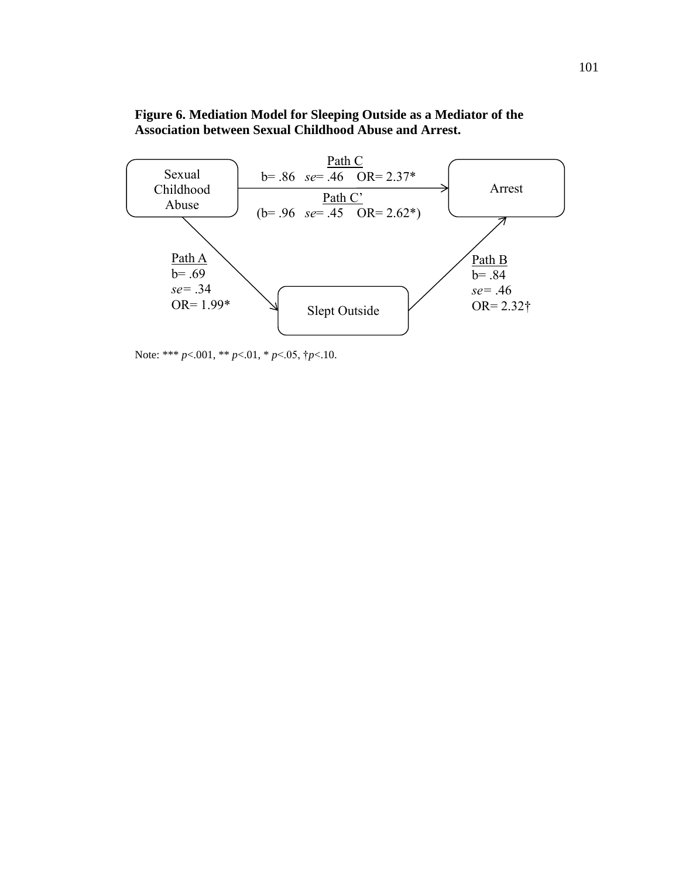**Figure 6. Mediation Model for Sleeping Outside as a Mediator of the Association between Sexual Childhood Abuse and Arrest.**

Sexual Childhood Abuse

Arrest

Slept Outside

Path C
b= .86 *se*= .46 OR= 2.37*

Path C'
(b= .96 *se*= .45 OR= 2.62*)

Path A
b= .69
*se*= .34
OR= 1.99*

Path B
b= .84
*se*= .46
OR= 2.32†

Note: *** $p<.001$, ** $p<.01$, * $p<.05$, † $p<.10$.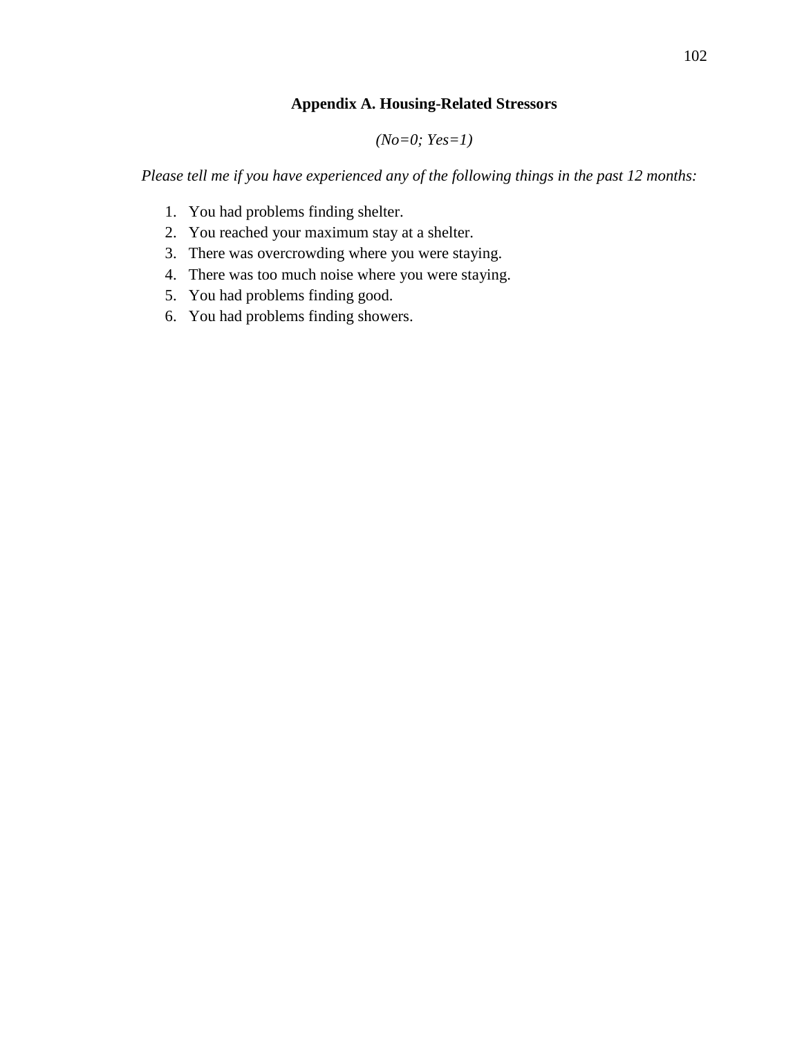## Appendix A. Housing-Related Stressors

*(No=0; Yes=1)*

*Please tell me if you have experienced any of the following things in the past 12 months:*

1. You had problems finding shelter.
2. You reached your maximum stay at a shelter.
3. There was overcrowding where you were staying.
4. There was too much noise where you were staying.
5. You had problems finding good.
6. You had problems finding showers.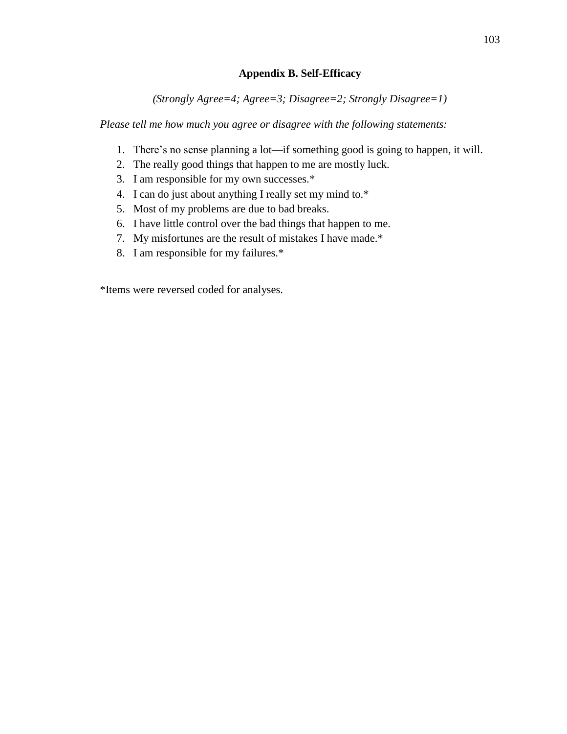## Appendix B. Self-Efficacy

*(Strongly Agree=4; Agree=3; Disagree=2; Strongly Disagree=1)*

*Please tell me how much you agree or disagree with the following statements:*

1. There's no sense planning a lot—if something good is going to happen, it will.
2. The really good things that happen to me are mostly luck.
3. I am responsible for my own successes.*
4. I can do just about anything I really set my mind to.*
5. Most of my problems are due to bad breaks.
6. I have little control over the bad things that happen to me.
7. My misfortunes are the result of mistakes I have made.*
8. I am responsible for my failures.*

*Items were reversed coded for analyses.